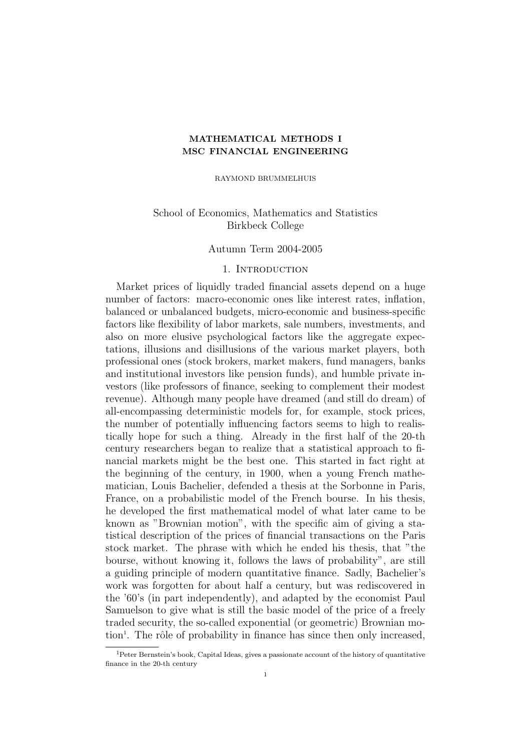# MATHEMATICAL METHODS I
# MSC FINANCIAL ENGINEERING

RAYMOND BRUMMELHUIS

School of Economics, Mathematics and Statistics
Birkbeck College

Autumn Term 2004-2005

## 1. Introduction

Market prices of liquidly traded financial assets depend on a huge number of factors: macro-economic ones like interest rates, inflation, balanced or unbalanced budgets, micro-economic and business-specific factors like flexibility of labor markets, sale numbers, investments, and also on more elusive psychological factors like the aggregate expectations, illusions and disillusions of the various market players, both professional ones (stock brokers, market makers, fund managers, banks and institutional investors like pension funds), and humble private investors (like professors of finance, seeking to complement their modest revenue). Although many people have dreamed (and still do dream) of all-encompassing deterministic models for, for example, stock prices, the number of potentially influencing factors seems to high to realistically hope for such a thing. Already in the first half of the 20-th century researchers began to realize that a statistical approach to financial markets might be the best one. This started in fact right at the beginning of the century, in 1900, when a young French mathematician, Louis Bachelier, defended a thesis at the Sorbonne in Paris, France, on a probabilistic model of the French bourse. In his thesis, he developed the first mathematical model of what later came to be known as "Brownian motion", with the specific aim of giving a statistical description of the prices of financial transactions on the Paris stock market. The phrase with which he ended his thesis, that "the bourse, without knowing it, follows the laws of probability", are still a guiding principle of modern quantitative finance. Sadly, Bachelier's work was forgotten for about half a century, but was rediscovered in the '60's (in part independently), and adapted by the economist Paul Samuelson to give what is still the basic model of the price of a freely traded security, the so-called exponential (or geometric) Brownian motion[1]. The rôle of probability in finance has since then only increased,

[1]Peter Bernstein's book, Capital Ideas, gives a passionate account of the history of quantitative finance in the 20-th century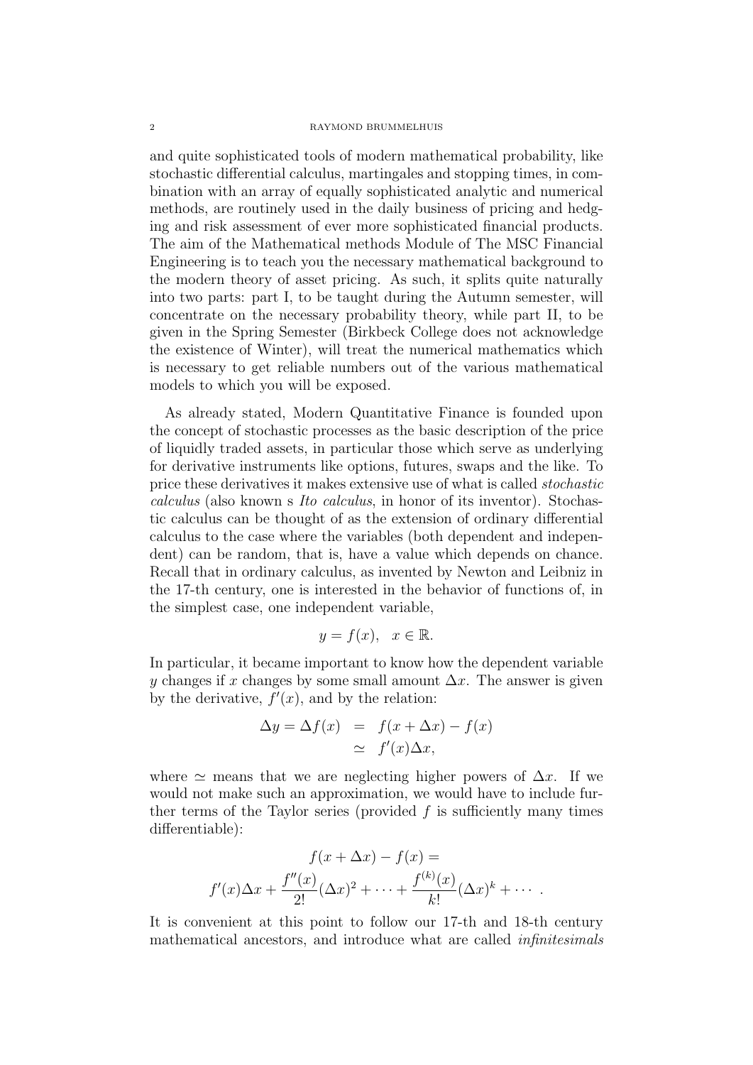and quite sophisticated tools of modern mathematical probability, like stochastic differential calculus, martingales and stopping times, in combination with an array of equally sophisticated analytic and numerical methods, are routinely used in the daily business of pricing and hedging and risk assessment of ever more sophisticated financial products. The aim of the Mathematical methods Module of The MSC Financial Engineering is to teach you the necessary mathematical background to the modern theory of asset pricing. As such, it splits quite naturally into two parts: part I, to be taught during the Autumn semester, will concentrate on the necessary probability theory, while part II, to be given in the Spring Semester (Birkbeck College does not acknowledge the existence of Winter), will treat the numerical mathematics which is necessary to get reliable numbers out of the various mathematical models to which you will be exposed.

As already stated, Modern Quantitative Finance is founded upon the concept of stochastic processes as the basic description of the price of liquidly traded assets, in particular those which serve as underlying for derivative instruments like options, futures, swaps and the like. To price these derivatives it makes extensive use of what is called *stochastic calculus* (also known s *Ito calculus*, in honor of its inventor). Stochastic calculus can be thought of as the extension of ordinary differential calculus to the case where the variables (both dependent and independent) can be random, that is, have a value which depends on chance. Recall that in ordinary calculus, as invented by Newton and Leibniz in the 17-th century, one is interested in the behavior of functions of, in the simplest case, one independent variable,

$$y = f(x), \quad x \in \mathbb{R}.$$

In particular, it became important to know how the dependent variable $y$ changes if $x$ changes by some small amount $\Delta x$. The answer is given by the derivative, $f'(x)$, and by the relation:

$$\begin{aligned} \Delta y = \Delta f(x) &= f(x + \Delta x) - f(x) \\ &\simeq f'(x)\Delta x, \end{aligned}$$

where $\simeq$ means that we are neglecting higher powers of $\Delta x$. If we would not make such an approximation, we would have to include further terms of the Taylor series (provided $f$ is sufficiently many times differentiable):

$$f(x + \Delta x) - f(x) =$$
$$f'(x)\Delta x + \frac{f''(x)}{2!}(\Delta x)^2 + \cdots + \frac{f^{(k)}(x)}{k!}(\Delta x)^k + \cdots .$$

It is convenient at this point to follow our 17-th and 18-th century mathematical ancestors, and introduce what are called *infinitesimals*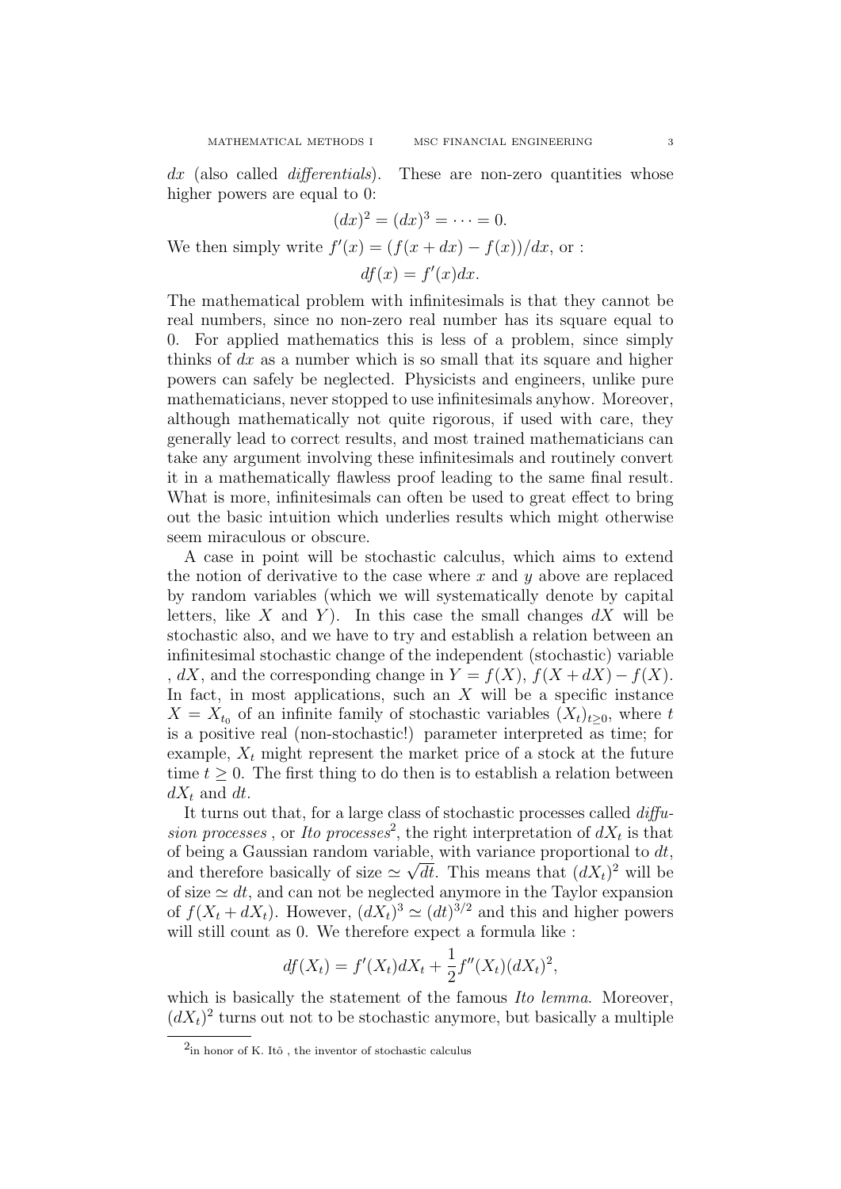$dx$ (also called *differentials*). These are non-zero quantities whose higher powers are equal to 0:

$$(dx)^2 = (dx)^3 = \cdots = 0.$$

We then simply write $f'(x) = (f(x + dx) - f(x))/dx$, or :

$$df(x) = f'(x)dx.$$

The mathematical problem with infinitesimals is that they cannot be real numbers, since no non-zero real number has its square equal to 0. For applied mathematics this is less of a problem, since simply thinks of $dx$ as a number which is so small that its square and higher powers can safely be neglected. Physicists and engineers, unlike pure mathematicians, never stopped to use infinitesimals anyhow. Moreover, although mathematically not quite rigorous, if used with care, they generally lead to correct results, and most trained mathematicians can take any argument involving these infinitesimals and routinely convert it in a mathematically flawless proof leading to the same final result. What is more, infinitesimals can often be used to great effect to bring out the basic intuition which underlies results which might otherwise seem miraculous or obscure.

A case in point will be stochastic calculus, which aims to extend the notion of derivative to the case where $x$ and $y$ above are replaced by random variables (which we will systematically denote by capital letters, like $X$ and $Y$). In this case the small changes $dX$ will be stochastic also, and we have to try and establish a relation between an infinitesimal stochastic change of the independent (stochastic) variable , $dX$, and the corresponding change in $Y = f(X)$, $f(X + dX) - f(X)$. In fact, in most applications, such an $X$ will be a specific instance $X = X_{t_0}$ of an infinite family of stochastic variables $(X_t)_{t \geq 0}$, where $t$ is a positive real (non-stochastic!) parameter interpreted as time; for example, $X_t$ might represent the market price of a stock at the future time $t \geq 0$. The first thing to do then is to establish a relation between $dX_t$ and $dt$.

It turns out that, for a large class of stochastic processes called *diffusion processes* , or *Ito processes*[2], the right interpretation of $dX_t$ is that of being a Gaussian random variable, with variance proportional to $dt$, and therefore basically of size $\simeq \sqrt{dt}$. This means that $(dX_t)^2$ will be of size $\simeq dt$, and can not be neglected anymore in the Taylor expansion of $f(X_t + dX_t)$. However, $(dX_t)^3 \simeq (dt)^{3/2}$ and this and higher powers will still count as 0. We therefore expect a formula like :

$$df(X_t) = f'(X_t)dX_t + \frac{1}{2}f''(X_t)(dX_t)^2,$$

which is basically the statement of the famous *Ito lemma*. Moreover, $(dX_t)^2$ turns out not to be stochastic anymore, but basically a multiple

[2] in honor of K. Itô , the inventor of stochastic calculus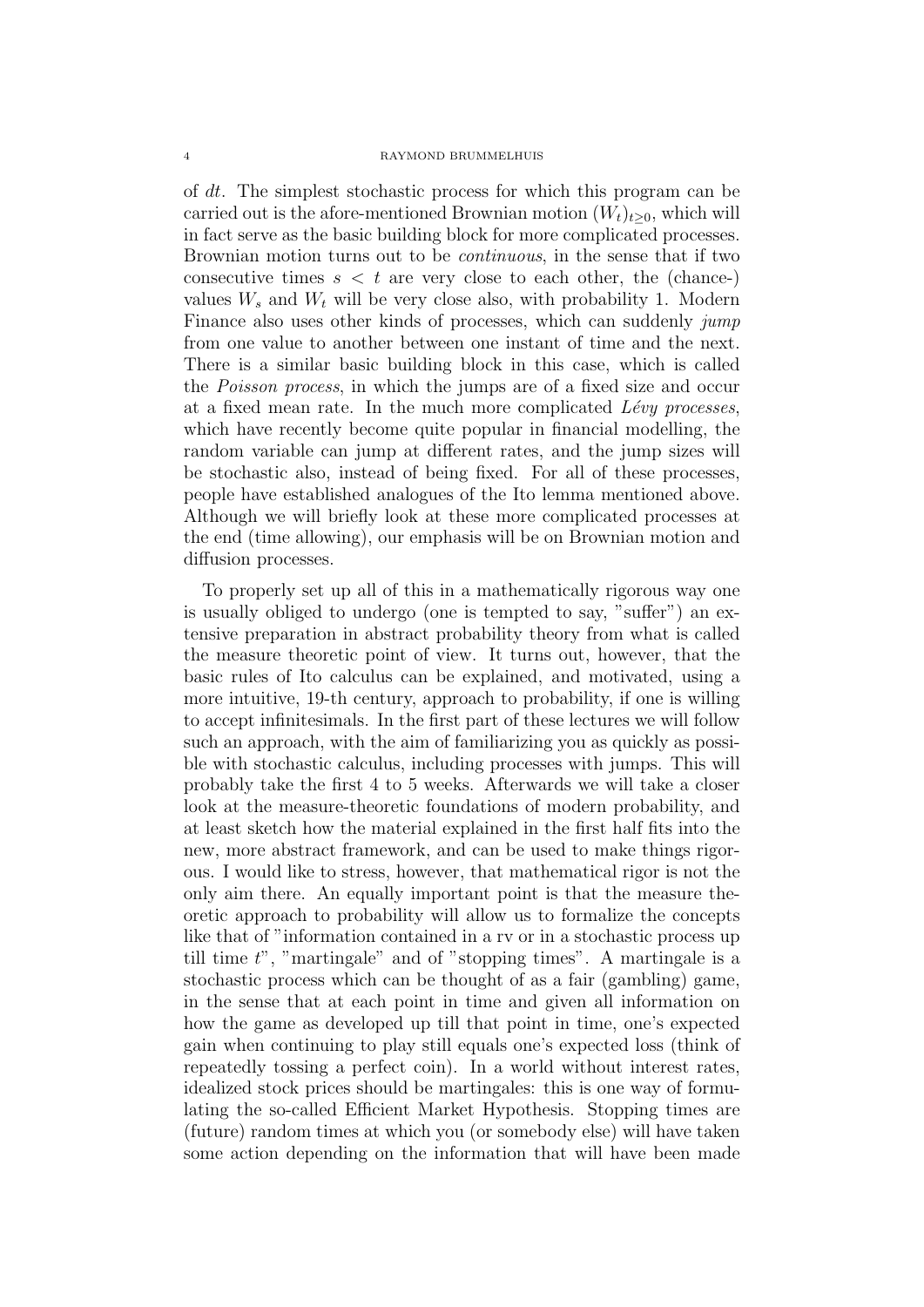of $dt$. The simplest stochastic process for which this program can be carried out is the afore-mentioned Brownian motion $(W_t)_{t\geq 0}$, which will in fact serve as the basic building block for more complicated processes. Brownian motion turns out to be *continuous*, in the sense that if two consecutive times $s < t$ are very close to each other, the (chance-) values $W_s$ and $W_t$ will be very close also, with probability 1. Modern Finance also uses other kinds of processes, which can suddenly *jump* from one value to another between one instant of time and the next. There is a similar basic building block in this case, which is called the *Poisson process*, in which the jumps are of a fixed size and occur at a fixed mean rate. In the much more complicated *Lévy processes*, which have recently become quite popular in financial modelling, the random variable can jump at different rates, and the jump sizes will be stochastic also, instead of being fixed. For all of these processes, people have established analogues of the Ito lemma mentioned above. Although we will briefly look at these more complicated processes at the end (time allowing), our emphasis will be on Brownian motion and diffusion processes.

To properly set up all of this in a mathematically rigorous way one is usually obliged to undergo (one is tempted to say, "suffer") an extensive preparation in abstract probability theory from what is called the measure theoretic point of view. It turns out, however, that the basic rules of Ito calculus can be explained, and motivated, using a more intuitive, 19-th century, approach to probability, if one is willing to accept infinitesimals. In the first part of these lectures we will follow such an approach, with the aim of familiarizing you as quickly as possible with stochastic calculus, including processes with jumps. This will probably take the first 4 to 5 weeks. Afterwards we will take a closer look at the measure-theoretic foundations of modern probability, and at least sketch how the material explained in the first half fits into the new, more abstract framework, and can be used to make things rigorous. I would like to stress, however, that mathematical rigor is not the only aim there. An equally important point is that the measure theoretic approach to probability will allow us to formalize the concepts like that of "information contained in a rv or in a stochastic process up till time $t$", "martingale" and of "stopping times". A martingale is a stochastic process which can be thought of as a fair (gambling) game, in the sense that at each point in time and given all information on how the game as developed up till that point in time, one's expected gain when continuing to play still equals one's expected loss (think of repeatedly tossing a perfect coin). In a world without interest rates, idealized stock prices should be martingales: this is one way of formulating the so-called Efficient Market Hypothesis. Stopping times are (future) random times at which you (or somebody else) will have taken some action depending on the information that will have been made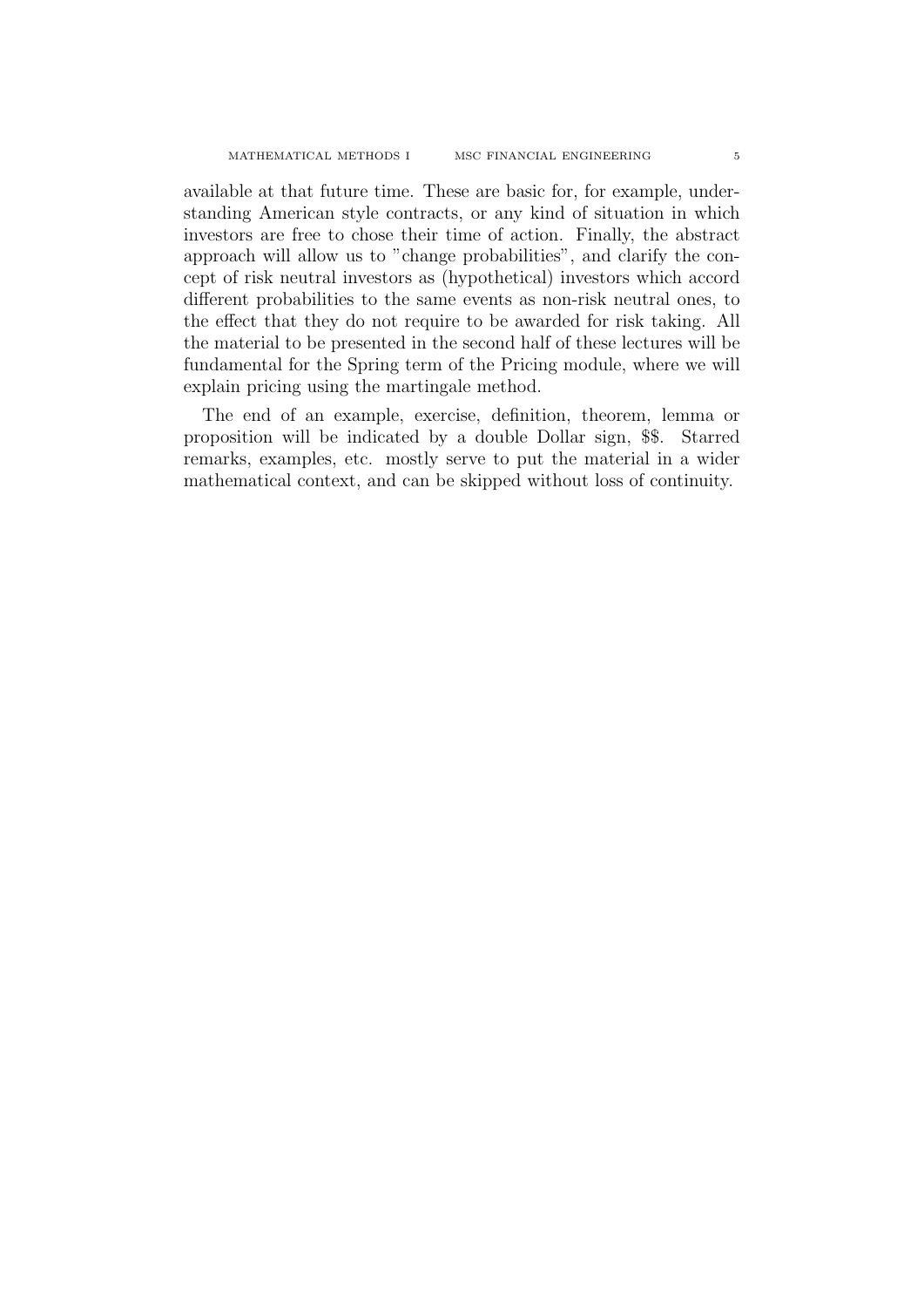available at that future time. These are basic for, for example, understanding American style contracts, or any kind of situation in which investors are free to chose their time of action. Finally, the abstract approach will allow us to "change probabilities", and clarify the concept of risk neutral investors as (hypothetical) investors which accord different probabilities to the same events as non-risk neutral ones, to the effect that they do not require to be awarded for risk taking. All the material to be presented in the second half of these lectures will be fundamental for the Spring term of the Pricing module, where we will explain pricing using the martingale method.

The end of an example, exercise, definition, theorem, lemma or proposition will be indicated by a double Dollar sign, $$. Starred remarks, examples, etc. mostly serve to put the material in a wider mathematical context, and can be skipped without loss of continuity.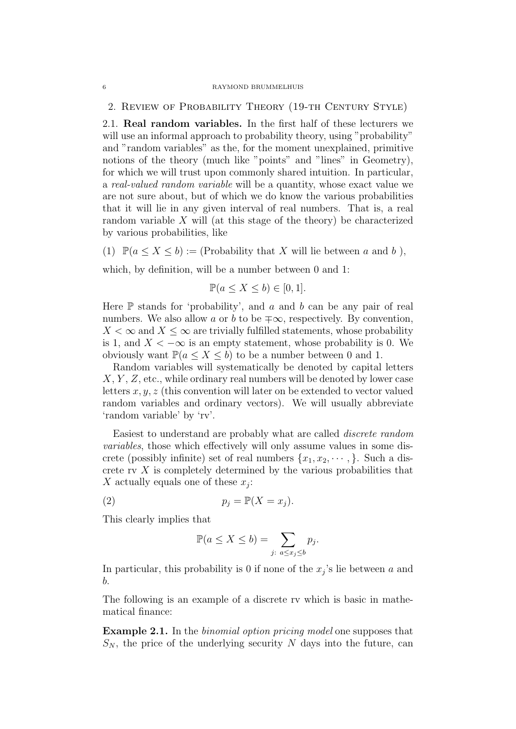## 2. Review of Probability Theory (19-th Century Style)

2.1. **Real random variables.** In the first half of these lecturers we will use an informal approach to probability theory, using "probability" and "random variables" as the, for the moment unexplained, primitive notions of the theory (much like "points" and "lines" in Geometry), for which we will trust upon commonly shared intuition. In particular, a *real-valued random variable* will be a quantity, whose exact value we are not sure about, but of which we do know the various probabilities that it will lie in any given interval of real numbers. That is, a real random variable $X$ will (at this stage of the theory) be characterized by various probabilities, like

(1) $\mathbb{P}(a \leq X \leq b) :=$ (Probability that $X$ will lie between $a$ and $b$ ),

which, by definition, will be a number between 0 and 1:

$$\mathbb{P}(a \leq X \leq b) \in [0, 1].$$

Here $\mathbb{P}$ stands for 'probability', and $a$ and $b$ can be any pair of real numbers. We also allow $a$ or $b$ to be $\mp\infty$, respectively. By convention, $X < \infty$ and $X \leq \infty$ are trivially fulfilled statements, whose probability is 1, and $X < -\infty$ is an empty statement, whose probability is 0. We obviously want $\mathbb{P}(a \leq X \leq b)$ to be a number between 0 and 1.

Random variables will systematically be denoted by capital letters $X, Y, Z$, etc., while ordinary real numbers will be denoted by lower case letters $x, y, z$ (this convention will later on be extended to vector valued random variables and ordinary vectors). We will usually abbreviate 'random variable' by 'rv'.

Easiest to understand are probably what are called *discrete random variables*, those which effectively will only assume values in some discrete (possibly infinite) set of real numbers $\{x_1, x_2, \cdots, \}$. Such a discrete rv $X$ is completely determined by the various probabilities that $X$ actually equals one of these $x_j$:

$$p_j = \mathbb{P}(X = x_j). \tag{2}$$

This clearly implies that

$$\mathbb{P}(a \leq X \leq b) = \sum_{j:\ a \leq x_j \leq b} p_j.$$

In particular, this probability is 0 if none of the $x_j$'s lie between $a$ and $b$.

The following is an example of a discrete rv which is basic in mathematical finance:

**Example 2.1.** In the *binomial option pricing model* one supposes that $S_N$, the price of the underlying security $N$ days into the future, can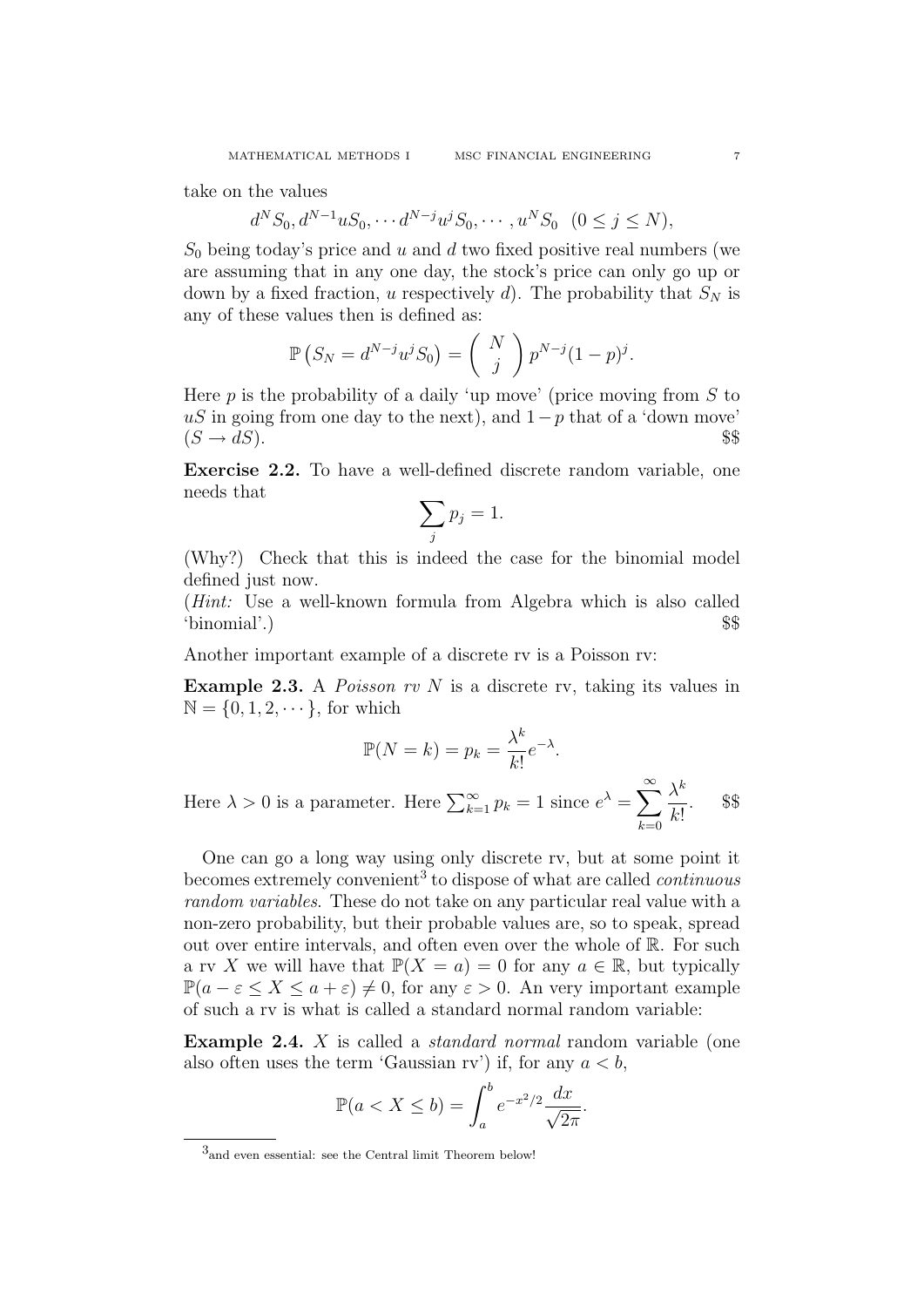take on the values

$$d^N S_0, d^{N-1} u S_0, \cdots d^{N-j} u^j S_0, \cdots, u^N S_0 \quad (0 \le j \le N),$$

$S_0$ being today's price and $u$ and $d$ two fixed positive real numbers (we are assuming that in any one day, the stock's price can only go up or down by a fixed fraction, $u$ respectively $d$). The probability that $S_N$ is any of these values then is defined as:

$$\mathbb{P}\left(S_N = d^{N-j} u^j S_0\right) = \binom{N}{j} p^{N-j} (1-p)^j.$$

Here $p$ is the probability of a daily 'up move' (price moving from $S$ to $uS$ in going from one day to the next), and $1-p$ that of a 'down move' $(S \to dS)$. $$

**Exercise 2.2.** To have a well-defined discrete random variable, one needs that

$$\sum_j p_j = 1.$$

(Why?) Check that this is indeed the case for the binomial model defined just now.

(*Hint:* Use a well-known formula from Algebra which is also called 'binomial'.) $$

Another important example of a discrete rv is a Poisson rv:

**Example 2.3.** A *Poisson rv* $N$ is a discrete rv, taking its values in $\mathbb{N} = \{0, 1, 2, \cdots\}$, for which

$$\mathbb{P}(N = k) = p_k = \frac{\lambda^k}{k!} e^{-\lambda}.$$

Here $\lambda > 0$ is a parameter. Here $\sum_{k=1}^{\infty} p_k = 1$ since $e^{\lambda} = \displaystyle\sum_{k=0}^{\infty} \frac{\lambda^k}{k!}$. $$

One can go a long way using only discrete rv, but at some point it becomes extremely convenient[3] to dispose of what are called *continuous random variables*. These do not take on any particular real value with a non-zero probability, but their probable values are, so to speak, spread out over entire intervals, and often even over the whole of $\mathbb{R}$. For such a rv $X$ we will have that $\mathbb{P}(X = a) = 0$ for any $a \in \mathbb{R}$, but typically $\mathbb{P}(a - \varepsilon \le X \le a + \varepsilon) \ne 0$, for any $\varepsilon > 0$. An very important example of such a rv is what is called a standard normal random variable:

**Example 2.4.** $X$ is called a *standard normal* random variable (one also often uses the term 'Gaussian rv') if, for any $a < b$,

$$\mathbb{P}(a < X \le b) = \int_a^b e^{-x^2/2} \frac{dx}{\sqrt{2\pi}}.$$

[3] and even essential: see the Central limit Theorem below!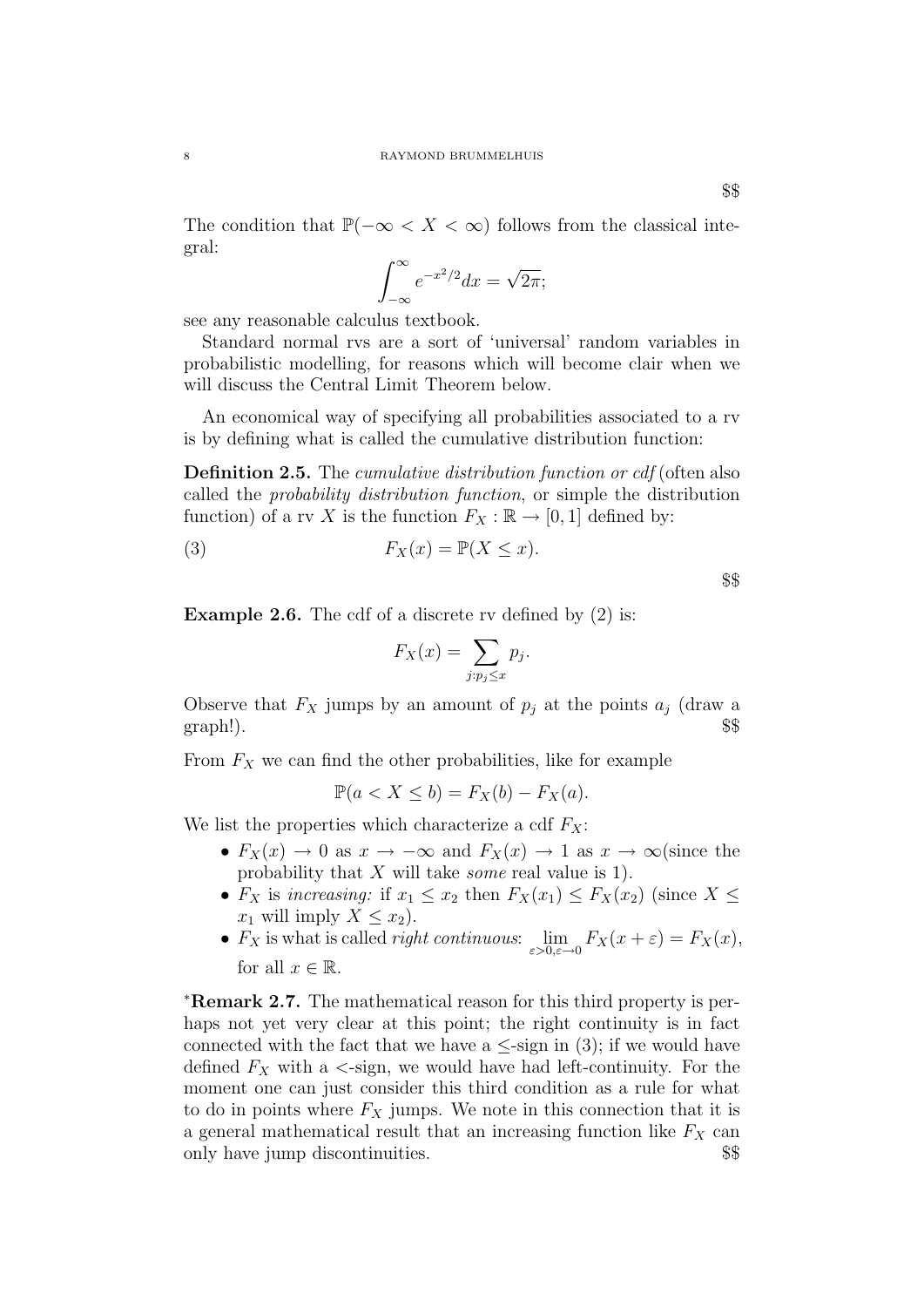$$

The condition that $\mathbb{P}(-\infty < X < \infty)$ follows from the classical integral:

$$\int_{-\infty}^{\infty} e^{-x^2/2} dx = \sqrt{2\pi};$$

see any reasonable calculus textbook.

Standard normal rvs are a sort of 'universal' random variables in probabilistic modelling, for reasons which will become clair when we will discuss the Central Limit Theorem below.

An economical way of specifying all probabilities associated to a rv is by defining what is called the cumulative distribution function:

**Definition 2.5.** The *cumulative distribution function or cdf* (often also called the *probability distribution function*, or simple the distribution function) of a rv $X$ is the function $F_X : \mathbb{R} \to [0, 1]$ defined by:

$$F_X(x) = \mathbb{P}(X \le x). \tag{3}$$

$$

**Example 2.6.** The cdf of a discrete rv defined by (2) is:

$$F_X(x) = \sum_{j : p_j \le x} p_j.$$

Observe that $F_X$ jumps by an amount of $p_j$ at the points $a_j$ (draw a graph!). $$

From $F_X$ we can find the other probabilities, like for example

$$\mathbb{P}(a < X \le b) = F_X(b) - F_X(a).$$

We list the properties which characterize a cdf $F_X$:

- $F_X(x) \to 0$ as $x \to -\infty$ and $F_X(x) \to 1$ as $x \to \infty$(since the probability that $X$ will take *some* real value is 1).
- $F_X$ is *increasing:* if $x_1 \le x_2$ then $F_X(x_1) \le F_X(x_2)$ (since $X \le x_1$ will imply $X \le x_2$).
- $F_X$ is what is called *right continuous*: $\lim_{\varepsilon > 0, \varepsilon \to 0} F_X(x + \varepsilon) = F_X(x)$, for all $x \in \mathbb{R}$.

*__Remark 2.7.__ The mathematical reason for this third property is perhaps not yet very clear at this point; the right continuity is in fact connected with the fact that we have a $\le$-sign in (3); if we would have defined $F_X$ with a $<$-sign, we would have had left-continuity. For the moment one can just consider this third condition as a rule for what to do in points where $F_X$ jumps. We note in this connection that it is a general mathematical result that an increasing function like $F_X$ can only have jump discontinuities. $$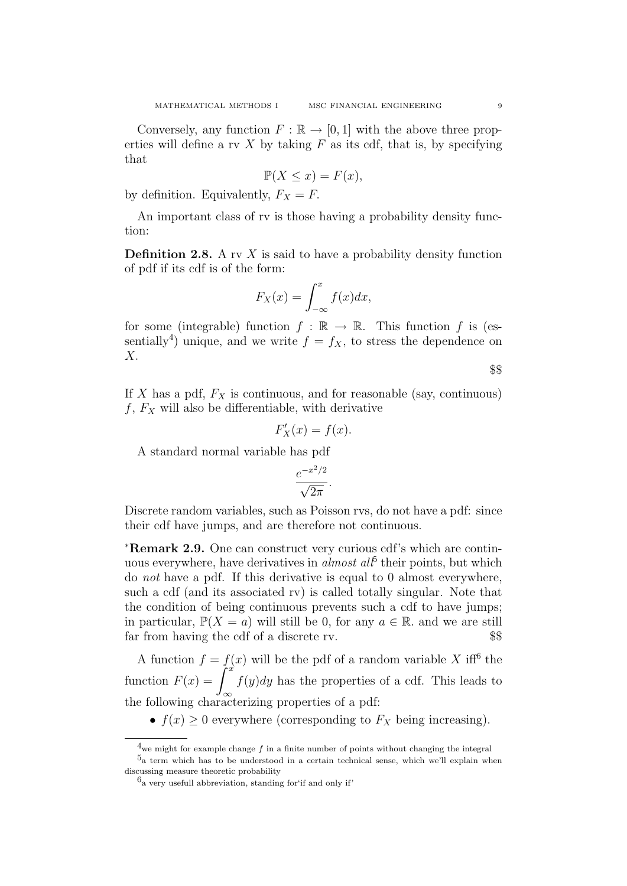Conversely, any function $F : \mathbb{R} \to [0, 1]$ with the above three properties will define a rv $X$ by taking $F$ as its cdf, that is, by specifying that

$$\mathbb{P}(X \leq x) = F(x),$$

by definition. Equivalently, $F_X = F$.

An important class of rv is those having a probability density function:

**Definition 2.8.** A rv $X$ is said to have a probability density function of pdf if its cdf is of the form:

$$F_X(x) = \int_{-\infty}^{x} f(x)dx,$$

for some (integrable) function $f : \mathbb{R} \to \mathbb{R}$. This function $f$ is (essentially[4]) unique, and we write $f = f_X$, to stress the dependence on $X$.

$$

If $X$ has a pdf, $F_X$ is continuous, and for reasonable (say, continuous) $f$, $F_X$ will also be differentiable, with derivative

$$F_X'(x) = f(x).$$

A standard normal variable has pdf

$$\frac{e^{-x^2/2}}{\sqrt{2\pi}}.$$

Discrete random variables, such as Poisson rvs, do not have a pdf: since their cdf have jumps, and are therefore not continuous.

*__Remark 2.9.__ One can construct very curious cdf's which are continuous everywhere, have derivatives in *almost all*[5] their points, but which do *not* have a pdf. If this derivative is equal to 0 almost everywhere, such a cdf (and its associated rv) is called totally singular. Note that the condition of being continuous prevents such a cdf to have jumps; in particular, $\mathbb{P}(X = a)$ will still be 0, for any $a \in \mathbb{R}$. and we are still far from having the cdf of a discrete rv. $$

A function $f = f(x)$ will be the pdf of a random variable $X$ iff[6] the function $F(x) = \int_{\infty}^{x} f(y)dy$ has the properties of a cdf. This leads to the following characterizing properties of a pdf:

- $f(x) \geq 0$ everywhere (corresponding to $F_X$ being increasing).

---

[4] we might for example change $f$ in a finite number of points without changing the integral

[5] a term which has to be understood in a certain technical sense, which we'll explain when discussing measure theoretic probability

[6] a very usefull abbreviation, standing for'if and only if'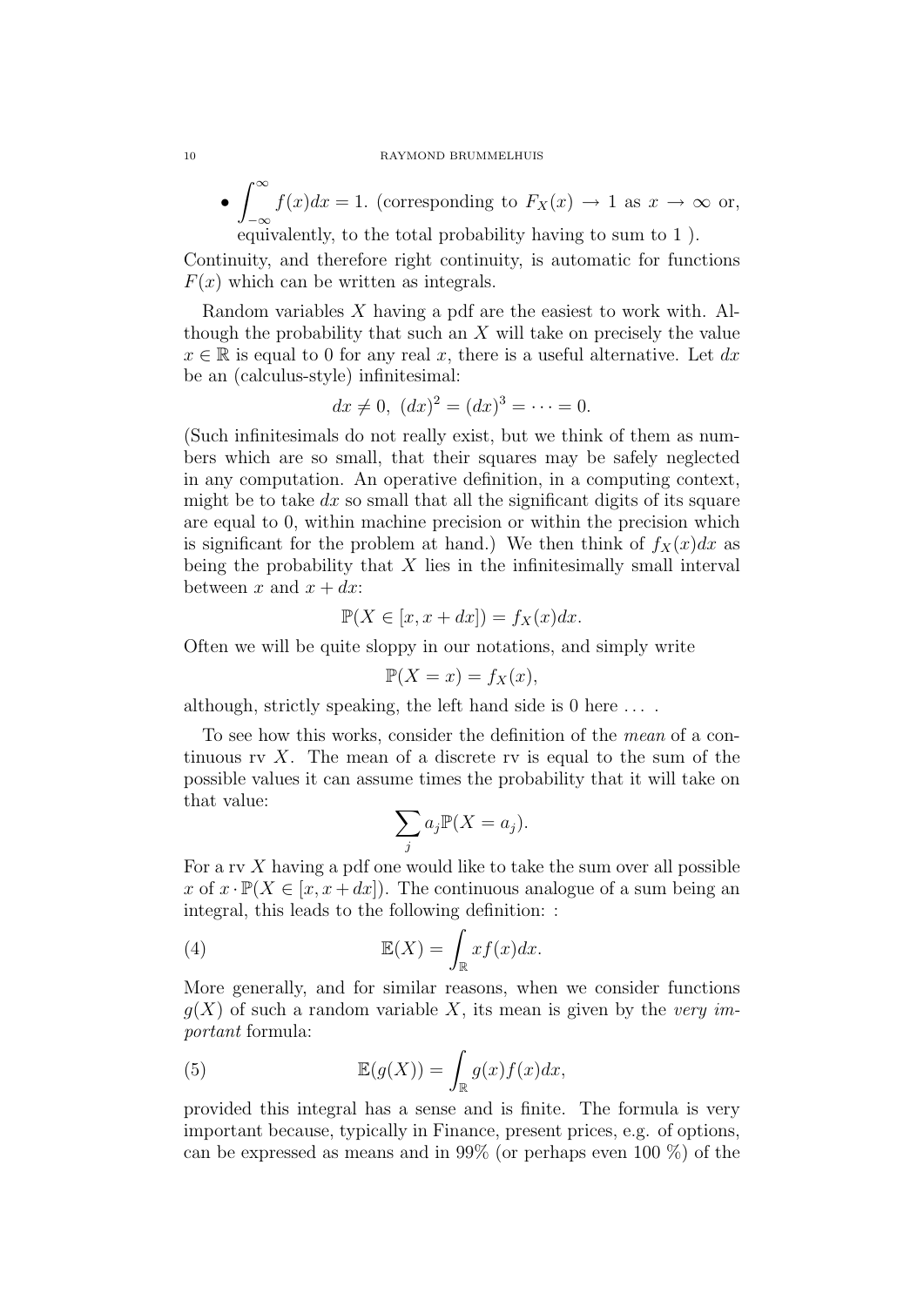- $\int_{-\infty}^{\infty} f(x)dx = 1$. (corresponding to $F_X(x) \to 1$ as $x \to \infty$ or, equivalently, to the total probability having to sum to 1 ).

Continuity, and therefore right continuity, is automatic for functions $F(x)$ which can be written as integrals.

Random variables $X$ having a pdf are the easiest to work with. Although the probability that such an $X$ will take on precisely the value $x \in \mathbb{R}$ is equal to 0 for any real $x$, there is a useful alternative. Let $dx$ be an (calculus-style) infinitesimal:

$$dx \neq 0,\ (dx)^2 = (dx)^3 = \cdots = 0.$$

(Such infinitesimals do not really exist, but we think of them as numbers which are so small, that their squares may be safely neglected in any computation. An operative definition, in a computing context, might be to take $dx$ so small that all the significant digits of its square are equal to 0, within machine precision or within the precision which is significant for the problem at hand.) We then think of $f_X(x)dx$ as being the probability that $X$ lies in the infinitesimally small interval between $x$ and $x + dx$:

$$\mathbb{P}(X \in [x, x + dx]) = f_X(x)dx.$$

Often we will be quite sloppy in our notations, and simply write

$$\mathbb{P}(X = x) = f_X(x),$$

although, strictly speaking, the left hand side is 0 here ... .

To see how this works, consider the definition of the *mean* of a continuous rv $X$. The mean of a discrete rv is equal to the sum of the possible values it can assume times the probability that it will take on that value:

$$\sum_j a_j \mathbb{P}(X = a_j).$$

For a rv $X$ having a pdf one would like to take the sum over all possible $x$ of $x \cdot \mathbb{P}(X \in [x, x + dx])$. The continuous analogue of a sum being an integral, this leads to the following definition: :

$$\mathbb{E}(X) = \int_{\mathbb{R}} x f(x) dx. \tag{4}$$

More generally, and for similar reasons, when we consider functions $g(X)$ of such a random variable $X$, its mean is given by the *very important* formula:

$$\mathbb{E}(g(X)) = \int_{\mathbb{R}} g(x) f(x) dx, \tag{5}$$

provided this integral has a sense and is finite. The formula is very important because, typically in Finance, present prices, e.g. of options, can be expressed as means and in 99% (or perhaps even 100 %) of the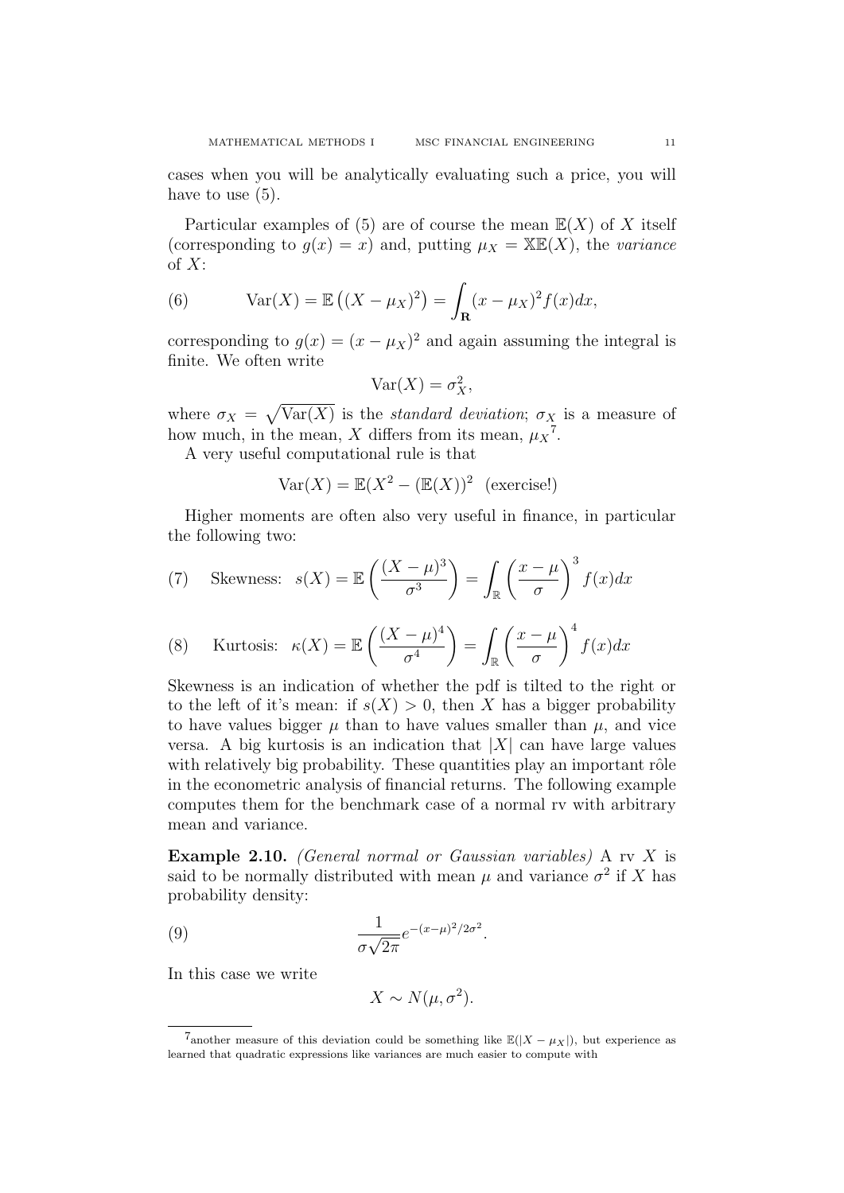cases when you will be analytically evaluating such a price, you will have to use (5).

Particular examples of (5) are of course the mean $\mathbb{E}(X)$ of $X$ itself (corresponding to $g(x) = x$) and, putting $\mu_X = \mathbb{X}\mathbb{E}(X)$, the *variance* of $X$:

$$\text{(6)} \qquad \text{Var}(X) = \mathbb{E}\left((X - \mu_X)^2\right) = \int_{\mathbf{R}} (x - \mu_X)^2 f(x) dx,$$

corresponding to $g(x) = (x - \mu_X)^2$ and again assuming the integral is finite. We often write

$$\text{Var}(X) = \sigma_X^2,$$

where $\sigma_X = \sqrt{\text{Var}(X)}$ is the *standard deviation*; $\sigma_X$ is a measure of how much, in the mean, $X$ differs from its mean, $\mu_X$[7].

A very useful computational rule is that

$$\text{Var}(X) = \mathbb{E}(X^2 - (\mathbb{E}(X))^2 \quad \text{(exercise!)}$$

Higher moments are often also very useful in finance, in particular the following two:

$$\text{(7)} \quad \text{Skewness:} \quad s(X) = \mathbb{E}\left(\frac{(X - \mu)^3}{\sigma^3}\right) = \int_{\mathbb{R}} \left(\frac{x - \mu}{\sigma}\right)^3 f(x) dx$$

$$\text{(8)} \quad \text{Kurtosis:} \quad \kappa(X) = \mathbb{E}\left(\frac{(X - \mu)^4}{\sigma^4}\right) = \int_{\mathbb{R}} \left(\frac{x - \mu}{\sigma}\right)^4 f(x) dx$$

Skewness is an indication of whether the pdf is tilted to the right or to the left of it's mean: if $s(X) > 0$, then $X$ has a bigger probability to have values bigger $\mu$ than to have values smaller than $\mu$, and vice versa. A big kurtosis is an indication that $|X|$ can have large values with relatively big probability. These quantities play an important rôle in the econometric analysis of financial returns. The following example computes them for the benchmark case of a normal rv with arbitrary mean and variance.

**Example 2.10.** *(General normal or Gaussian variables)* A rv $X$ is said to be normally distributed with mean $\mu$ and variance $\sigma^2$ if $X$ has probability density:

$$\text{(9)} \qquad \frac{1}{\sigma\sqrt{2\pi}} e^{-(x-\mu)^2/2\sigma^2}.$$

In this case we write

$$X \sim N(\mu, \sigma^2).$$

---

[7] another measure of this deviation could be something like $\mathbb{E}(|X - \mu_X|)$, but experience as learned that quadratic expressions like variances are much easier to compute with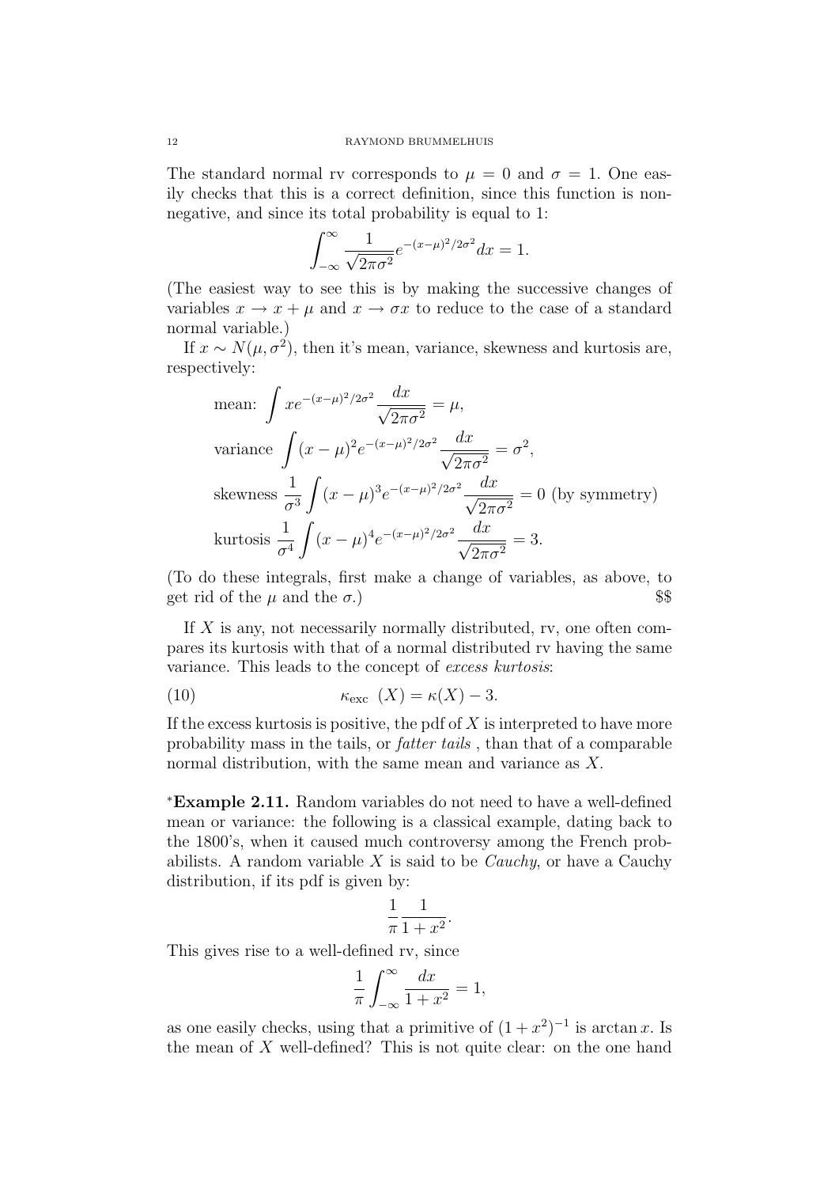The standard normal rv corresponds to $\mu = 0$ and $\sigma = 1$. One easily checks that this is a correct definition, since this function is non-negative, and since its total probability is equal to 1:

$$\int_{-\infty}^{\infty} \frac{1}{\sqrt{2\pi\sigma^2}} e^{-(x-\mu)^2/2\sigma^2} dx = 1.$$

(The easiest way to see this is by making the successive changes of variables $x \to x + \mu$ and $x \to \sigma x$ to reduce to the case of a standard normal variable.)

If $x \sim N(\mu, \sigma^2)$, then it's mean, variance, skewness and kurtosis are, respectively:

$$\begin{aligned}
&\text{mean: } \int x e^{-(x-\mu)^2/2\sigma^2} \frac{dx}{\sqrt{2\pi\sigma^2}} = \mu, \\
&\text{variance } \int (x-\mu)^2 e^{-(x-\mu)^2/2\sigma^2} \frac{dx}{\sqrt{2\pi\sigma^2}} = \sigma^2, \\
&\text{skewness } \frac{1}{\sigma^3} \int (x-\mu)^3 e^{-(x-\mu)^2/2\sigma^2} \frac{dx}{\sqrt{2\pi\sigma^2}} = 0 \text{ (by symmetry)} \\
&\text{kurtosis } \frac{1}{\sigma^4} \int (x-\mu)^4 e^{-(x-\mu)^2/2\sigma^2} \frac{dx}{\sqrt{2\pi\sigma^2}} = 3.
\end{aligned}$$

(To do these integrals, first make a change of variables, as above, to get rid of the $\mu$ and the $\sigma$.) $$

If $X$ is any, not necessarily normally distributed, rv, one often compares its kurtosis with that of a normal distributed rv having the same variance. This leads to the concept of *excess kurtosis*:

$$\kappa_{\text{exc}}\ (X) = \kappa(X) - 3. \tag{10}$$

If the excess kurtosis is positive, the pdf of $X$ is interpreted to have more probability mass in the tails, or *fatter tails* , than that of a comparable normal distribution, with the same mean and variance as $X$.

*__Example 2.11.__ Random variables do not need to have a well-defined mean or variance: the following is a classical example, dating back to the 1800's, when it caused much controversy among the French probabilists. A random variable $X$ is said to be *Cauchy*, or have a Cauchy distribution, if its pdf is given by:

$$\frac{1}{\pi} \frac{1}{1 + x^2}.$$

This gives rise to a well-defined rv, since

$$\frac{1}{\pi} \int_{-\infty}^{\infty} \frac{dx}{1 + x^2} = 1,$$

as one easily checks, using that a primitive of $(1 + x^2)^{-1}$ is $\arctan x$. Is the mean of $X$ well-defined? This is not quite clear: on the one hand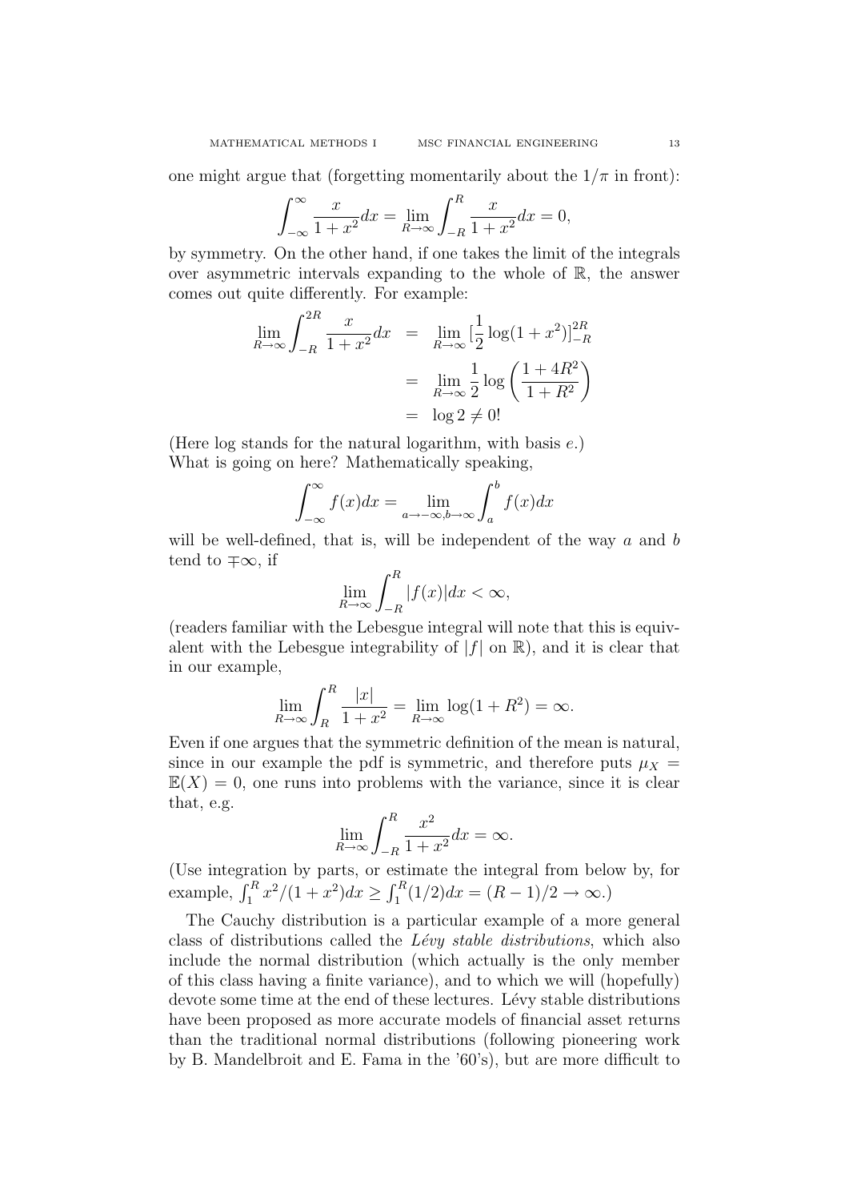one might argue that (forgetting momentarily about the $1/\pi$ in front):

$$\int_{-\infty}^{\infty} \frac{x}{1+x^2} dx = \lim_{R\to\infty} \int_{-R}^{R} \frac{x}{1+x^2} dx = 0,$$

by symmetry. On the other hand, if one takes the limit of the integrals over asymmetric intervals expanding to the whole of $\mathbb{R}$, the answer comes out quite differently. For example:

$$\begin{aligned}
\lim_{R\to\infty} \int_{-R}^{2R} \frac{x}{1+x^2} dx &= \lim_{R\to\infty} [\frac{1}{2}\log(1+x^2)]_{-R}^{2R} \\
&= \lim_{R\to\infty} \frac{1}{2} \log\left(\frac{1+4R^2}{1+R^2}\right) \\
&= \log 2 \neq 0!
\end{aligned}$$

(Here log stands for the natural logarithm, with basis $e$.)
What is going on here? Mathematically speaking,

$$\int_{-\infty}^{\infty} f(x) dx = \lim_{a\to-\infty, b\to\infty} \int_{a}^{b} f(x) dx$$

will be well-defined, that is, will be independent of the way $a$ and $b$ tend to $\mp\infty$, if

$$\lim_{R\to\infty} \int_{-R}^{R} |f(x)| dx < \infty,$$

(readers familiar with the Lebesgue integral will note that this is equivalent with the Lebesgue integrability of $|f|$ on $\mathbb{R}$), and it is clear that in our example,

$$\lim_{R\to\infty} \int_{R}^{R} \frac{|x|}{1+x^2} = \lim_{R\to\infty} \log(1+R^2) = \infty.$$

Even if one argues that the symmetric definition of the mean is natural, since in our example the pdf is symmetric, and therefore puts $\mu_X = \mathbb{E}(X) = 0$, one runs into problems with the variance, since it is clear that, e.g.

$$\lim_{R\to\infty} \int_{-R}^{R} \frac{x^2}{1+x^2} dx = \infty.$$

(Use integration by parts, or estimate the integral from below by, for example, $\int_1^R x^2/(1+x^2)dx \geq \int_1^R (1/2)dx = (R-1)/2 \to \infty$.)

The Cauchy distribution is a particular example of a more general class of distributions called the *Lévy stable distributions*, which also include the normal distribution (which actually is the only member of this class having a finite variance), and to which we will (hopefully) devote some time at the end of these lectures. Lévy stable distributions have been proposed as more accurate models of financial asset returns than the traditional normal distributions (following pioneering work by B. Mandelbroit and E. Fama in the '60's), but are more difficult to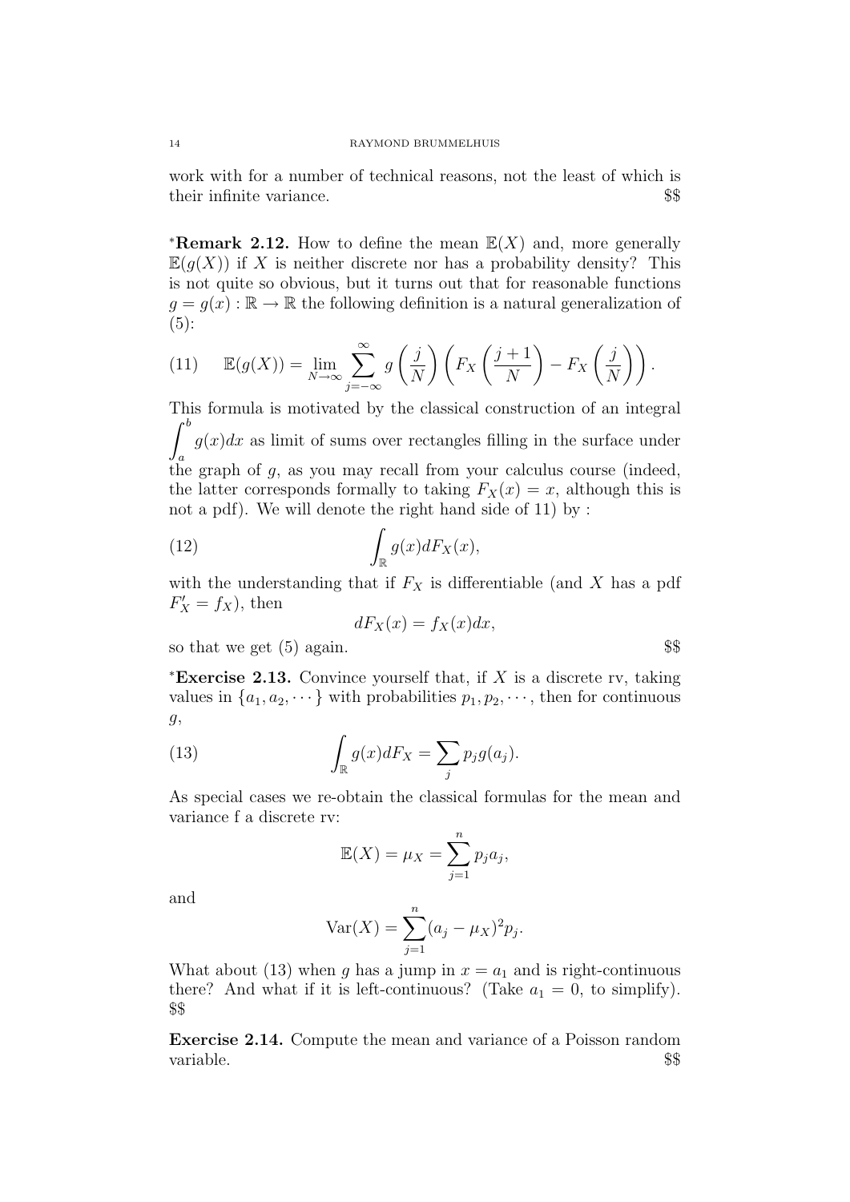work with for a number of technical reasons, not the least of which is their infinite variance. $$

*__Remark 2.12.__ How to define the mean $\mathbb{E}(X)$ and, more generally $\mathbb{E}(g(X))$ if $X$ is neither discrete nor has a probability density? This is not quite so obvious, but it turns out that for reasonable functions $g = g(x) : \mathbb{R} \to \mathbb{R}$ the following definition is a natural generalization of (5):

$$\mathbb{E}(g(X)) = \lim_{N \to \infty} \sum_{j=-\infty}^{\infty} g\left(\frac{j}{N}\right)\left(F_X\left(\frac{j+1}{N}\right) - F_X\left(\frac{j}{N}\right)\right). \tag{11}$$

This formula is motivated by the classical construction of an integral $\int_a^b g(x)dx$ as limit of sums over rectangles filling in the surface under the graph of $g$, as you may recall from your calculus course (indeed, the latter corresponds formally to taking $F_X(x) = x$, although this is not a pdf). We will denote the right hand side of 11) by :

$$\int_{\mathbb{R}} g(x)dF_X(x), \tag{12}$$

with the understanding that if $F_X$ is differentiable (and $X$ has a pdf $F_X' = f_X$), then

$$dF_X(x) = f_X(x)dx,$$

so that we get (5) again. $$

*__Exercise 2.13.__ Convince yourself that, if $X$ is a discrete rv, taking values in $\{a_1, a_2, \cdots\}$ with probabilities $p_1, p_2, \cdots$, then for continuous $g$,

$$\int_{\mathbb{R}} g(x)dF_X = \sum_j p_j g(a_j). \tag{13}$$

As special cases we re-obtain the classical formulas for the mean and variance f a discrete rv:

$$\mathbb{E}(X) = \mu_X = \sum_{j=1}^{n} p_j a_j,$$

and

$$\mathrm{Var}(X) = \sum_{j=1}^{n} (a_j - \mu_X)^2 p_j.$$

What about (13) when $g$ has a jump in $x = a_1$ and is right-continuous there? And what if it is left-continuous? (Take $a_1 = 0$, to simplify). $$

**Exercise 2.14.** Compute the mean and variance of a Poisson random variable. $$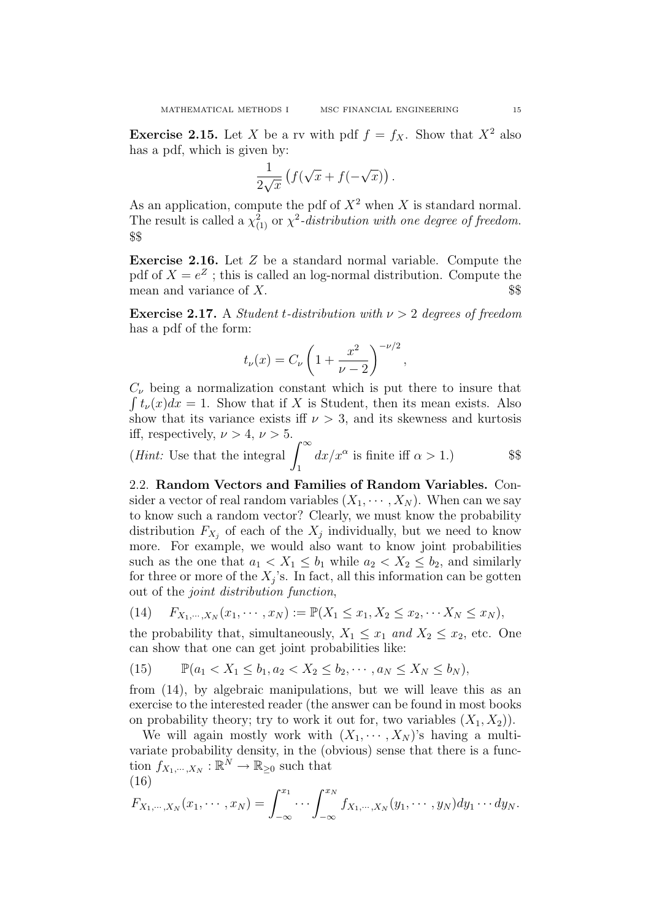**Exercise 2.15.** Let $X$ be a rv with pdf $f = f_X$. Show that $X^2$ also has a pdf, which is given by:

$$\frac{1}{2\sqrt{x}} \left( f(\sqrt{x} + f(-\sqrt{x}) \right).$$

As an application, compute the pdf of $X^2$ when $X$ is standard normal. The result is called a $\chi^2_{(1)}$ or $\chi^2$-*distribution with one degree of freedom*. $$

**Exercise 2.16.** Let $Z$ be a standard normal variable. Compute the pdf of $X = e^Z$ ; this is called an log-normal distribution. Compute the mean and variance of $X$. $$

**Exercise 2.17.** A *Student t-distribution with $\nu > 2$ degrees of freedom* has a pdf of the form:

$$t_\nu(x) = C_\nu \left( 1 + \frac{x^2}{\nu - 2} \right)^{-\nu/2},$$

$C_\nu$ being a normalization constant which is put there to insure that $\int t_\nu(x)dx = 1$. Show that if $X$ is Student, then its mean exists. Also show that its variance exists iff $\nu > 3$, and its skewness and kurtosis iff, respectively, $\nu > 4$, $\nu > 5$.

(*Hint:* Use that the integral $\int_1^\infty dx/x^\alpha$ is finite iff $\alpha > 1$.) $$

2.2. **Random Vectors and Families of Random Variables.** Consider a vector of real random variables $(X_1, \cdots, X_N)$. When can we say to know such a random vector? Clearly, we must know the probability distribution $F_{X_j}$ of each of the $X_j$ individually, but we need to know more. For example, we would also want to know joint probabilities such as the one that $a_1 < X_1 \leq b_1$ while $a_2 < X_2 \leq b_2$, and similarly for three or more of the $X_j$'s. In fact, all this information can be gotten out of the *joint distribution function*,

$$F_{X_1,\cdots,X_N}(x_1, \cdots, x_N) := \mathbb{P}(X_1 \leq x_1, X_2 \leq x_2, \cdots X_N \leq x_N), \tag{14}$$

the probability that, simultaneously, $X_1 \leq x_1$ *and* $X_2 \leq x_2$, etc. One can show that one can get joint probabilities like:

$$\mathbb{P}(a_1 < X_1 \leq b_1, a_2 < X_2 \leq b_2, \cdots, a_N \leq X_N \leq b_N), \tag{15}$$

from (14), by algebraic manipulations, but we will leave this as an exercise to the interested reader (the answer can be found in most books on probability theory; try to work it out for, two variables $(X_1, X_2)$).

We will again mostly work with $(X_1, \cdots, X_N)$'s having a multivariate probability density, in the (obvious) sense that there is a function $f_{X_1,\cdots,X_N} : \mathbb{R}^N \to \mathbb{R}_{\geq 0}$ such that

$$F_{X_1,\cdots,X_N}(x_1, \cdots, x_N) = \int_{-\infty}^{x_1} \cdots \int_{-\infty}^{x_N} f_{X_1,\cdots,X_N}(y_1, \cdots, y_N) dy_1 \cdots dy_N. \tag{16}$$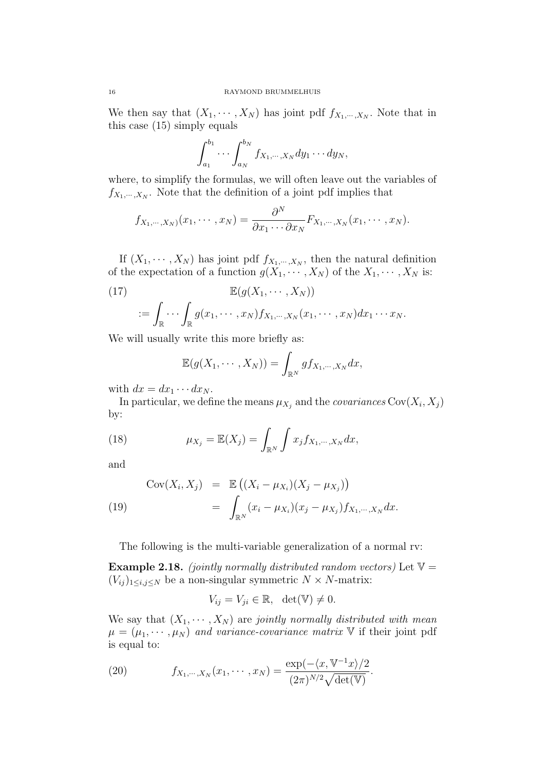We then say that $(X_1, \cdots, X_N)$ has joint pdf $f_{X_1,\cdots,X_N}$. Note that in this case (15) simply equals

$$\int_{a_1}^{b_1} \cdots \int_{a_N}^{b_N} f_{X_1,\cdots,X_N} dy_1 \cdots dy_N,$$

where, to simplify the formulas, we will often leave out the variables of $f_{X_1,\cdots,X_N}$. Note that the definition of a joint pdf implies that

$$f_{X_1,\cdots,X_N)}(x_1, \cdots, x_N) = \frac{\partial^N}{\partial x_1 \cdots \partial x_N} F_{X_1,\cdots,X_N}(x_1, \cdots, x_N).$$

If $(X_1, \cdots, X_N)$ has joint pdf $f_{X_1,\cdots,X_N}$, then the natural definition of the expectation of a function $g(X_1, \cdots, X_N)$ of the $X_1, \cdots, X_N$ is:

$$\begin{aligned} &\mathbb{E}(g(X_1, \cdots, X_N)) \\ &:= \int_{\mathbb{R}} \cdots \int_{\mathbb{R}} g(x_1, \cdots, x_N) f_{X_1,\cdots,X_N}(x_1, \cdots, x_N) dx_1 \cdots x_N. \end{aligned} \tag{17}$$

We will usually write this more briefly as:

$$\mathbb{E}(g(X_1, \cdots, X_N)) = \int_{\mathbb{R}^N} g f_{X_1,\cdots,X_N} dx,$$

with $dx = dx_1 \cdots dx_N$.

In particular, we define the means $\mu_{X_j}$ and the *covariances* $\mathrm{Cov}(X_i, X_j)$ by:

$$\mu_{X_j} = \mathbb{E}(X_j) = \int_{\mathbb{R}^N} \int x_j f_{X_1,\cdots,X_N} dx, \tag{18}$$

and

$$\begin{aligned} \mathrm{Cov}(X_i, X_j) &= \mathbb{E}\left((X_i - \mu_{X_i})(X_j - \mu_{X_j})\right) \\ &= \int_{\mathbb{R}^N} (x_i - \mu_{X_i})(x_j - \mu_{X_j}) f_{X_1,\cdots,X_N} dx. \end{aligned} \tag{19}$$

The following is the multi-variable generalization of a normal rv:

**Example 2.18.** *(jointly normally distributed random vectors)* Let $\mathbb{V} = (V_{ij})_{1 \le i,j \le N}$ be a non-singular symmetric $N \times N$-matrix:

$$V_{ij} = V_{ji} \in \mathbb{R}, \quad \det(\mathbb{V}) \neq 0.$$

We say that $(X_1, \cdots, X_N)$ are *jointly normally distributed with mean* $\mu = (\mu_1, \cdots, \mu_N)$ *and variance-covariance matrix* $\mathbb{V}$ if their joint pdf is equal to:

$$f_{X_1,\cdots,X_N}(x_1, \cdots, x_N) = \frac{\exp(-\langle x, \mathbb{V}^{-1} x \rangle / 2}{(2\pi)^{N/2} \sqrt{\det(\mathbb{V})}}. \tag{20}$$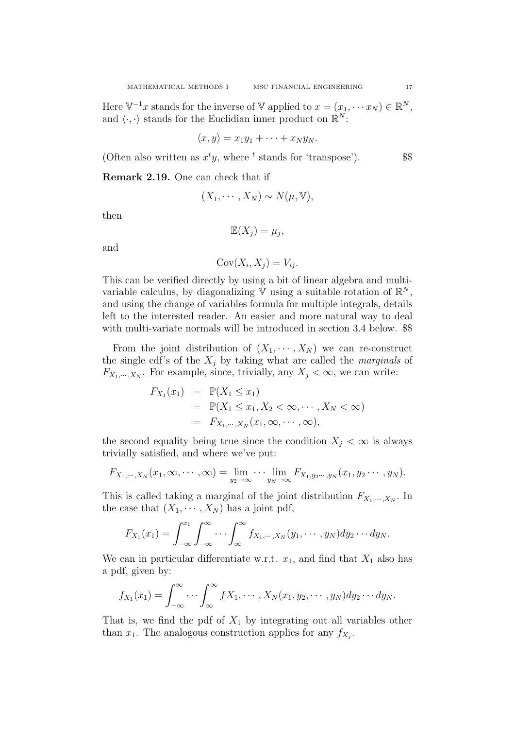Here $\mathbb{V}^{-1}x$ stands for the inverse of $\mathbb{V}$ applied to $x = (x_1, \cdots x_N) \in \mathbb{R}^N$, and $\langle \cdot, \cdot \rangle$ stands for the Euclidian inner product on $\mathbb{R}^N$:

$$\langle x, y \rangle = x_1 y_1 + \cdots + x_N y_N.$$

(Often also written as $x^t y$, where $^t$ stands for 'transpose'). $$

**Remark 2.19.** One can check that if

$$(X_1, \cdots, X_N) \sim N(\mu, \mathbb{V}),$$

then

$$\mathbb{E}(X_j) = \mu_j,$$

and

$$\mathrm{Cov}(X_i, X_j) = V_{ij}.$$

This can be verified directly by using a bit of linear algebra and multi-variable calculus, by diagonalizing $\mathbb{V}$ using a suitable rotation of $\mathbb{R}^N$, and using the change of variables formula for multiple integrals, details left to the interested reader. An easier and more natural way to deal with multi-variate normals will be introduced in section 3.4 below. $$

From the joint distribution of $(X_1, \cdots, X_N)$ we can re-construct the single cdf's of the $X_j$ by taking what are called the *marginals* of $F_{X_1, \cdots, X_N}$. For example, since, trivially, any $X_j < \infty$, we can write:

$$\begin{aligned} F_{X_1}(x_1) &= \mathbb{P}(X_1 \leq x_1) \\ &= \mathbb{P}(X_1 \leq x_1, X_2 < \infty, \cdots, X_N < \infty) \\ &= F_{X_1, \cdots, X_N}(x_1, \infty, \cdots, \infty), \end{aligned}$$

the second equality being true since the condition $X_j < \infty$ is always trivially satisfied, and where we've put:

$$F_{X_1, \cdots, X_N}(x_1, \infty, \cdots, \infty) = \lim_{y_2 \to \infty} \cdots \lim_{y_N \to \infty} F_{X_1, y_2 \cdots, y_N}(x_1, y_2 \cdots, y_N).$$

This is called taking a marginal of the joint distribution $F_{X_1, \cdots, X_N}$. In the case that $(X_1, \cdots, X_N)$ has a joint pdf,

$$F_{X_1}(x_1) = \int_{-\infty}^{x_1} \int_{-\infty}^{\infty} \cdots \int_{\infty}^{\infty} f_{X_1, \cdots, X_N}(y_1, \cdots, y_N) dy_2 \cdots dy_N.$$

We can in particular differentiate w.r.t. $x_1$, and find that $X_1$ also has a pdf, given by:

$$f_{X_1}(x_1) = \int_{-\infty}^{\infty} \cdots \int_{\infty}^{\infty} f X_1, \cdots, X_N(x_1, y_2, \cdots, y_N) dy_2 \cdots dy_N.$$

That is, we find the pdf of $X_1$ by integrating out all variables other than $x_1$. The analogous construction applies for any $f_{X_j}$.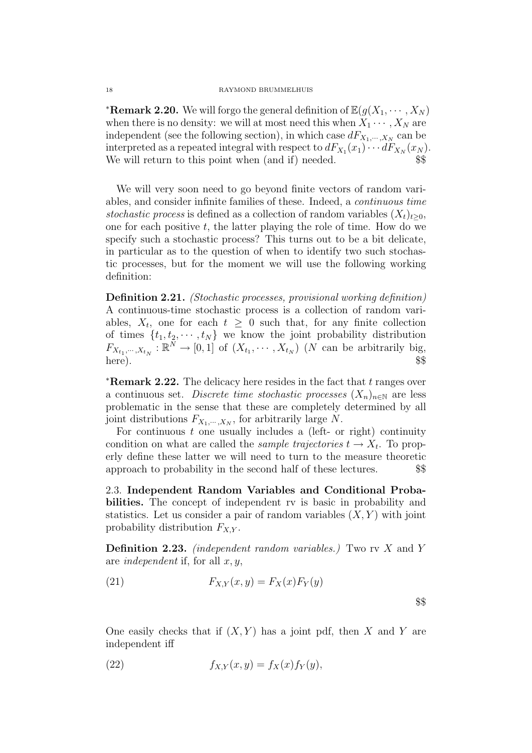**\*Remark 2.20.** We will forgo the general definition of $\mathbb{E}(g(X_1, \cdots, X_N)$ when there is no density: we will at most need this when $X_1 \cdots, X_N$ are independent (see the following section), in which case $dF_{X_1,\cdots,X_N}$ can be interpreted as a repeated integral with respect to $dF_{X_1}(x_1) \cdots dF_{X_N}(x_N)$. We will return to this point when (and if) needed. $$

We will very soon need to go beyond finite vectors of random variables, and consider infinite families of these. Indeed, a *continuous time stochastic process* is defined as a collection of random variables $(X_t)_{t \geq 0}$, one for each positive $t$, the latter playing the role of time. How do we specify such a stochastic process? This turns out to be a bit delicate, in particular as to the question of when to identify two such stochastic processes, but for the moment we will use the following working definition:

**Definition 2.21.** *(Stochastic processes, provisional working definition)* A continuous-time stochastic process is a collection of random variables, $X_t$, one for each $t \geq 0$ such that, for any finite collection of times $\{t_1, t_2, \cdots, t_N\}$ we know the joint probability distribution $F_{X_{t_1},\cdots,X_{t_N}} : \mathbb{R}^N \to [0,1]$ of $(X_{t_1}, \cdots, X_{t_N})$ ($N$ can be arbitrarily big, here). $$

**\*Remark 2.22.** The delicacy here resides in the fact that $t$ ranges over a continuous set. *Discrete time stochastic processes* $(X_n)_{n \in \mathbb{N}}$ are less problematic in the sense that these are completely determined by all joint distributions $F_{X_1,\cdots,X_N}$, for arbitrarily large $N$.

For continuous $t$ one usually includes a (left- or right) continuity condition on what are called the *sample trajectories* $t \to X_t$. To properly define these latter we will need to turn to the measure theoretic approach to probability in the second half of these lectures. $$

## 2.3. Independent Random Variables and Conditional Probabilities.

The concept of independent rv is basic in probability and statistics. Let us consider a pair of random variables $(X, Y)$ with joint probability distribution $F_{X,Y}$.

**Definition 2.23.** *(independent random variables.)* Two rv $X$ and $Y$ are *independent* if, for all $x, y$,

$$F_{X,Y}(x,y) = F_X(x)F_Y(y) \tag{21}$$

$$

One easily checks that if $(X, Y)$ has a joint pdf, then $X$ and $Y$ are independent iff

$$f_{X,Y}(x,y) = f_X(x)f_Y(y), \tag{22}$$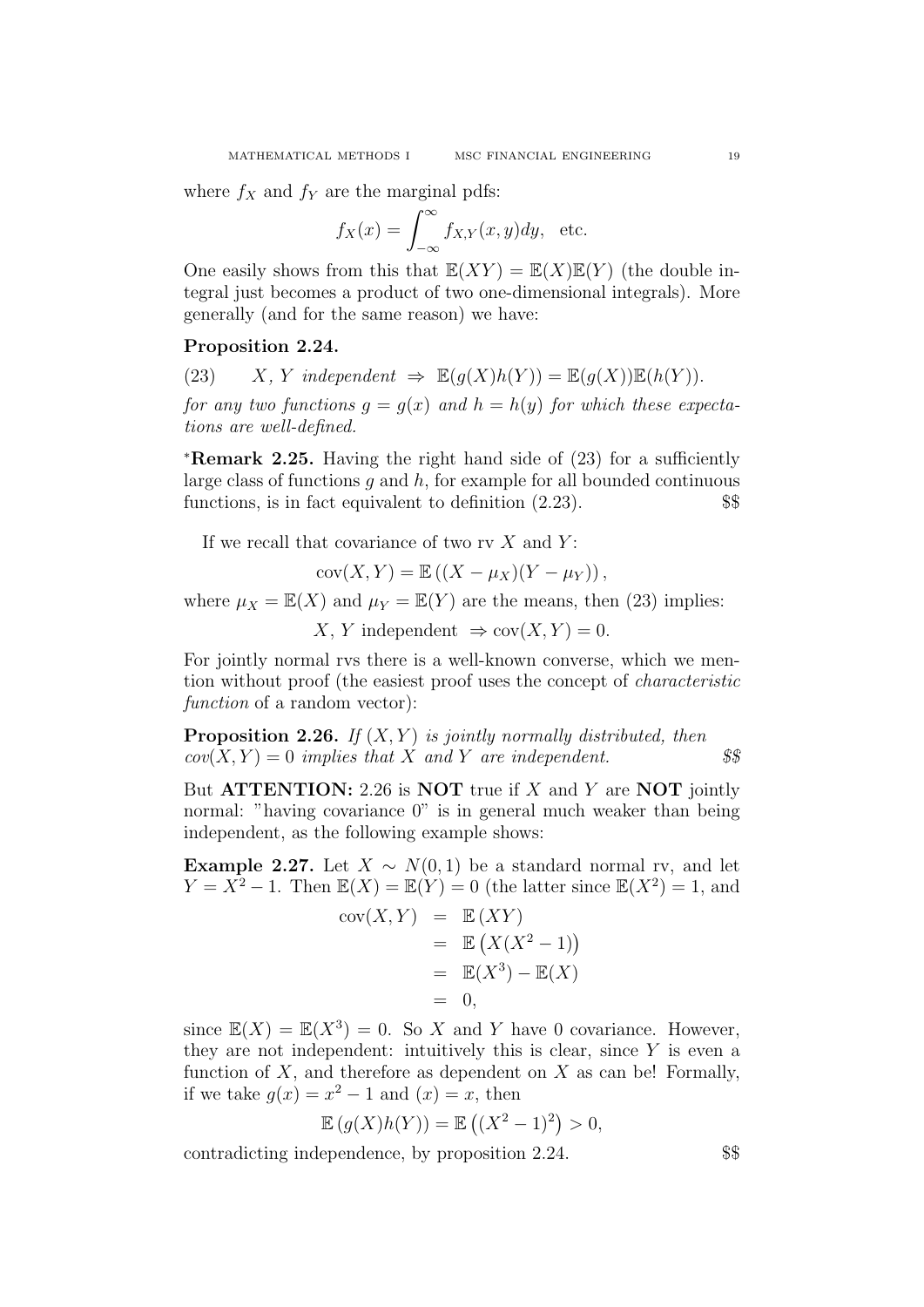where $f_X$ and $f_Y$ are the marginal pdfs:

$$f_X(x) = \int_{-\infty}^{\infty} f_{X,Y}(x,y)dy, \quad \text{etc.}$$

One easily shows from this that $\mathbb{E}(XY) = \mathbb{E}(X)\mathbb{E}(Y)$ (the double integral just becomes a product of two one-dimensional integrals). More generally (and for the same reason) we have:

**Proposition 2.24.**

$$X,\, Y \text{ independent } \Rightarrow \mathbb{E}(g(X)h(Y)) = \mathbb{E}(g(X))\mathbb{E}(h(Y)). \tag{23}$$

*for any two functions $g = g(x)$ and $h = h(y)$ for which these expectations are well-defined.*

*Remark 2.25.** Having the right hand side of (23) for a sufficiently large class of functions $g$ and $h$, for example for all bounded continuous functions, is in fact equivalent to definition (2.23). \$\$

If we recall that covariance of two rv $X$ and $Y$:

$$\text{cov}(X,Y) = \mathbb{E}\left((X - \mu_X)(Y - \mu_Y)\right),$$

where $\mu_X = \mathbb{E}(X)$ and $\mu_Y = \mathbb{E}(Y)$ are the means, then (23) implies:

$$X,\, Y \text{ independent } \Rightarrow \text{cov}(X,Y) = 0.$$

For jointly normal rvs there is a well-known converse, which we mention without proof (the easiest proof uses the concept of *characteristic function* of a random vector):

**Proposition 2.26.** *If $(X,Y)$ is jointly normally distributed, then $cov(X,Y) = 0$ implies that $X$ and $Y$ are independent.* \$\$

But **ATTENTION:** 2.26 is **NOT** true if $X$ and $Y$ are **NOT** jointly normal: "having covariance 0" is in general much weaker than being independent, as the following example shows:

**Example 2.27.** Let $X \sim N(0,1)$ be a standard normal rv, and let $Y = X^2 - 1$. Then $\mathbb{E}(X) = \mathbb{E}(Y) = 0$ (the latter since $\mathbb{E}(X^2) = 1$, and

$$\begin{aligned}
\text{cov}(X,Y) &= \mathbb{E}\left(XY\right) \\
&= \mathbb{E}\left(X(X^2 - 1)\right) \\
&= \mathbb{E}(X^3) - \mathbb{E}(X) \\
&= 0,
\end{aligned}$$

since $\mathbb{E}(X) = \mathbb{E}(X^3) = 0$. So $X$ and $Y$ have 0 covariance. However, they are not independent: intuitively this is clear, since $Y$ is even a function of $X$, and therefore as dependent on $X$ as can be! Formally, if we take $g(x) = x^2 - 1$ and $(x) = x$, then

$$\mathbb{E}\left(g(X)h(Y)\right) = \mathbb{E}\left((X^2 - 1)^2\right) > 0,$$

contradicting independence, by proposition 2.24. \$\$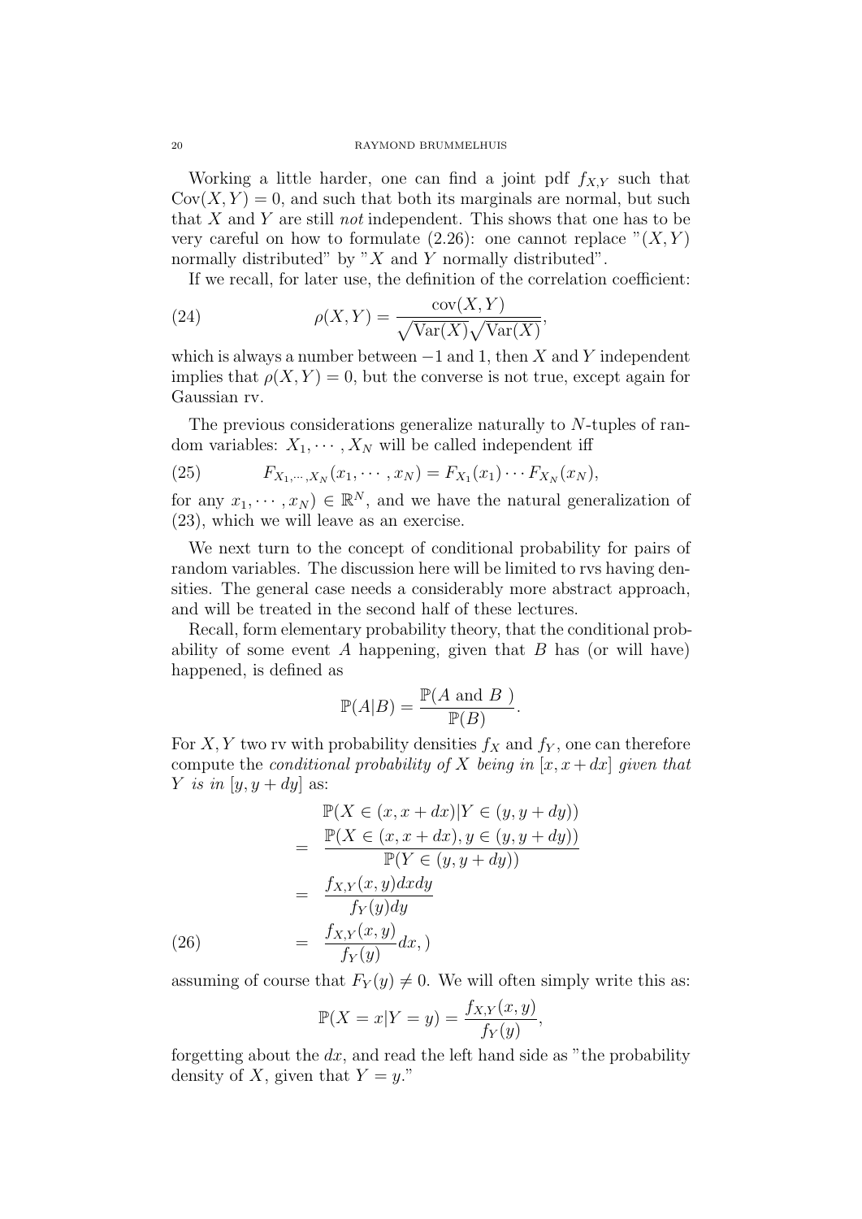Working a little harder, one can find a joint pdf $f_{X,Y}$ such that $\mathrm{Cov}(X, Y) = 0$, and such that both its marginals are normal, but such that $X$ and $Y$ are still *not* independent. This shows that one has to be very careful on how to formulate (2.26): one cannot replace "$(X, Y)$ normally distributed" by "$X$ and $Y$ normally distributed".

If we recall, for later use, the definition of the correlation coefficient:

$$\rho(X, Y) = \frac{\mathrm{cov}(X, Y)}{\sqrt{\mathrm{Var}(X)}\sqrt{\mathrm{Var}(X)}}, \tag{24}$$

which is always a number between $-1$ and 1, then $X$ and $Y$ independent implies that $\rho(X, Y) = 0$, but the converse is not true, except again for Gaussian rv.

The previous considerations generalize naturally to $N$-tuples of random variables: $X_1, \cdots, X_N$ will be called independent iff

$$F_{X_1,\cdots,X_N}(x_1, \cdots, x_N) = F_{X_1}(x_1) \cdots F_{X_N}(x_N), \tag{25}$$

for any $x_1, \cdots, x_N) \in \mathbb{R}^N$, and we have the natural generalization of (23), which we will leave as an exercise.

We next turn to the concept of conditional probability for pairs of random variables. The discussion here will be limited to rvs having densities. The general case needs a considerably more abstract approach, and will be treated in the second half of these lectures.

Recall, form elementary probability theory, that the conditional probability of some event $A$ happening, given that $B$ has (or will have) happened, is defined as

$$\mathbb{P}(A|B) = \frac{\mathbb{P}(A \text{ and } B\ )}{\mathbb{P}(B)}.$$

For $X, Y$ two rv with probability densities $f_X$ and $f_Y$, one can therefore compute the *conditional probability of $X$ being in $[x, x + dx]$ given that $Y$ is in $[y, y + dy]$* as:

$$\begin{aligned}
& \mathbb{P}(X \in (x, x + dx)|Y \in (y, y + dy)) \\
= & \frac{\mathbb{P}(X \in (x, x + dx), y \in (y, y + dy))}{\mathbb{P}(Y \in (y, y + dy))} \\
= & \frac{f_{X,Y}(x, y)dxdy}{f_Y(y)dy} \\
= & \frac{f_{X,Y}(x, y)}{f_Y(y)}dx, )
\end{aligned} \tag{26}$$

assuming of course that $F_Y(y) \neq 0$. We will often simply write this as:

$$\mathbb{P}(X = x|Y = y) = \frac{f_{X,Y}(x, y)}{f_Y(y)},$$

forgetting about the $dx$, and read the left hand side as "the probability density of $X$, given that $Y = y$."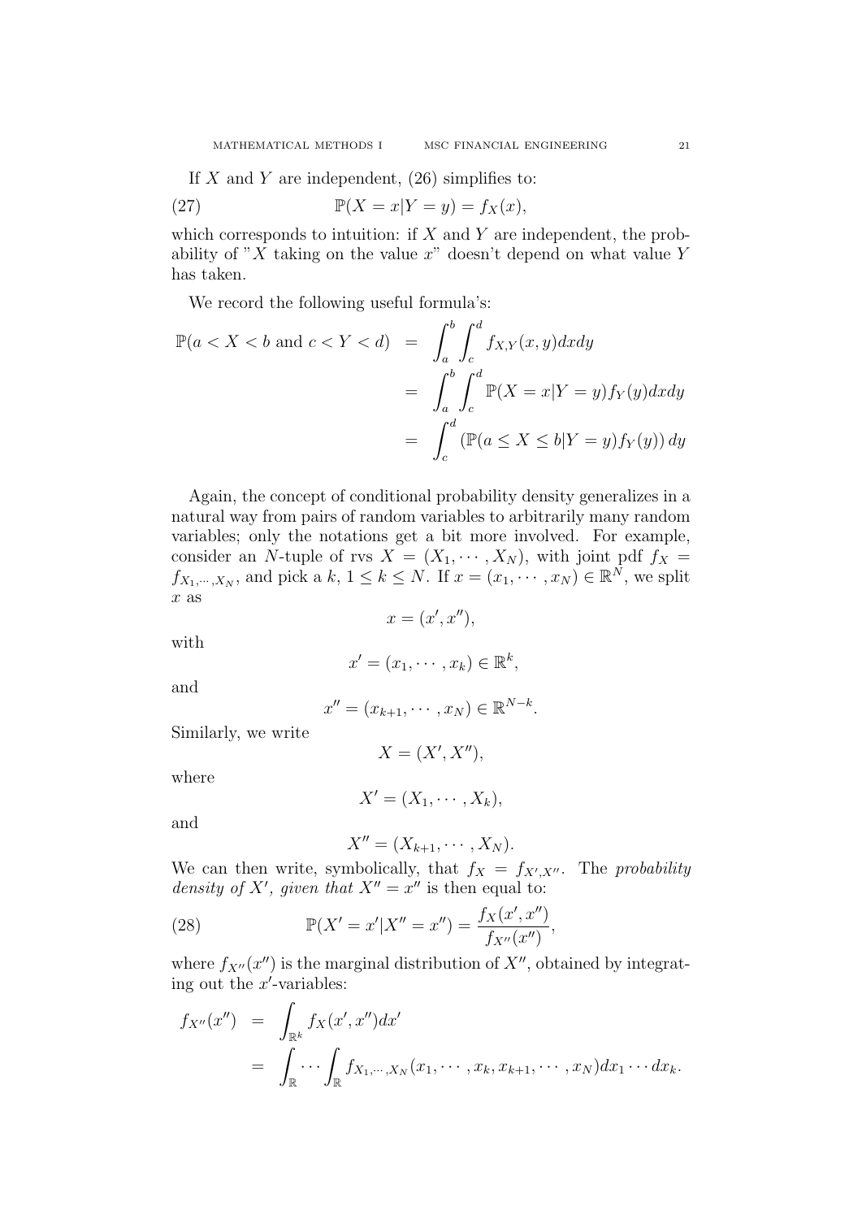If $X$ and $Y$ are independent, (26) simplifies to:

$$\mathbb{P}(X = x | Y = y) = f_X(x), \tag{27}$$

which corresponds to intuition: if $X$ and $Y$ are independent, the probability of "$X$ taking on the value $x$" doesn't depend on what value $Y$ has taken.

We record the following useful formula's:

$$\begin{aligned}
\mathbb{P}(a < X < b \text{ and } c < Y < d) &= \int_a^b \int_c^d f_{X,Y}(x,y)dxdy \\
&= \int_a^b \int_c^d \mathbb{P}(X = x|Y = y) f_Y(y) dxdy \\
&= \int_c^d \left(\mathbb{P}(a \leq X \leq b | Y = y) f_Y(y)\right) dy
\end{aligned}$$

Again, the concept of conditional probability density generalizes in a natural way from pairs of random variables to arbitrarily many random variables; only the notations get a bit more involved. For example, consider an $N$-tuple of rvs $X = (X_1, \cdots, X_N)$, with joint pdf $f_X = f_{X_1,\cdots,X_N}$, and pick a $k$, $1 \leq k \leq N$. If $x = (x_1, \cdots, x_N) \in \mathbb{R}^N$, we split $x$ as

$$x = (x', x''),$$

with

$$x' = (x_1, \cdots, x_k) \in \mathbb{R}^k,$$

and

$$x'' = (x_{k+1}, \cdots, x_N) \in \mathbb{R}^{N-k}.$$

Similarly, we write

$$X = (X', X''),$$

where

$$X' = (X_1, \cdots, X_k),$$

and

$$X'' = (X_{k+1}, \cdots, X_N).$$

We can then write, symbolically, that $f_X = f_{X',X''}$. The *probability density of $X'$, given that $X'' = x''$* is then equal to:

$$\mathbb{P}(X' = x' | X'' = x'') = \frac{f_X(x', x'')}{f_{X''}(x'')}, \tag{28}$$

where $f_{X''}(x'')$ is the marginal distribution of $X''$, obtained by integrating out the $x'$-variables:

$$\begin{aligned}
f_{X''}(x'') &= \int_{\mathbb{R}^k} f_X(x', x'') dx' \\
&= \int_{\mathbb{R}} \cdots \int_{\mathbb{R}} f_{X_1,\cdots,X_N}(x_1, \cdots, x_k, x_{k+1}, \cdots, x_N) dx_1 \cdots dx_k.
\end{aligned}$$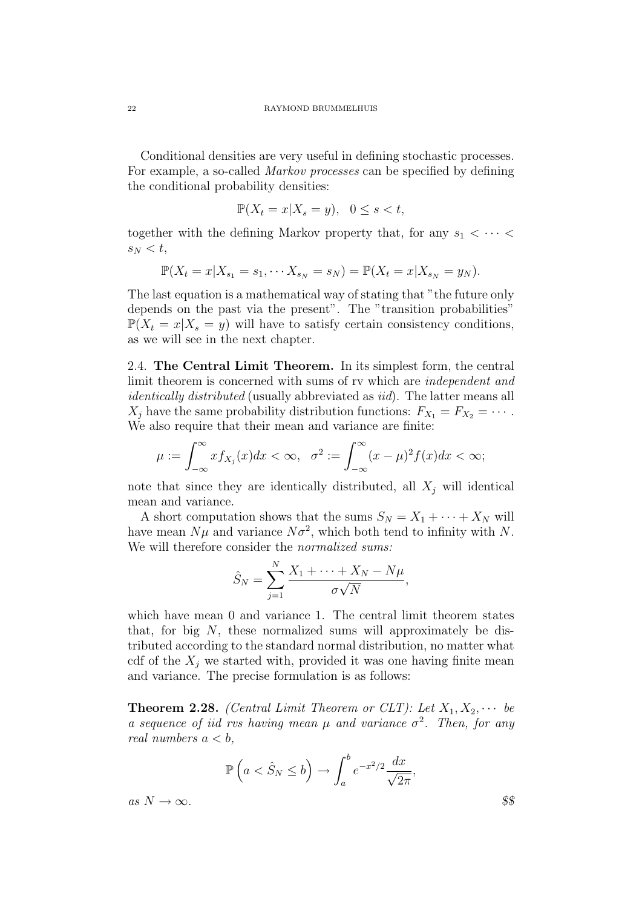Conditional densities are very useful in defining stochastic processes. For example, a so-called *Markov processes* can be specified by defining the conditional probability densities:

$$\mathbb{P}(X_t = x | X_s = y), \quad 0 \le s < t,$$

together with the defining Markov property that, for any $s_1 < \cdots < s_N < t$,

$$\mathbb{P}(X_t = x | X_{s_1} = s_1, \cdots X_{s_N} = s_N) = \mathbb{P}(X_t = x | X_{s_N} = y_N).$$

The last equation is a mathematical way of stating that "the future only depends on the past via the present". The "transition probabilities" $\mathbb{P}(X_t = x | X_s = y)$ will have to satisfy certain consistency conditions, as we will see in the next chapter.

2.4. **The Central Limit Theorem.** In its simplest form, the central limit theorem is concerned with sums of rv which are *independent and identically distributed* (usually abbreviated as *iid*). The latter means all $X_j$ have the same probability distribution functions: $F_{X_1} = F_{X_2} = \cdots$. We also require that their mean and variance are finite:

$$\mu := \int_{-\infty}^{\infty} x f_{X_j}(x) dx < \infty, \quad \sigma^2 := \int_{-\infty}^{\infty} (x - \mu)^2 f(x) dx < \infty;$$

note that since they are identically distributed, all $X_j$ will identical mean and variance.

A short computation shows that the sums $S_N = X_1 + \cdots + X_N$ will have mean $N\mu$ and variance $N\sigma^2$, which both tend to infinity with $N$. We will therefore consider the *normalized sums:*

$$\hat{S}_N = \sum_{j=1}^{N} \frac{X_1 + \cdots + X_N - N\mu}{\sigma\sqrt{N}},$$

which have mean 0 and variance 1. The central limit theorem states that, for big $N$, these normalized sums will approximately be distributed according to the standard normal distribution, no matter what cdf of the $X_j$ we started with, provided it was one having finite mean and variance. The precise formulation is as follows:

**Theorem 2.28.** *(Central Limit Theorem or CLT): Let $X_1, X_2, \cdots$ be a sequence of iid rvs having mean $\mu$ and variance $\sigma^2$. Then, for any real numbers $a < b$,*

$$\mathbb{P}\left(a < \hat{S}_N \le b\right) \to \int_a^b e^{-x^2/2} \frac{dx}{\sqrt{2\pi}},$$

*as $N \to \infty$.* $$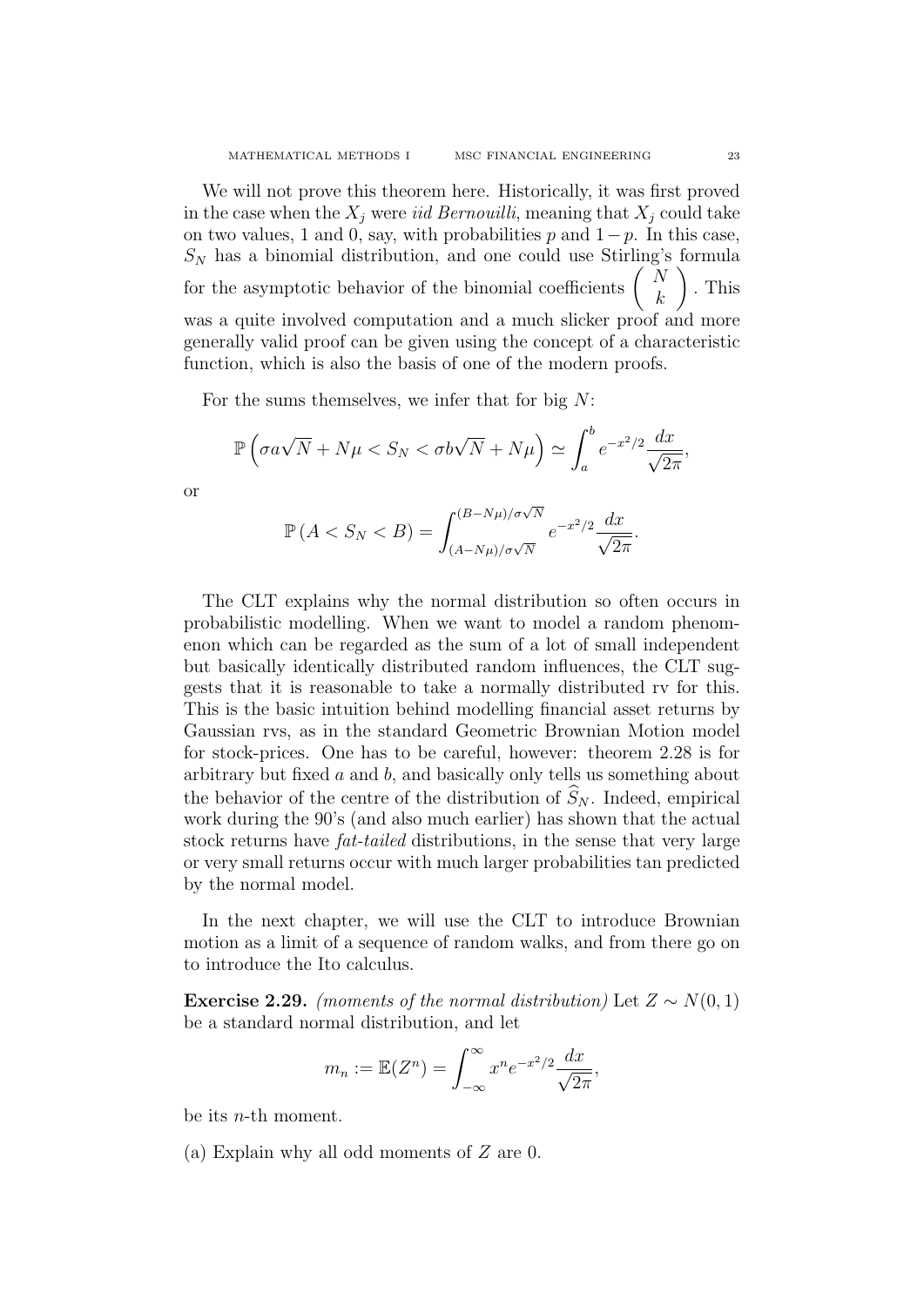We will not prove this theorem here. Historically, it was first proved in the case when the $X_j$ were *iid Bernouilli*, meaning that $X_j$ could take on two values, 1 and 0, say, with probabilities $p$ and $1-p$. In this case, $S_N$ has a binomial distribution, and one could use Stirling's formula for the asymptotic behavior of the binomial coefficients $\left( \begin{array}{c} N \\ k \end{array} \right)$. This was a quite involved computation and a much slicker proof and more generally valid proof can be given using the concept of a characteristic function, which is also the basis of one of the modern proofs.

For the sums themselves, we infer that for big $N$:

$$\mathbb{P}\left(\sigma a\sqrt{N} + N\mu < S_N < \sigma b\sqrt{N} + N\mu\right) \simeq \int_a^b e^{-x^2/2}\frac{dx}{\sqrt{2\pi}},$$

or

$$\mathbb{P}\left(A < S_N < B\right) = \int_{(A-N\mu)/\sigma\sqrt{N}}^{(B-N\mu)/\sigma\sqrt{N}} e^{-x^2/2}\frac{dx}{\sqrt{2\pi}}.$$

The CLT explains why the normal distribution so often occurs in probabilistic modelling. When we want to model a random phenomenon which can be regarded as the sum of a lot of small independent but basically identically distributed random influences, the CLT suggests that it is reasonable to take a normally distributed rv for this. This is the basic intuition behind modelling financial asset returns by Gaussian rvs, as in the standard Geometric Brownian Motion model for stock-prices. One has to be careful, however: theorem 2.28 is for arbitrary but fixed $a$ and $b$, and basically only tells us something about the behavior of the centre of the distribution of $\widehat{S}_N$. Indeed, empirical work during the 90's (and also much earlier) has shown that the actual stock returns have *fat-tailed* distributions, in the sense that very large or very small returns occur with much larger probabilities tan predicted by the normal model.

In the next chapter, we will use the CLT to introduce Brownian motion as a limit of a sequence of random walks, and from there go on to introduce the Ito calculus.

**Exercise 2.29.** *(moments of the normal distribution)* Let $Z \sim N(0,1)$ be a standard normal distribution, and let

$$m_n := \mathbb{E}(Z^n) = \int_{-\infty}^{\infty} x^n e^{-x^2/2}\frac{dx}{\sqrt{2\pi}},$$

be its $n$-th moment.

(a) Explain why all odd moments of $Z$ are 0.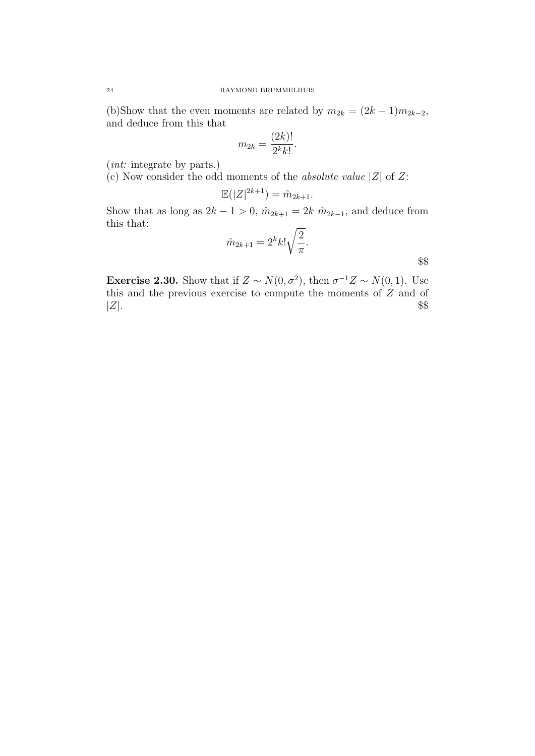(b)Show that the even moments are related by $m_{2k} = (2k-1)m_{2k-2}$, and deduce from this that

$$m_{2k} = \frac{(2k)!}{2^k k!}.$$

(*int:* integrate by parts.)

(c) Now consider the odd moments of the *absolute value* $|Z|$ of $Z$:

$$\mathbb{E}(|Z|^{2k+1}) = \hat{m}_{2k+1}.$$

Show that as long as $2k-1 > 0$, $\hat{m}_{2k+1} = 2k\ \hat{m}_{2k-1}$, and deduce from this that:

$$\hat{m}_{2k+1} = 2^k k! \sqrt{\frac{2}{\pi}}.$$

$$

**Exercise 2.30.** Show that if $Z \sim N(0, \sigma^2)$, then $\sigma^{-1}Z \sim N(0,1)$. Use this and the previous exercise to compute the moments of $Z$ and of $|Z|$. $$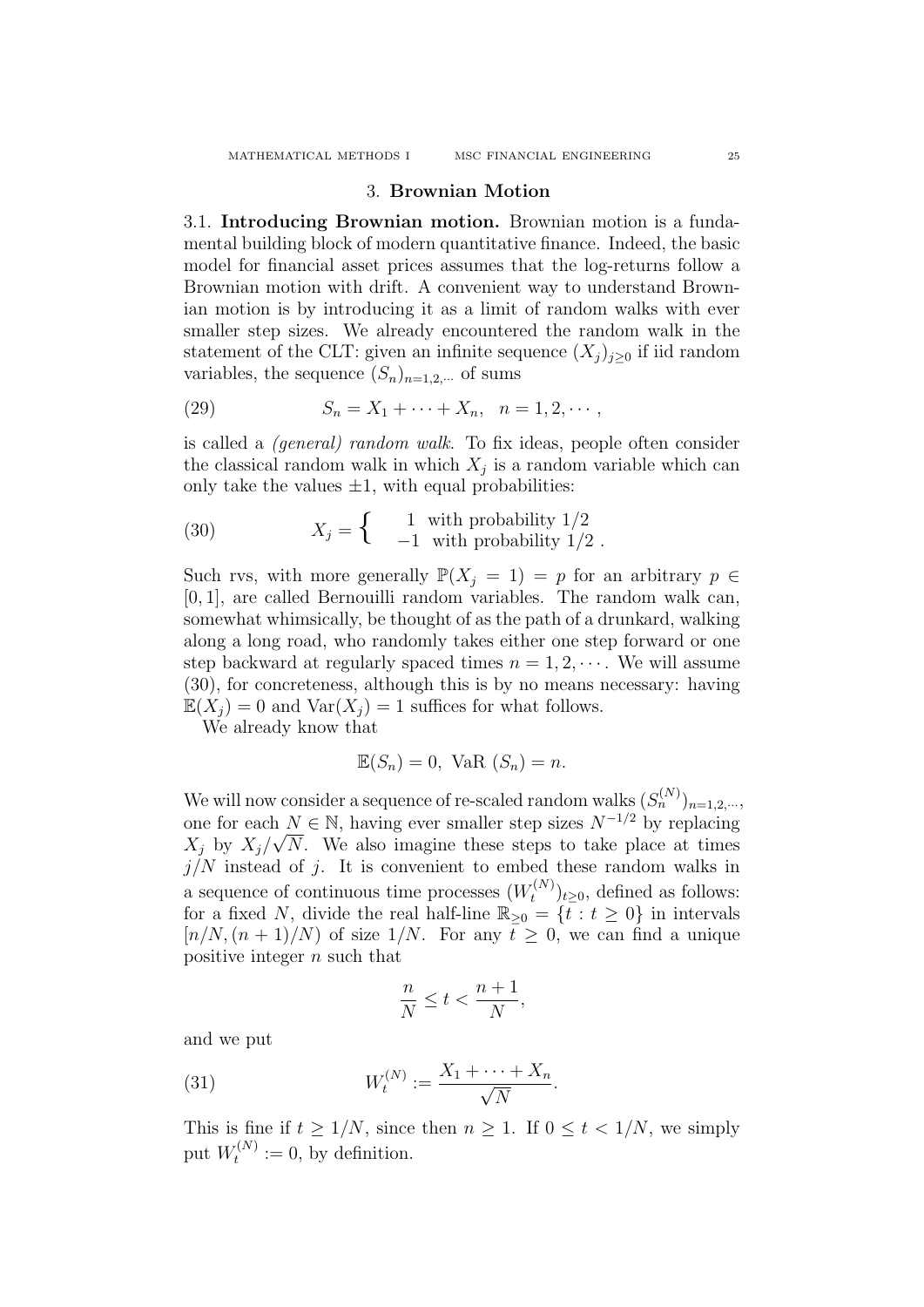## 3. **Brownian Motion**

3.1. **Introducing Brownian motion.** Brownian motion is a fundamental building block of modern quantitative finance. Indeed, the basic model for financial asset prices assumes that the log-returns follow a Brownian motion with drift. A convenient way to understand Brownian motion is by introducing it as a limit of random walks with ever smaller step sizes. We already encountered the random walk in the statement of the CLT: given an infinite sequence $(X_j)_{j\geq 0}$ if iid random variables, the sequence $(S_n)_{n=1,2,\cdots}$ of sums

$$S_n = X_1 + \cdots + X_n, \quad n = 1, 2, \cdots, \tag{29}$$

is called a *(general) random walk*. To fix ideas, people often consider the classical random walk in which $X_j$ is a random variable which can only take the values $\pm 1$, with equal probabilities:

$$X_j = \left\{ \begin{array}{rl} 1 & \text{with probability } 1/2 \\ -1 & \text{with probability } 1/2 \end{array} \right. . \tag{30}$$

Such rvs, with more generally $\mathbb{P}(X_j = 1) = p$ for an arbitrary $p \in [0, 1]$, are called Bernouilli random variables. The random walk can, somewhat whimsically, be thought of as the path of a drunkard, walking along a long road, who randomly takes either one step forward or one step backward at regularly spaced times $n = 1, 2, \cdots$. We will assume (30), for concreteness, although this is by no means necessary: having $\mathbb{E}(X_j) = 0$ and $\mathrm{Var}(X_j) = 1$ suffices for what follows.

We already know that

$$\mathbb{E}(S_n) = 0, \ \text{VaR } (S_n) = n.$$

We will now consider a sequence of re-scaled random walks $(S_n^{(N)})_{n=1,2,\cdots}$, one for each $N \in \mathbb{N}$, having ever smaller step sizes $N^{-1/2}$ by replacing $X_j$ by $X_j/\sqrt{N}$. We also imagine these steps to take place at times $j/N$ instead of $j$. It is convenient to embed these random walks in a sequence of continuous time processes $(W_t^{(N)})_{t\geq 0}$, defined as follows: for a fixed $N$, divide the real half-line $\mathbb{R}_{\geq 0} = \{t : t \geq 0\}$ in intervals $[n/N, (n+1)/N)$ of size $1/N$. For any $t \geq 0$, we can find a unique positive integer $n$ such that

$$\frac{n}{N} \leq t < \frac{n+1}{N},$$

and we put

$$W_t^{(N)} := \frac{X_1 + \cdots + X_n}{\sqrt{N}}. \tag{31}$$

This is fine if $t \geq 1/N$, since then $n \geq 1$. If $0 \leq t < 1/N$, we simply put $W_t^{(N)} := 0$, by definition.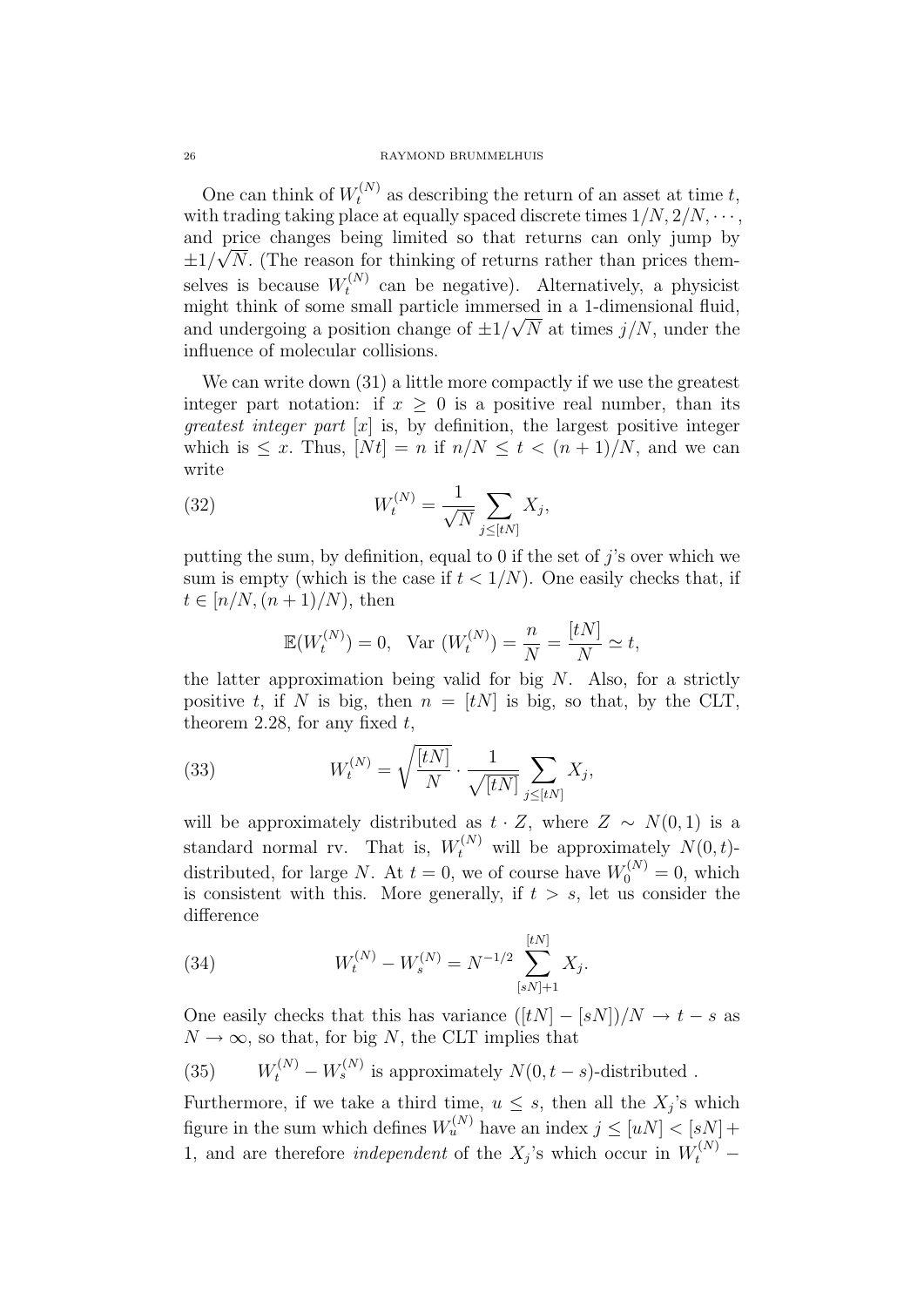One can think of $W_t^{(N)}$ as describing the return of an asset at time $t$, with trading taking place at equally spaced discrete times $1/N, 2/N, \cdots$, and price changes being limited so that returns can only jump by $\pm 1/\sqrt{N}$. (The reason for thinking of returns rather than prices themselves is because $W_t^{(N)}$ can be negative). Alternatively, a physicist might think of some small particle immersed in a 1-dimensional fluid, and undergoing a position change of $\pm 1/\sqrt{N}$ at times $j/N$, under the influence of molecular collisions.

We can write down (31) a little more compactly if we use the greatest integer part notation: if $x \geq 0$ is a positive real number, than its *greatest integer part* $[x]$ is, by definition, the largest positive integer which is $\leq x$. Thus, $[Nt] = n$ if $n/N \leq t < (n+1)/N$, and we can write

$$W_t^{(N)} = \frac{1}{\sqrt{N}} \sum_{j \leq [tN]} X_j, \tag{32}$$

putting the sum, by definition, equal to 0 if the set of $j$'s over which we sum is empty (which is the case if $t < 1/N$). One easily checks that, if $t \in [n/N, (n+1)/N)$, then

$$\mathbb{E}(W_t^{(N)}) = 0, \quad \text{Var } (W_t^{(N)}) = \frac{n}{N} = \frac{[tN]}{N} \simeq t,$$

the latter approximation being valid for big $N$. Also, for a strictly positive $t$, if $N$ is big, then $n = [tN]$ is big, so that, by the CLT, theorem 2.28, for any fixed $t$,

$$W_t^{(N)} = \sqrt{\frac{[tN]}{N}} \cdot \frac{1}{\sqrt{[tN]}} \sum_{j \leq [tN]} X_j, \tag{33}$$

will be approximately distributed as $t \cdot Z$, where $Z \sim N(0,1)$ is a standard normal rv. That is, $W_t^{(N)}$ will be approximately $N(0,t)$-distributed, for large $N$. At $t = 0$, we of course have $W_0^{(N)} = 0$, which is consistent with this. More generally, if $t > s$, let us consider the difference

$$W_t^{(N)} - W_s^{(N)} = N^{-1/2} \sum_{[sN]+1}^{[tN]} X_j. \tag{34}$$

One easily checks that this has variance $([tN] - [sN])/N \to t - s$ as $N \to \infty$, so that, for big $N$, the CLT implies that

$$W_t^{(N)} - W_s^{(N)} \text{ is approximately } N(0, t-s)\text{-distributed .} \tag{35}$$

Furthermore, if we take a third time, $u \leq s$, then all the $X_j$'s which figure in the sum which defines $W_u^{(N)}$ have an index $j \leq [uN] < [sN] + 1$, and are therefore *independent* of the $X_j$'s which occur in $W_t^{(N)} -$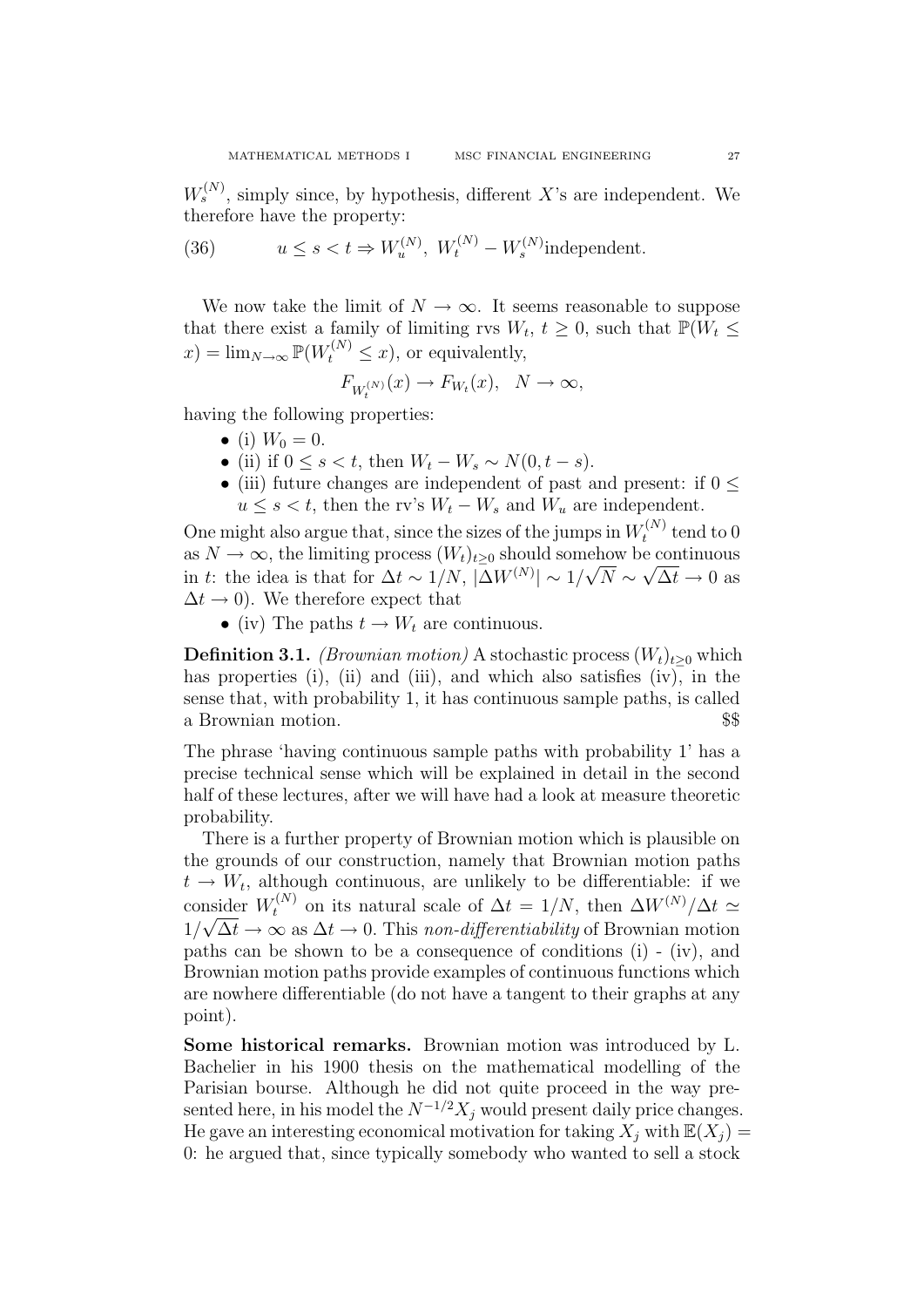$W_s^{(N)}$, simply since, by hypothesis, different $X$'s are independent. We therefore have the property:

$$
u \leq s < t \Rightarrow W_u^{(N)},\ W_t^{(N)} - W_s^{(N)} \text{independent.} \tag{36}
$$

We now take the limit of $N \to \infty$. It seems reasonable to suppose that there exist a family of limiting rvs $W_t$, $t \geq 0$, such that $\mathbb{P}(W_t \leq x) = \lim_{N\to\infty} \mathbb{P}(W_t^{(N)} \leq x)$, or equivalently,

$$
F_{W_t^{(N)}}(x) \to F_{W_t}(x), \quad N \to \infty,
$$

having the following properties:

- (i) $W_0 = 0$.
- (ii) if $0 \leq s < t$, then $W_t - W_s \sim N(0, t - s)$.
- (iii) future changes are independent of past and present: if $0 \leq u \leq s < t$, then the rv's $W_t - W_s$ and $W_u$ are independent.

One might also argue that, since the sizes of the jumps in $W_t^{(N)}$ tend to 0 as $N \to \infty$, the limiting process $(W_t)_{t\geq 0}$ should somehow be continuous in $t$: the idea is that for $\Delta t \sim 1/N$, $|\Delta W^{(N)}| \sim 1/\sqrt{N} \sim \sqrt{\Delta t} \to 0$ as $\Delta t \to 0$). We therefore expect that

- (iv) The paths $t \to W_t$ are continuous.

**Definition 3.1.** *(Brownian motion)* A stochastic process $(W_t)_{t\geq 0}$ which has properties (i), (ii) and (iii), and which also satisfies (iv), in the sense that, with probability 1, it has continuous sample paths, is called a Brownian motion. $$

The phrase 'having continuous sample paths with probability 1' has a precise technical sense which will be explained in detail in the second half of these lectures, after we will have had a look at measure theoretic probability.

There is a further property of Brownian motion which is plausible on the grounds of our construction, namely that Brownian motion paths $t \to W_t$, although continuous, are unlikely to be differentiable: if we consider $W_t^{(N)}$ on its natural scale of $\Delta t = 1/N$, then $\Delta W^{(N)}/\Delta t \simeq 1/\sqrt{\Delta t} \to \infty$ as $\Delta t \to 0$. This *non-differentiability* of Brownian motion paths can be shown to be a consequence of conditions (i) - (iv), and Brownian motion paths provide examples of continuous functions which are nowhere differentiable (do not have a tangent to their graphs at any point).

**Some historical remarks.** Brownian motion was introduced by L. Bachelier in his 1900 thesis on the mathematical modelling of the Parisian bourse. Although he did not quite proceed in the way presented here, in his model the $N^{-1/2}X_j$ would present daily price changes. He gave an interesting economical motivation for taking $X_j$ with $\mathbb{E}(X_j) = 0$: he argued that, since typically somebody who wanted to sell a stock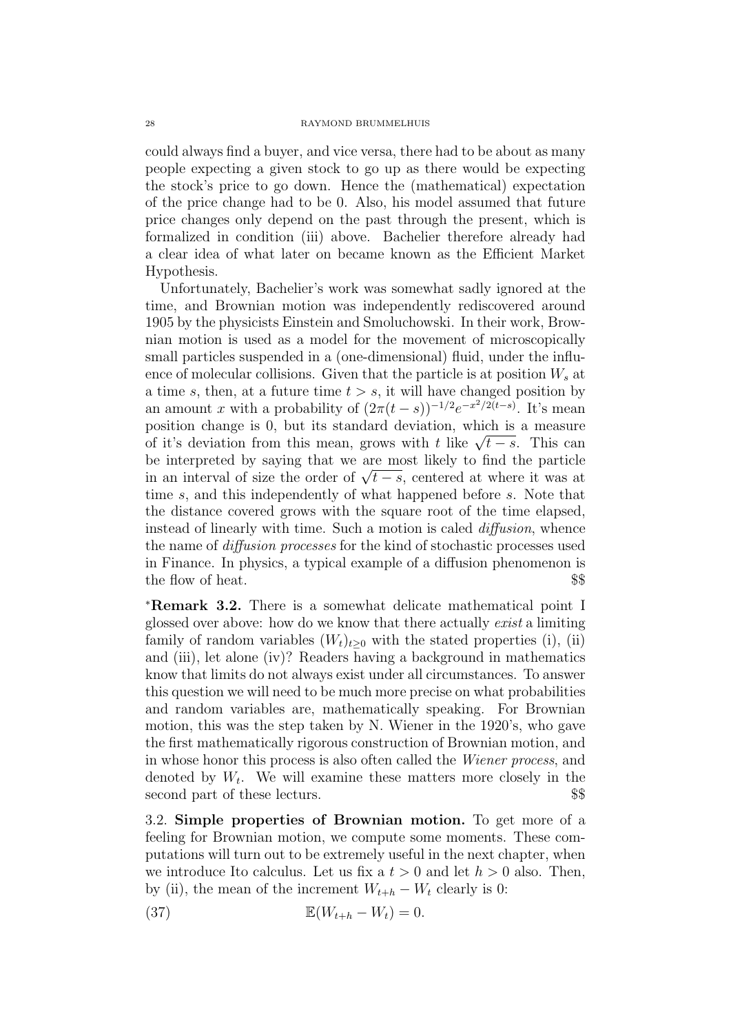could always find a buyer, and vice versa, there had to be about as many people expecting a given stock to go up as there would be expecting the stock's price to go down. Hence the (mathematical) expectation of the price change had to be 0. Also, his model assumed that future price changes only depend on the past through the present, which is formalized in condition (iii) above. Bachelier therefore already had a clear idea of what later on became known as the Efficient Market Hypothesis.

Unfortunately, Bachelier's work was somewhat sadly ignored at the time, and Brownian motion was independently rediscovered around 1905 by the physicists Einstein and Smoluchowski. In their work, Brownian motion is used as a model for the movement of microscopically small particles suspended in a (one-dimensional) fluid, under the influence of molecular collisions. Given that the particle is at position $W_s$ at a time $s$, then, at a future time $t > s$, it will have changed position by an amount $x$ with a probability of $(2\pi(t-s))^{-1/2}e^{-x^2/2(t-s)}$. It's mean position change is 0, but its standard deviation, which is a measure of it's deviation from this mean, grows with $t$ like $\sqrt{t-s}$. This can be interpreted by saying that we are most likely to find the particle in an interval of size the order of $\sqrt{t-s}$, centered at where it was at time $s$, and this independently of what happened before $s$. Note that the distance covered grows with the square root of the time elapsed, instead of linearly with time. Such a motion is caled *diffusion*, whence the name of *diffusion processes* for the kind of stochastic processes used in Finance. In physics, a typical example of a diffusion phenomenon is the flow of heat. $$

*__Remark 3.2.__ There is a somewhat delicate mathematical point I glossed over above: how do we know that there actually *exist* a limiting family of random variables $(W_t)_{t\geq 0}$ with the stated properties (i), (ii) and (iii), let alone (iv)? Readers having a background in mathematics know that limits do not always exist under all circumstances. To answer this question we will need to be much more precise on what probabilities and random variables are, mathematically speaking. For Brownian motion, this was the step taken by N. Wiener in the 1920's, who gave the first mathematically rigorous construction of Brownian motion, and in whose honor this process is also often called the *Wiener process*, and denoted by $W_t$. We will examine these matters more closely in the second part of these lecturs. $$

3.2. **Simple properties of Brownian motion.** To get more of a feeling for Brownian motion, we compute some moments. These computations will turn out to be extremely useful in the next chapter, when we introduce Ito calculus. Let us fix a $t > 0$ and let $h > 0$ also. Then, by (ii), the mean of the increment $W_{t+h} - W_t$ clearly is 0:

$$\mathbb{E}(W_{t+h} - W_t) = 0. \tag{37}$$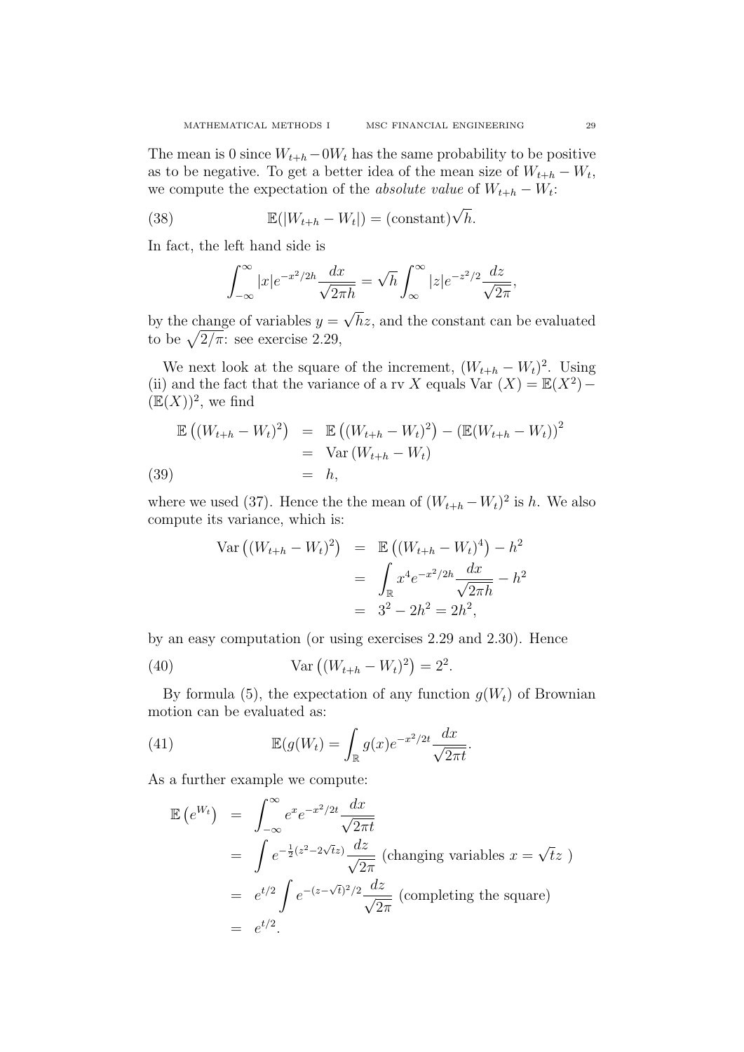The mean is 0 since $W_{t+h} - 0W_t$ has the same probability to be positive as to be negative. To get a better idea of the mean size of $W_{t+h} - W_t$, we compute the expectation of the *absolute value* of $W_{t+h} - W_t$:

$$\mathbb{E}(|W_{t+h} - W_t|) = (\text{constant})\sqrt{h}. \tag{38}$$

In fact, the left hand side is

$$\int_{-\infty}^{\infty} |x| e^{-x^2/2h} \frac{dx}{\sqrt{2\pi h}} = \sqrt{h} \int_{\infty}^{\infty} |z| e^{-z^2/2} \frac{dz}{\sqrt{2\pi}},$$

by the change of variables $y = \sqrt{h}z$, and the constant can be evaluated to be $\sqrt{2/\pi}$: see exercise 2.29,

We next look at the square of the increment, $(W_{t+h} - W_t)^2$. Using (ii) and the fact that the variance of a rv $X$ equals Var $(X) = \mathbb{E}(X^2) - (\mathbb{E}(X))^2$, we find

$$\begin{aligned}
\mathbb{E}\left((W_{t+h} - W_t)^2\right) &= \mathbb{E}\left((W_{t+h} - W_t)^2\right) - \left(\mathbb{E}(W_{t+h} - W_t)\right)^2 \\
&= \text{Var}\left(W_{t+h} - W_t\right) \\
&= h,
\end{aligned} \tag{39}$$

where we used (37). Hence the the mean of $(W_{t+h} - W_t)^2$ is $h$. We also compute its variance, which is:

$$\begin{aligned}
\text{Var}\left((W_{t+h} - W_t)^2\right) &= \mathbb{E}\left((W_{t+h} - W_t)^4\right) - h^2 \\
&= \int_{\mathbb{R}} x^4 e^{-x^2/2h} \frac{dx}{\sqrt{2\pi h}} - h^2 \\
&= 3^2 - 2h^2 = 2h^2,
\end{aligned}$$

by an easy computation (or using exercises 2.29 and 2.30). Hence

$$\text{Var}\left((W_{t+h} - W_t)^2\right) = 2^2. \tag{40}$$

By formula (5), the expectation of any function $g(W_t)$ of Brownian motion can be evaluated as:

$$\mathbb{E}(g(W_t) = \int_{\mathbb{R}} g(x) e^{-x^2/2t} \frac{dx}{\sqrt{2\pi t}}. \tag{41}$$

As a further example we compute:

$$\begin{aligned}
\mathbb{E}\left(e^{W_t}\right) &= \int_{-\infty}^{\infty} e^x e^{-x^2/2t} \frac{dx}{\sqrt{2\pi t}} \\
&= \int e^{-\frac{1}{2}(z^2 - 2\sqrt{t}z)} \frac{dz}{\sqrt{2\pi}} \text{ (changing variables } x = \sqrt{t}z \text{ )} \\
&= e^{t/2} \int e^{-(z-\sqrt{t})^2/2} \frac{dz}{\sqrt{2\pi}} \text{ (completing the square)} \\
&= e^{t/2}.
\end{aligned}$$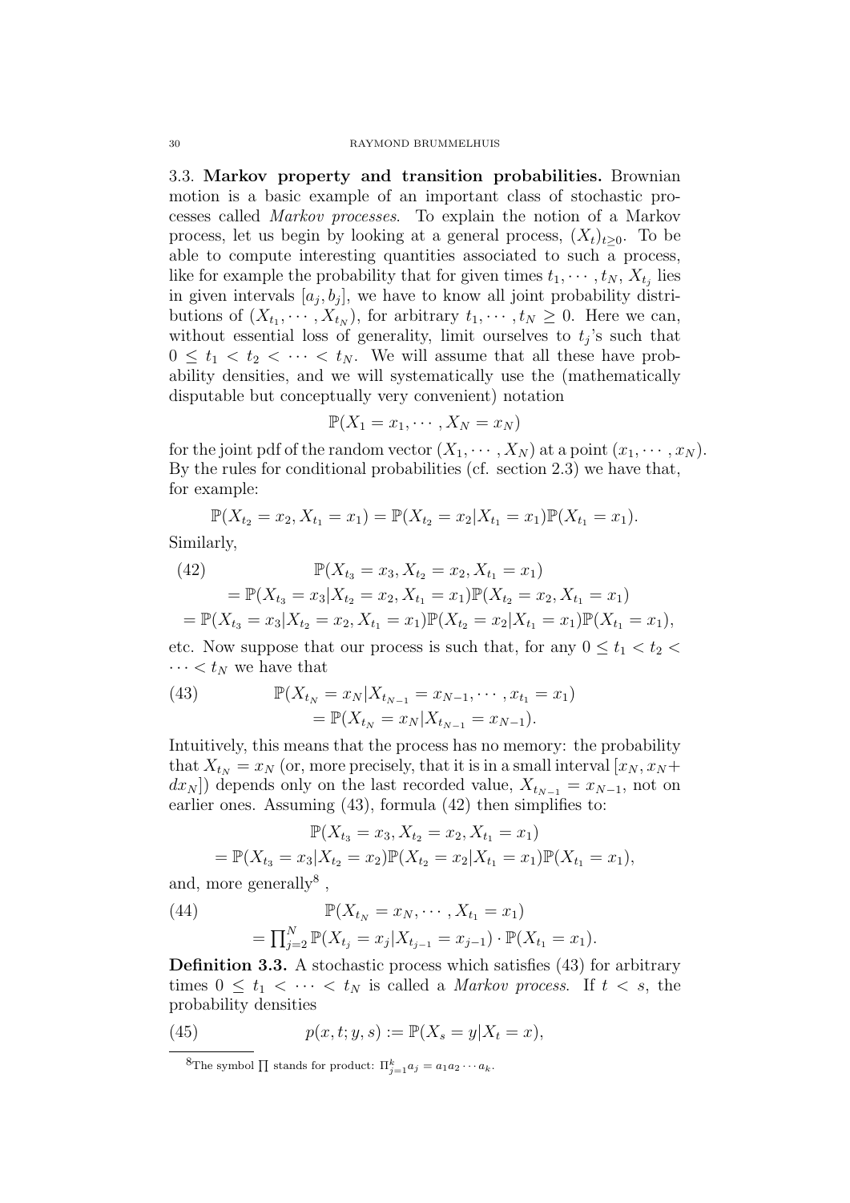3.3. **Markov property and transition probabilities.** Brownian motion is a basic example of an important class of stochastic processes called *Markov processes*. To explain the notion of a Markov process, let us begin by looking at a general process, $(X_t)_{t\geq 0}$. To be able to compute interesting quantities associated to such a process, like for example the probability that for given times $t_1, \cdots, t_N$, $X_{t_j}$ lies in given intervals $[a_j, b_j]$, we have to know all joint probability distributions of $(X_{t_1}, \cdots, X_{t_N})$, for arbitrary $t_1, \cdots, t_N \geq 0$. Here we can, without essential loss of generality, limit ourselves to $t_j$'s such that $0 \leq t_1 < t_2 < \cdots < t_N$. We will assume that all these have probability densities, and we will systematically use the (mathematically disputable but conceptually very convenient) notation

$$\mathbb{P}(X_1 = x_1, \cdots, X_N = x_N)$$

for the joint pdf of the random vector $(X_1, \cdots, X_N)$ at a point $(x_1, \cdots, x_N)$. By the rules for conditional probabilities (cf. section 2.3) we have that, for example:

$$\mathbb{P}(X_{t_2} = x_2, X_{t_1} = x_1) = \mathbb{P}(X_{t_2} = x_2 | X_{t_1} = x_1)\mathbb{P}(X_{t_1} = x_1).$$

Similarly,

$$\begin{aligned}
&\mathbb{P}(X_{t_3} = x_3, X_{t_2} = x_2, X_{t_1} = x_1) \quad (42)\\
&= \mathbb{P}(X_{t_3} = x_3 | X_{t_2} = x_2, X_{t_1} = x_1)\mathbb{P}(X_{t_2} = x_2, X_{t_1} = x_1)\\
&= \mathbb{P}(X_{t_3} = x_3 | X_{t_2} = x_2, X_{t_1} = x_1)\mathbb{P}(X_{t_2} = x_2 | X_{t_1} = x_1)\mathbb{P}(X_{t_1} = x_1),
\end{aligned}$$

etc. Now suppose that our process is such that, for any $0 \leq t_1 < t_2 < \cdots < t_N$ we have that

$$\begin{aligned}
&\mathbb{P}(X_{t_N} = x_N | X_{t_{N-1}} = x_{N-1}, \cdots, x_{t_1} = x_1) \quad (43)\\
&\quad = \mathbb{P}(X_{t_N} = x_N | X_{t_{N-1}} = x_{N-1}).
\end{aligned}$$

Intuitively, this means that the process has no memory: the probability that $X_{t_N} = x_N$ (or, more precisely, that it is in a small interval $[x_N, x_N + dx_N]$) depends only on the last recorded value, $X_{t_{N-1}} = x_{N-1}$, not on earlier ones. Assuming (43), formula (42) then simplifies to:

$$\begin{aligned}
&\mathbb{P}(X_{t_3} = x_3, X_{t_2} = x_2, X_{t_1} = x_1)\\
&= \mathbb{P}(X_{t_3} = x_3 | X_{t_2} = x_2)\mathbb{P}(X_{t_2} = x_2 | X_{t_1} = x_1)\mathbb{P}(X_{t_1} = x_1),
\end{aligned}$$

and, more generally[8],

$$\begin{aligned}
&\mathbb{P}(X_{t_N} = x_N, \cdots, X_{t_1} = x_1) \quad (44)\\
&= \textstyle\prod_{j=2}^{N} \mathbb{P}(X_{t_j} = x_j | X_{t_{j-1}} = x_{j-1}) \cdot \mathbb{P}(X_{t_1} = x_1).
\end{aligned}$$

**Definition 3.3.** A stochastic process which satisfies (43) for arbitrary times $0 \leq t_1 < \cdots < t_N$ is called a *Markov process*. If $t < s$, the probability densities

$$p(x, t; y, s) := \mathbb{P}(X_s = y | X_t = x), \quad (45)$$

[8] The symbol $\prod$ stands for product: $\Pi_{j=1}^{k} a_j = a_1 a_2 \cdots a_k$.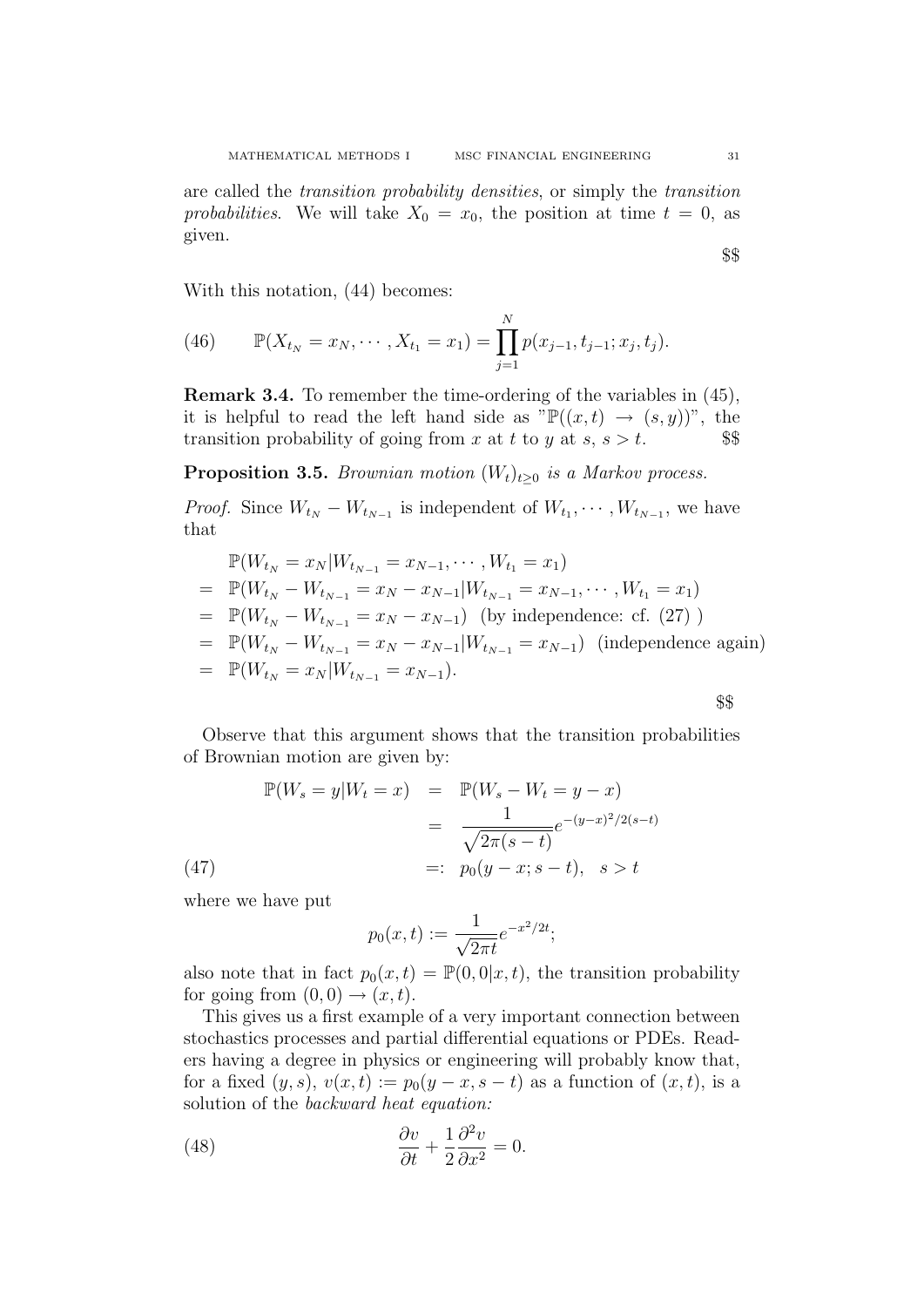are called the *transition probability densities*, or simply the *transition probabilities*. We will take $X_0 = x_0$, the position at time $t = 0$, as given.

$$

With this notation, (44) becomes:

$$
\mathbb{P}(X_{t_N} = x_N, \cdots, X_{t_1} = x_1) = \prod_{j=1}^{N} p(x_{j-1}, t_{j-1}; x_j, t_j). \tag{46}
$$

**Remark 3.4.** To remember the time-ordering of the variables in (45), it is helpful to read the left hand side as "$\mathbb{P}((x,t) \to (s,y))$", the transition probability of going from $x$ at $t$ to $y$ at $s$, $s > t$. $$

**Proposition 3.5.** *Brownian motion $(W_t)_{t \geq 0}$ is a Markov process.*

*Proof.* Since $W_{t_N} - W_{t_{N-1}}$ is independent of $W_{t_1}, \cdots, W_{t_{N-1}}$, we have that

$$
\begin{aligned}
& \mathbb{P}(W_{t_N} = x_N | W_{t_{N-1}} = x_{N-1}, \cdots, W_{t_1} = x_1) \\
= \ & \mathbb{P}(W_{t_N} - W_{t_{N-1}} = x_N - x_{N-1} | W_{t_{N-1}} = x_{N-1}, \cdots, W_{t_1} = x_1) \\
= \ & \mathbb{P}(W_{t_N} - W_{t_{N-1}} = x_N - x_{N-1}) \quad \text{(by independence: cf. (27) )} \\
= \ & \mathbb{P}(W_{t_N} - W_{t_{N-1}} = x_N - x_{N-1} | W_{t_{N-1}} = x_{N-1}) \quad \text{(independence again)} \\
= \ & \mathbb{P}(W_{t_N} = x_N | W_{t_{N-1}} = x_{N-1}).
\end{aligned}
$$

$$

Observe that this argument shows that the transition probabilities of Brownian motion are given by:

$$
\begin{aligned}
\mathbb{P}(W_s = y | W_t = x) &= \mathbb{P}(W_s - W_t = y - x) \\
&= \frac{1}{\sqrt{2\pi(s-t)}} e^{-(y-x)^2/2(s-t)} \\
&=: p_0(y - x; s - t), \quad s > t
\end{aligned} \tag{47}
$$

where we have put

$$
p_0(x,t) := \frac{1}{\sqrt{2\pi t}} e^{-x^2/2t};
$$

also note that in fact $p_0(x,t) = \mathbb{P}(0,0|x,t)$, the transition probability for going from $(0,0) \to (x,t)$.

This gives us a first example of a very important connection between stochastics processes and partial differential equations or PDEs. Readers having a degree in physics or engineering will probably know that, for a fixed $(y,s)$, $v(x,t) := p_0(y - x, s - t)$ as a function of $(x,t)$, is a solution of the *backward heat equation:*

$$
\frac{\partial v}{\partial t} + \frac{1}{2} \frac{\partial^2 v}{\partial x^2} = 0. \tag{48}
$$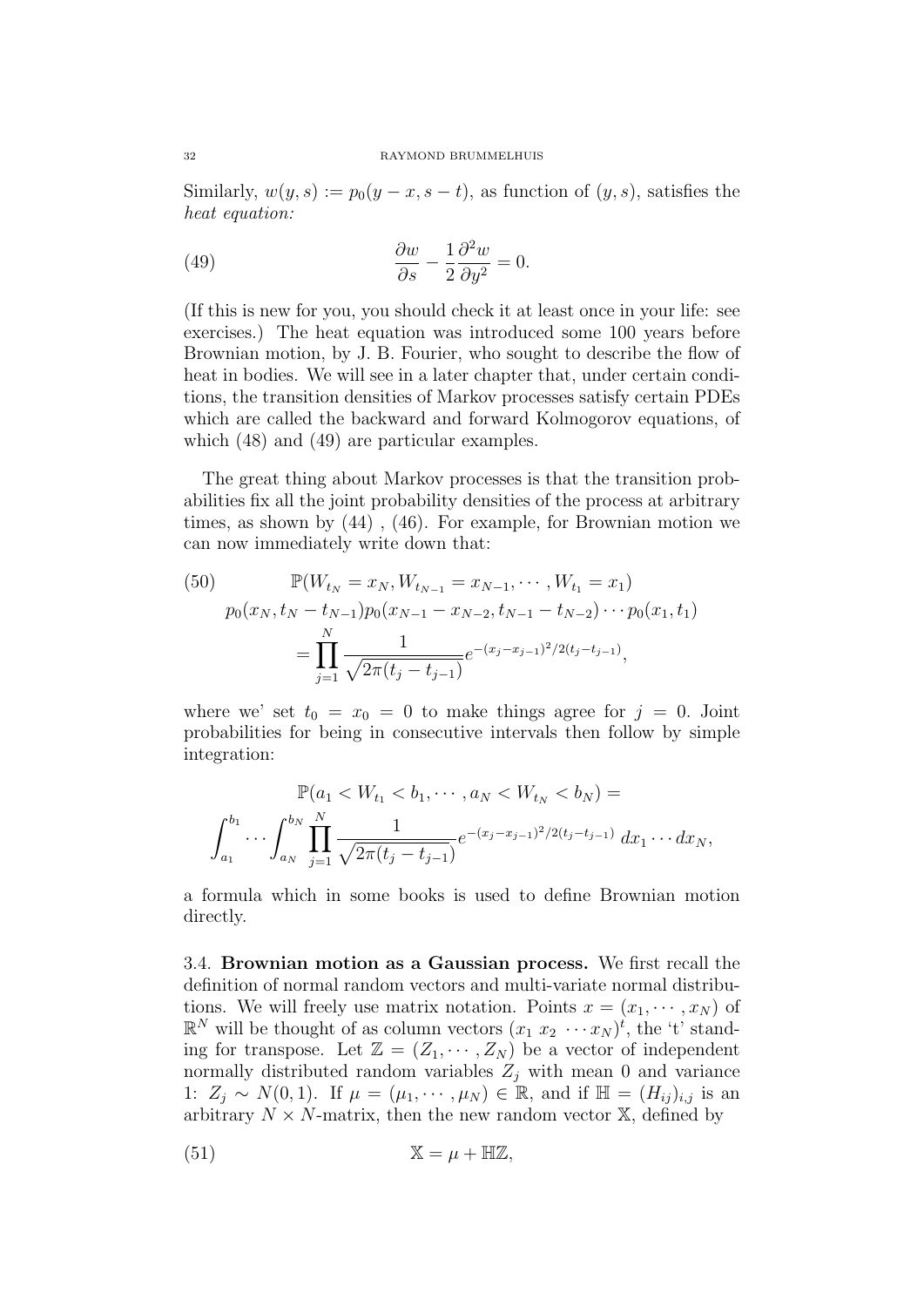Similarly, $w(y,s) := p_0(y-x, s-t)$, as function of $(y,s)$, satisfies the *heat equation:*

$$\frac{\partial w}{\partial s} - \frac{1}{2}\frac{\partial^2 w}{\partial y^2} = 0. \tag{49}$$

(If this is new for you, you should check it at least once in your life: see exercises.) The heat equation was introduced some 100 years before Brownian motion, by J. B. Fourier, who sought to describe the flow of heat in bodies. We will see in a later chapter that, under certain conditions, the transition densities of Markov processes satisfy certain PDEs which are called the backward and forward Kolmogorov equations, of which (48) and (49) are particular examples.

The great thing about Markov processes is that the transition probabilities fix all the joint probability densities of the process at arbitrary times, as shown by (44) , (46). For example, for Brownian motion we can now immediately write down that:

$$\begin{aligned} &\mathbb{P}(W_{t_N} = x_N, W_{t_{N-1}} = x_{N-1}, \cdots, W_{t_1} = x_1) \\ &p_0(x_N, t_N - t_{N-1}) p_0(x_{N-1} - x_{N-2}, t_{N-1} - t_{N-2}) \cdots p_0(x_1, t_1) \\ &\qquad = \prod_{j=1}^{N} \frac{1}{\sqrt{2\pi(t_j - t_{j-1})}} e^{-(x_j - x_{j-1})^2/2(t_j - t_{j-1})}, \end{aligned} \tag{50}$$

where we' set $t_0 = x_0 = 0$ to make things agree for $j = 0$. Joint probabilities for being in consecutive intervals then follow by simple integration:

$$\mathbb{P}(a_1 < W_{t_1} < b_1, \cdots, a_N < W_{t_N} < b_N) =$$

$$\int_{a_1}^{b_1} \cdots \int_{a_N}^{b_N} \prod_{j=1}^{N} \frac{1}{\sqrt{2\pi(t_j - t_{j-1})}} e^{-(x_j - x_{j-1})^2/2(t_j - t_{j-1})} \, dx_1 \cdots dx_N,$$

a formula which in some books is used to define Brownian motion directly.

### 3.4. Brownian motion as a Gaussian process.

We first recall the definition of normal random vectors and multi-variate normal distributions. We will freely use matrix notation. Points $x = (x_1, \cdots, x_N)$ of $\mathbb{R}^N$ will be thought of as column vectors $(x_1 \; x_2 \; \cdots x_N)^t$, the 't' standing for transpose. Let $\mathbb{Z} = (Z_1, \cdots, Z_N)$ be a vector of independent normally distributed random variables $Z_j$ with mean 0 and variance 1: $Z_j \sim N(0,1)$. If $\mu = (\mu_1, \cdots, \mu_N) \in \mathbb{R}$, and if $\mathbb{H} = (H_{ij})_{i,j}$ is an arbitrary $N \times N$-matrix, then the new random vector $\mathbb{X}$, defined by

$$\mathbb{X} = \mu + \mathbb{H}\mathbb{Z}, \tag{51}$$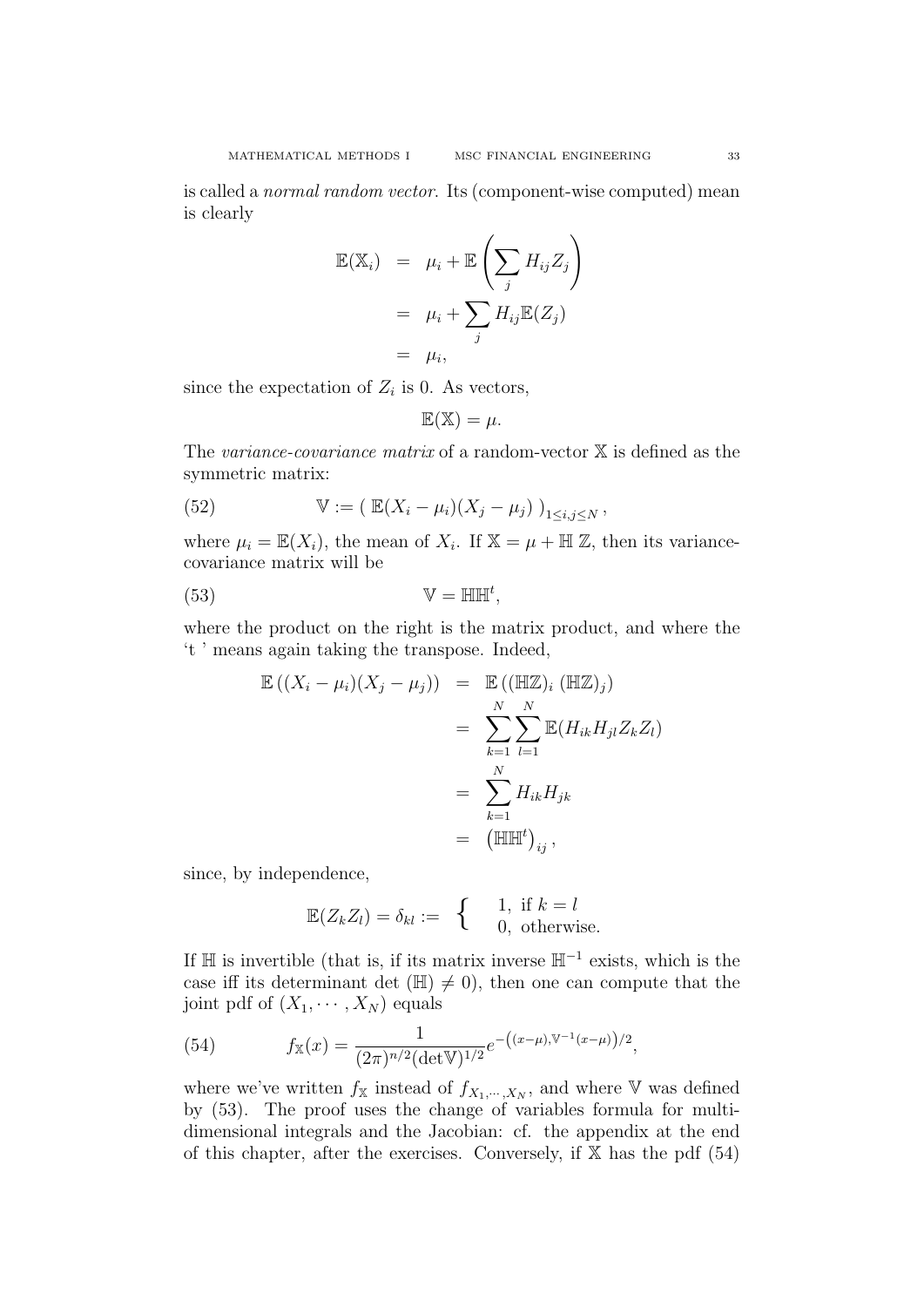is called a *normal random vector*. Its (component-wise computed) mean is clearly

$$
\begin{aligned}
\mathbb{E}(\mathbb{X}_i) &= \mu_i + \mathbb{E}\left(\sum_j H_{ij} Z_j\right) \\
&= \mu_i + \sum_j H_{ij} \mathbb{E}(Z_j) \\
&= \mu_i,
\end{aligned}
$$

since the expectation of $Z_i$ is 0. As vectors,

$$
\mathbb{E}(\mathbb{X}) = \mu.
$$

The *variance-covariance matrix* of a random-vector $\mathbb{X}$ is defined as the symmetric matrix:

$$
\mathbb{V} := \left( \, \mathbb{E}(X_i - \mu_i)(X_j - \mu_j) \, \right)_{1 \leq i,j \leq N}, \tag{52}
$$

where $\mu_i = \mathbb{E}(X_i)$, the mean of $X_i$. If $\mathbb{X} = \mu + \mathbb{H}\,\mathbb{Z}$, then its variance-covariance matrix will be

$$
\mathbb{V} = \mathbb{H}\mathbb{H}^t, \tag{53}
$$

where the product on the right is the matrix product, and where the 't ' means again taking the transpose. Indeed,

$$
\begin{aligned}
\mathbb{E}\left((X_i - \mu_i)(X_j - \mu_j)\right) &= \mathbb{E}\left((\mathbb{H}\mathbb{Z})_i \, (\mathbb{H}\mathbb{Z})_j\right) \\
&= \sum_{k=1}^{N} \sum_{l=1}^{N} \mathbb{E}(H_{ik} H_{jl} Z_k Z_l) \\
&= \sum_{k=1}^{N} H_{ik} H_{jk} \\
&= \left(\mathbb{H}\mathbb{H}^t\right)_{ij},
\end{aligned}
$$

since, by independence,

$$
\mathbb{E}(Z_k Z_l) = \delta_{kl} := \begin{cases} 1, & \text{if } k = l \\ 0, & \text{otherwise.} \end{cases}
$$

If $\mathbb{H}$ is invertible (that is, if its matrix inverse $\mathbb{H}^{-1}$ exists, which is the case iff its determinant $\det(\mathbb{H}) \neq 0$), then one can compute that the joint pdf of $(X_1, \cdots, X_N)$ equals

$$
f_{\mathbb{X}}(x) = \frac{1}{(2\pi)^{n/2} (\det \mathbb{V})^{1/2}} e^{-\left((x-\mu), \mathbb{V}^{-1}(x-\mu)\right)/2}, \tag{54}
$$

where we've written $f_{\mathbb{X}}$ instead of $f_{X_1, \cdots, X_N}$, and where $\mathbb{V}$ was defined by (53). The proof uses the change of variables formula for multi-dimensional integrals and the Jacobian: cf. the appendix at the end of this chapter, after the exercises. Conversely, if $\mathbb{X}$ has the pdf (54)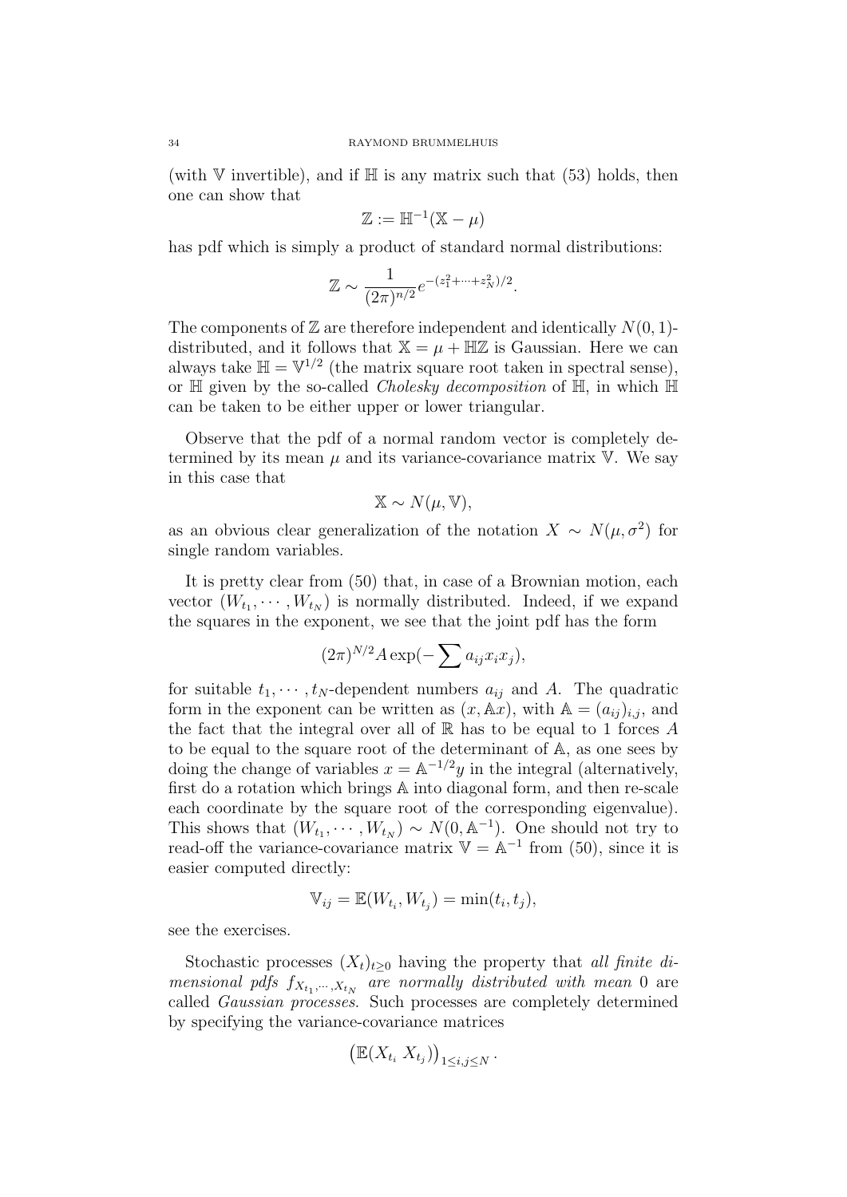(with $\mathbb{V}$ invertible), and if $\mathbb{H}$ is any matrix such that (53) holds, then one can show that

$$\mathbb{Z} := \mathbb{H}^{-1}(\mathbb{X} - \mu)$$

has pdf which is simply a product of standard normal distributions:

$$\mathbb{Z} \sim \frac{1}{(2\pi)^{n/2}} e^{-(z_1^2 + \cdots + z_N^2)/2}.$$

The components of $\mathbb{Z}$ are therefore independent and identically $N(0,1)$-distributed, and it follows that $\mathbb{X} = \mu + \mathbb{H}\mathbb{Z}$ is Gaussian. Here we can always take $\mathbb{H} = \mathbb{V}^{1/2}$ (the matrix square root taken in spectral sense), or $\mathbb{H}$ given by the so-called *Cholesky decomposition* of $\mathbb{H}$, in which $\mathbb{H}$ can be taken to be either upper or lower triangular.

Observe that the pdf of a normal random vector is completely determined by its mean $\mu$ and its variance-covariance matrix $\mathbb{V}$. We say in this case that

$$\mathbb{X} \sim N(\mu, \mathbb{V}),$$

as an obvious clear generalization of the notation $X \sim N(\mu, \sigma^2)$ for single random variables.

It is pretty clear from (50) that, in case of a Brownian motion, each vector $(W_{t_1}, \cdots, W_{t_N})$ is normally distributed. Indeed, if we expand the squares in the exponent, we see that the joint pdf has the form

$$(2\pi)^{N/2} A \exp(-\sum a_{ij} x_i x_j),$$

for suitable $t_1, \cdots, t_N$-dependent numbers $a_{ij}$ and $A$. The quadratic form in the exponent can be written as $(x, \mathbb{A}x)$, with $\mathbb{A} = (a_{ij})_{i,j}$, and the fact that the integral over all of $\mathbb{R}$ has to be equal to 1 forces $A$ to be equal to the square root of the determinant of $\mathbb{A}$, as one sees by doing the change of variables $x = \mathbb{A}^{-1/2} y$ in the integral (alternatively, first do a rotation which brings $\mathbb{A}$ into diagonal form, and then re-scale each coordinate by the square root of the corresponding eigenvalue). This shows that $(W_{t_1}, \cdots, W_{t_N}) \sim N(0, \mathbb{A}^{-1})$. One should not try to read-off the variance-covariance matrix $\mathbb{V} = \mathbb{A}^{-1}$ from (50), since it is easier computed directly:

$$\mathbb{V}_{ij} = \mathbb{E}(W_{t_i}, W_{t_j}) = \min(t_i, t_j),$$

see the exercises.

Stochastic processes $(X_t)_{t \geq 0}$ having the property that *all finite dimensional pdfs $f_{X_{t_1}, \cdots, X_{t_N}}$ are normally distributed with mean* 0 are called *Gaussian processes*. Such processes are completely determined by specifying the variance-covariance matrices

$$\left(\mathbb{E}(X_{t_i}\, X_{t_j})\right)_{1 \leq i,j \leq N}.$$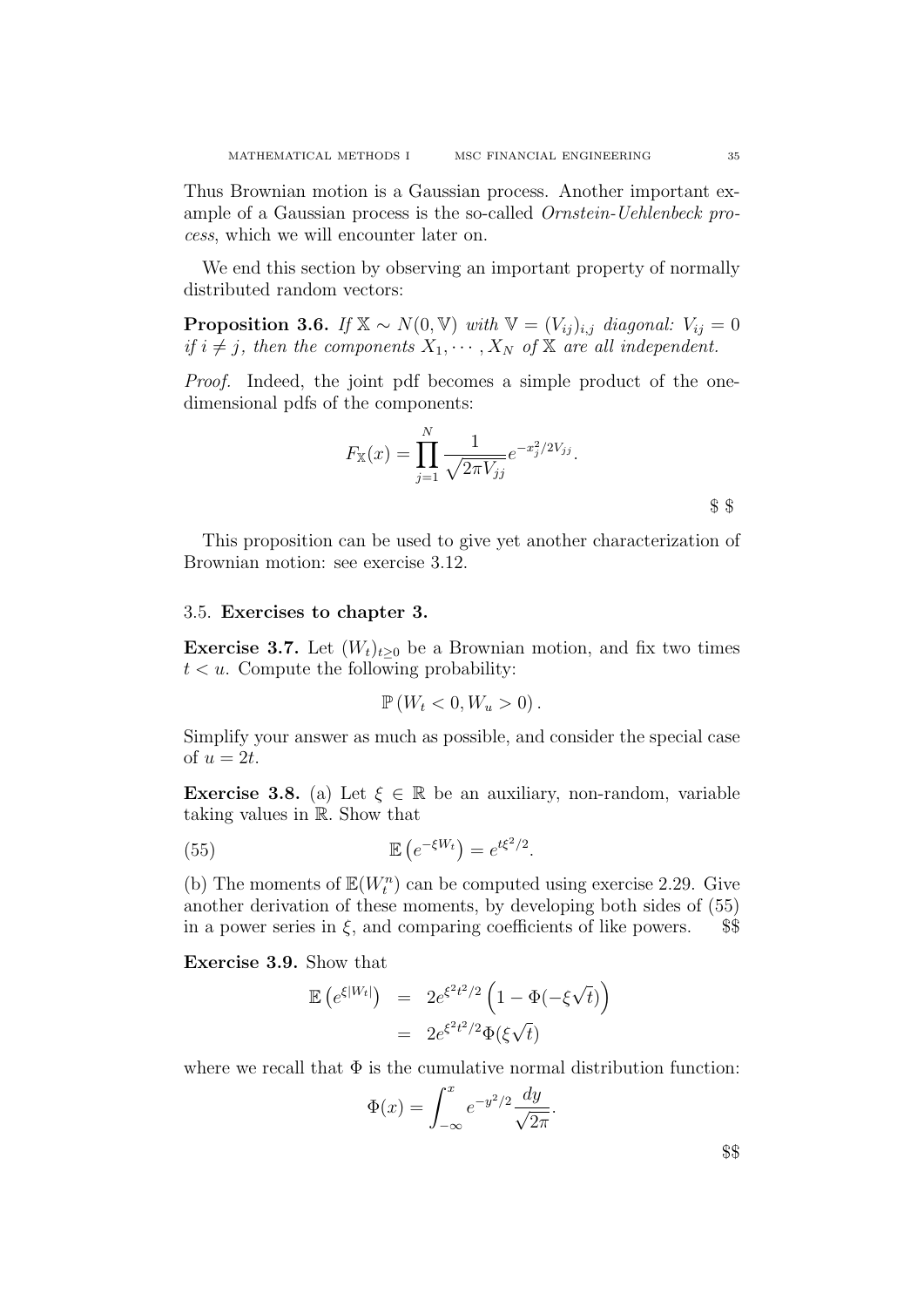Thus Brownian motion is a Gaussian process. Another important example of a Gaussian process is the so-called *Ornstein-Uehlenbeck process*, which we will encounter later on.

We end this section by observing an important property of normally distributed random vectors:

**Proposition 3.6.** *If $\mathbb{X} \sim N(0, \mathbb{V})$ with $\mathbb{V} = (V_{ij})_{i,j}$ diagonal: $V_{ij} = 0$ if $i \neq j$, then the components $X_1, \cdots, X_N$ of $\mathbb{X}$ are all independent.*

*Proof.* Indeed, the joint pdf becomes a simple product of the one-dimensional pdfs of the components:

$$F_{\mathbb{X}}(x) = \prod_{j=1}^{N} \frac{1}{\sqrt{2\pi V_{jj}}} e^{-x_j^2/2V_{jj}}.$$

$ $

This proposition can be used to give yet another characterization of Brownian motion: see exercise 3.12.

### 3.5. Exercises to chapter 3.

**Exercise 3.7.** Let $(W_t)_{t \geq 0}$ be a Brownian motion, and fix two times $t < u$. Compute the following probability:

$$\mathbb{P}\left(W_t < 0, W_u > 0\right).$$

Simplify your answer as much as possible, and consider the special case of $u = 2t$.

**Exercise 3.8.** (a) Let $\xi \in \mathbb{R}$ be an auxiliary, non-random, variable taking values in $\mathbb{R}$. Show that

$$\mathbb{E}\left(e^{-\xi W_t}\right) = e^{t\xi^2/2}. \tag{55}$$

(b) The moments of $\mathbb{E}(W_t^n)$ can be computed using exercise 2.29. Give another derivation of these moments, by developing both sides of (55) in a power series in $\xi$, and comparing coefficients of like powers. $$

**Exercise 3.9.** Show that

$$\begin{aligned} \mathbb{E}\left(e^{\xi |W_t|}\right) &= 2e^{\xi^2 t^2/2}\left(1 - \Phi(-\xi\sqrt{t})\right) \\ &= 2e^{\xi^2 t^2/2}\Phi(\xi\sqrt{t}) \end{aligned}$$

where we recall that $\Phi$ is the cumulative normal distribution function:

$$\Phi(x) = \int_{-\infty}^{x} e^{-y^2/2} \frac{dy}{\sqrt{2\pi}}.$$

$$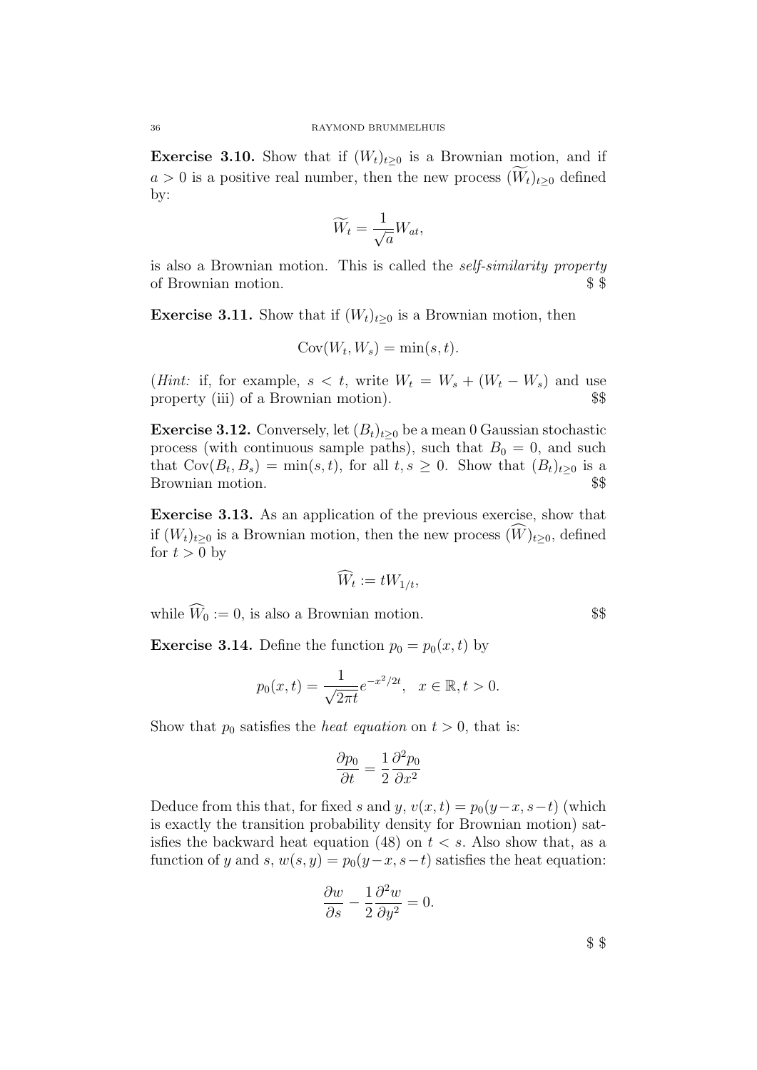**Exercise 3.10.** Show that if $(W_t)_{t\geq 0}$ is a Brownian motion, and if $a > 0$ is a positive real number, then the new process $(\widetilde{W}_t)_{t\geq 0}$ defined by:

$$\widetilde{W}_t = \frac{1}{\sqrt{a}} W_{at},$$

is also a Brownian motion. This is called the *self-similarity property* of Brownian motion. $ $

**Exercise 3.11.** Show that if $(W_t)_{t\geq 0}$ is a Brownian motion, then

$$\mathrm{Cov}(W_t, W_s) = \min(s, t).$$

(*Hint:* if, for example, $s < t$, write $W_t = W_s + (W_t - W_s)$ and use property (iii) of a Brownian motion). $$

**Exercise 3.12.** Conversely, let $(B_t)_{t\geq 0}$ be a mean 0 Gaussian stochastic process (with continuous sample paths), such that $B_0 = 0$, and such that $\mathrm{Cov}(B_t, B_s) = \min(s, t)$, for all $t, s \geq 0$. Show that $(B_t)_{t\geq 0}$ is a Brownian motion. $$

**Exercise 3.13.** As an application of the previous exercise, show that if $(W_t)_{t\geq 0}$ is a Brownian motion, then the new process $(\widehat{W})_{t\geq 0}$, defined for $t > 0$ by

$$\widehat{W}_t := t W_{1/t},$$

while $\widehat{W}_0 := 0$, is also a Brownian motion. $$

**Exercise 3.14.** Define the function $p_0 = p_0(x, t)$ by

$$p_0(x, t) = \frac{1}{\sqrt{2\pi t}} e^{-x^2/2t}, \quad x \in \mathbb{R}, t > 0.$$

Show that $p_0$ satisfies the *heat equation* on $t > 0$, that is:

$$\frac{\partial p_0}{\partial t} = \frac{1}{2} \frac{\partial^2 p_0}{\partial x^2}$$

Deduce from this that, for fixed $s$ and $y$, $v(x, t) = p_0(y - x, s - t)$ (which is exactly the transition probability density for Brownian motion) satisfies the backward heat equation (48) on $t < s$. Also show that, as a function of $y$ and $s$, $w(s, y) = p_0(y - x, s - t)$ satisfies the heat equation:

$$\frac{\partial w}{\partial s} - \frac{1}{2} \frac{\partial^2 w}{\partial y^2} = 0.$$

$ $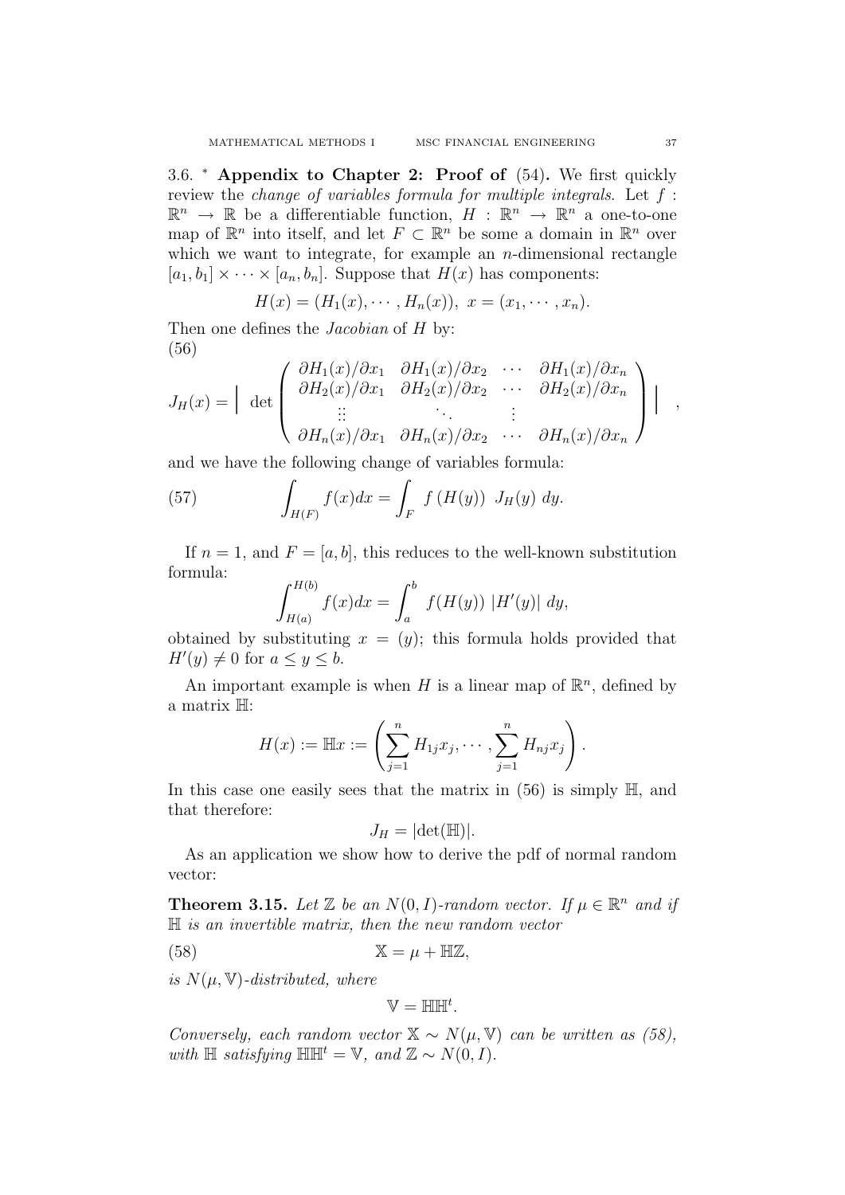3.6. * **Appendix to Chapter 2: Proof of** (54)**.** We first quickly review the *change of variables formula for multiple integrals*. Let $f : \mathbb{R}^n \to \mathbb{R}$ be a differentiable function, $H : \mathbb{R}^n \to \mathbb{R}^n$ a one-to-one map of $\mathbb{R}^n$ into itself, and let $F \subset \mathbb{R}^n$ be some a domain in $\mathbb{R}^n$ over which we want to integrate, for example an $n$-dimensional rectangle $[a_1, b_1] \times \cdots \times [a_n, b_n]$. Suppose that $H(x)$ has components:

$$H(x) = (H_1(x), \cdots, H_n(x)), \ x = (x_1, \cdots, x_n).$$

Then one defines the *Jacobian* of $H$ by:

(56)
$$J_H(x) = \left| \ \det \begin{pmatrix} \partial H_1(x)/\partial x_1 & \partial H_1(x)/\partial x_2 & \cdots & \partial H_1(x)/\partial x_n \\ \partial H_2(x)/\partial x_1 & \partial H_2(x)/\partial x_2 & \cdots & \partial H_2(x)/\partial x_n \\ \vdots & \ddots & & \vdots \\ \partial H_n(x)/\partial x_1 & \partial H_n(x)/\partial x_2 & \cdots & \partial H_n(x)/\partial x_n \end{pmatrix} \right| \quad ,$$

and we have the following change of variables formula:

$$\int_{H(F)} f(x)dx = \int_F f\left(H(y)\right) \ J_H(y) \ dy. \tag{57}$$

If $n = 1$, and $F = [a, b]$, this reduces to the well-known substitution formula:

$$\int_{H(a)}^{H(b)} f(x)dx = \int_a^b \ f(H(y)) \ |H'(y)| \ dy,$$

obtained by substituting $x = (y)$; this formula holds provided that $H'(y) \neq 0$ for $a \leq y \leq b$.

An important example is when $H$ is a linear map of $\mathbb{R}^n$, defined by a matrix $\mathbb{H}$:

$$H(x) := \mathbb{H}x := \left( \sum_{j=1}^n H_{1j}x_j, \cdots, \sum_{j=1}^n H_{nj}x_j \right).$$

In this case one easily sees that the matrix in (56) is simply $\mathbb{H}$, and that therefore:

$$J_H = |\det(\mathbb{H})|.$$

As an application we show how to derive the pdf of normal random vector:

**Theorem 3.15.** *Let $\mathbb{Z}$ be an $N(0, I)$-random vector. If $\mu \in \mathbb{R}^n$ and if $\mathbb{H}$ is an invertible matrix, then the new random vector*

$$\mathbb{X} = \mu + \mathbb{H}\mathbb{Z}, \tag{58}$$

*is $N(\mu, \mathbb{V})$-distributed, where*

$$\mathbb{V} = \mathbb{H}\mathbb{H}^t.$$

*Conversely, each random vector $\mathbb{X} \sim N(\mu, \mathbb{V})$ can be written as (58), with $\mathbb{H}$ satisfying $\mathbb{H}\mathbb{H}^t = \mathbb{V}$, and $\mathbb{Z} \sim N(0, I)$.*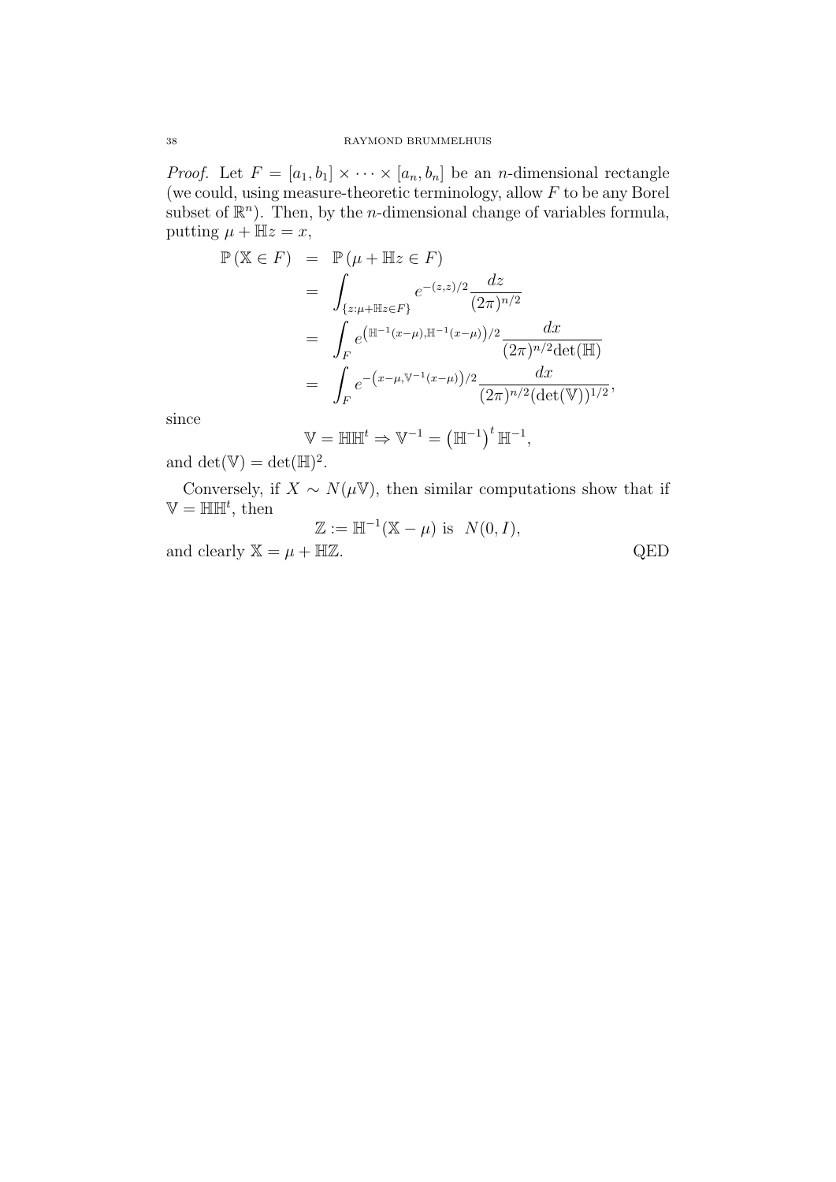*Proof.* Let $F = [a_1, b_1] \times \cdots \times [a_n, b_n]$ be an $n$-dimensional rectangle (we could, using measure-theoretic terminology, allow $F$ to be any Borel subset of $\mathbb{R}^n$). Then, by the $n$-dimensional change of variables formula, putting $\mu + \mathbb{H}z = x$,

$$
\begin{aligned}
\mathbb{P}(\mathbb{X} \in F) &= \mathbb{P}(\mu + \mathbb{H}z \in F) \\
&= \int_{\{z:\mu+\mathbb{H}z\in F\}} e^{-(z,z)/2} \frac{dz}{(2\pi)^{n/2}} \\
&= \int_F e^{\left(\mathbb{H}^{-1}(x-\mu),\mathbb{H}^{-1}(x-\mu)\right)/2} \frac{dx}{(2\pi)^{n/2}\det(\mathbb{H})} \\
&= \int_F e^{-\left(x-\mu,\mathbb{V}^{-1}(x-\mu)\right)/2} \frac{dx}{(2\pi)^{n/2}(\det(\mathbb{V}))^{1/2}},
\end{aligned}
$$

since

$$
\mathbb{V} = \mathbb{H}\mathbb{H}^t \Rightarrow \mathbb{V}^{-1} = \left(\mathbb{H}^{-1}\right)^t \mathbb{H}^{-1},
$$

and $\det(\mathbb{V}) = \det(\mathbb{H})^2$.

Conversely, if $X \sim N(\mu\mathbb{V})$, then similar computations show that if $\mathbb{V} = \mathbb{H}\mathbb{H}^t$, then

$$
\mathbb{Z} := \mathbb{H}^{-1}(\mathbb{X} - \mu) \text{ is } N(0, I),
$$

and clearly $\mathbb{X} = \mu + \mathbb{H}\mathbb{Z}$. QED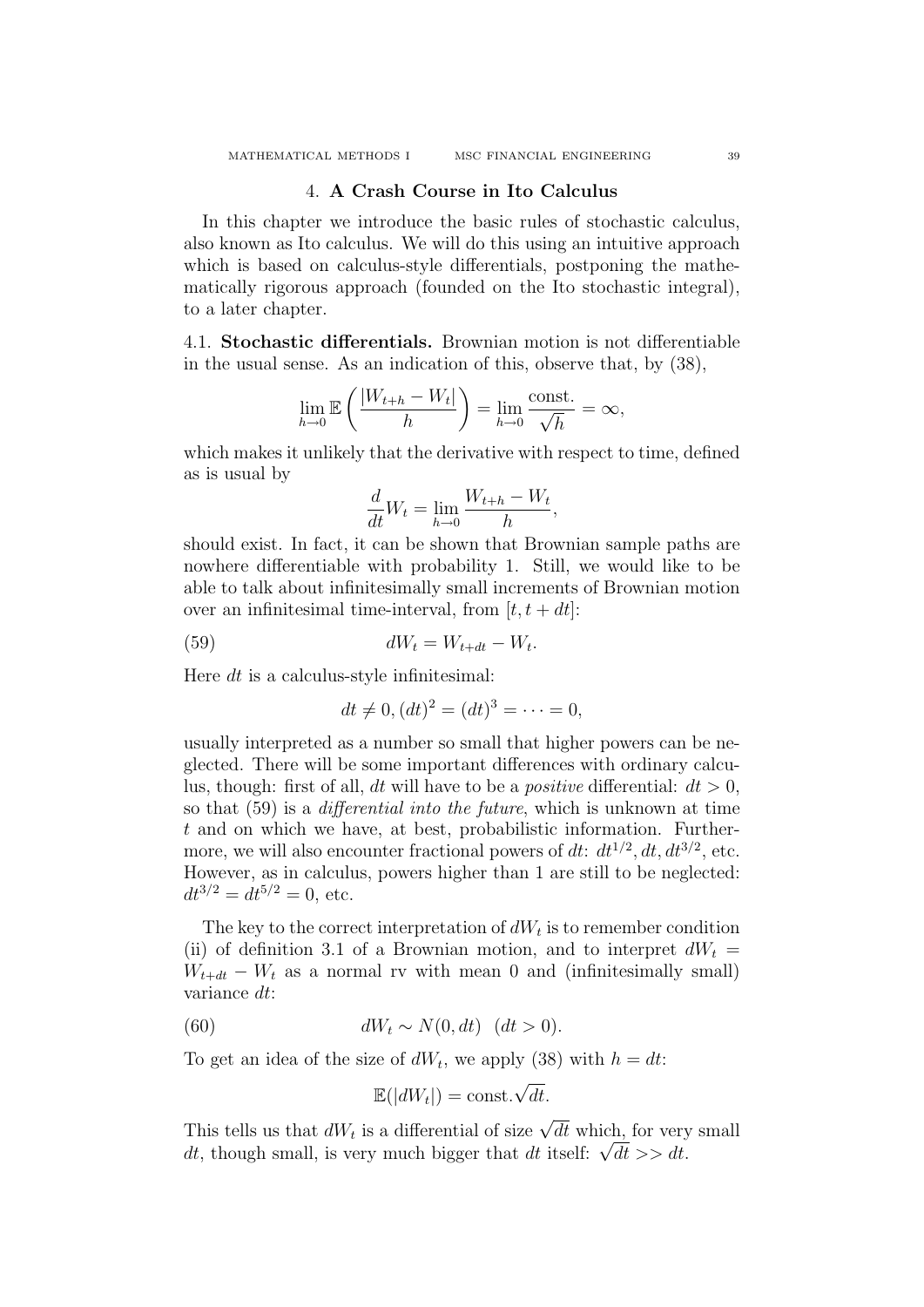## 4. A Crash Course in Ito Calculus

In this chapter we introduce the basic rules of stochastic calculus, also known as Ito calculus. We will do this using an intuitive approach which is based on calculus-style differentials, postponing the mathematically rigorous approach (founded on the Ito stochastic integral), to a later chapter.

### 4.1. Stochastic differentials.

Brownian motion is not differentiable in the usual sense. As an indication of this, observe that, by (38),

$$\lim_{h \to 0} \mathbb{E}\left( \frac{|W_{t+h} - W_t|}{h} \right) = \lim_{h \to 0} \frac{\text{const.}}{\sqrt{h}} = \infty,$$

which makes it unlikely that the derivative with respect to time, defined as is usual by

$$\frac{d}{dt} W_t = \lim_{h \to 0} \frac{W_{t+h} - W_t}{h},$$

should exist. In fact, it can be shown that Brownian sample paths are nowhere differentiable with probability 1. Still, we would like to be able to talk about infinitesimally small increments of Brownian motion over an infinitesimal time-interval, from $[t, t + dt]$:

$$dW_t = W_{t+dt} - W_t. \tag{59}$$

Here $dt$ is a calculus-style infinitesimal:

$$dt \neq 0, (dt)^2 = (dt)^3 = \cdots = 0,$$

usually interpreted as a number so small that higher powers can be neglected. There will be some important differences with ordinary calculus, though: first of all, $dt$ will have to be a *positive* differential: $dt > 0$, so that (59) is a *differential into the future*, which is unknown at time $t$ and on which we have, at best, probabilistic information. Furthermore, we will also encounter fractional powers of $dt$: $dt^{1/2}, dt, dt^{3/2}$, etc. However, as in calculus, powers higher than 1 are still to be neglected: $dt^{3/2} = dt^{5/2} = 0$, etc.

The key to the correct interpretation of $dW_t$ is to remember condition (ii) of definition 3.1 of a Brownian motion, and to interpret $dW_t = W_{t+dt} - W_t$ as a normal rv with mean 0 and (infinitesimally small) variance $dt$:

$$dW_t \sim N(0, dt) \quad (dt > 0). \tag{60}$$

To get an idea of the size of $dW_t$, we apply (38) with $h = dt$:

$$\mathbb{E}(|dW_t|) = \text{const.}\sqrt{dt}.$$

This tells us that $dW_t$ is a differential of size $\sqrt{dt}$ which, for very small $dt$, though small, is very much bigger that $dt$ itself: $\sqrt{dt} >> dt$.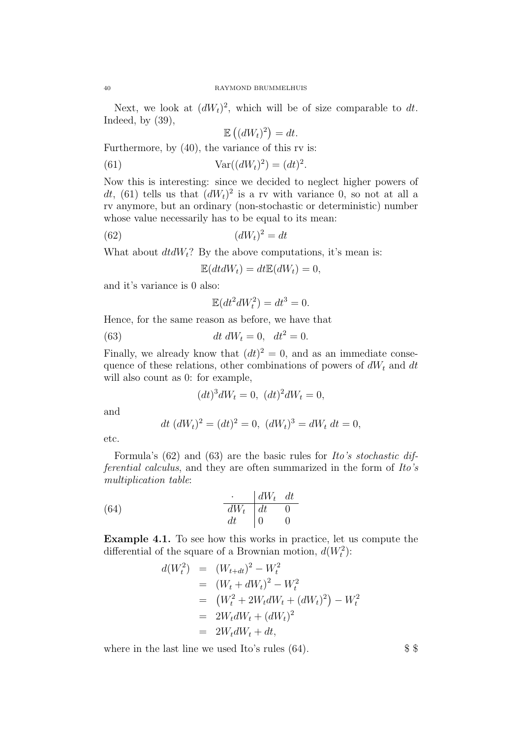Next, we look at $(dW_t)^2$, which will be of size comparable to $dt$. Indeed, by (39),

$$\mathbb{E}\left((dW_t)^2\right) = dt.$$

Furthermore, by (40), the variance of this rv is:

$$\mathrm{Var}((dW_t)^2) = (dt)^2. \tag{61}$$

Now this is interesting: since we decided to neglect higher powers of $dt$, (61) tells us that $(dW_t)^2$ is a rv with variance 0, so not at all a rv anymore, but an ordinary (non-stochastic or deterministic) number whose value necessarily has to be equal to its mean:

$$(dW_t)^2 = dt \tag{62}$$

What about $dtdW_t$? By the above computations, it's mean is:

$$\mathbb{E}(dtdW_t) = dt\mathbb{E}(dW_t) = 0,$$

and it's variance is 0 also:

$$\mathbb{E}(dt^2 dW_t^2) = dt^3 = 0.$$

Hence, for the same reason as before, we have that

$$dt\ dW_t = 0, \quad dt^2 = 0. \tag{63}$$

Finally, we already know that $(dt)^2 = 0$, and as an immediate consequence of these relations, other combinations of powers of $dW_t$ and $dt$ will also count as 0: for example,

$$(dt)^3 dW_t = 0,\ (dt)^2 dW_t = 0,$$

and

$$dt\ (dW_t)^2 = (dt)^2 = 0,\ (dW_t)^3 = dW_t\ dt = 0,$$

etc.

Formula's (62) and (63) are the basic rules for *Ito's stochastic differential calculus*, and they are often summarized in the form of *Ito's multiplication table*:

(64)

| $\cdot$ | $dW_t$ | $dt$ |
|---|---|---|
| $dW_t$ | $dt$ | $0$ |
| $dt$ | $0$ | $0$ |

**Example 4.1.** To see how this works in practice, let us compute the differential of the square of a Brownian motion, $d(W_t^2)$:

$$\begin{aligned} d(W_t^2) &= (W_{t+dt})^2 - W_t^2 \\ &= (W_t + dW_t)^2 - W_t^2 \\ &= \left(W_t^2 + 2W_t dW_t + (dW_t)^2\right) - W_t^2 \\ &= 2W_t dW_t + (dW_t)^2 \\ &= 2W_t dW_t + dt, \end{aligned}$$

where in the last line we used Ito's rules (64). $ $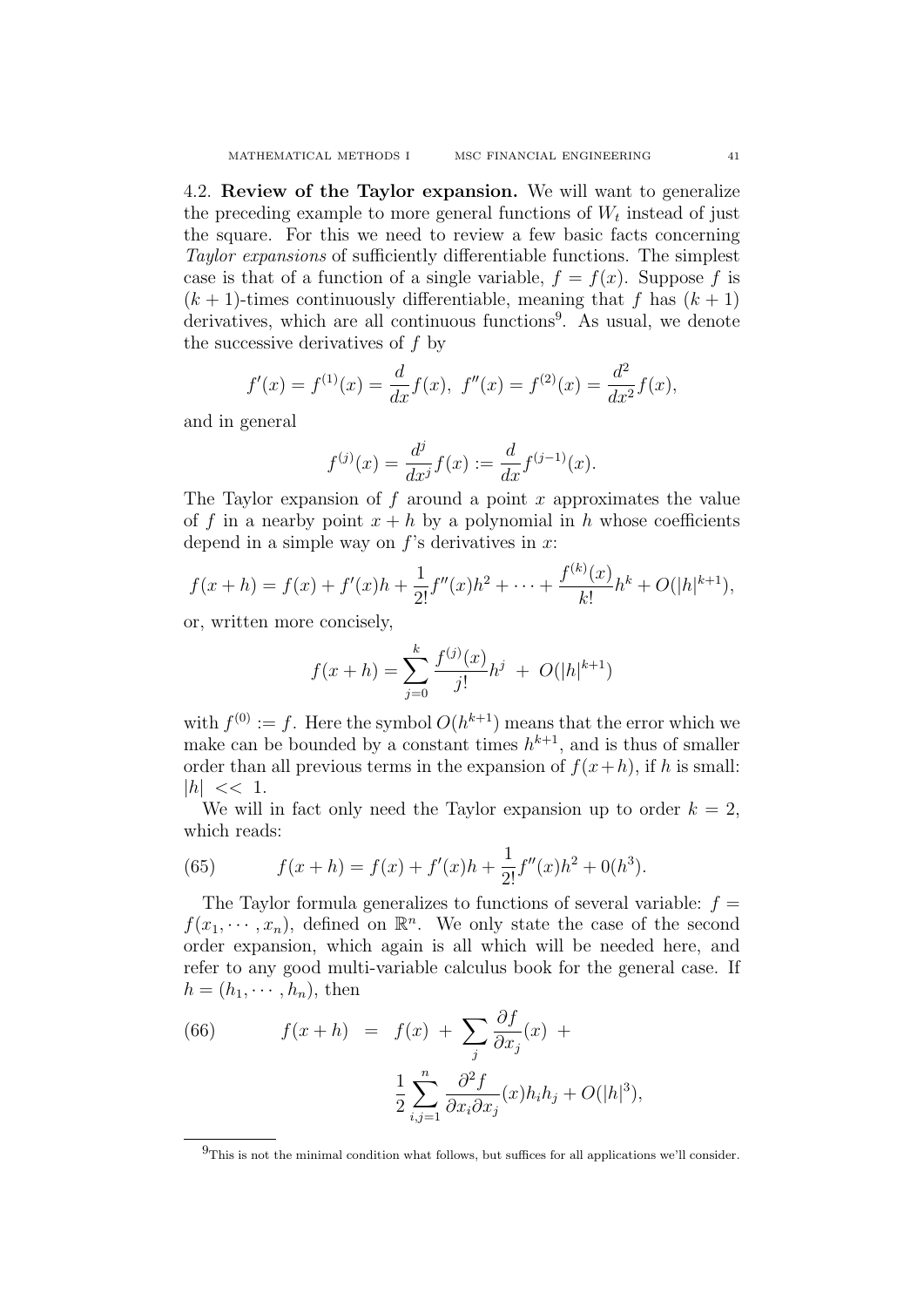4.2. **Review of the Taylor expansion.** We will want to generalize the preceding example to more general functions of $W_t$ instead of just the square. For this we need to review a few basic facts concerning *Taylor expansions* of sufficiently differentiable functions. The simplest case is that of a function of a single variable, $f = f(x)$. Suppose $f$ is $(k+1)$-times continuously differentiable, meaning that $f$ has $(k+1)$ derivatives, which are all continuous functions[9]. As usual, we denote the successive derivatives of $f$ by

$$f'(x) = f^{(1)}(x) = \frac{d}{dx} f(x), \ f''(x) = f^{(2)}(x) = \frac{d^2}{dx^2} f(x),$$

and in general

$$f^{(j)}(x) = \frac{d^j}{dx^j} f(x) := \frac{d}{dx} f^{(j-1)}(x).$$

The Taylor expansion of $f$ around a point $x$ approximates the value of $f$ in a nearby point $x + h$ by a polynomial in $h$ whose coefficients depend in a simple way on $f$'s derivatives in $x$:

$$f(x+h) = f(x) + f'(x)h + \frac{1}{2!} f''(x)h^2 + \cdots + \frac{f^{(k)}(x)}{k!} h^k + O(|h|^{k+1}),$$

or, written more concisely,

$$f(x+h) = \sum_{j=0}^{k} \frac{f^{(j)}(x)}{j!} h^j \ + \ O(|h|^{k+1})$$

with $f^{(0)} := f$. Here the symbol $O(h^{k+1})$ means that the error which we make can be bounded by a constant times $h^{k+1}$, and is thus of smaller order than all previous terms in the expansion of $f(x+h)$, if $h$ is small: $|h| \ << \ 1$.

We will in fact only need the Taylor expansion up to order $k = 2$, which reads:

$$f(x+h) = f(x) + f'(x)h + \frac{1}{2!} f''(x)h^2 + 0(h^3). \tag{65}$$

The Taylor formula generalizes to functions of several variable: $f = f(x_1, \cdots, x_n)$, defined on $\mathbb{R}^n$. We only state the case of the second order expansion, which again is all which will be needed here, and refer to any good multi-variable calculus book for the general case. If $h = (h_1, \cdots, h_n)$, then

$$\begin{aligned} f(x+h) \ &= \ f(x) \ + \ \sum_j \frac{\partial f}{\partial x_j}(x) \ + \\ &\quad \frac{1}{2} \sum_{i,j=1}^{n} \frac{\partial^2 f}{\partial x_i \partial x_j}(x) h_i h_j + O(|h|^3), \end{aligned} \tag{66}$$

[9]This is not the minimal condition what follows, but suffices for all applications we'll consider.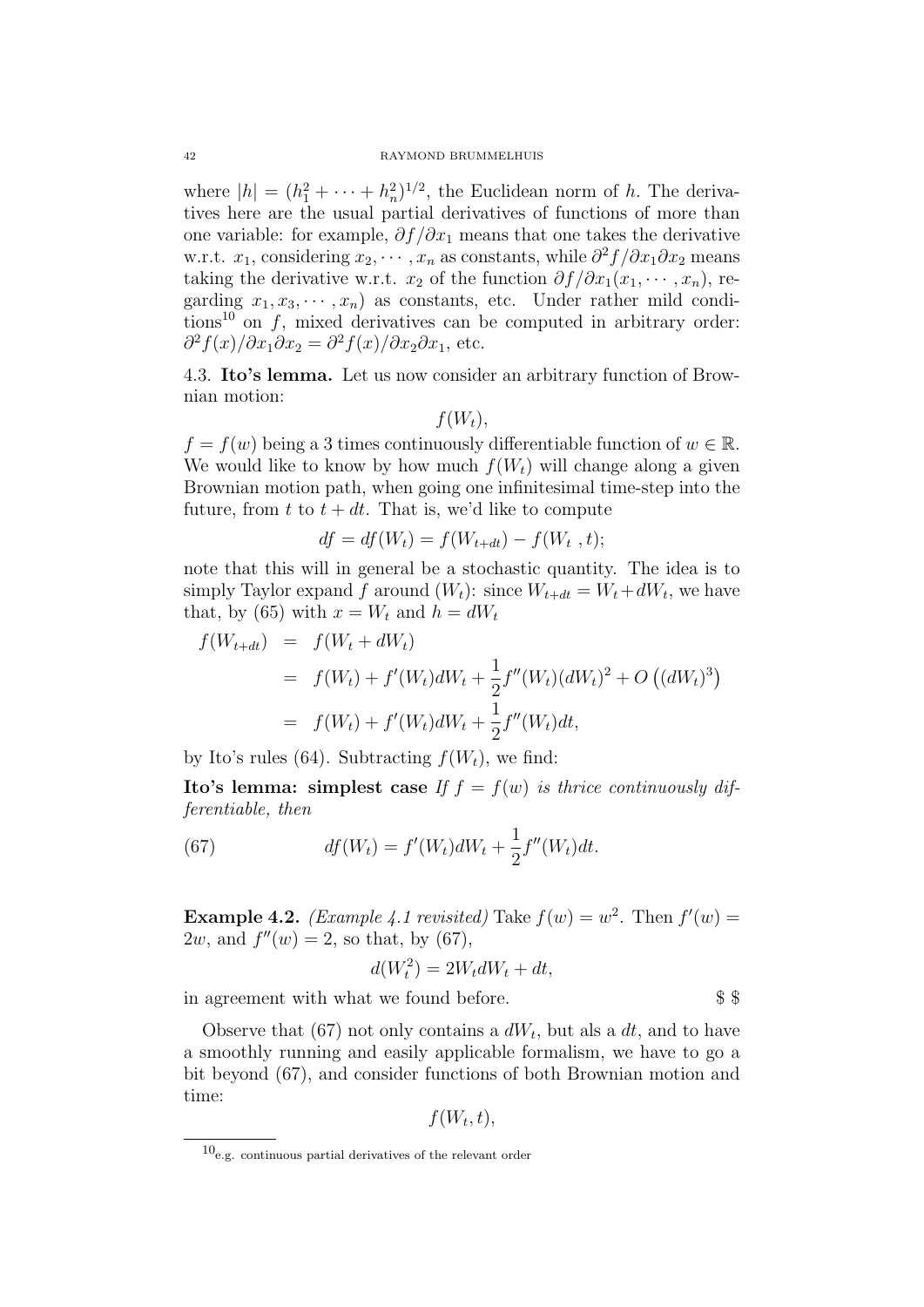where $|h| = (h_1^2 + \cdots + h_n^2)^{1/2}$, the Euclidean norm of $h$. The derivatives here are the usual partial derivatives of functions of more than one variable: for example, $\partial f / \partial x_1$ means that one takes the derivative w.r.t. $x_1$, considering $x_2, \cdots, x_n$ as constants, while $\partial^2 f / \partial x_1 \partial x_2$ means taking the derivative w.r.t. $x_2$ of the function $\partial f / \partial x_1 (x_1, \cdots, x_n)$, regarding $x_1, x_3, \cdots, x_n)$ as constants, etc. Under rather mild conditions[10] on $f$, mixed derivatives can be computed in arbitrary order: $\partial^2 f(x) / \partial x_1 \partial x_2 = \partial^2 f(x) / \partial x_2 \partial x_1$, etc.

## 4.3. **Ito's lemma.**

Let us now consider an arbitrary function of Brownian motion:

$$f(W_t),$$

$f = f(w)$ being a 3 times continuously differentiable function of $w \in \mathbb{R}$. We would like to know by how much $f(W_t)$ will change along a given Brownian motion path, when going one infinitesimal time-step into the future, from $t$ to $t + dt$. That is, we'd like to compute

$$df = df(W_t) = f(W_{t+dt}) - f(W_t \, , t);$$

note that this will in general be a stochastic quantity. The idea is to simply Taylor expand $f$ around $(W_t)$: since $W_{t+dt} = W_t + dW_t$, we have that, by (65) with $x = W_t$ and $h = dW_t$

$$\begin{aligned} f(W_{t+dt}) &= f(W_t + dW_t) \\ &= f(W_t) + f'(W_t) dW_t + \frac{1}{2} f''(W_t)(dW_t)^2 + O\left((dW_t)^3\right) \\ &= f(W_t) + f'(W_t) dW_t + \frac{1}{2} f''(W_t) dt, \end{aligned}$$

by Ito's rules (64). Subtracting $f(W_t)$, we find:

**Ito's lemma: simplest case** *If $f = f(w)$ is thrice continuously differentiable, then*

$$df(W_t) = f'(W_t) dW_t + \frac{1}{2} f''(W_t) dt. \tag{67}$$

**Example 4.2.** *(Example 4.1 revisited)* Take $f(w) = w^2$. Then $f'(w) = 2w$, and $f''(w) = 2$, so that, by (67),

$$d(W_t^2) = 2W_t dW_t + dt,$$

in agreement with what we found before. $ $

Observe that (67) not only contains a $dW_t$, but als a $dt$, and to have a smoothly running and easily applicable formalism, we have to go a bit beyond (67), and consider functions of both Brownian motion and time:

$$f(W_t, t),$$

[10] e.g. continuous partial derivatives of the relevant order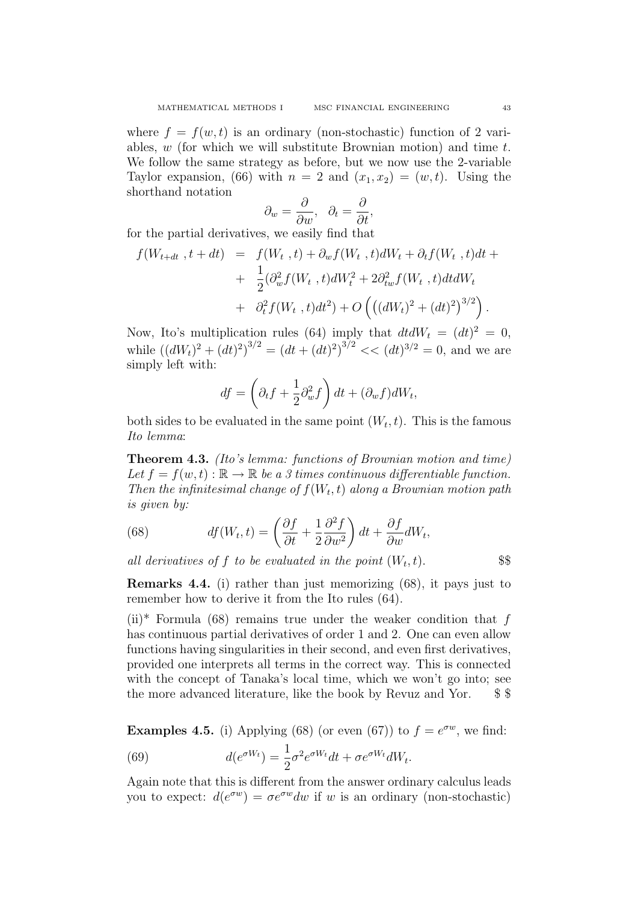where $f = f(w, t)$ is an ordinary (non-stochastic) function of 2 variables, $w$ (for which we will substitute Brownian motion) and time $t$. We follow the same strategy as before, but we now use the 2-variable Taylor expansion, (66) with $n = 2$ and $(x_1, x_2) = (w, t)$. Using the shorthand notation

$$\partial_w = \frac{\partial}{\partial w}, \quad \partial_t = \frac{\partial}{\partial t},$$

for the partial derivatives, we easily find that

$$\begin{aligned} f(W_{t+dt}\,, t + dt) &= f(W_t\,, t) + \partial_w f(W_t\,, t) dW_t + \partial_t f(W_t\,, t) dt + \\ &+ \frac{1}{2}(\partial_w^2 f(W_t\,, t) dW_t^2 + 2\partial_{tw}^2 f(W_t\,, t) dt dW_t \\ &+ \partial_t^2 f(W_t\,, t) dt^2) + O\left( \left( (dW_t)^2 + (dt)^2 \right)^{3/2} \right). \end{aligned}$$

Now, Ito's multiplication rules (64) imply that $dt dW_t = (dt)^2 = 0$, while $\left( (dW_t)^2 + (dt)^2 \right)^{3/2} = \left( dt + (dt)^2 \right)^{3/2} << (dt)^{3/2} = 0$, and we are simply left with:

$$df = \left( \partial_t f + \frac{1}{2} \partial_w^2 f \right) dt + (\partial_w f) dW_t,$$

both sides to be evaluated in the same point $(W_t, t)$. This is the famous *Ito lemma*:

**Theorem 4.3.** *(Ito's lemma: functions of Brownian motion and time) Let $f = f(w, t) : \mathbb{R} \to \mathbb{R}$ be a 3 times continuous differentiable function. Then the infinitesimal change of $f(W_t, t)$ along a Brownian motion path is given by:*

$$df(W_t, t) = \left( \frac{\partial f}{\partial t} + \frac{1}{2} \frac{\partial^2 f}{\partial w^2} \right) dt + \frac{\partial f}{\partial w} dW_t, \tag{68}$$

*all derivatives of $f$ to be evaluated in the point $(W_t, t)$.* $$

**Remarks 4.4.** (i) rather than just memorizing (68), it pays just to remember how to derive it from the Ito rules (64).

(ii)* Formula (68) remains true under the weaker condition that $f$ has continuous partial derivatives of order 1 and 2. One can even allow functions having singularities in their second, and even first derivatives, provided one interprets all terms in the correct way. This is connected with the concept of Tanaka's local time, which we won't go into; see the more advanced literature, like the book by Revuz and Yor. $ $

**Examples 4.5.** (i) Applying (68) (or even (67)) to $f = e^{\sigma w}$, we find:

$$d(e^{\sigma W_t}) = \frac{1}{2} \sigma^2 e^{\sigma W_t} dt + \sigma e^{\sigma W_t} dW_t. \tag{69}$$

Again note that this is different from the answer ordinary calculus leads you to expect: $d(e^{\sigma w}) = \sigma e^{\sigma w} dw$ if $w$ is an ordinary (non-stochastic)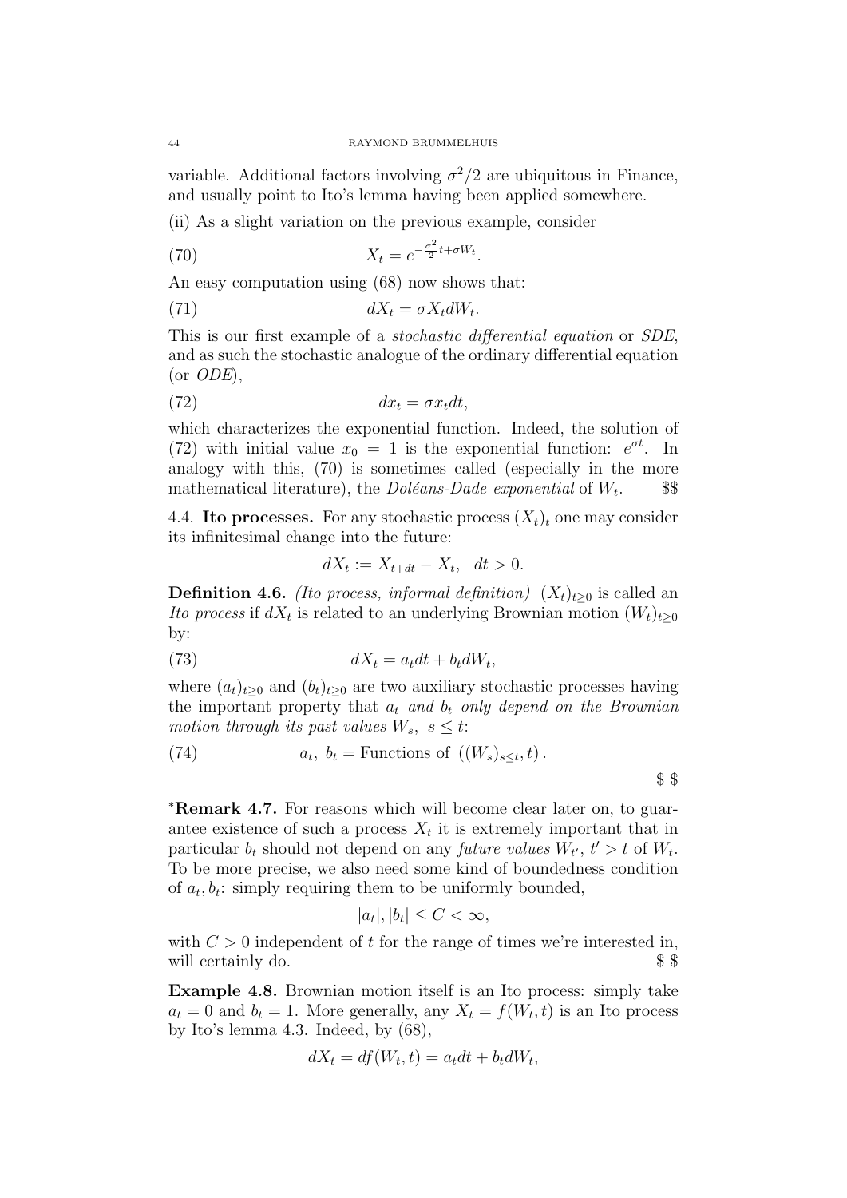variable. Additional factors involving $\sigma^2/2$ are ubiquitous in Finance, and usually point to Ito's lemma having been applied somewhere.

(ii) As a slight variation on the previous example, consider

$$X_t = e^{-\frac{\sigma^2}{2}t + \sigma W_t}. \tag{70}$$

An easy computation using (68) now shows that:

$$dX_t = \sigma X_t dW_t. \tag{71}$$

This is our first example of a *stochastic differential equation* or *SDE*, and as such the stochastic analogue of the ordinary differential equation (or *ODE*),

$$dx_t = \sigma x_t dt, \tag{72}$$

which characterizes the exponential function. Indeed, the solution of (72) with initial value $x_0 = 1$ is the exponential function: $e^{\sigma t}$. In analogy with this, (70) is sometimes called (especially in the more mathematical literature), the *Doléans-Dade exponential* of $W_t$. $$

4.4. **Ito processes.** For any stochastic process $(X_t)_t$ one may consider its infinitesimal change into the future:

$$dX_t := X_{t+dt} - X_t, \quad dt > 0.$$

**Definition 4.6.** *(Ito process, informal definition)* $(X_t)_{t\geq 0}$ is called an *Ito process* if $dX_t$ is related to an underlying Brownian motion $(W_t)_{t\geq 0}$ by:

$$dX_t = a_t dt + b_t dW_t, \tag{73}$$

where $(a_t)_{t\geq 0}$ and $(b_t)_{t\geq 0}$ are two auxiliary stochastic processes having the important property that $a_t$ *and* $b_t$ *only depend on the Brownian motion through its past values* $W_s,\ s \leq t$:

$$a_t,\ b_t = \text{Functions of } \left((W_s)_{s\leq t}, t\right). \tag{74}$$

$ $

*__Remark 4.7.__ For reasons which will become clear later on, to guarantee existence of such a process $X_t$ it is extremely important that in particular $b_t$ should not depend on any *future values* $W_{t'},\ t' > t$ of $W_t$. To be more precise, we also need some kind of boundedness condition of $a_t, b_t$: simply requiring them to be uniformly bounded,

$$|a_t|, |b_t| \leq C < \infty,$$

with $C > 0$ independent of $t$ for the range of times we're interested in, will certainly do. $ $

**Example 4.8.** Brownian motion itself is an Ito process: simply take $a_t = 0$ and $b_t = 1$. More generally, any $X_t = f(W_t, t)$ is an Ito process by Ito's lemma 4.3. Indeed, by (68),

$$dX_t = df(W_t, t) = a_t dt + b_t dW_t,$$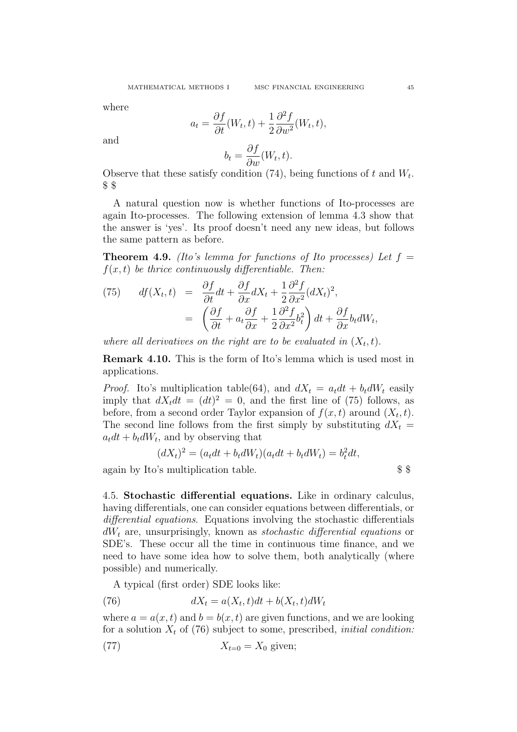where

$$a_t = \frac{\partial f}{\partial t}(W_t, t) + \frac{1}{2}\frac{\partial^2 f}{\partial w^2}(W_t, t),$$

and

$$b_t = \frac{\partial f}{\partial w}(W_t, t).$$

Observe that these satisfy condition (74), being functions of $t$ and $W_t$. $ $

A natural question now is whether functions of Ito-processes are again Ito-processes. The following extension of lemma 4.3 show that the answer is 'yes'. Its proof doesn't need any new ideas, but follows the same pattern as before.

**Theorem 4.9.** *(Ito's lemma for functions of Ito processes) Let $f = f(x, t)$ be thrice continuously differentiable. Then:*

$$\begin{aligned} df(X_t, t) &= \frac{\partial f}{\partial t}dt + \frac{\partial f}{\partial x}dX_t + \frac{1}{2}\frac{\partial^2 f}{\partial x^2}(dX_t)^2, \\ &= \left(\frac{\partial f}{\partial t} + a_t\frac{\partial f}{\partial x} + \frac{1}{2}\frac{\partial^2 f}{\partial x^2}b_t^2\right)dt + \frac{\partial f}{\partial x}b_t dW_t, \end{aligned} \tag{75}$$

*where all derivatives on the right are to be evaluated in $(X_t, t)$.*

**Remark 4.10.** This is the form of Ito's lemma which is used most in applications.

*Proof.* Ito's multiplication table(64), and $dX_t = a_t dt + b_t dW_t$ easily imply that $dX_t dt = (dt)^2 = 0$, and the first line of (75) follows, as before, from a second order Taylor expansion of $f(x, t)$ around $(X_t, t)$. The second line follows from the first simply by substituting $dX_t = a_t dt + b_t dW_t$, and by observing that

$$(dX_t)^2 = (a_t dt + b_t dW_t)(a_t dt + b_t dW_t) = b_t^2 dt,$$

again by Ito's multiplication table. $ $

4.5. **Stochastic differential equations.** Like in ordinary calculus, having differentials, one can consider equations between differentials, or *differential equations*. Equations involving the stochastic differentials $dW_t$ are, unsurprisingly, known as *stochastic differential equations* or SDE's. These occur all the time in continuous time finance, and we need to have some idea how to solve them, both analytically (where possible) and numerically.

A typical (first order) SDE looks like:

$$dX_t = a(X_t, t)dt + b(X_t, t)dW_t \tag{76}$$

where $a = a(x, t)$ and $b = b(x, t)$ are given functions, and we are looking for a solution $X_t$ of (76) subject to some, prescribed, *initial condition:*

$$X_{t=0} = X_0 \text{ given;} \tag{77}$$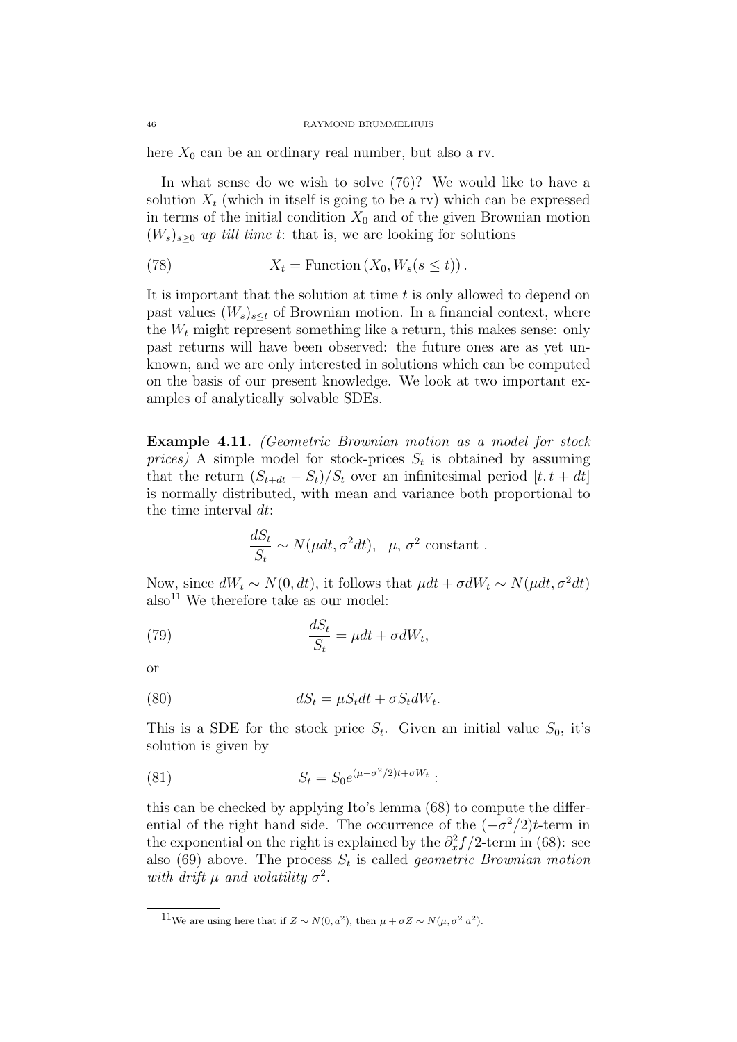here $X_0$ can be an ordinary real number, but also a rv.

In what sense do we wish to solve (76)? We would like to have a solution $X_t$ (which in itself is going to be a rv) which can be expressed in terms of the initial condition $X_0$ and of the given Brownian motion $(W_s)_{s\geq 0}$ *up till time* $t$: that is, we are looking for solutions

$$X_t = \text{Function}\,(X_0, W_s(s \leq t)) \,. \tag{78}$$

It is important that the solution at time $t$ is only allowed to depend on past values $(W_s)_{s\leq t}$ of Brownian motion. In a financial context, where the $W_t$ might represent something like a return, this makes sense: only past returns will have been observed: the future ones are as yet unknown, and we are only interested in solutions which can be computed on the basis of our present knowledge. We look at two important examples of analytically solvable SDEs.

**Example 4.11.** *(Geometric Brownian motion as a model for stock prices)* A simple model for stock-prices $S_t$ is obtained by assuming that the return $(S_{t+dt} - S_t)/S_t$ over an infinitesimal period $[t, t+dt]$ is normally distributed, with mean and variance both proportional to the time interval $dt$:

$$\frac{dS_t}{S_t} \sim N(\mu dt, \sigma^2 dt), \quad \mu,\, \sigma^2 \text{ constant }.$$

Now, since $dW_t \sim N(0, dt)$, it follows that $\mu dt + \sigma dW_t \sim N(\mu dt, \sigma^2 dt)$ also[11] We therefore take as our model:

$$\frac{dS_t}{S_t} = \mu dt + \sigma dW_t, \tag{79}$$

or

$$dS_t = \mu S_t dt + \sigma S_t dW_t. \tag{80}$$

This is a SDE for the stock price $S_t$. Given an initial value $S_0$, it's solution is given by

$$S_t = S_0 e^{(\mu - \sigma^2/2)t + \sigma W_t} : \tag{81}$$

this can be checked by applying Ito's lemma (68) to compute the differential of the right hand side. The occurrence of the $(-\sigma^2/2)t$-term in the exponential on the right is explained by the $\partial_x^2 f/2$-term in (68): see also (69) above. The process $S_t$ is called *geometric Brownian motion with drift* $\mu$ *and volatility* $\sigma^2$.

[11] We are using here that if $Z \sim N(0, a^2)$, then $\mu + \sigma Z \sim N(\mu, \sigma^2\, a^2)$.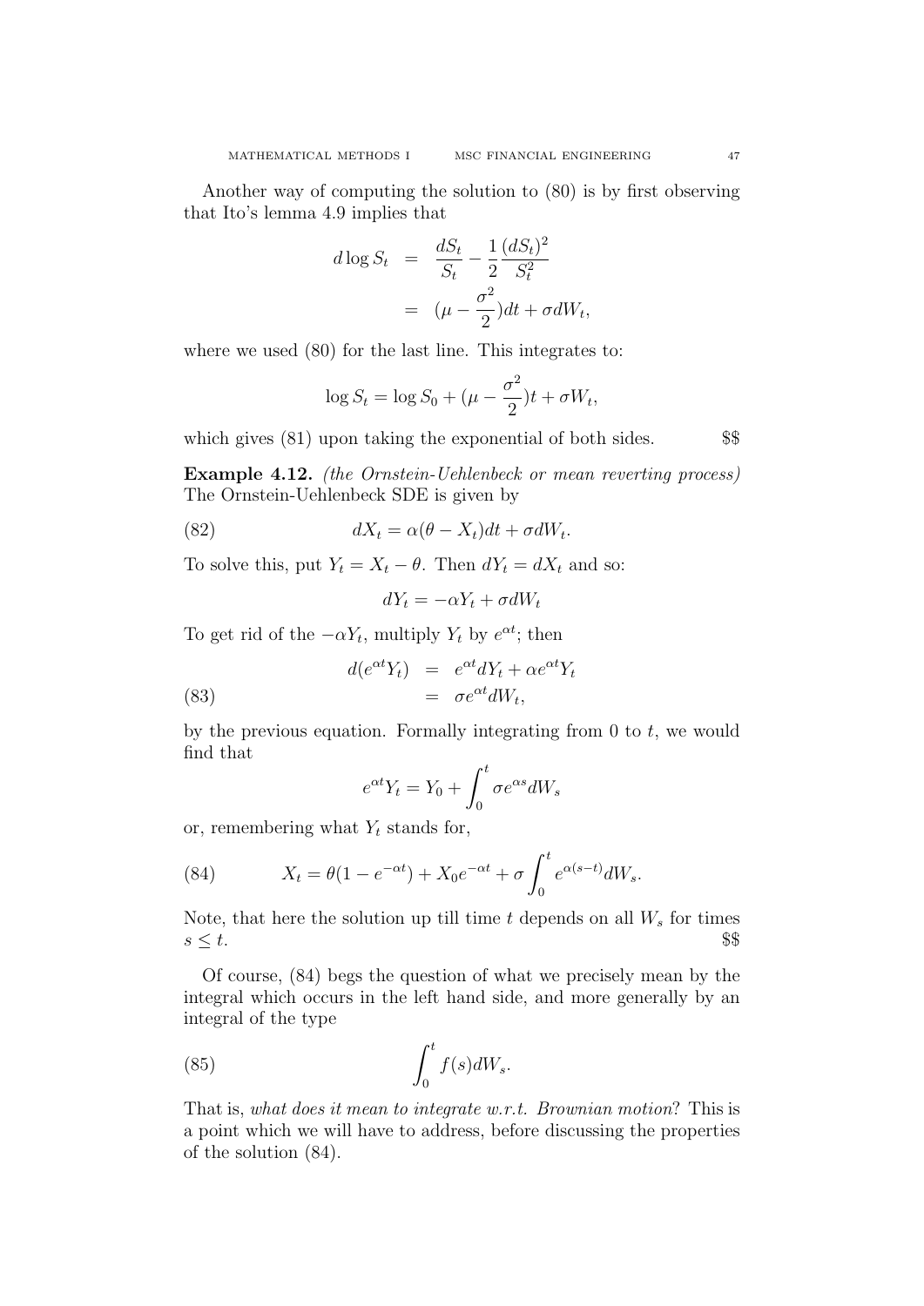Another way of computing the solution to (80) is by first observing that Ito's lemma 4.9 implies that

$$
\begin{aligned}
d\log S_t &= \frac{dS_t}{S_t} - \frac{1}{2}\frac{(dS_t)^2}{S_t^2} \\
&= (\mu - \frac{\sigma^2}{2})dt + \sigma dW_t,
\end{aligned}
$$

where we used (80) for the last line. This integrates to:

$$
\log S_t = \log S_0 + (\mu - \frac{\sigma^2}{2})t + \sigma W_t,
$$

which gives (81) upon taking the exponential of both sides. $$

**Example 4.12.** *(the Ornstein-Uehlenbeck or mean reverting process)* The Ornstein-Uehlenbeck SDE is given by

$$
dX_t = \alpha(\theta - X_t)dt + \sigma dW_t. \tag{82}
$$

To solve this, put $Y_t = X_t - \theta$. Then $dY_t = dX_t$ and so:

$$
dY_t = -\alpha Y_t + \sigma dW_t
$$

To get rid of the $-\alpha Y_t$, multiply $Y_t$ by $e^{\alpha t}$; then

$$
\begin{aligned}
d(e^{\alpha t}Y_t) &= e^{\alpha t}dY_t + \alpha e^{\alpha t}Y_t \\
&= \sigma e^{\alpha t}dW_t, \qquad (83)
\end{aligned}
$$

by the previous equation. Formally integrating from 0 to $t$, we would find that

$$
e^{\alpha t}Y_t = Y_0 + \int_0^t \sigma e^{\alpha s}dW_s
$$

or, remembering what $Y_t$ stands for,

$$
X_t = \theta(1 - e^{-\alpha t}) + X_0 e^{-\alpha t} + \sigma \int_0^t e^{\alpha(s-t)}dW_s. \tag{84}
$$

Note, that here the solution up till time $t$ depends on all $W_s$ for times $s \leq t$. $$

Of course, (84) begs the question of what we precisely mean by the integral which occurs in the left hand side, and more generally by an integral of the type

$$
\int_0^t f(s)dW_s. \tag{85}
$$

That is, *what does it mean to integrate w.r.t. Brownian motion*? This is a point which we will have to address, before discussing the properties of the solution (84).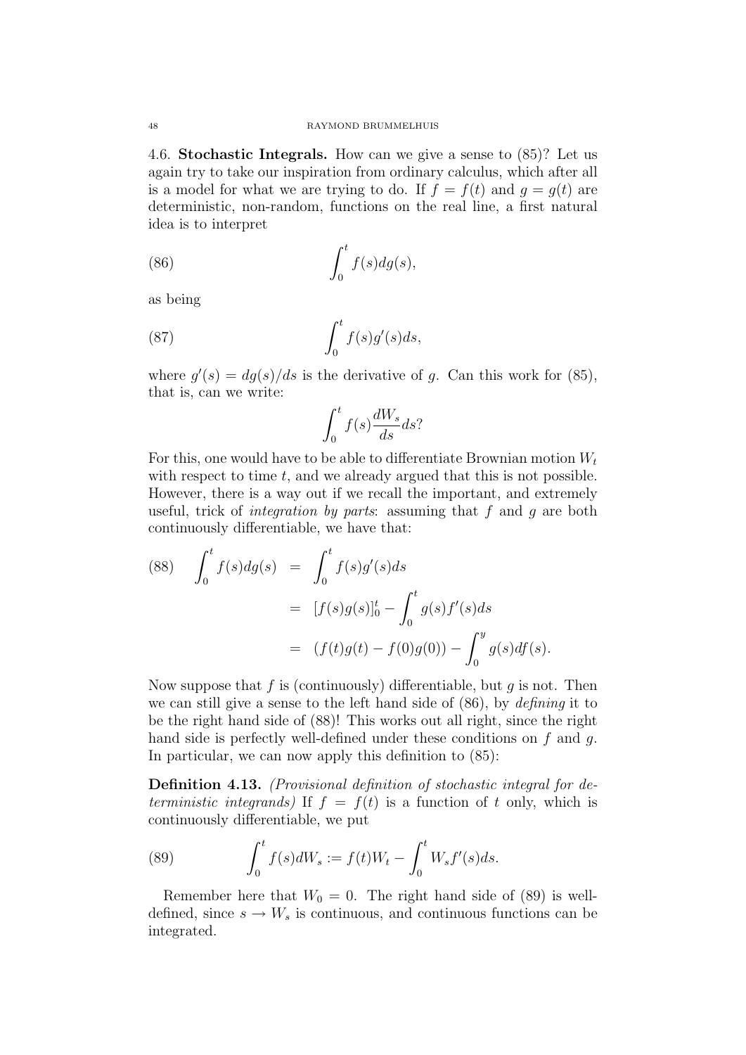### 4.6. Stochastic Integrals.

How can we give a sense to (85)? Let us again try to take our inspiration from ordinary calculus, which after all is a model for what we are trying to do. If $f = f(t)$ and $g = g(t)$ are deterministic, non-random, functions on the real line, a first natural idea is to interpret

$$\int_0^t f(s)dg(s), \tag{86}$$

as being

$$\int_0^t f(s)g'(s)ds, \tag{87}$$

where $g'(s) = dg(s)/ds$ is the derivative of $g$. Can this work for (85), that is, can we write:

$$\int_0^t f(s)\frac{dW_s}{ds}ds?$$

For this, one would have to be able to differentiate Brownian motion $W_t$ with respect to time $t$, and we already argued that this is not possible. However, there is a way out if we recall the important, and extremely useful, trick of *integration by parts*: assuming that $f$ and $g$ are both continuously differentiable, we have that:

$$\begin{aligned}
\int_0^t f(s)dg(s) &= \int_0^t f(s)g'(s)ds \\
&= [f(s)g(s)]_0^t - \int_0^t g(s)f'(s)ds \\
&= (f(t)g(t) - f(0)g(0)) - \int_0^y g(s)df(s).
\end{aligned} \tag{88}$$

Now suppose that $f$ is (continuously) differentiable, but $g$ is not. Then we can still give a sense to the left hand side of (86), by *defining* it to be the right hand side of (88)! This works out all right, since the right hand side is perfectly well-defined under these conditions on $f$ and $g$. In particular, we can now apply this definition to (85):

**Definition 4.13.** *(Provisional definition of stochastic integral for deterministic integrands)* If $f = f(t)$ is a function of $t$ only, which is continuously differentiable, we put

$$\int_0^t f(s)dW_s := f(t)W_t - \int_0^t W_s f'(s)ds. \tag{89}$$

Remember here that $W_0 = 0$. The right hand side of (89) is well-defined, since $s \to W_s$ is continuous, and continuous functions can be integrated.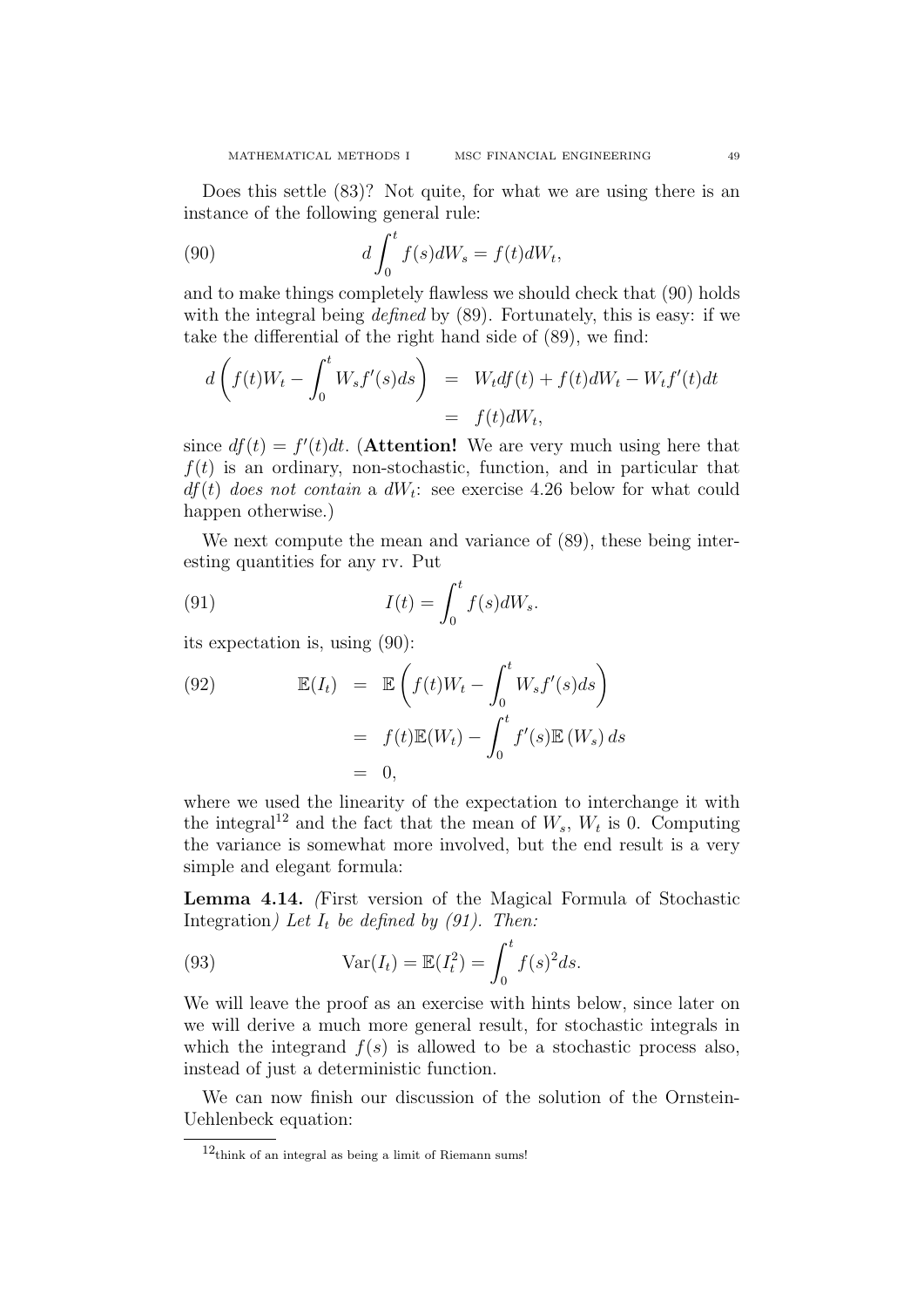Does this settle (83)? Not quite, for what we are using there is an instance of the following general rule:

$$d\int_0^t f(s)dW_s = f(t)dW_t, \tag{90}$$

and to make things completely flawless we should check that (90) holds with the integral being *defined* by (89). Fortunately, this is easy: if we take the differential of the right hand side of (89), we find:

$$\begin{aligned} d\left( f(t)W_t - \int_0^t W_s f'(s)ds \right) &= W_t df(t) + f(t)dW_t - W_t f'(t)dt \\ &= f(t)dW_t, \end{aligned}$$

since $df(t) = f'(t)dt$. (**Attention!** We are very much using here that $f(t)$ is an ordinary, non-stochastic, function, and in particular that $df(t)$ *does not contain* a $dW_t$: see exercise 4.26 below for what could happen otherwise.)

We next compute the mean and variance of (89), these being interesting quantities for any rv. Put

$$I(t) = \int_0^t f(s)dW_s. \tag{91}$$

its expectation is, using (90):

$$\begin{aligned} \mathbb{E}(I_t) &= \mathbb{E}\left( f(t)W_t - \int_0^t W_s f'(s)ds \right) \\ &= f(t)\mathbb{E}(W_t) - \int_0^t f'(s)\mathbb{E}(W_s)\, ds \\ &= 0, \end{aligned} \tag{92}$$

where we used the linearity of the expectation to interchange it with the integral[12] and the fact that the mean of $W_s$, $W_t$ is 0. Computing the variance is somewhat more involved, but the end result is a very simple and elegant formula:

**Lemma 4.14.** *(*First version of the Magical Formula of Stochastic Integration*) Let $I_t$ be defined by (91). Then:*

$$\mathrm{Var}(I_t) = \mathbb{E}(I_t^2) = \int_0^t f(s)^2 ds. \tag{93}$$

We will leave the proof as an exercise with hints below, since later on we will derive a much more general result, for stochastic integrals in which the integrand $f(s)$ is allowed to be a stochastic process also, instead of just a deterministic function.

We can now finish our discussion of the solution of the Ornstein-Uehlenbeck equation:

[12] think of an integral as being a limit of Riemann sums!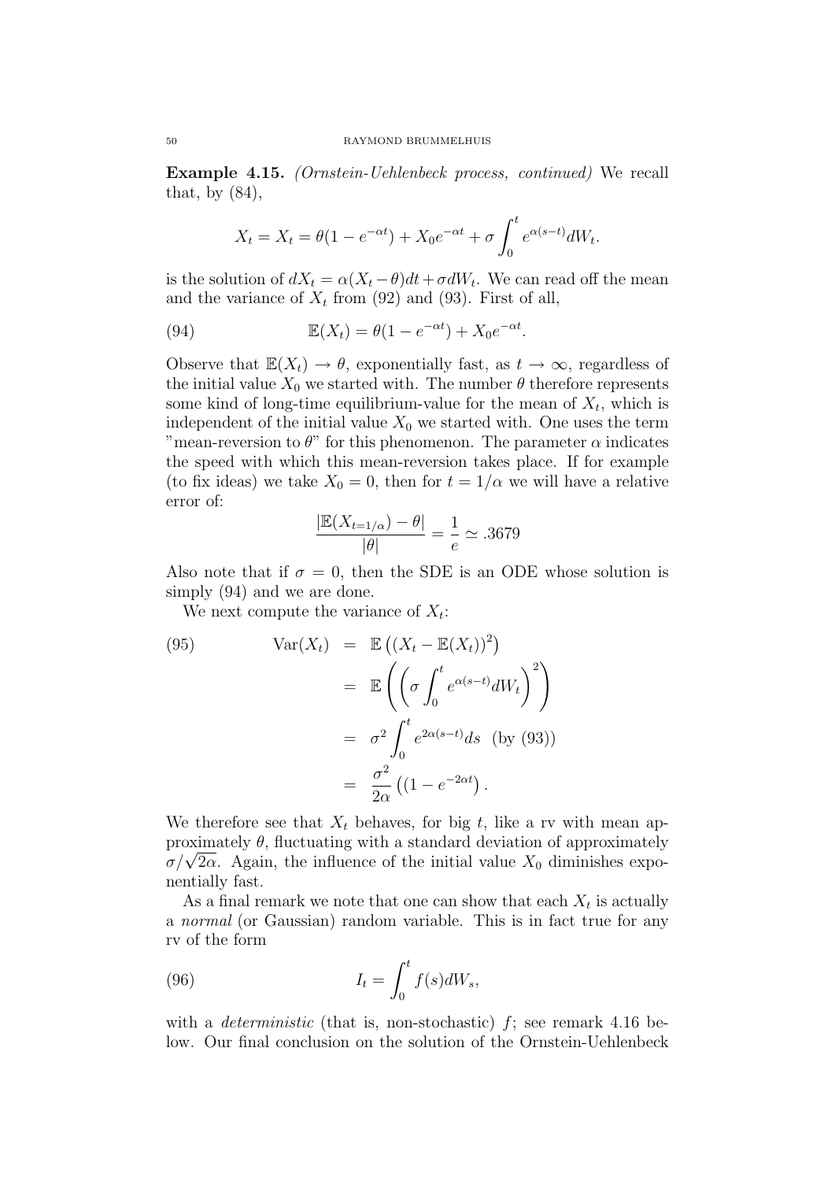**Example 4.15.** *(Ornstein-Uehlenbeck process, continued)* We recall that, by (84),

$$X_t = X_t = \theta(1 - e^{-\alpha t}) + X_0 e^{-\alpha t} + \sigma \int_0^t e^{\alpha(s-t)} dW_t.$$

is the solution of $dX_t = \alpha(X_t - \theta)dt + \sigma dW_t$. We can read off the mean and the variance of $X_t$ from (92) and (93). First of all,

$$\mathbb{E}(X_t) = \theta(1 - e^{-\alpha t}) + X_0 e^{-\alpha t}. \tag{94}$$

Observe that $\mathbb{E}(X_t) \to \theta$, exponentially fast, as $t \to \infty$, regardless of the initial value $X_0$ we started with. The number $\theta$ therefore represents some kind of long-time equilibrium-value for the mean of $X_t$, which is independent of the initial value $X_0$ we started with. One uses the term "mean-reversion to $\theta$" for this phenomenon. The parameter $\alpha$ indicates the speed with which this mean-reversion takes place. If for example (to fix ideas) we take $X_0 = 0$, then for $t = 1/\alpha$ we will have a relative error of:

$$\frac{|\mathbb{E}(X_{t=1/\alpha}) - \theta|}{|\theta|} = \frac{1}{e} \simeq .3679$$

Also note that if $\sigma = 0$, then the SDE is an ODE whose solution is simply (94) and we are done.

We next compute the variance of $X_t$:

$$\begin{aligned} \text{Var}(X_t) &= \mathbb{E}\left((X_t - \mathbb{E}(X_t))^2\right) \\ &= \mathbb{E}\left(\left(\sigma \int_0^t e^{\alpha(s-t)} dW_t\right)^2\right) \\ &= \sigma^2 \int_0^t e^{2\alpha(s-t)} ds \quad \text{(by (93))} \\ &= \frac{\sigma^2}{2\alpha}\left((1 - e^{-2\alpha t}\right). \end{aligned} \tag{95}$$

We therefore see that $X_t$ behaves, for big $t$, like a rv with mean approximately $\theta$, fluctuating with a standard deviation of approximately $\sigma/\sqrt{2\alpha}$. Again, the influence of the initial value $X_0$ diminishes exponentially fast.

As a final remark we note that one can show that each $X_t$ is actually a *normal* (or Gaussian) random variable. This is in fact true for any rv of the form

$$I_t = \int_0^t f(s) dW_s, \tag{96}$$

with a *deterministic* (that is, non-stochastic) $f$; see remark 4.16 below. Our final conclusion on the solution of the Ornstein-Uehlenbeck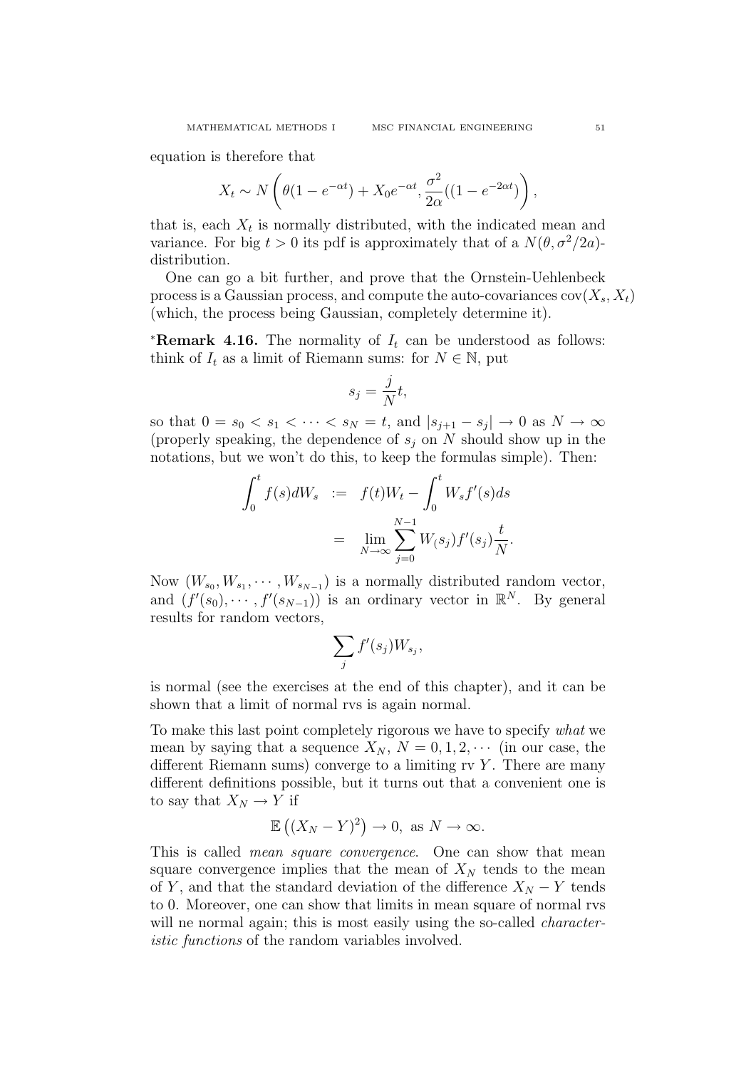equation is therefore that

$$X_t \sim N\left(\theta(1-e^{-\alpha t}) + X_0 e^{-\alpha t}, \frac{\sigma^2}{2\alpha}((1-e^{-2\alpha t})\right),$$

that is, each $X_t$ is normally distributed, with the indicated mean and variance. For big $t > 0$ its pdf is approximately that of a $N(\theta, \sigma^2/2a)$-distribution.

One can go a bit further, and prove that the Ornstein-Uehlenbeck process is a Gaussian process, and compute the auto-covariances $\mathrm{cov}(X_s, X_t)$ (which, the process being Gaussian, completely determine it).

*__Remark 4.16.__ The normality of $I_t$ can be understood as follows: think of $I_t$ as a limit of Riemann sums: for $N \in \mathbb{N}$, put

$$s_j = \frac{j}{N} t,$$

so that $0 = s_0 < s_1 < \cdots < s_N = t$, and $|s_{j+1} - s_j| \to 0$ as $N \to \infty$ (properly speaking, the dependence of $s_j$ on $N$ should show up in the notations, but we won't do this, to keep the formulas simple). Then:

$$\begin{aligned}
\int_0^t f(s) dW_s &:= f(t)W_t - \int_0^t W_s f'(s) ds \\
&= \lim_{N \to \infty} \sum_{j=0}^{N-1} W_(s_j) f'(s_j) \frac{t}{N}.
\end{aligned}$$

Now $(W_{s_0}, W_{s_1}, \cdots, W_{s_{N-1}})$ is a normally distributed random vector, and $(f'(s_0), \cdots, f'(s_{N-1}))$ is an ordinary vector in $\mathbb{R}^N$. By general results for random vectors,

$$\sum_j f'(s_j) W_{s_j},$$

is normal (see the exercises at the end of this chapter), and it can be shown that a limit of normal rvs is again normal.

To make this last point completely rigorous we have to specify *what* we mean by saying that a sequence $X_N$, $N = 0, 1, 2, \cdots$ (in our case, the different Riemann sums) converge to a limiting rv $Y$. There are many different definitions possible, but it turns out that a convenient one is to say that $X_N \to Y$ if

$$\mathbb{E}\left((X_N - Y)^2\right) \to 0, \text{ as } N \to \infty.$$

This is called *mean square convergence*. One can show that mean square convergence implies that the mean of $X_N$ tends to the mean of $Y$, and that the standard deviation of the difference $X_N - Y$ tends to 0. Moreover, one can show that limits in mean square of normal rvs will ne normal again; this is most easily using the so-called *characteristic functions* of the random variables involved.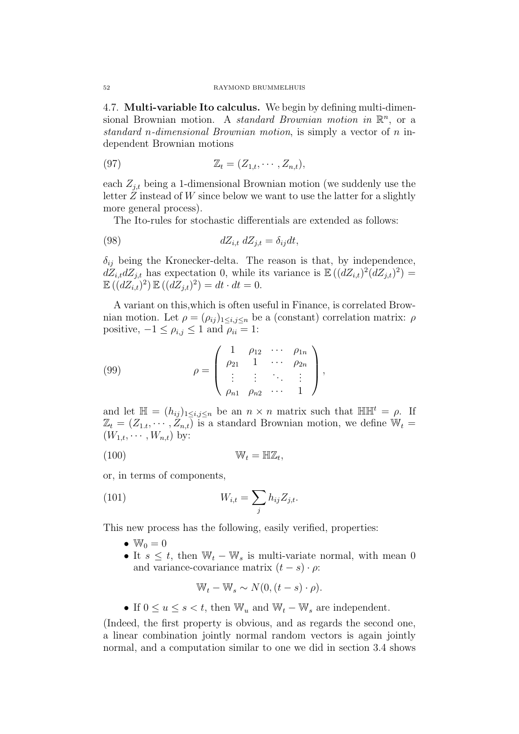4.7. **Multi-variable Ito calculus.** We begin by defining multi-dimensional Brownian motion. A *standard Brownian motion in* $\mathbb{R}^n$, or a *standard* $n$*-dimensional Brownian motion*, is simply a vector of $n$ independent Brownian motions

$$\mathbb{Z}_t = (Z_{1,t}, \cdots, Z_{n,t}), \tag{97}$$

each $Z_{j,t}$ being a 1-dimensional Brownian motion (we suddenly use the letter $Z$ instead of $W$ since below we want to use the latter for a slightly more general process).

The Ito-rules for stochastic differentials are extended as follows:

$$dZ_{i,t}\, dZ_{j,t} = \delta_{ij} dt, \tag{98}$$

$\delta_{ij}$ being the Kronecker-delta. The reason is that, by independence, $dZ_{i,t} dZ_{j,t}$ has expectation 0, while its variance is $\mathbb{E}\left((dZ_{i,t})^2 (dZ_{j,t})^2\right) = \mathbb{E}\left((dZ_{i,t})^2\right) \mathbb{E}\left((dZ_{j,t})^2\right) = dt \cdot dt = 0$.

A variant on this,which is often useful in Finance, is correlated Brownian motion. Let $\rho = (\rho_{ij})_{1 \leq i,j \leq n}$ be a (constant) correlation matrix: $\rho$ positive, $-1 \leq \rho_{i,j} \leq 1$ and $\rho_{ii} = 1$:

$$\rho = \begin{pmatrix} 1 & \rho_{12} & \cdots & \rho_{1n} \\ \rho_{21} & 1 & \cdots & \rho_{2n} \\ \vdots & \vdots & \ddots & \vdots \\ \rho_{n1} & \rho_{n2} & \cdots & 1 \end{pmatrix}, \tag{99}$$

and let $\mathbb{H} = (h_{ij})_{1 \leq i,j \leq n}$ be an $n \times n$ matrix such that $\mathbb{H}\mathbb{H}^t = \rho$. If $\mathbb{Z}_t = (Z_{1,t}, \cdots, Z_{n,t})$ is a standard Brownian motion, we define $\mathbb{W}_t = (W_{1,t}, \cdots, W_{n,t})$ by:

$$\mathbb{W}_t = \mathbb{H}\mathbb{Z}_t, \tag{100}$$

or, in terms of components,

$$W_{i,t} = \sum_j h_{ij} Z_{j,t}. \tag{101}$$

This new process has the following, easily verified, properties:

- $\mathbb{W}_0 = 0$
- It $s \leq t$, then $\mathbb{W}_t - \mathbb{W}_s$ is multi-variate normal, with mean 0 and variance-covariance matrix $(t - s) \cdot \rho$:

$$\mathbb{W}_t - \mathbb{W}_s \sim N(0, (t - s) \cdot \rho).$$

- If $0 \leq u \leq s < t$, then $\mathbb{W}_u$ and $\mathbb{W}_t - \mathbb{W}_s$ are independent.

(Indeed, the first property is obvious, and as regards the second one, a linear combination jointly normal random vectors is again jointly normal, and a computation similar to one we did in section 3.4 shows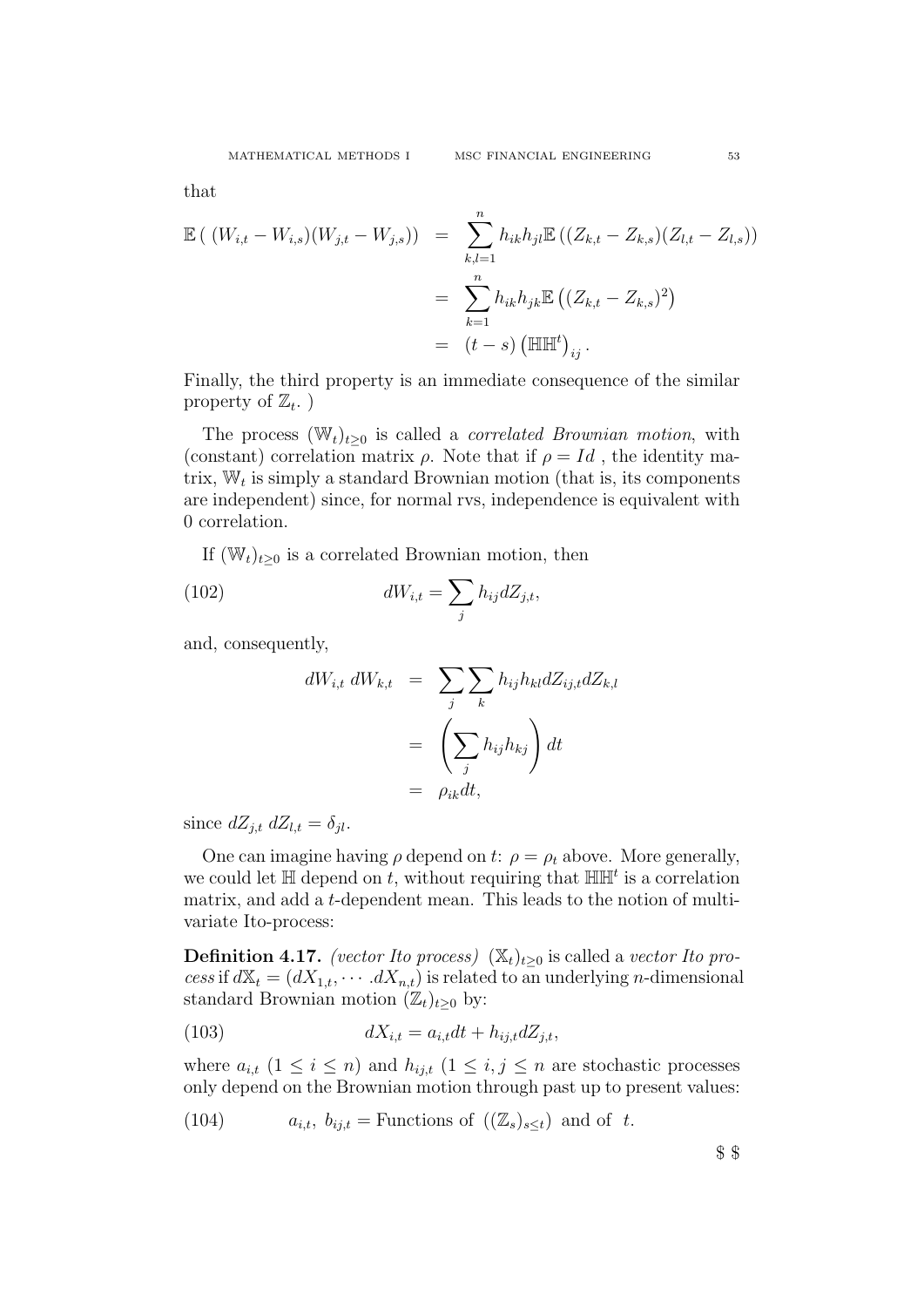that

$$
\begin{aligned}
\mathbb{E}\left( (W_{i,t} - W_{i,s})(W_{j,t} - W_{j,s}) \right) &= \sum_{k,l=1}^{n} h_{ik} h_{jl} \mathbb{E}\left( (Z_{k,t} - Z_{k,s})(Z_{l,t} - Z_{l,s}) \right) \\
&= \sum_{k=1}^{n} h_{ik} h_{jk} \mathbb{E}\left( (Z_{k,t} - Z_{k,s})^2 \right) \\
&= (t-s) \left( \mathbb{H}\mathbb{H}^t \right)_{ij}.
\end{aligned}
$$

Finally, the third property is an immediate consequence of the similar property of $\mathbb{Z}_t$. )

The process $(\mathbb{W}_t)_{t \geq 0}$ is called a *correlated Brownian motion*, with (constant) correlation matrix $\rho$. Note that if $\rho = Id$ , the identity matrix, $\mathbb{W}_t$ is simply a standard Brownian motion (that is, its components are independent) since, for normal rvs, independence is equivalent with 0 correlation.

If $(\mathbb{W}_t)_{t \geq 0}$ is a correlated Brownian motion, then

$$
dW_{i,t} = \sum_j h_{ij} dZ_{j,t}, \tag{102}
$$

and, consequently,

$$
\begin{aligned}
dW_{i,t} \, dW_{k,t} &= \sum_j \sum_k h_{ij} h_{kl} dZ_{ij,t} dZ_{k,l} \\
&= \left( \sum_j h_{ij} h_{kj} \right) dt \\
&= \rho_{ik} dt,
\end{aligned}
$$

since $dZ_{j,t} \, dZ_{l,t} = \delta_{jl}$.

One can imagine having $\rho$ depend on $t$: $\rho = \rho_t$ above. More generally, we could let $\mathbb{H}$ depend on $t$, without requiring that $\mathbb{H}\mathbb{H}^t$ is a correlation matrix, and add a $t$-dependent mean. This leads to the notion of multivariate Ito-process:

**Definition 4.17.** *(vector Ito process)* $(\mathbb{X}_t)_{t \geq 0}$ is called a *vector Ito process* if $d\mathbb{X}_t = (dX_{1,t}, \cdots .dX_{n,t})$ is related to an underlying $n$-dimensional standard Brownian motion $(\mathbb{Z}_t)_{t \geq 0}$ by:

$$
dX_{i,t} = a_{i,t} dt + h_{ij,t} dZ_{j,t}, \tag{103}
$$

where $a_{i,t}$ $(1 \leq i \leq n)$ and $h_{ij,t}$ $(1 \leq i, j \leq n$ are stochastic processes only depend on the Brownian motion through past up to present values:

$$
a_{i,t}, \; b_{ij,t} = \text{Functions of } \; ((\mathbb{Z}_s)_{s \leq t}) \; \text{ and of } \; t. \tag{104}
$$

\$ \$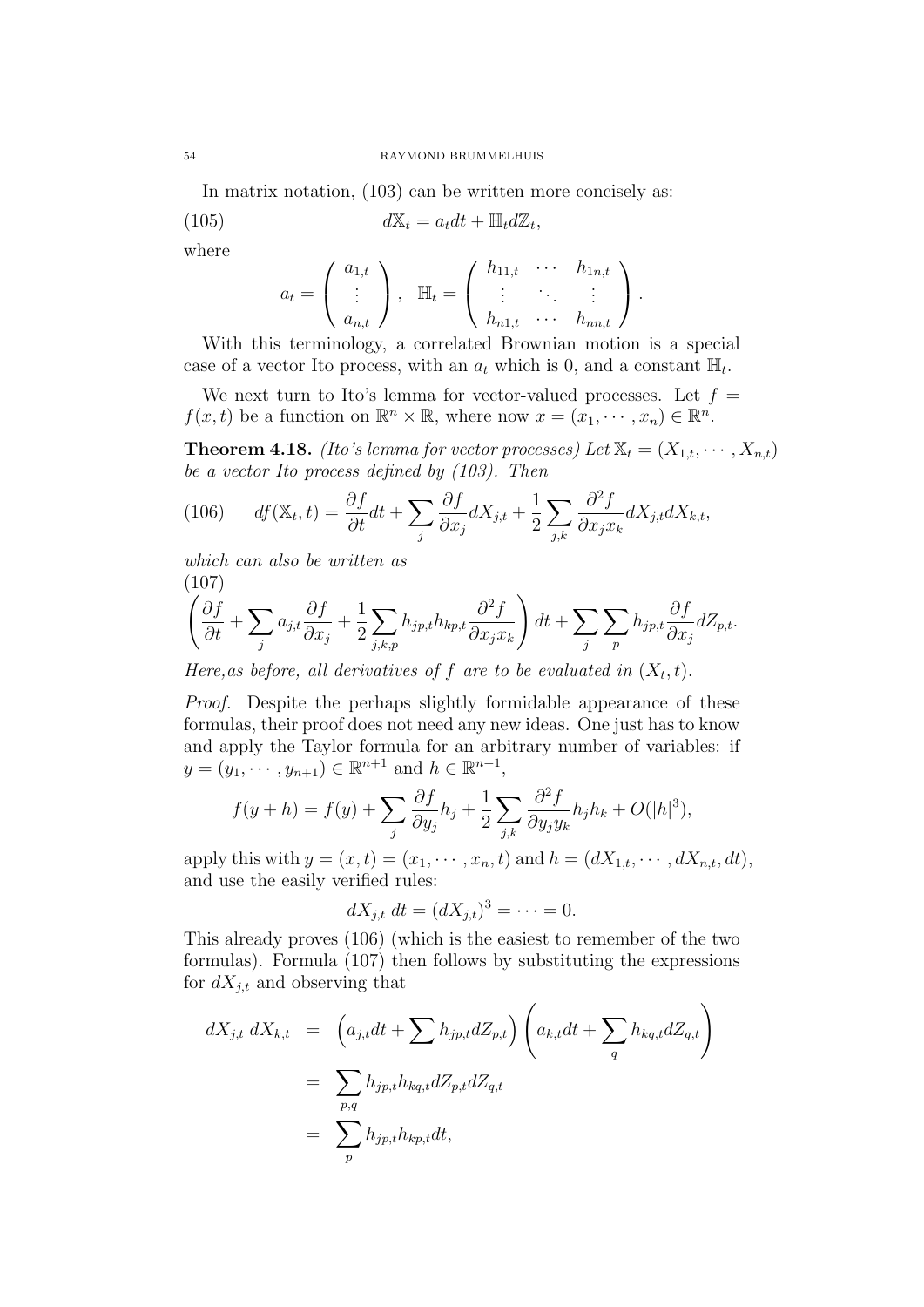In matrix notation, (103) can be written more concisely as:

$$d\mathbb{X}_t = a_t dt + \mathbb{H}_t d\mathbb{Z}_t, \tag{105}$$

where

$$a_t = \begin{pmatrix} a_{1,t} \\ \vdots \\ a_{n,t} \end{pmatrix}, \quad \mathbb{H}_t = \begin{pmatrix} h_{11,t} & \cdots & h_{1n,t} \\ \vdots & \ddots & \vdots \\ h_{n1,t} & \cdots & h_{nn,t} \end{pmatrix}.$$

With this terminology, a correlated Brownian motion is a special case of a vector Ito process, with an $a_t$ which is 0, and a constant $\mathbb{H}_t$.

We next turn to Ito's lemma for vector-valued processes. Let $f = f(x,t)$ be a function on $\mathbb{R}^n \times \mathbb{R}$, where now $x = (x_1, \cdots, x_n) \in \mathbb{R}^n$.

**Theorem 4.18.** *(Ito's lemma for vector processes) Let $\mathbb{X}_t = (X_{1,t}, \cdots, X_{n,t})$ be a vector Ito process defined by (103). Then*

$$df(\mathbb{X}_t, t) = \frac{\partial f}{\partial t} dt + \sum_j \frac{\partial f}{\partial x_j} dX_{j,t} + \frac{1}{2} \sum_{j,k} \frac{\partial^2 f}{\partial x_j x_k} dX_{j,t} dX_{k,t}, \tag{106}$$

*which can also be written as*

$$\left( \frac{\partial f}{\partial t} + \sum_j a_{j,t} \frac{\partial f}{\partial x_j} + \frac{1}{2} \sum_{j,k,p} h_{jp,t} h_{kp,t} \frac{\partial^2 f}{\partial x_j x_k} \right) dt + \sum_j \sum_p h_{jp,t} \frac{\partial f}{\partial x_j} dZ_{p,t}. \tag{107}$$

*Here,as before, all derivatives of $f$ are to be evaluated in $(X_t, t)$.*

*Proof.* Despite the perhaps slightly formidable appearance of these formulas, their proof does not need any new ideas. One just has to know and apply the Taylor formula for an arbitrary number of variables: if $y = (y_1, \cdots, y_{n+1}) \in \mathbb{R}^{n+1}$ and $h \in \mathbb{R}^{n+1}$,

$$f(y + h) = f(y) + \sum_j \frac{\partial f}{\partial y_j} h_j + \frac{1}{2} \sum_{j,k} \frac{\partial^2 f}{\partial y_j y_k} h_j h_k + O(|h|^3),$$

apply this with $y = (x, t) = (x_1, \cdots, x_n, t)$ and $h = (dX_{1,t}, \cdots, dX_{n,t}, dt)$, and use the easily verified rules:

$$dX_{j,t}\, dt = (dX_{j,t})^3 = \cdots = 0.$$

This already proves (106) (which is the easiest to remember of the two formulas). Formula (107) then follows by substituting the expressions for $dX_{j,t}$ and observing that

$$\begin{aligned} dX_{j,t}\, dX_{k,t} &= \left( a_{j,t} dt + \sum h_{jp,t} dZ_{p,t} \right) \left( a_{k,t} dt + \sum_q h_{kq,t} dZ_{q,t} \right) \\ &= \sum_{p,q} h_{jp,t} h_{kq,t} dZ_{p,t} dZ_{q,t} \\ &= \sum_p h_{jp,t} h_{kp,t} dt, \end{aligned}$$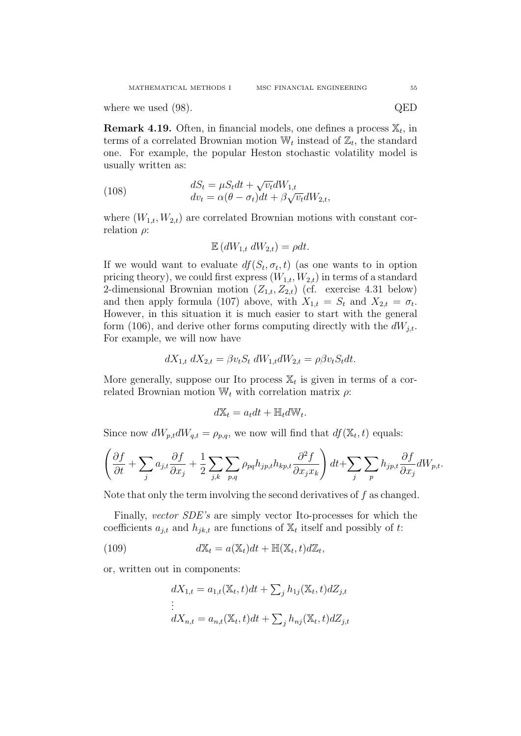where we used (98). QED

**Remark 4.19.** Often, in financial models, one defines a process $\mathbb{X}_t$, in terms of a correlated Brownian motion $\mathbb{W}_t$ instead of $\mathbb{Z}_t$, the standard one. For example, the popular Heston stochastic volatility model is usually written as:

$$
\begin{aligned}
dS_t &= \mu S_t dt + \sqrt{v_t} dW_{1,t} \\
dv_t &= \alpha(\theta - \sigma_t)dt + \beta\sqrt{v_t} dW_{2,t},
\end{aligned}
\tag{108}
$$

where $(W_{1,t}, W_{2,t})$ are correlated Brownian motions with constant correlation $\rho$:

$$
\mathbb{E}\left(dW_{1,t}\; dW_{2,t}\right) = \rho dt.
$$

If we would want to evaluate $df(S_t, \sigma_t, t)$ (as one wants to in option pricing theory), we could first express $(W_{1,t}, W_{2,t})$ in terms of a standard 2-dimensional Brownian motion $(Z_{1,t}, Z_{2,t})$ (cf. exercise 4.31 below) and then apply formula (107) above, with $X_{1,t} = S_t$ and $X_{2,t} = \sigma_t$. However, in this situation it is much easier to start with the general form (106), and derive other forms computing directly with the $dW_{j,t}$. For example, we will now have

$$
dX_{1,t}\; dX_{2,t} = \beta v_t S_t\; dW_{1,t} dW_{2,t} = \rho\beta v_t S_t dt.
$$

More generally, suppose our Ito process $\mathbb{X}_t$ is given in terms of a correlated Brownian motion $\mathbb{W}_t$ with correlation matrix $\rho$:

$$
d\mathbb{X}_t = a_t dt + \mathbb{H}_t d\mathbb{W}_t.
$$

Since now $dW_{p,t} dW_{q,t} = \rho_{p,q}$, we now will find that $df(\mathbb{X}_t, t)$ equals:

$$
\left(\frac{\partial f}{\partial t} + \sum_j a_{j,t}\frac{\partial f}{\partial x_j} + \frac{1}{2}\sum_{j,k}\sum_{p,q}\rho_{pq} h_{jp,t} h_{kp,t}\frac{\partial^2 f}{\partial x_j x_k}\right) dt + \sum_j \sum_p h_{jp,t}\frac{\partial f}{\partial x_j} dW_{p,t}.
$$

Note that only the term involving the second derivatives of $f$ as changed.

Finally, *vector SDE's* are simply vector Ito-processes for which the coefficients $a_{j,t}$ and $h_{jk,t}$ are functions of $\mathbb{X}_t$ itself and possibly of $t$:

$$
d\mathbb{X}_t = a(\mathbb{X}_t)dt + \mathbb{H}(\mathbb{X}_t, t)d\mathbb{Z}_t,
\tag{109}
$$

or, written out in components:

$$
\begin{aligned}
&dX_{1,t} = a_{1,t}(\mathbb{X}_t, t)dt + \textstyle\sum_j h_{1j}(\mathbb{X}_t, t)dZ_{j,t} \\
&\vdots \\
&dX_{n,t} = a_{n,t}(\mathbb{X}_t, t)dt + \textstyle\sum_j h_{nj}(\mathbb{X}_t, t)dZ_{j,t}
\end{aligned}
$$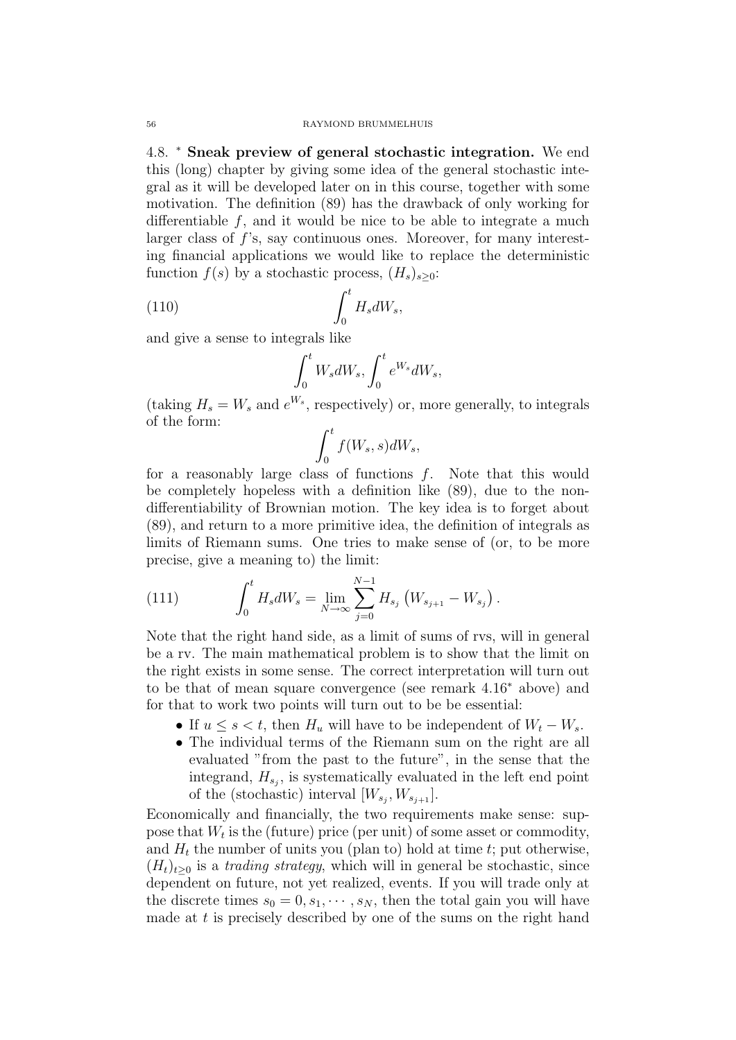4.8. * **Sneak preview of general stochastic integration.** We end this (long) chapter by giving some idea of the general stochastic integral as it will be developed later on in this course, together with some motivation. The definition (89) has the drawback of only working for differentiable $f$, and it would be nice to be able to integrate a much larger class of $f$'s, say continuous ones. Moreover, for many interesting financial applications we would like to replace the deterministic function $f(s)$ by a stochastic process, $(H_s)_{s\geq 0}$:

$$\int_0^t H_s dW_s, \tag{110}$$

and give a sense to integrals like

$$\int_0^t W_s dW_s, \int_0^t e^{W_s} dW_s,$$

(taking $H_s = W_s$ and $e^{W_s}$, respectively) or, more generally, to integrals of the form:

$$\int_0^t f(W_s, s) dW_s,$$

for a reasonably large class of functions $f$. Note that this would be completely hopeless with a definition like (89), due to the non-differentiability of Brownian motion. The key idea is to forget about (89), and return to a more primitive idea, the definition of integrals as limits of Riemann sums. One tries to make sense of (or, to be more precise, give a meaning to) the limit:

$$\int_0^t H_s dW_s = \lim_{N\to\infty} \sum_{j=0}^{N-1} H_{s_j} \left( W_{s_{j+1}} - W_{s_j} \right). \tag{111}$$

Note that the right hand side, as a limit of sums of rvs, will in general be a rv. The main mathematical problem is to show that the limit on the right exists in some sense. The correct interpretation will turn out to be that of mean square convergence (see remark 4.16* above) and for that to work two points will turn out to be be essential:

- If $u \leq s < t$, then $H_u$ will have to be independent of $W_t - W_s$.
- The individual terms of the Riemann sum on the right are all evaluated "from the past to the future", in the sense that the integrand, $H_{s_j}$, is systematically evaluated in the left end point of the (stochastic) interval $[W_{s_j}, W_{s_{j+1}}]$.

Economically and financially, the two requirements make sense: suppose that $W_t$ is the (future) price (per unit) of some asset or commodity, and $H_t$ the number of units you (plan to) hold at time $t$; put otherwise, $(H_t)_{t\geq 0}$ is a *trading strategy*, which will in general be stochastic, since dependent on future, not yet realized, events. If you will trade only at the discrete times $s_0 = 0, s_1, \cdots, s_N$, then the total gain you will have made at $t$ is precisely described by one of the sums on the right hand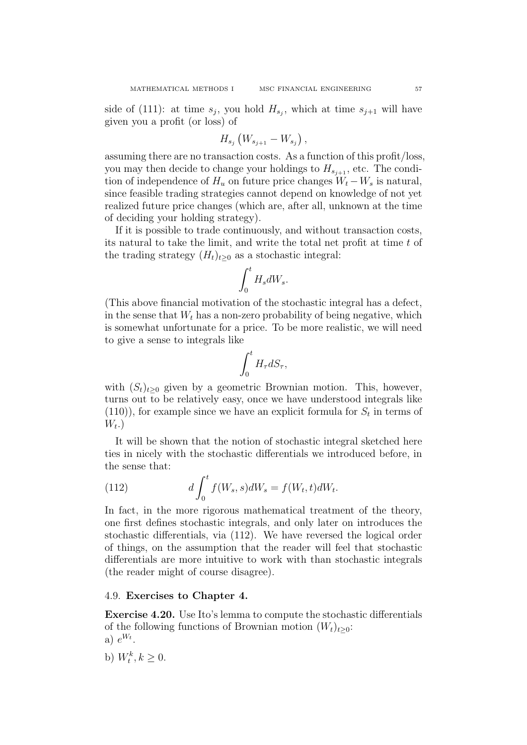side of (111): at time $s_j$, you hold $H_{s_j}$, which at time $s_{j+1}$ will have given you a profit (or loss) of

$$H_{s_j}\left(W_{s_{j+1}} - W_{s_j}\right),$$

assuming there are no transaction costs. As a function of this profit/loss, you may then decide to change your holdings to $H_{s_{j+1}}$, etc. The condition of independence of $H_u$ on future price changes $W_t - W_s$ is natural, since feasible trading strategies cannot depend on knowledge of not yet realized future price changes (which are, after all, unknown at the time of deciding your holding strategy).

If it is possible to trade continuously, and without transaction costs, its natural to take the limit, and write the total net profit at time $t$ of the trading strategy $(H_t)_{t\geq 0}$ as a stochastic integral:

$$\int_0^t H_s dW_s.$$

(This above financial motivation of the stochastic integral has a defect, in the sense that $W_t$ has a non-zero probability of being negative, which is somewhat unfortunate for a price. To be more realistic, we will need to give a sense to integrals like

$$\int_0^t H_\tau dS_\tau,$$

with $(S_t)_{t\geq 0}$ given by a geometric Brownian motion. This, however, turns out to be relatively easy, once we have understood integrals like (110)), for example since we have an explicit formula for $S_t$ in terms of $W_t$.)

It will be shown that the notion of stochastic integral sketched here ties in nicely with the stochastic differentials we introduced before, in the sense that:

$$d\int_0^t f(W_s, s)dW_s = f(W_t, t)dW_t. \tag{112}$$

In fact, in the more rigorous mathematical treatment of the theory, one first defines stochastic integrals, and only later on introduces the stochastic differentials, via (112). We have reversed the logical order of things, on the assumption that the reader will feel that stochastic differentials are more intuitive to work with than stochastic integrals (the reader might of course disagree).

### 4.9. Exercises to Chapter 4.

**Exercise 4.20.** Use Ito's lemma to compute the stochastic differentials of the following functions of Brownian motion $(W_t)_{t\geq 0}$:

a) $e^{W_t}$.

b) $W_t^k, k \geq 0$.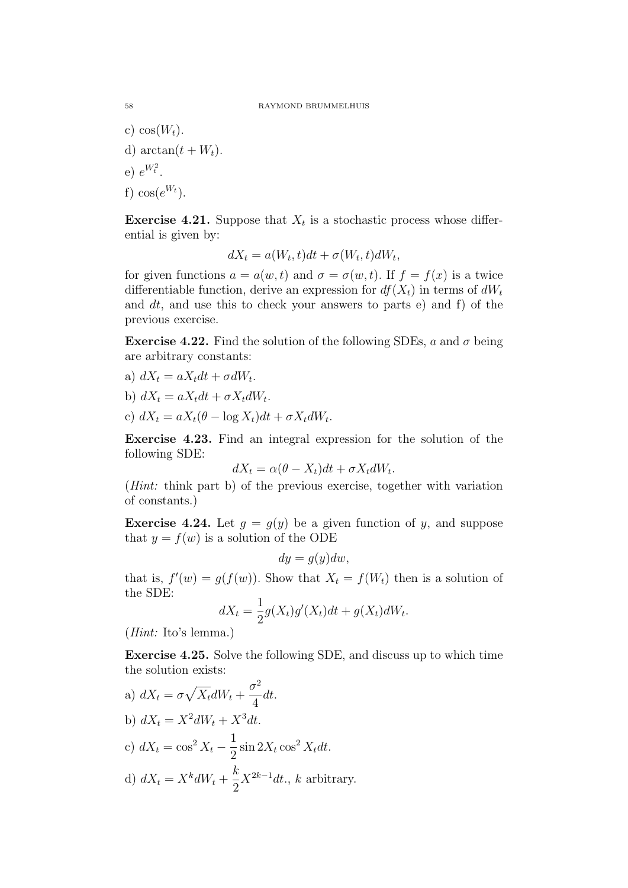c) $\cos(W_t)$.

d) $\arctan(t + W_t)$.

e) $e^{W_t^2}$.

f) $\cos(e^{W_t})$.

**Exercise 4.21.** Suppose that $X_t$ is a stochastic process whose differential is given by:

$$dX_t = a(W_t, t)dt + \sigma(W_t, t)dW_t,$$

for given functions $a = a(w, t)$ and $\sigma = \sigma(w, t)$. If $f = f(x)$ is a twice differentiable function, derive an expression for $df(X_t)$ in terms of $dW_t$ and $dt$, and use this to check your answers to parts e) and f) of the previous exercise.

**Exercise 4.22.** Find the solution of the following SDEs, $a$ and $\sigma$ being are arbitrary constants:

a) $dX_t = aX_t dt + \sigma dW_t$.

b) $dX_t = aX_t dt + \sigma X_t dW_t$.

c) $dX_t = aX_t(\theta - \log X_t)dt + \sigma X_t dW_t$.

**Exercise 4.23.** Find an integral expression for the solution of the following SDE:

$$dX_t = \alpha(\theta - X_t)dt + \sigma X_t dW_t.$$

(*Hint:* think part b) of the previous exercise, together with variation of constants.)

**Exercise 4.24.** Let $g = g(y)$ be a given function of $y$, and suppose that $y = f(w)$ is a solution of the ODE

$$dy = g(y)dw,$$

that is, $f'(w) = g(f(w))$. Show that $X_t = f(W_t)$ then is a solution of the SDE:

$$dX_t = \frac{1}{2}g(X_t)g'(X_t)dt + g(X_t)dW_t.$$

(*Hint:* Ito's lemma.)

**Exercise 4.25.** Solve the following SDE, and discuss up to which time the solution exists:

a) $dX_t = \sigma\sqrt{X_t}dW_t + \dfrac{\sigma^2}{4}dt$.

b) $dX_t = X^2 dW_t + X^3 dt$.

c) $dX_t = \cos^2 X_t - \dfrac{1}{2}\sin 2X_t \cos^2 X_t dt$.

d) $dX_t = X^k dW_t + \dfrac{k}{2}X^{2k-1}dt.$, $k$ arbitrary.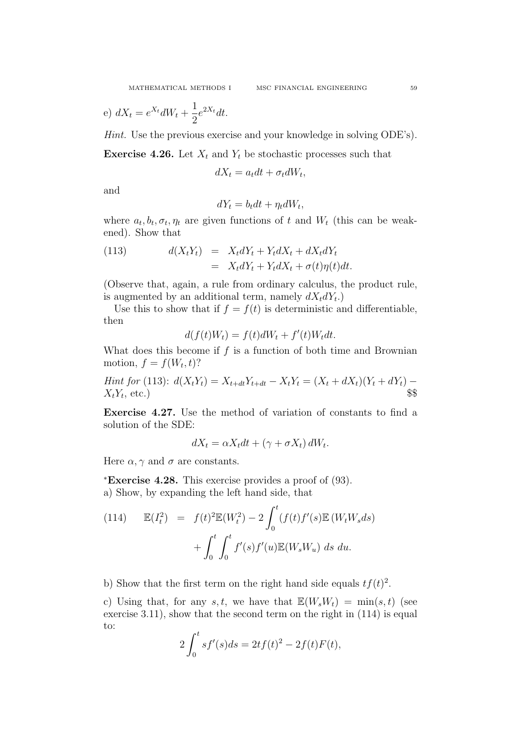e) $dX_t = e^{X_t} dW_t + \frac{1}{2} e^{2X_t} dt$.

*Hint.* Use the previous exercise and your knowledge in solving ODE's).

**Exercise 4.26.** Let $X_t$ and $Y_t$ be stochastic processes such that

$$dX_t = a_t dt + \sigma_t dW_t,$$

and

$$dY_t = b_t dt + \eta_t dW_t,$$

where $a_t, b_t, \sigma_t, \eta_t$ are given functions of $t$ and $W_t$ (this can be weakened). Show that

$$\begin{aligned} d(X_t Y_t) &= X_t dY_t + Y_t dX_t + dX_t dY_t \\ &= X_t dY_t + Y_t dX_t + \sigma(t)\eta(t) dt. \end{aligned} \tag{113}$$

(Observe that, again, a rule from ordinary calculus, the product rule, is augmented by an additional term, namely $dX_t dY_t$.)

Use this to show that if $f = f(t)$ is deterministic and differentiable, then

$$d(f(t)W_t) = f(t)dW_t + f'(t)W_t dt.$$

What does this become if $f$ is a function of both time and Brownian motion, $f = f(W_t, t)$?

*Hint for* (113): $d(X_t Y_t) = X_{t+dt} Y_{t+dt} - X_t Y_t = (X_t + dX_t)(Y_t + dY_t) - X_t Y_t$, etc.) $$

**Exercise 4.27.** Use the method of variation of constants to find a solution of the SDE:

$$dX_t = \alpha X_t dt + (\gamma + \sigma X_t) dW_t.$$

Here $\alpha, \gamma$ and $\sigma$ are constants.

\***Exercise 4.28.** This exercise provides a proof of (93).
a) Show, by expanding the left hand side, that

$$\begin{aligned} \mathbb{E}(I_t^2) &= f(t)^2 \mathbb{E}(W_t^2) - 2\int_0^t (f(t)f'(s)\mathbb{E}(W_t W_s ds) \\ &\quad + \int_0^t \int_0^t f'(s)f'(u)\mathbb{E}(W_s W_u)\, ds\, du. \end{aligned} \tag{114}$$

b) Show that the first term on the right hand side equals $tf(t)^2$.

c) Using that, for any $s, t$, we have that $\mathbb{E}(W_s W_t) = \min(s, t)$ (see exercise 3.11), show that the second term on the right in (114) is equal to:

$$2\int_0^t sf'(s)ds = 2tf(t)^2 - 2f(t)F(t),$$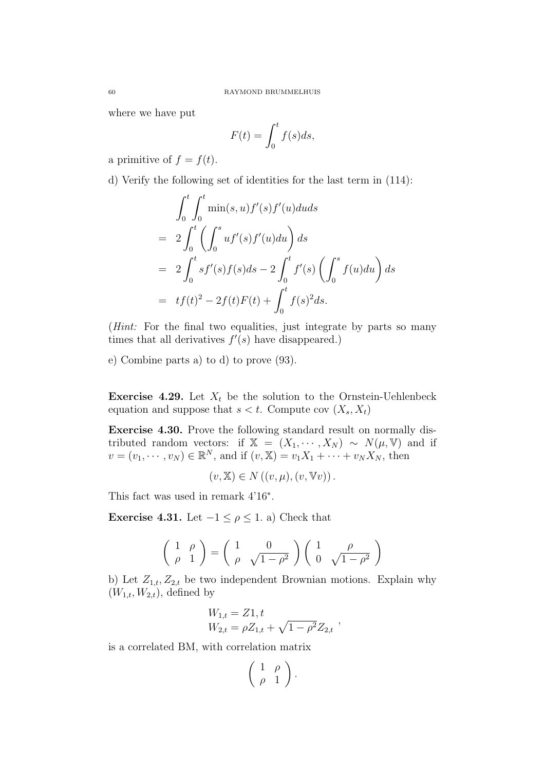where we have put

$$F(t) = \int_0^t f(s)ds,$$

a primitive of $f = f(t)$.

d) Verify the following set of identities for the last term in (114):

$$\begin{aligned}
&\int_0^t \int_0^t \min(s,u) f'(s) f'(u) du ds \\
=\ & 2\int_0^t \left( \int_0^s u f'(s) f'(u) du \right) ds \\
=\ & 2\int_0^t s f'(s) f(s) ds - 2\int_0^t f'(s) \left( \int_0^s f(u) du \right) ds \\
=\ & t f(t)^2 - 2 f(t) F(t) + \int_0^t f(s)^2 ds.
\end{aligned}$$

(*Hint:* For the final two equalities, just integrate by parts so many times that all derivatives $f'(s)$ have disappeared.)

e) Combine parts a) to d) to prove (93).

**Exercise 4.29.** Let $X_t$ be the solution to the Ornstein-Uehlenbeck equation and suppose that $s < t$. Compute cov $(X_s, X_t)$

**Exercise 4.30.** Prove the following standard result on normally distributed random vectors: if $\mathbb{X} = (X_1, \cdots, X_N) \sim N(\mu, \mathbb{V})$ and if $v = (v_1, \cdots, v_N) \in \mathbb{R}^N$, and if $(v, \mathbb{X}) = v_1 X_1 + \cdots + v_N X_N$, then

$$(v, \mathbb{X}) \in N\left((v, \mu), (v, \mathbb{V}v)\right).$$

This fact was used in remark 4'16*.

**Exercise 4.31.** Let $-1 \leq \rho \leq 1$. a) Check that

$$\begin{pmatrix} 1 & \rho \\ \rho & 1 \end{pmatrix} = \begin{pmatrix} 1 & 0 \\ \rho & \sqrt{1-\rho^2} \end{pmatrix} \begin{pmatrix} 1 & \rho \\ 0 & \sqrt{1-\rho^2} \end{pmatrix}$$

b) Let $Z_{1,t}, Z_{2,t}$ be two independent Brownian motions. Explain why $(W_{1,t}, W_{2,t})$, defined by

$$\begin{aligned}
&W_{1,t} = Z1, t \\
&W_{2,t} = \rho Z_{1,t} + \sqrt{1-\rho^2} Z_{2,t}
\end{aligned},$$

is a correlated BM, with correlation matrix

$$\begin{pmatrix} 1 & \rho \\ \rho & 1 \end{pmatrix}.$$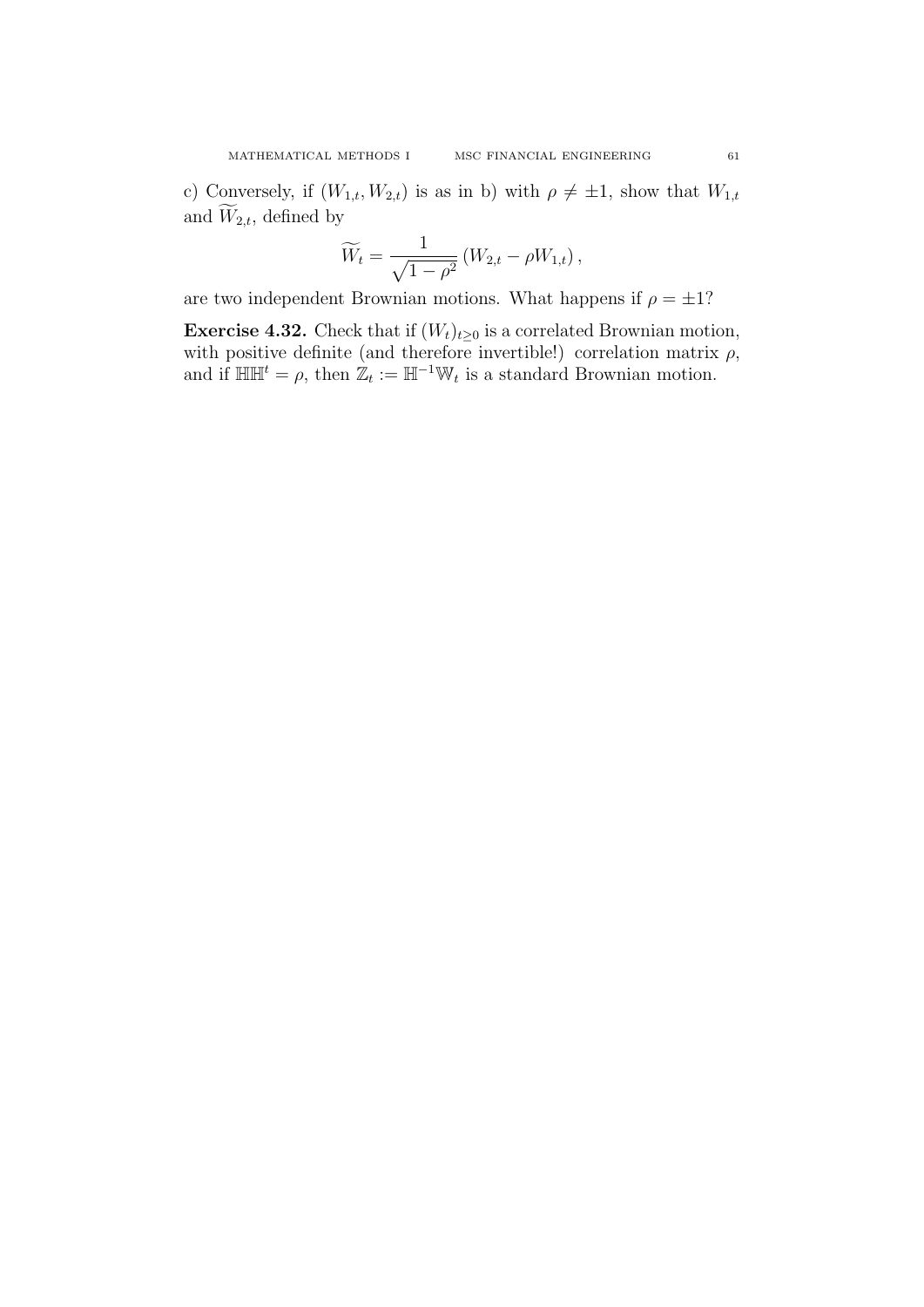c) Conversely, if $(W_{1,t}, W_{2,t})$ is as in b) with $\rho \neq \pm 1$, show that $W_{1,t}$ and $\widetilde{W}_{2,t}$, defined by

$$\widetilde{W}_t = \frac{1}{\sqrt{1-\rho^2}} \left( W_{2,t} - \rho W_{1,t} \right),$$

are two independent Brownian motions. What happens if $\rho = \pm 1$?

**Exercise 4.32.** Check that if $(W_t)_{t \geq 0}$ is a correlated Brownian motion, with positive definite (and therefore invertible!) correlation matrix $\rho$, and if $\mathbb{H}\mathbb{H}^t = \rho$, then $\mathbb{Z}_t := \mathbb{H}^{-1}\mathbb{W}_t$ is a standard Brownian motion.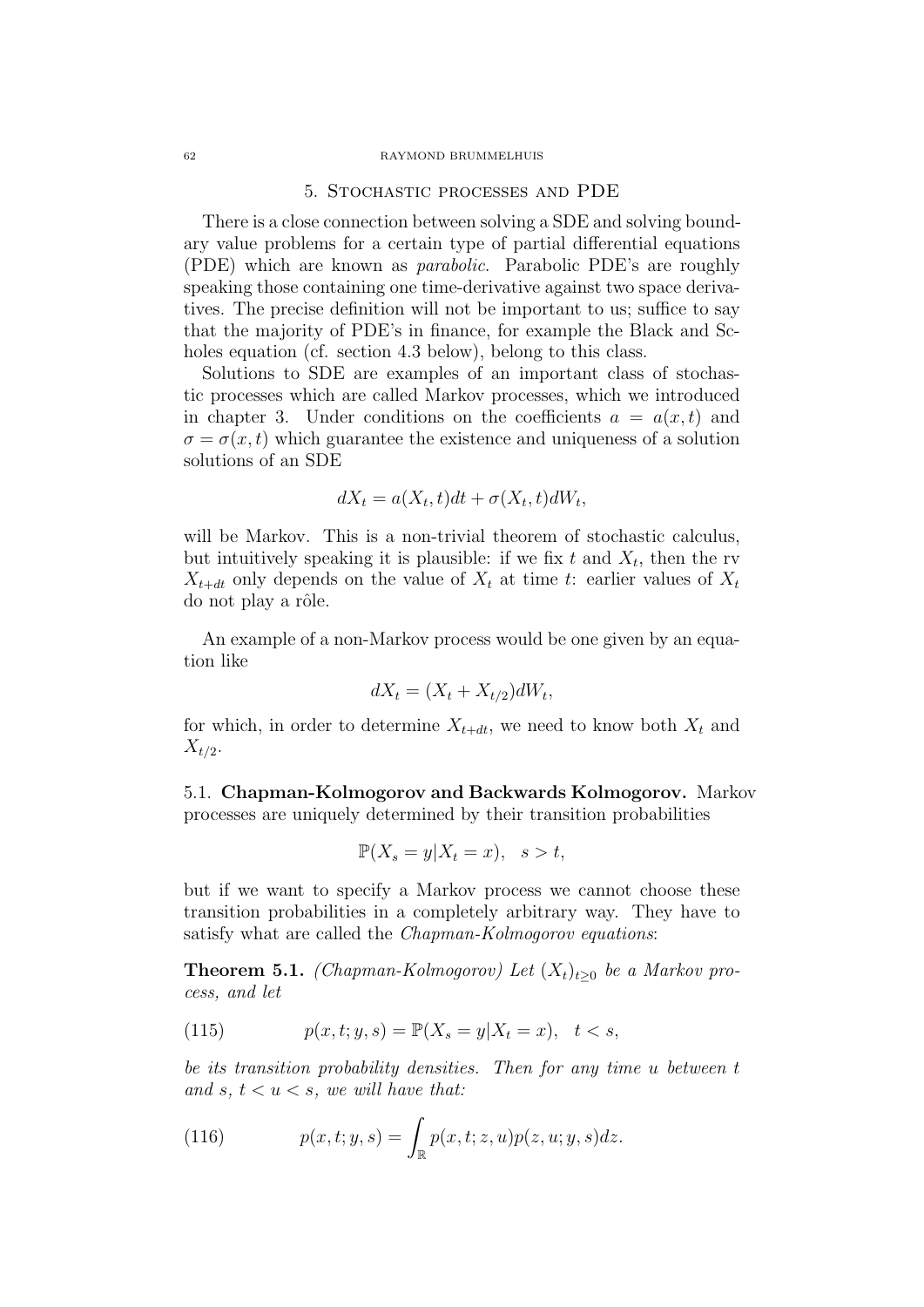## 5. Stochastic processes and PDE

There is a close connection between solving a SDE and solving boundary value problems for a certain type of partial differential equations (PDE) which are known as *parabolic*. Parabolic PDE's are roughly speaking those containing one time-derivative against two space derivatives. The precise definition will not be important to us; suffice to say that the majority of PDE's in finance, for example the Black and Scholes equation (cf. section 4.3 below), belong to this class.

Solutions to SDE are examples of an important class of stochastic processes which are called Markov processes, which we introduced in chapter 3. Under conditions on the coefficients $a = a(x,t)$ and $\sigma = \sigma(x,t)$ which guarantee the existence and uniqueness of a solution solutions of an SDE

$$dX_t = a(X_t, t)dt + \sigma(X_t, t)dW_t,$$

will be Markov. This is a non-trivial theorem of stochastic calculus, but intuitively speaking it is plausible: if we fix $t$ and $X_t$, then the rv $X_{t+dt}$ only depends on the value of $X_t$ at time $t$: earlier values of $X_t$ do not play a rôle.

An example of a non-Markov process would be one given by an equation like

$$dX_t = (X_t + X_{t/2})dW_t,$$

for which, in order to determine $X_{t+dt}$, we need to know both $X_t$ and $X_{t/2}$.

### 5.1. Chapman-Kolmogorov and Backwards Kolmogorov.

Markov processes are uniquely determined by their transition probabilities

$$\mathbb{P}(X_s = y | X_t = x), \quad s > t,$$

but if we want to specify a Markov process we cannot choose these transition probabilities in a completely arbitrary way. They have to satisfy what are called the *Chapman-Kolmogorov equations*:

**Theorem 5.1.** *(Chapman-Kolmogorov) Let $(X_t)_{t \geq 0}$ be a Markov process, and let*

$$p(x, t; y, s) = \mathbb{P}(X_s = y | X_t = x), \quad t < s, \tag{115}$$

*be its transition probability densities. Then for any time $u$ between $t$ and $s$, $t < u < s$, we will have that:*

$$p(x, t; y, s) = \int_{\mathbb{R}} p(x, t; z, u) p(z, u; y, s) dz. \tag{116}$$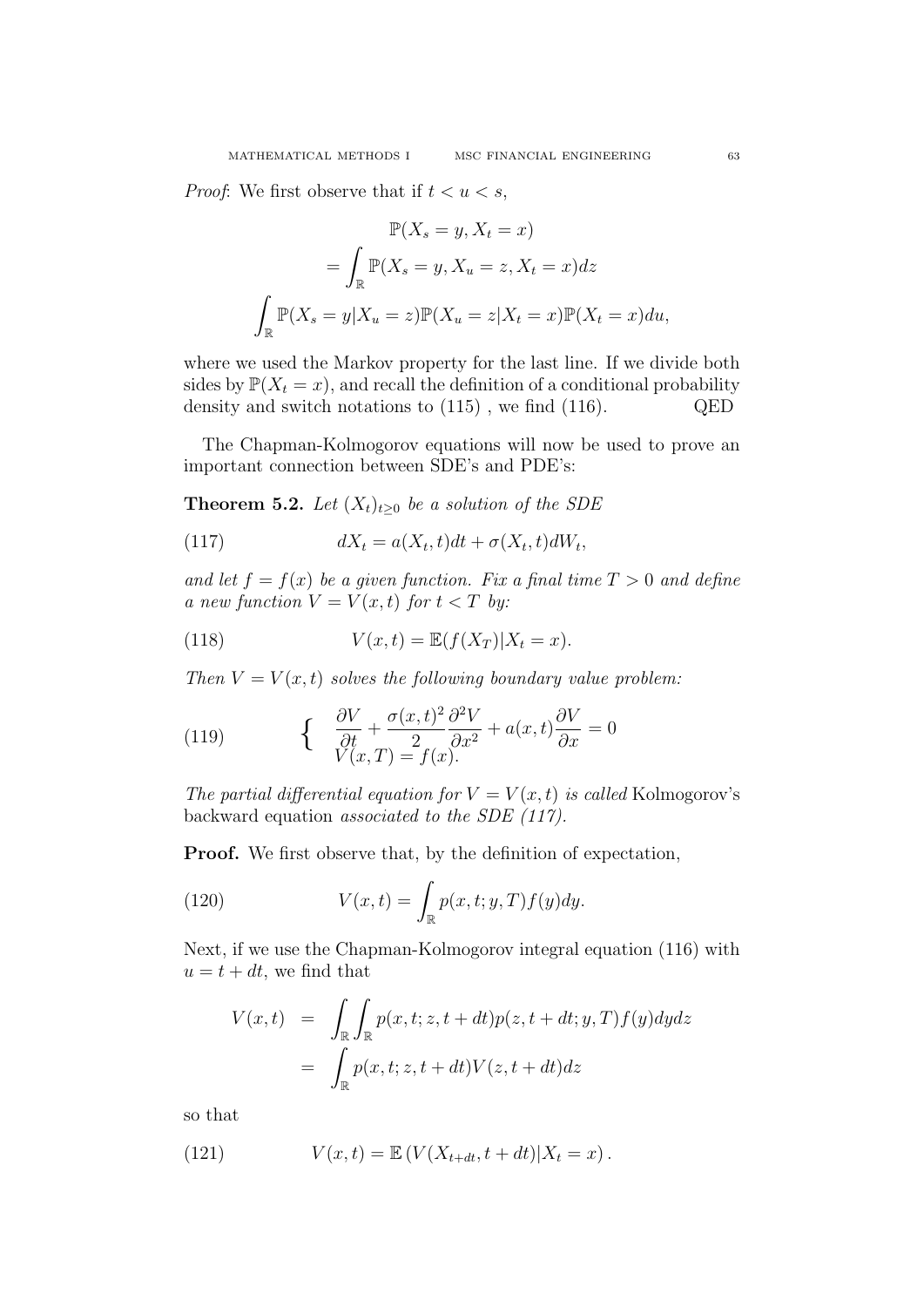*Proof*: We first observe that if $t < u < s$,

$$
\begin{aligned}
&\mathbb{P}(X_s = y, X_t = x) \\
&= \int_{\mathbb{R}} \mathbb{P}(X_s = y, X_u = z, X_t = x) dz \\
&\int_{\mathbb{R}} \mathbb{P}(X_s = y | X_u = z) \mathbb{P}(X_u = z | X_t = x) \mathbb{P}(X_t = x) du,
\end{aligned}
$$

where we used the Markov property for the last line. If we divide both sides by $\mathbb{P}(X_t = x)$, and recall the definition of a conditional probability density and switch notations to (115) , we find (116). QED

The Chapman-Kolmogorov equations will now be used to prove an important connection between SDE's and PDE's:

**Theorem 5.2.** *Let $(X_t)_{t \geq 0}$ be a solution of the SDE*

$$
dX_t = a(X_t, t)dt + \sigma(X_t, t)dW_t, \tag{117}
$$

*and let $f = f(x)$ be a given function. Fix a final time $T > 0$ and define a new function $V = V(x, t)$ for $t < T$ by:*

$$
V(x, t) = \mathbb{E}(f(X_T) | X_t = x). \tag{118}
$$

*Then $V = V(x, t)$ solves the following boundary value problem:*

$$
\begin{cases} \dfrac{\partial V}{\partial t} + \dfrac{\sigma(x,t)^2}{2} \dfrac{\partial^2 V}{\partial x^2} + a(x,t) \dfrac{\partial V}{\partial x} = 0 \\ V(x, T) = f(x). \end{cases} \tag{119}
$$

*The partial differential equation for $V = V(x, t)$ is called* Kolmogorov's backward equation *associated to the SDE (117).*

**Proof.** We first observe that, by the definition of expectation,

$$
V(x, t) = \int_{\mathbb{R}} p(x, t; y, T) f(y) dy. \tag{120}
$$

Next, if we use the Chapman-Kolmogorov integral equation (116) with $u = t + dt$, we find that

$$
\begin{aligned}
V(x, t) &= \int_{\mathbb{R}} \int_{\mathbb{R}} p(x, t; z, t + dt) p(z, t + dt; y, T) f(y) dy dz \\
&= \int_{\mathbb{R}} p(x, t; z, t + dt) V(z, t + dt) dz
\end{aligned}
$$

so that

$$
V(x, t) = \mathbb{E}\left( V(X_{t+dt}, t + dt) | X_t = x \right). \tag{121}
$$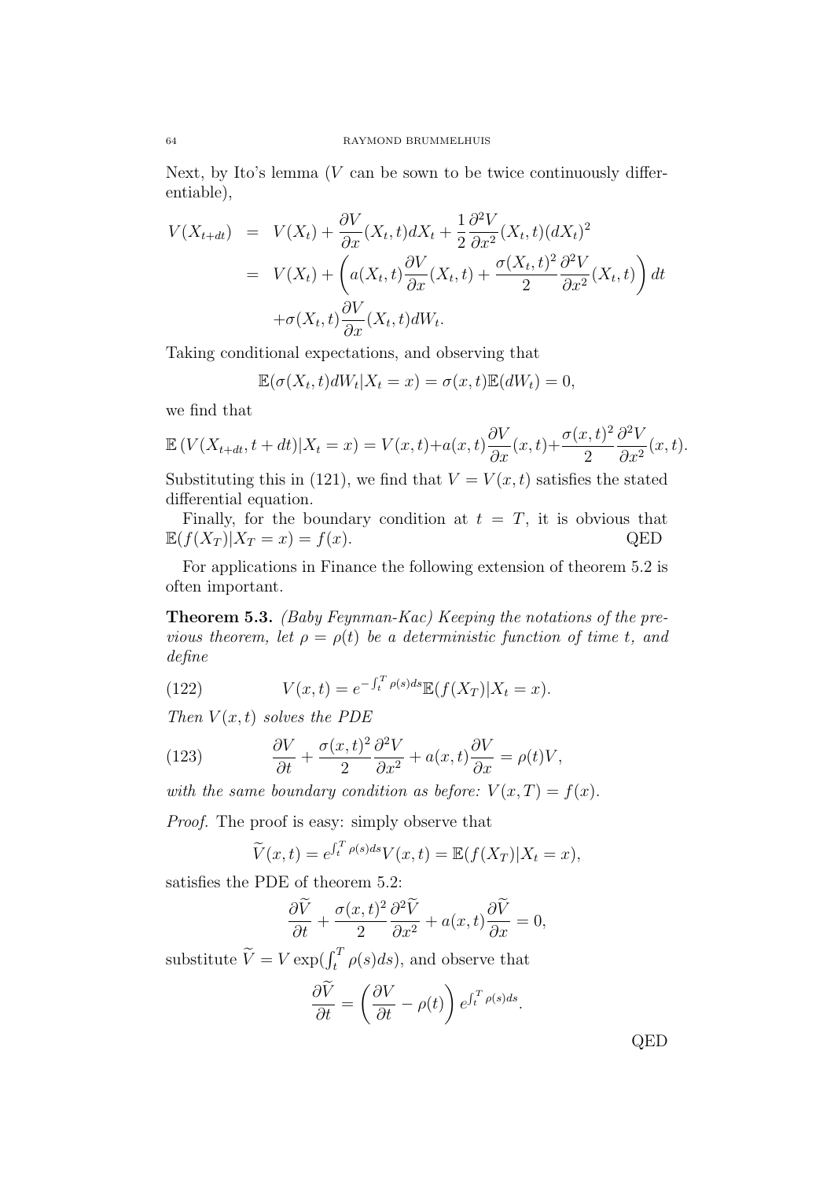Next, by Ito's lemma ($V$ can be sown to be twice continuously differentiable),

$$
\begin{aligned}
V(X_{t+dt}) &= V(X_t) + \frac{\partial V}{\partial x}(X_t,t)dX_t + \frac{1}{2}\frac{\partial^2 V}{\partial x^2}(X_t,t)(dX_t)^2 \\
&= V(X_t) + \left( a(X_t,t)\frac{\partial V}{\partial x}(X_t,t) + \frac{\sigma(X_t,t)^2}{2}\frac{\partial^2 V}{\partial x^2}(X_t,t) \right) dt \\
&\quad + \sigma(X_t,t)\frac{\partial V}{\partial x}(X_t,t)dW_t.
\end{aligned}
$$

Taking conditional expectations, and observing that

$$
\mathbb{E}(\sigma(X_t,t)dW_t | X_t = x) = \sigma(x,t)\mathbb{E}(dW_t) = 0,
$$

we find that

$$
\mathbb{E}\left(V(X_{t+dt}, t+dt) | X_t = x\right) = V(x,t) + a(x,t)\frac{\partial V}{\partial x}(x,t) + \frac{\sigma(x,t)^2}{2}\frac{\partial^2 V}{\partial x^2}(x,t).
$$

Substituting this in (121), we find that $V = V(x,t)$ satisfies the stated differential equation.

Finally, for the boundary condition at $t = T$, it is obvious that $\mathbb{E}(f(X_T)|X_T = x) = f(x)$. QED

For applications in Finance the following extension of theorem 5.2 is often important.

**Theorem 5.3.** *(Baby Feynman-Kac) Keeping the notations of the previous theorem, let $\rho = \rho(t)$ be a deterministic function of time $t$, and define*

$$
V(x,t) = e^{-\int_t^T \rho(s)ds}\mathbb{E}(f(X_T)|X_t = x). \tag{122}
$$

*Then $V(x,t)$ solves the PDE*

$$
\frac{\partial V}{\partial t} + \frac{\sigma(x,t)^2}{2}\frac{\partial^2 V}{\partial x^2} + a(x,t)\frac{\partial V}{\partial x} = \rho(t)V, \tag{123}
$$

*with the same boundary condition as before: $V(x,T) = f(x)$.*

*Proof.* The proof is easy: simply observe that

$$
\widetilde{V}(x,t) = e^{\int_t^T \rho(s)ds}V(x,t) = \mathbb{E}(f(X_T)|X_t = x),
$$

satisfies the PDE of theorem 5.2:

$$
\frac{\partial \widetilde{V}}{\partial t} + \frac{\sigma(x,t)^2}{2}\frac{\partial^2 \widetilde{V}}{\partial x^2} + a(x,t)\frac{\partial \widetilde{V}}{\partial x} = 0,
$$

substitute $\widetilde{V} = V\exp(\int_t^T \rho(s)ds)$, and observe that

$$
\frac{\partial \widetilde{V}}{\partial t} = \left(\frac{\partial V}{\partial t} - \rho(t)\right)e^{\int_t^T \rho(s)ds}.
$$

QED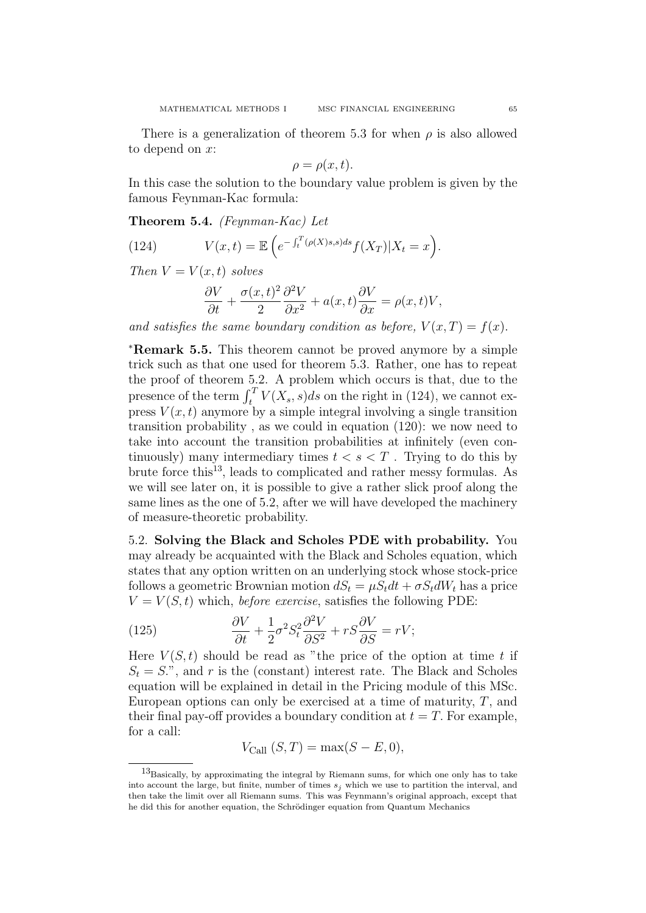There is a generalization of theorem 5.3 for when $\rho$ is also allowed to depend on $x$:

$$\rho = \rho(x,t).$$

In this case the solution to the boundary value problem is given by the famous Feynman-Kac formula:

**Theorem 5.4.** *(Feynman-Kac) Let*

$$V(x,t) = \mathbb{E}\left(e^{-\int_t^T (\rho(X)s,s)ds} f(X_T)|X_t = x\right). \tag{124}$$

*Then $V = V(x,t)$ solves*

$$\frac{\partial V}{\partial t} + \frac{\sigma(x,t)^2}{2}\frac{\partial^2 V}{\partial x^2} + a(x,t)\frac{\partial V}{\partial x} = \rho(x,t)V,$$

*and satisfies the same boundary condition as before, $V(x,T) = f(x)$.*

*__Remark 5.5.__ This theorem cannot be proved anymore by a simple trick such as that one used for theorem 5.3. Rather, one has to repeat the proof of theorem 5.2. A problem which occurs is that, due to the presence of the term $\int_t^T V(X_s,s)ds$ on the right in (124), we cannot express $V(x,t)$ anymore by a simple integral involving a single transition transition probability , as we could in equation (120): we now need to take into account the transition probabilities at infinitely (even continuously) many intermediary times $t < s < T$ . Trying to do this by brute force this[13], leads to complicated and rather messy formulas. As we will see later on, it is possible to give a rather slick proof along the same lines as the one of 5.2, after we will have developed the machinery of measure-theoretic probability.

## 5.2. Solving the Black and Scholes PDE with probability.

You may already be acquainted with the Black and Scholes equation, which states that any option written on an underlying stock whose stock-price follows a geometric Brownian motion $dS_t = \mu S_t dt + \sigma S_t dW_t$ has a price $V = V(S,t)$ which, *before exercise*, satisfies the following PDE:

$$\frac{\partial V}{\partial t} + \frac{1}{2}\sigma^2 S_t^2 \frac{\partial^2 V}{\partial S^2} + rS\frac{\partial V}{\partial S} = rV; \tag{125}$$

Here $V(S,t)$ should be read as "the price of the option at time $t$ if $S_t = S$.", and $r$ is the (constant) interest rate. The Black and Scholes equation will be explained in detail in the Pricing module of this MSc. European options can only be exercised at a time of maturity, $T$, and their final pay-off provides a boundary condition at $t = T$. For example, for a call:

$$V_{\text{Call}}\,(S,T) = \max(S - E, 0),$$

[13] Basically, by approximating the integral by Riemann sums, for which one only has to take into account the large, but finite, number of times $s_j$ which we use to partition the interval, and then take the limit over all Riemann sums. This was Feynmann's original approach, except that he did this for another equation, the Schrödinger equation from Quantum Mechanics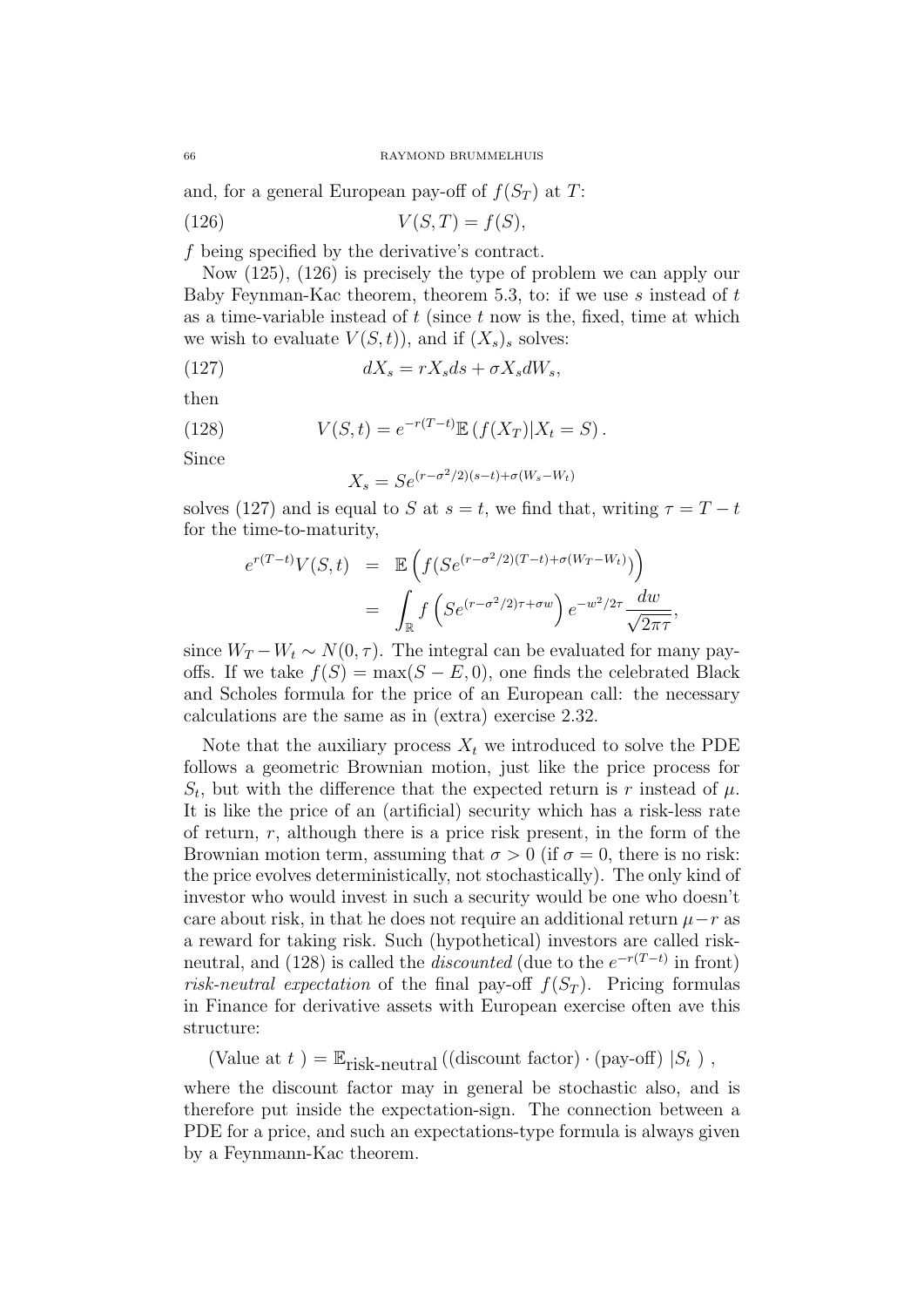and, for a general European pay-off of $f(S_T)$ at $T$:

$$V(S,T) = f(S), \tag{126}$$

$f$ being specified by the derivative's contract.

Now (125), (126) is precisely the type of problem we can apply our Baby Feynman-Kac theorem, theorem 5.3, to: if we use $s$ instead of $t$ as a time-variable instead of $t$ (since $t$ now is the, fixed, time at which we wish to evaluate $V(S,t)$), and if $(X_s)_s$ solves:

$$dX_s = rX_s ds + \sigma X_s dW_s, \tag{127}$$

then

$$V(S,t) = e^{-r(T-t)}\mathbb{E}\left(f(X_T)|X_t = S\right). \tag{128}$$

Since

$$X_s = Se^{(r-\sigma^2/2)(s-t)+\sigma(W_s - W_t)}$$

solves (127) and is equal to $S$ at $s = t$, we find that, writing $\tau = T - t$ for the time-to-maturity,

$$\begin{aligned} e^{r(T-t)}V(S,t) &= \mathbb{E}\left(f(Se^{(r-\sigma^2/2)(T-t)+\sigma(W_T-W_t)})\right) \\ &= \int_{\mathbb{R}} f\left(Se^{(r-\sigma^2/2)\tau+\sigma w}\right)e^{-w^2/2\tau}\frac{dw}{\sqrt{2\pi\tau}}, \end{aligned}$$

since $W_T - W_t \sim N(0,\tau)$. The integral can be evaluated for many pay-offs. If we take $f(S) = \max(S - E, 0)$, one finds the celebrated Black and Scholes formula for the price of an European call: the necessary calculations are the same as in (extra) exercise 2.32.

Note that the auxiliary process $X_t$ we introduced to solve the PDE follows a geometric Brownian motion, just like the price process for $S_t$, but with the difference that the expected return is $r$ instead of $\mu$. It is like the price of an (artificial) security which has a risk-less rate of return, $r$, although there is a price risk present, in the form of the Brownian motion term, assuming that $\sigma > 0$ (if $\sigma = 0$, there is no risk: the price evolves deterministically, not stochastically). The only kind of investor who would invest in such a security would be one who doesn't care about risk, in that he does not require an additional return $\mu - r$ as a reward for taking risk. Such (hypothetical) investors are called risk-neutral, and (128) is called the *discounted* (due to the $e^{-r(T-t)}$ in front) *risk-neutral expectation* of the final pay-off $f(S_T)$. Pricing formulas in Finance for derivative assets with European exercise often ave this structure:

$$(\text{Value at } t\ ) = \mathbb{E}_{\text{risk-neutral}}\left((\text{discount factor})\cdot(\text{pay-off})\ |S_t\ \right),$$

where the discount factor may in general be stochastic also, and is therefore put inside the expectation-sign. The connection between a PDE for a price, and such an expectations-type formula is always given by a Feynmann-Kac theorem.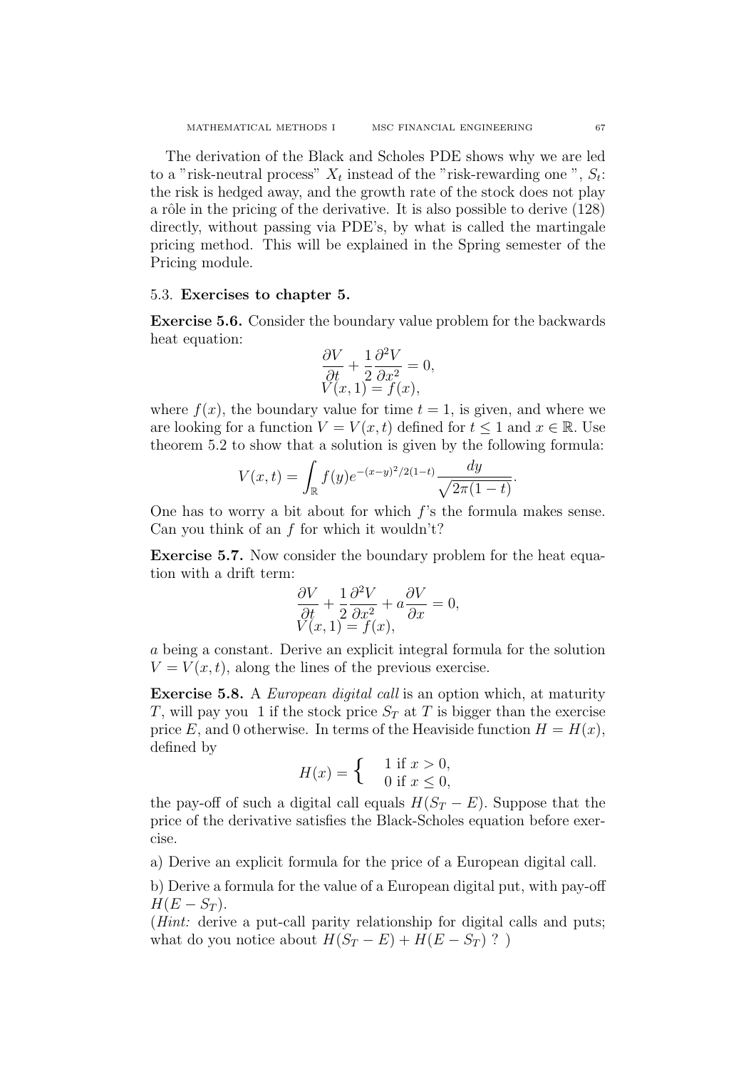The derivation of the Black and Scholes PDE shows why we are led to a "risk-neutral process" $X_t$ instead of the "risk-rewarding one ", $S_t$: the risk is hedged away, and the growth rate of the stock does not play a rôle in the pricing of the derivative. It is also possible to derive (128) directly, without passing via PDE's, by what is called the martingale pricing method. This will be explained in the Spring semester of the Pricing module.

### 5.3. Exercises to chapter 5.

**Exercise 5.6.** Consider the boundary value problem for the backwards heat equation:

$$\frac{\partial V}{\partial t} + \frac{1}{2}\frac{\partial^2 V}{\partial x^2} = 0,$$
$$V(x,1) = f(x),$$

where $f(x)$, the boundary value for time $t = 1$, is given, and where we are looking for a function $V = V(x,t)$ defined for $t \leq 1$ and $x \in \mathbb{R}$. Use theorem 5.2 to show that a solution is given by the following formula:

$$V(x,t) = \int_{\mathbb{R}} f(y) e^{-(x-y)^2/2(1-t)} \frac{dy}{\sqrt{2\pi(1-t)}}.$$

One has to worry a bit about for which $f$'s the formula makes sense. Can you think of an $f$ for which it wouldn't?

**Exercise 5.7.** Now consider the boundary problem for the heat equation with a drift term:

$$\frac{\partial V}{\partial t} + \frac{1}{2}\frac{\partial^2 V}{\partial x^2} + a\frac{\partial V}{\partial x} = 0,$$
$$V(x,1) = f(x),$$

$a$ being a constant. Derive an explicit integral formula for the solution $V = V(x,t)$, along the lines of the previous exercise.

**Exercise 5.8.** A *European digital call* is an option which, at maturity $T$, will pay you 1 if the stock price $S_T$ at $T$ is bigger than the exercise price $E$, and 0 otherwise. In terms of the Heaviside function $H = H(x)$, defined by

$$H(x) = \begin{cases} 1 \text{ if } x > 0, \\ 0 \text{ if } x \leq 0, \end{cases}$$

the pay-off of such a digital call equals $H(S_T - E)$. Suppose that the price of the derivative satisfies the Black-Scholes equation before exercise.

a) Derive an explicit formula for the price of a European digital call.

b) Derive a formula for the value of a European digital put, with pay-off $H(E - S_T)$.

(*Hint:* derive a put-call parity relationship for digital calls and puts; what do you notice about $H(S_T - E) + H(E - S_T)$ ? )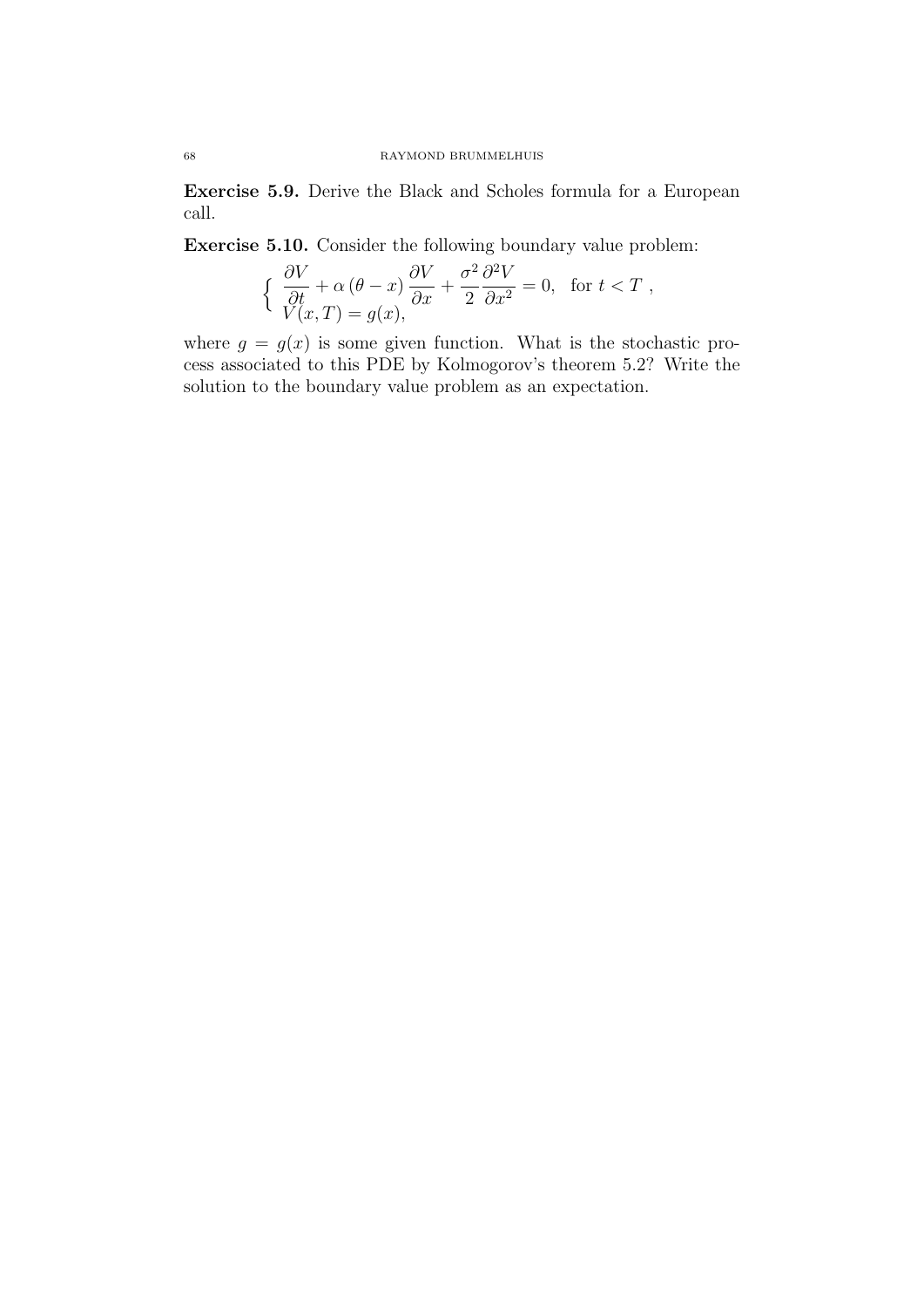**Exercise 5.9.** Derive the Black and Scholes formula for a European call.

**Exercise 5.10.** Consider the following boundary value problem:

$$
\left\{
\begin{array}{l}
\dfrac{\partial V}{\partial t} + \alpha\,(\theta - x)\,\dfrac{\partial V}{\partial x} + \dfrac{\sigma^2}{2}\dfrac{\partial^2 V}{\partial x^2} = 0, \quad \text{for } t < T \ , \\
V(x,T) = g(x),
\end{array}
\right.
$$

where $g = g(x)$ is some given function. What is the stochastic process associated to this PDE by Kolmogorov's theorem 5.2? Write the solution to the boundary value problem as an expectation.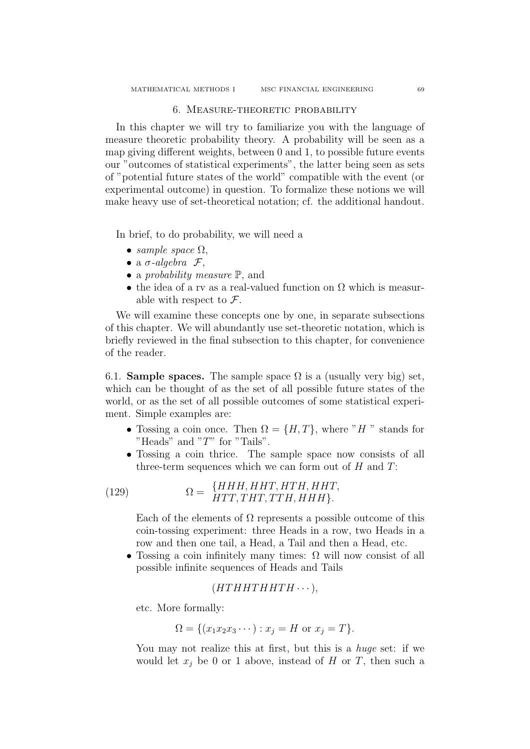## 6. Measure-theoretic probability

In this chapter we will try to familiarize you with the language of measure theoretic probability theory. A probability will be seen as a map giving different weights, between 0 and 1, to possible future events our "outcomes of statistical experiments", the latter being seen as sets of "potential future states of the world" compatible with the event (or experimental outcome) in question. To formalize these notions we will make heavy use of set-theoretical notation; cf. the additional handout.

In brief, to do probability, we will need a

- *sample space* $\Omega$,
- a $\sigma$*-algebra* $\mathcal{F}$,
- a *probability measure* $\mathbb{P}$, and
- the idea of a rv as a real-valued function on $\Omega$ which is measurable with respect to $\mathcal{F}$.

We will examine these concepts one by one, in separate subsections of this chapter. We will abundantly use set-theoretic notation, which is briefly reviewed in the final subsection to this chapter, for convenience of the reader.

6.1. **Sample spaces.** The sample space $\Omega$ is a (usually very big) set, which can be thought of as the set of all possible future states of the world, or as the set of all possible outcomes of some statistical experiment. Simple examples are:

- Tossing a coin once. Then $\Omega = \{H, T\}$, where "$H$ " stands for "Heads" and "$T$" for "Tails".
- Tossing a coin thrice. The sample space now consists of all three-term sequences which we can form out of $H$ and $T$:

$$\Omega = \begin{matrix} \{HHH, HHT, HTH, HHT, \\ HTT, THT, TTH, HHH\}. \end{matrix} \tag{129}$$

  Each of the elements of $\Omega$ represents a possible outcome of this coin-tossing experiment: three Heads in a row, two Heads in a row and then one tail, a Head, a Tail and then a Head, etc.
- Tossing a coin infinitely many times: $\Omega$ will now consist of all possible infinite sequences of Heads and Tails

$$(HTHHTHHTH \cdots),$$

  etc. More formally:

$$\Omega = \{(x_1 x_2 x_3 \cdots) : x_j = H \text{ or } x_j = T\}.$$

  You may not realize this at first, but this is a *huge* set: if we would let $x_j$ be 0 or 1 above, instead of $H$ or $T$, then such a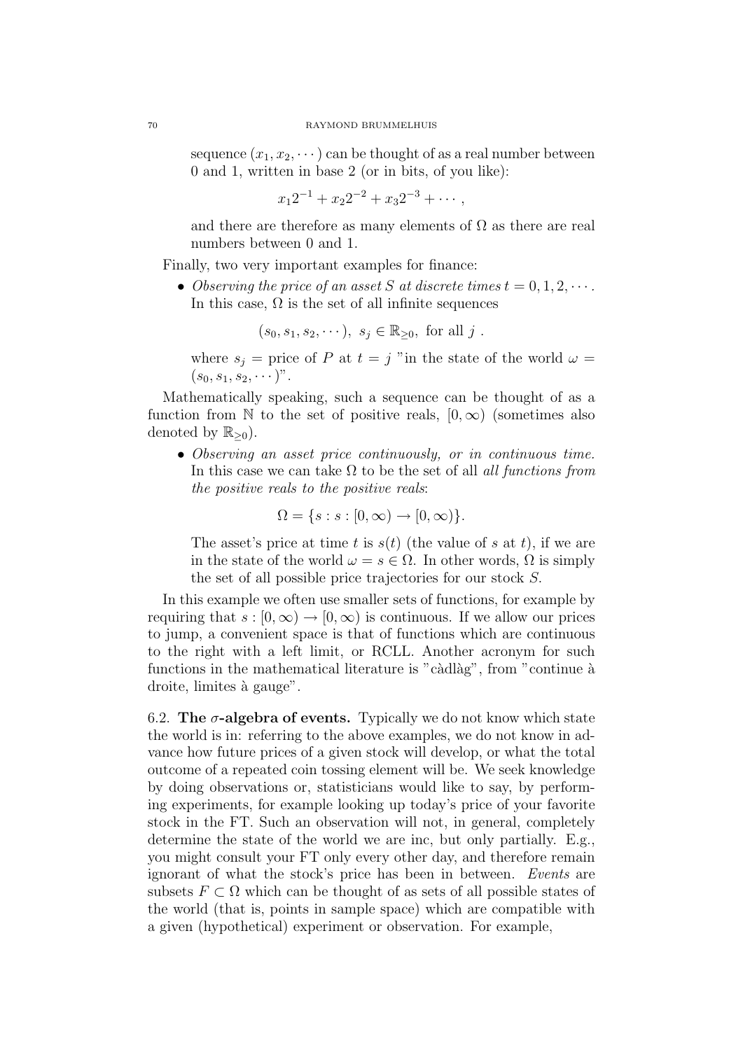sequence $(x_1, x_2, \cdots)$ can be thought of as a real number between 0 and 1, written in base 2 (or in bits, of you like):

$$x_1 2^{-1} + x_2 2^{-2} + x_3 2^{-3} + \cdots ,$$

and there are therefore as many elements of $\Omega$ as there are real numbers between 0 and 1.

Finally, two very important examples for finance:

- *Observing the price of an asset $S$ at discrete times $t = 0, 1, 2, \cdots$.* In this case, $\Omega$ is the set of all infinite sequences

$$(s_0, s_1, s_2, \cdots), \ s_j \in \mathbb{R}_{\geq 0}, \text{ for all } j \ .$$

where $s_j$ = price of $P$ at $t = j$ "in the state of the world $\omega = (s_0, s_1, s_2, \cdots)$".

Mathematically speaking, such a sequence can be thought of as a function from $\mathbb{N}$ to the set of positive reals, $[0, \infty)$ (sometimes also denoted by $\mathbb{R}_{\geq 0}$).

- *Observing an asset price continuously, or in continuous time.* In this case we can take $\Omega$ to be the set of all *all functions from the positive reals to the positive reals*:

$$\Omega = \{s : s : [0, \infty) \to [0, \infty)\}.$$

The asset's price at time $t$ is $s(t)$ (the value of $s$ at $t$), if we are in the state of the world $\omega = s \in \Omega$. In other words, $\Omega$ is simply the set of all possible price trajectories for our stock $S$.

In this example we often use smaller sets of functions, for example by requiring that $s : [0, \infty) \to [0, \infty)$ is continuous. If we allow our prices to jump, a convenient space is that of functions which are continuous to the right with a left limit, or RCLL. Another acronym for such functions in the mathematical literature is "càdlàg", from "continue à droite, limites à gauge".

6.2. **The $\sigma$-algebra of events.** Typically we do not know which state the world is in: referring to the above examples, we do not know in advance how future prices of a given stock will develop, or what the total outcome of a repeated coin tossing element will be. We seek knowledge by doing observations or, statisticians would like to say, by performing experiments, for example looking up today's price of your favorite stock in the FT. Such an observation will not, in general, completely determine the state of the world we are inc, but only partially. E.g., you might consult your FT only every other day, and therefore remain ignorant of what the stock's price has been in between. *Events* are subsets $F \subset \Omega$ which can be thought of as sets of all possible states of the world (that is, points in sample space) which are compatible with a given (hypothetical) experiment or observation. For example,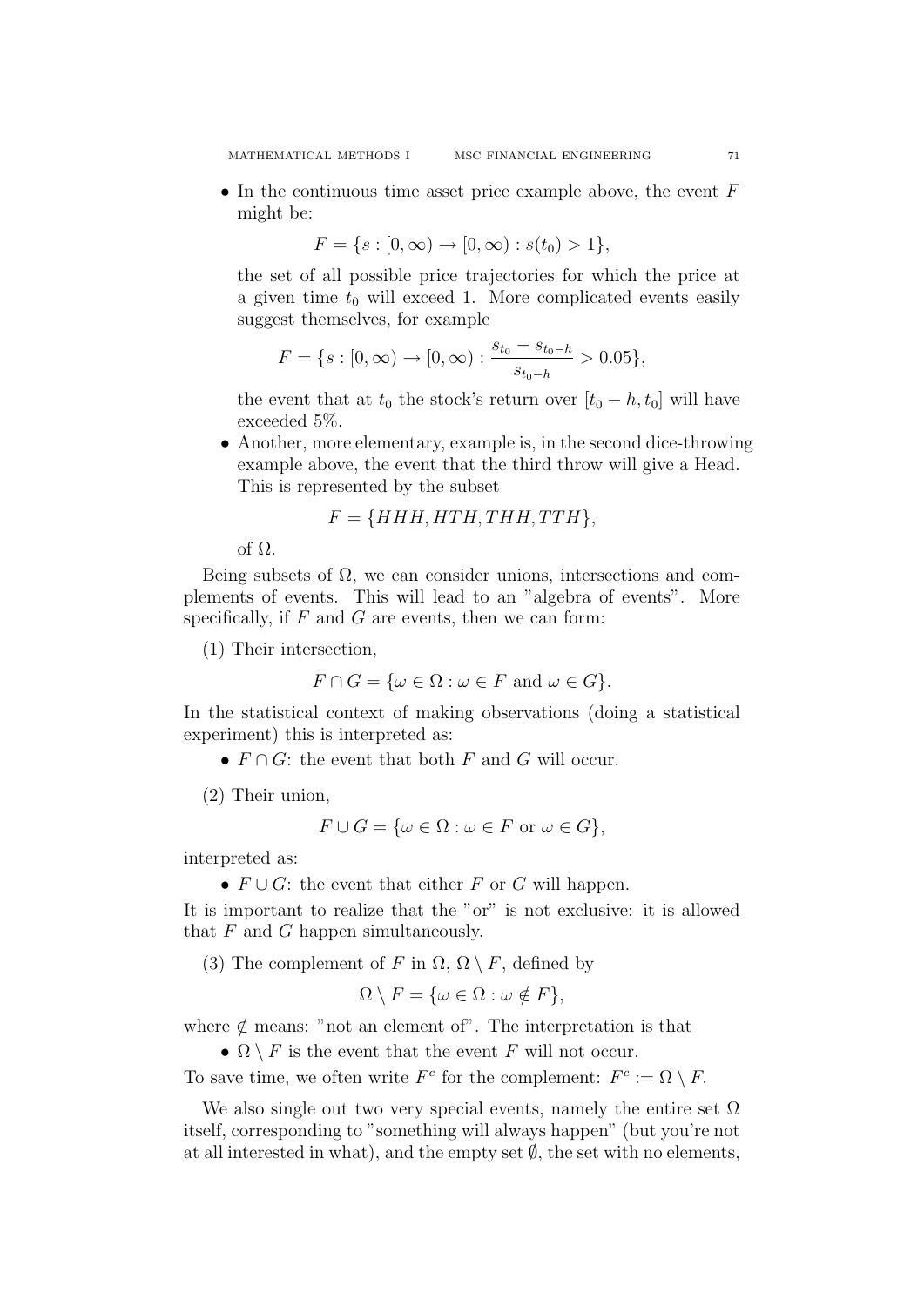- In the continuous time asset price example above, the event $F$ might be:

$$F = \{s : [0, \infty) \to [0, \infty) : s(t_0) > 1\},$$

the set of all possible price trajectories for which the price at a given time $t_0$ will exceed 1. More complicated events easily suggest themselves, for example

$$F = \{s : [0, \infty) \to [0, \infty) : \frac{s_{t_0} - s_{t_0 - h}}{s_{t_0 - h}} > 0.05\},$$

the event that at $t_0$ the stock's return over $[t_0 - h, t_0]$ will have exceeded 5%.

- Another, more elementary, example is, in the second dice-throwing example above, the event that the third throw will give a Head. This is represented by the subset

$$F = \{HHH, HTH, THH, TTH\},$$

of $\Omega$.

Being subsets of $\Omega$, we can consider unions, intersections and complements of events. This will lead to an "algebra of events". More specifically, if $F$ and $G$ are events, then we can form:

(1) Their intersection,

$$F \cap G = \{\omega \in \Omega : \omega \in F \text{ and } \omega \in G\}.$$

In the statistical context of making observations (doing a statistical experiment) this is interpreted as:

- $F \cap G$: the event that both $F$ and $G$ will occur.

(2) Their union,

$$F \cup G = \{\omega \in \Omega : \omega \in F \text{ or } \omega \in G\},$$

interpreted as:

- $F \cup G$: the event that either $F$ or $G$ will happen.

It is important to realize that the "or" is not exclusive: it is allowed that $F$ and $G$ happen simultaneously.

(3) The complement of $F$ in $\Omega$, $\Omega \setminus F$, defined by

$$\Omega \setminus F = \{\omega \in \Omega : \omega \notin F\},$$

where $\notin$ means: "not an element of". The interpretation is that

- $\Omega \setminus F$ is the event that the event $F$ will not occur.

To save time, we often write $F^c$ for the complement: $F^c := \Omega \setminus F$.

We also single out two very special events, namely the entire set $\Omega$ itself, corresponding to "something will always happen" (but you're not at all interested in what), and the empty set $\emptyset$, the set with no elements,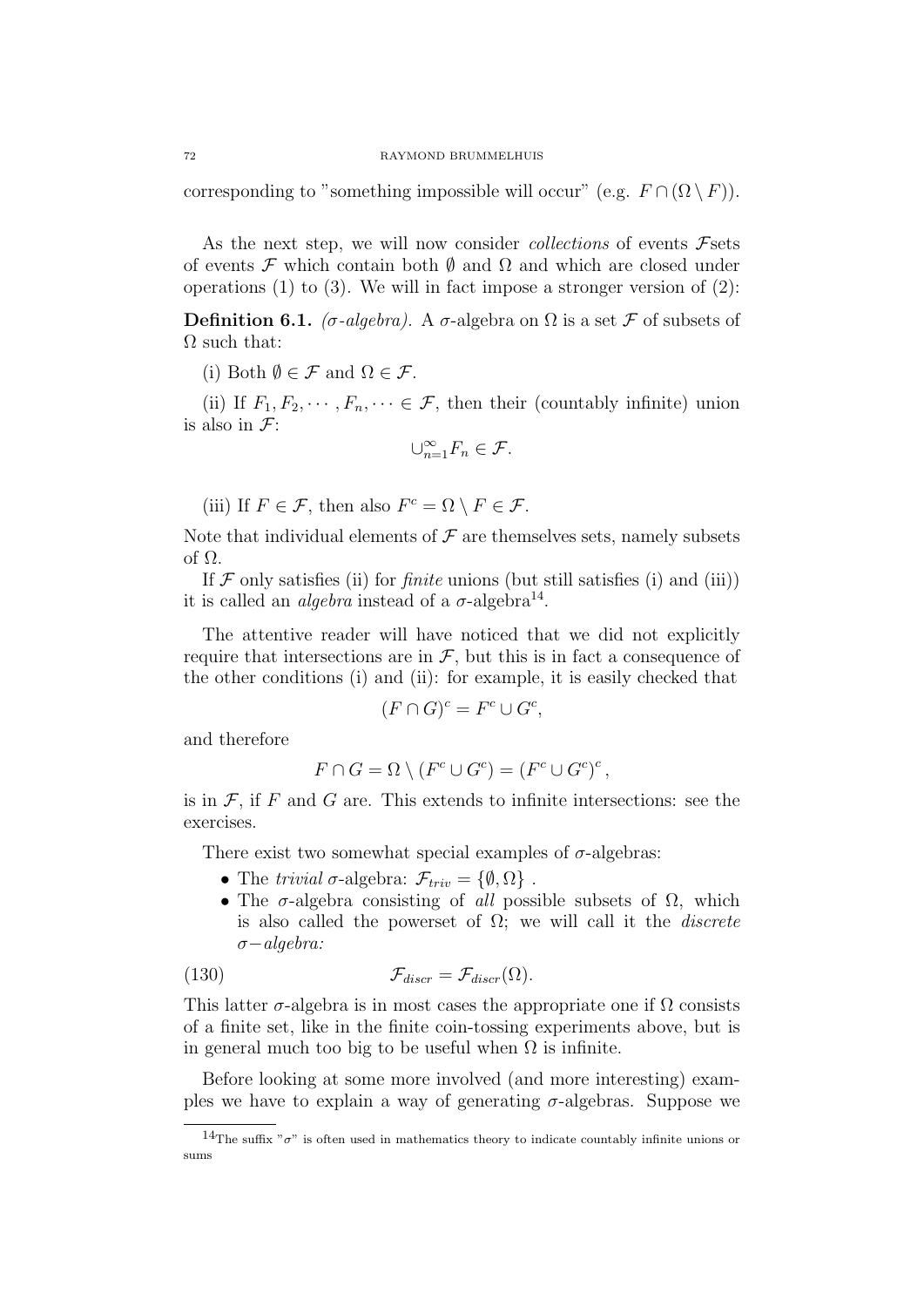corresponding to "something impossible will occur" (e.g. $F \cap (\Omega \setminus F)$).

As the next step, we will now consider *collections* of events $\mathcal{F}$sets of events $\mathcal{F}$ which contain both $\emptyset$ and $\Omega$ and which are closed under operations (1) to (3). We will in fact impose a stronger version of (2):

**Definition 6.1.** *($\sigma$-algebra).* A $\sigma$-algebra on $\Omega$ is a set $\mathcal{F}$ of subsets of $\Omega$ such that:

(i) Both $\emptyset \in \mathcal{F}$ and $\Omega \in \mathcal{F}$.

(ii) If $F_1, F_2, \cdots, F_n, \cdots \in \mathcal{F}$, then their (countably infinite) union is also in $\mathcal{F}$:

$$\cup_{n=1}^{\infty} F_n \in \mathcal{F}.$$

(iii) If $F \in \mathcal{F}$, then also $F^c = \Omega \setminus F \in \mathcal{F}$.

Note that individual elements of $\mathcal{F}$ are themselves sets, namely subsets of $\Omega$.

If $\mathcal{F}$ only satisfies (ii) for *finite* unions (but still satisfies (i) and (iii)) it is called an *algebra* instead of a $\sigma$-algebra[14].

The attentive reader will have noticed that we did not explicitly require that intersections are in $\mathcal{F}$, but this is in fact a consequence of the other conditions (i) and (ii): for example, it is easily checked that

$$(F \cap G)^c = F^c \cup G^c,$$

and therefore

$$F \cap G = \Omega \setminus (F^c \cup G^c) = (F^c \cup G^c)^c,$$

is in $\mathcal{F}$, if $F$ and $G$ are. This extends to infinite intersections: see the exercises.

There exist two somewhat special examples of $\sigma$-algebras:

- The *trivial* $\sigma$-algebra: $\mathcal{F}_{triv} = \{\emptyset, \Omega\}$ .
- The $\sigma$-algebra consisting of *all* possible subsets of $\Omega$, which is also called the powerset of $\Omega$; we will call it the *discrete* $\sigma$*−algebra:*

$$\mathcal{F}_{discr} = \mathcal{F}_{discr}(\Omega). \tag{130}$$

This latter $\sigma$-algebra is in most cases the appropriate one if $\Omega$ consists of a finite set, like in the finite coin-tossing experiments above, but is in general much too big to be useful when $\Omega$ is infinite.

Before looking at some more involved (and more interesting) examples we have to explain a way of generating $\sigma$-algebras. Suppose we

[14]The suffix "$\sigma$" is often used in mathematics theory to indicate countably infinite unions or sums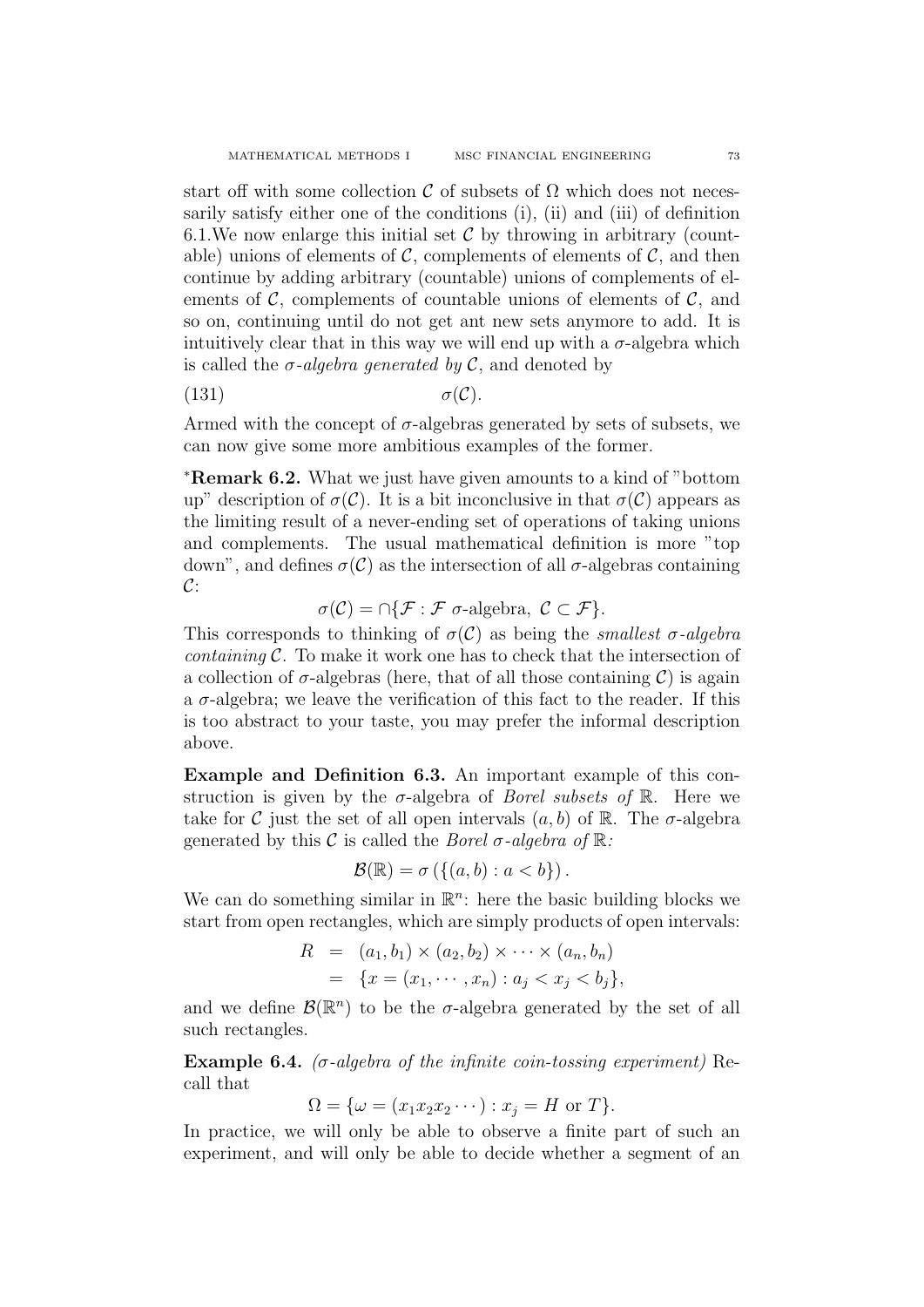start off with some collection $\mathcal{C}$ of subsets of $\Omega$ which does not necessarily satisfy either one of the conditions (i), (ii) and (iii) of definition 6.1.We now enlarge this initial set $\mathcal{C}$ by throwing in arbitrary (countable) unions of elements of $\mathcal{C}$, complements of elements of $\mathcal{C}$, and then continue by adding arbitrary (countable) unions of complements of elements of $\mathcal{C}$, complements of countable unions of elements of $\mathcal{C}$, and so on, continuing until do not get ant new sets anymore to add. It is intuitively clear that in this way we will end up with a $\sigma$-algebra which is called the *$\sigma$-algebra generated by $\mathcal{C}$*, and denoted by

$$\sigma(\mathcal{C}). \tag{131}$$

Armed with the concept of $\sigma$-algebras generated by sets of subsets, we can now give some more ambitious examples of the former.

$^*$**Remark 6.2.** What we just have given amounts to a kind of "bottom up" description of $\sigma(\mathcal{C})$. It is a bit inconclusive in that $\sigma(\mathcal{C})$ appears as the limiting result of a never-ending set of operations of taking unions and complements. The usual mathematical definition is more "top down", and defines $\sigma(\mathcal{C})$ as the intersection of all $\sigma$-algebras containing $\mathcal{C}$:

$$\sigma(\mathcal{C}) = \cap\{\mathcal{F} : \mathcal{F} \ \sigma\text{-algebra}, \ \mathcal{C} \subset \mathcal{F}\}.$$

This corresponds to thinking of $\sigma(\mathcal{C})$ as being the *smallest $\sigma$-algebra containing* $\mathcal{C}$. To make it work one has to check that the intersection of a collection of $\sigma$-algebras (here, that of all those containing $\mathcal{C}$) is again a $\sigma$-algebra; we leave the verification of this fact to the reader. If this is too abstract to your taste, you may prefer the informal description above.

**Example and Definition 6.3.** An important example of this construction is given by the $\sigma$-algebra of *Borel subsets of* $\mathbb{R}$. Here we take for $\mathcal{C}$ just the set of all open intervals $(a, b)$ of $\mathbb{R}$. The $\sigma$-algebra generated by this $\mathcal{C}$ is called the *Borel $\sigma$-algebra of* $\mathbb{R}$*:*

$$\mathcal{B}(\mathbb{R}) = \sigma\left(\{(a, b) : a < b\}\right).$$

We can do something similar in $\mathbb{R}^n$: here the basic building blocks we start from open rectangles, which are simply products of open intervals:

$$\begin{aligned} R &= (a_1, b_1) \times (a_2, b_2) \times \cdots \times (a_n, b_n) \\ &= \{x = (x_1, \cdots, x_n) : a_j < x_j < b_j\}, \end{aligned}$$

and we define $\mathcal{B}(\mathbb{R}^n)$ to be the $\sigma$-algebra generated by the set of all such rectangles.

**Example 6.4.** *($\sigma$-algebra of the infinite coin-tossing experiment)* Recall that

$$\Omega = \{\omega = (x_1 x_2 x_2 \cdots) : x_j = H \text{ or } T\}.$$

In practice, we will only be able to observe a finite part of such an experiment, and will only be able to decide whether a segment of an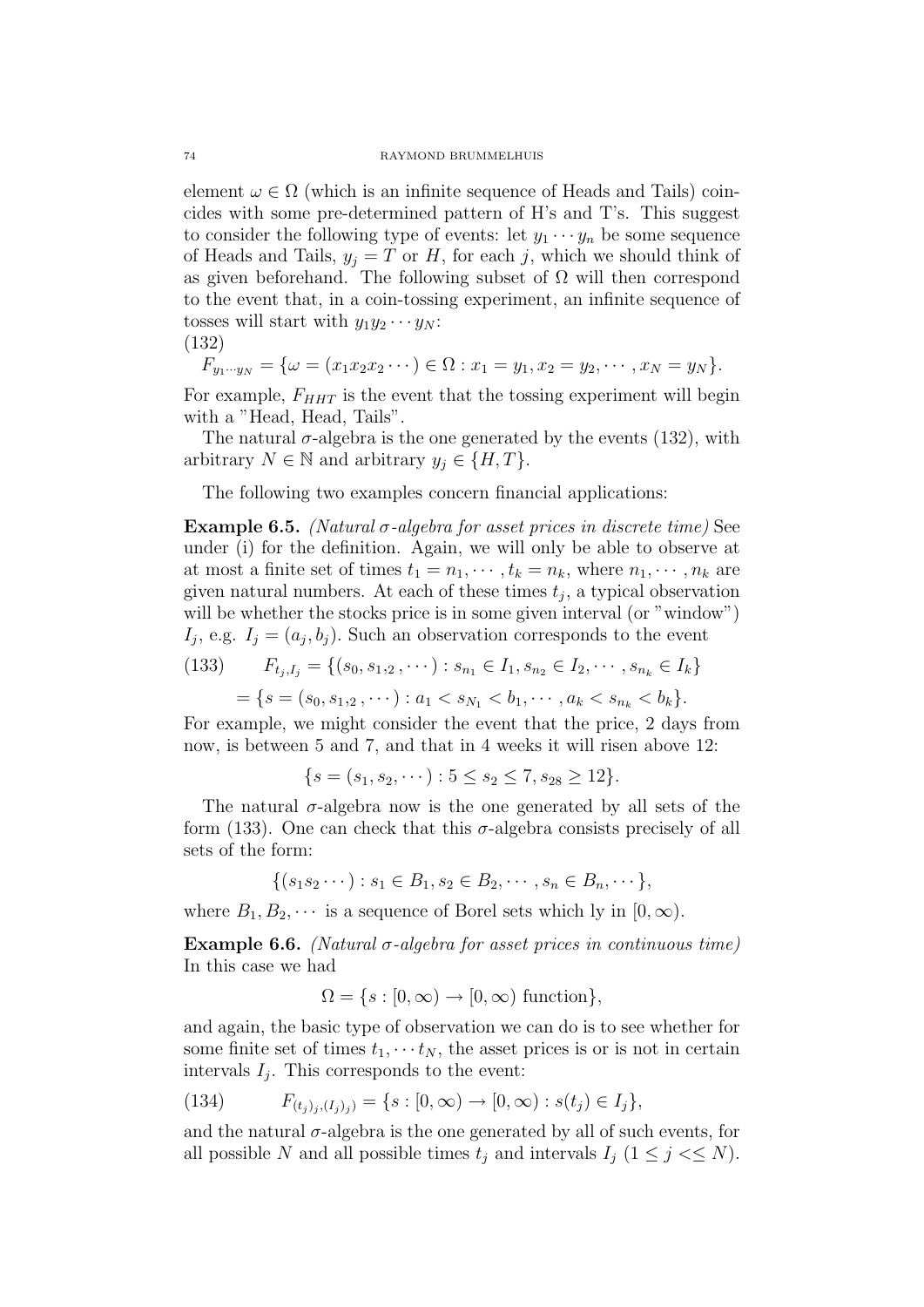element $\omega \in \Omega$ (which is an infinite sequence of Heads and Tails) coincides with some pre-determined pattern of H's and T's. This suggest to consider the following type of events: let $y_1 \cdots y_n$ be some sequence of Heads and Tails, $y_j = T$ or $H$, for each $j$, which we should think of as given beforehand. The following subset of $\Omega$ will then correspond to the event that, in a coin-tossing experiment, an infinite sequence of tosses will start with $y_1 y_2 \cdots y_N$:

(132)

$$F_{y_1 \cdots y_N} = \{\omega = (x_1 x_2 x_2 \cdots) \in \Omega : x_1 = y_1, x_2 = y_2, \cdots, x_N = y_N\}.$$

For example, $F_{HHT}$ is the event that the tossing experiment will begin with a "Head, Head, Tails".

The natural $\sigma$-algebra is the one generated by the events (132), with arbitrary $N \in \mathbb{N}$ and arbitrary $y_j \in \{H, T\}$.

The following two examples concern financial applications:

**Example 6.5.** *(Natural $\sigma$-algebra for asset prices in discrete time)* See under (i) for the definition. Again, we will only be able to observe at at most a finite set of times $t_1 = n_1, \cdots, t_k = n_k$, where $n_1, \cdots, n_k$ are given natural numbers. At each of these times $t_j$, a typical observation will be whether the stocks price is in some given interval (or "window") $I_j$, e.g. $I_j = (a_j, b_j)$. Such an observation corresponds to the event

$$F_{t_j, I_j} = \{(s_0, s_{1,2}, \cdots) : s_{n_1} \in I_1, s_{n_2} \in I_2, \cdots, s_{n_k} \in I_k\} \tag{133}$$

$$= \{s = (s_0, s_{1,2}, \cdots) : a_1 < s_{N_1} < b_1, \cdots, a_k < s_{n_k} < b_k\}.$$

For example, we might consider the event that the price, 2 days from now, is between 5 and 7, and that in 4 weeks it will risen above 12:

$$\{s = (s_1, s_2, \cdots) : 5 \leq s_2 \leq 7, s_{28} \geq 12\}.$$

The natural $\sigma$-algebra now is the one generated by all sets of the form (133). One can check that this $\sigma$-algebra consists precisely of all sets of the form:

$$\{(s_1 s_2 \cdots) : s_1 \in B_1, s_2 \in B_2, \cdots, s_n \in B_n, \cdots\},$$

where $B_1, B_2, \cdots$ is a sequence of Borel sets which ly in $[0, \infty)$.

**Example 6.6.** *(Natural $\sigma$-algebra for asset prices in continuous time)* In this case we had

$$\Omega = \{s : [0, \infty) \to [0, \infty) \text{ function}\},$$

and again, the basic type of observation we can do is to see whether for some finite set of times $t_1, \cdots t_N$, the asset prices is or is not in certain intervals $I_j$. This corresponds to the event:

$$F_{(t_j)_j, (I_j)_j)} = \{s : [0, \infty) \to [0, \infty) : s(t_j) \in I_j\}, \tag{134}$$

and the natural $\sigma$-algebra is the one generated by all of such events, for all possible $N$ and all possible times $t_j$ and intervals $I_j$ ($1 \leq j << N$).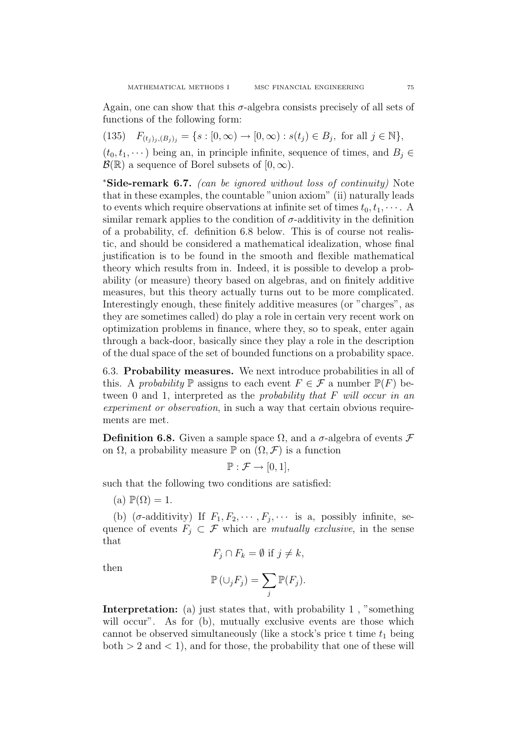Again, one can show that this $\sigma$-algebra consists precisely of all sets of functions of the following form:

$$F_{(t_j)_j,(B_j)_j} = \{s : [0,\infty) \to [0,\infty) : s(t_j) \in B_j, \text{ for all } j \in \mathbb{N}\}, \tag{135}$$

$(t_0, t_1, \cdots)$ being an, in principle infinite, sequence of times, and $B_j \in \mathcal{B}(\mathbb{R})$ a sequence of Borel subsets of $[0,\infty)$.

*__Side-remark 6.7.__ *(can be ignored without loss of continuity)* Note that in these examples, the countable "union axiom" (ii) naturally leads to events which require observations at infinite set of times $t_0, t_1, \cdots$. A similar remark applies to the condition of $\sigma$-additivity in the definition of a probability, cf. definition 6.8 below. This is of course not realistic, and should be considered a mathematical idealization, whose final justification is to be found in the smooth and flexible mathematical theory which results from in. Indeed, it is possible to develop a probability (or measure) theory based on algebras, and on finitely additive measures, but this theory actually turns out to be more complicated. Interestingly enough, these finitely additive measures (or "charges", as they are sometimes called) do play a role in certain very recent work on optimization problems in finance, where they, so to speak, enter again through a back-door, basically since they play a role in the description of the dual space of the set of bounded functions on a probability space.

## 6.3. Probability measures.

We next introduce probabilities in all of this. A *probability* $\mathbb{P}$ assigns to each event $F \in \mathcal{F}$ a number $\mathbb{P}(F)$ between 0 and 1, interpreted as the *probability that $F$ will occur in an experiment or observation*, in such a way that certain obvious requirements are met.

**Definition 6.8.** Given a sample space $\Omega$, and a $\sigma$-algebra of events $\mathcal{F}$ on $\Omega$, a probability measure $\mathbb{P}$ on $(\Omega, \mathcal{F})$ is a function

$$\mathbb{P} : \mathcal{F} \to [0,1],$$

such that the following two conditions are satisfied:

(a) $\mathbb{P}(\Omega) = 1$.

(b) ($\sigma$-additivity) If $F_1, F_2, \cdots, F_j, \cdots$ is a, possibly infinite, sequence of events $F_j \subset \mathcal{F}$ which are *mutually exclusive*, in the sense that

$$F_j \cap F_k = \emptyset \text{ if } j \neq k,$$

then

$$\mathbb{P}(\cup_j F_j) = \sum_j \mathbb{P}(F_j).$$

**Interpretation:** (a) just states that, with probability 1 , "something will occur". As for (b), mutually exclusive events are those which cannot be observed simultaneously (like a stock's price t time $t_1$ being both $> 2$ and $< 1$), and for those, the probability that one of these will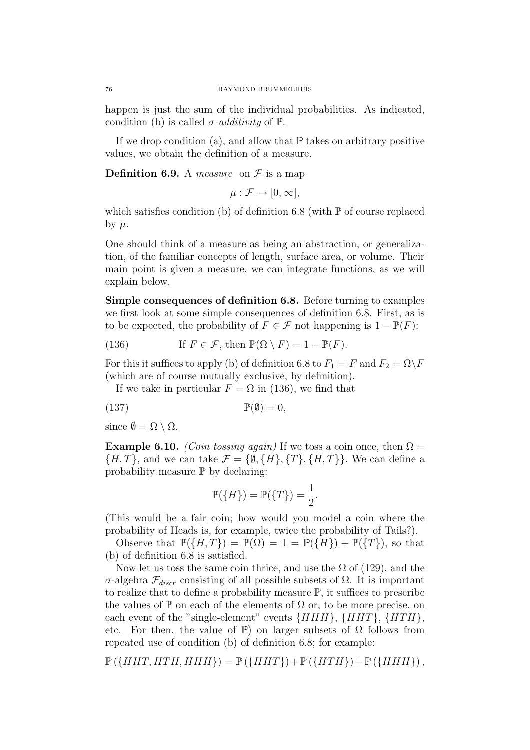happen is just the sum of the individual probabilities. As indicated, condition (b) is called *σ-additivity* of $\mathbb{P}$.

If we drop condition (a), and allow that $\mathbb{P}$ takes on arbitrary positive values, we obtain the definition of a measure.

**Definition 6.9.** A *measure* on $\mathcal{F}$ is a map

$$\mu : \mathcal{F} \to [0, \infty],$$

which satisfies condition (b) of definition 6.8 (with $\mathbb{P}$ of course replaced by $\mu$.

One should think of a measure as being an abstraction, or generalization, of the familiar concepts of length, surface area, or volume. Their main point is given a measure, we can integrate functions, as we will explain below.

**Simple consequences of definition 6.8.** Before turning to examples we first look at some simple consequences of definition 6.8. First, as is to be expected, the probability of $F \in \mathcal{F}$ not happening is $1 - \mathbb{P}(F)$:

$$\text{If } F \in \mathcal{F}, \text{ then } \mathbb{P}(\Omega \setminus F) = 1 - \mathbb{P}(F). \tag{136}$$

For this it suffices to apply (b) of definition 6.8 to $F_1 = F$ and $F_2 = \Omega \setminus F$ (which are of course mutually exclusive, by definition).

If we take in particular $F = \Omega$ in (136), we find that

$$\mathbb{P}(\emptyset) = 0, \tag{137}$$

since $\emptyset = \Omega \setminus \Omega$.

**Example 6.10.** *(Coin tossing again)* If we toss a coin once, then $\Omega = \{H, T\}$, and we can take $\mathcal{F} = \{\emptyset, \{H\}, \{T\}, \{H, T\}\}$. We can define a probability measure $\mathbb{P}$ by declaring:

$$\mathbb{P}(\{H\}) = \mathbb{P}(\{T\}) = \frac{1}{2}.$$

(This would be a fair coin; how would you model a coin where the probability of Heads is, for example, twice the probability of Tails?).

Observe that $\mathbb{P}(\{H, T\}) = \mathbb{P}(\Omega) = 1 = \mathbb{P}(\{H\}) + \mathbb{P}(\{T\})$, so that (b) of definition 6.8 is satisfied.

Now let us toss the same coin thrice, and use the $\Omega$ of (129), and the $\sigma$-algebra $\mathcal{F}_{discr}$ consisting of all possible subsets of $\Omega$. It is important to realize that to define a probability measure $\mathbb{P}$, it suffices to prescribe the values of $\mathbb{P}$ on each of the elements of $\Omega$ or, to be more precise, on each event of the "single-element" events $\{HHH\}$, $\{HHT\}$, $\{HTH\}$, etc. For then, the value of $\mathbb{P}$) on larger subsets of $\Omega$ follows from repeated use of condition (b) of definition 6.8; for example:

$$\mathbb{P}(\{HHT, HTH, HHH\}) = \mathbb{P}(\{HHT\}) + \mathbb{P}(\{HTH\}) + \mathbb{P}(\{HHH\}),$$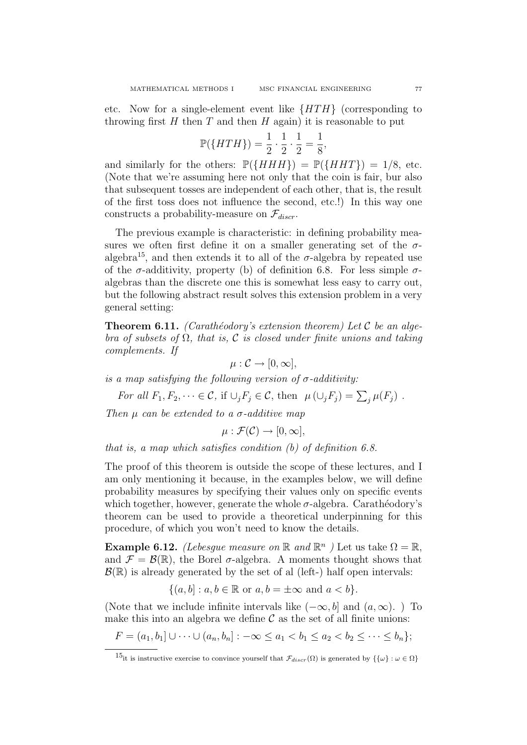etc. Now for a single-element event like $\{HTH\}$ (corresponding to throwing first $H$ then $T$ and then $H$ again) it is reasonable to put

$$\mathbb{P}(\{HTH\}) = \frac{1}{2} \cdot \frac{1}{2} \cdot \frac{1}{2} = \frac{1}{8},$$

and similarly for the others: $\mathbb{P}(\{HHH\}) = \mathbb{P}(\{HHT\}) = 1/8$, etc. (Note that we're assuming here not only that the coin is fair, bur also that subsequent tosses are independent of each other, that is, the result of the first toss does not influence the second, etc.!) In this way one constructs a probability-measure on $\mathcal{F}_{discr}$.

The previous example is characteristic: in defining probability measures we often first define it on a smaller generating set of the $\sigma$-algebra[15], and then extends it to all of the $\sigma$-algebra by repeated use of the $\sigma$-additivity, property (b) of definition 6.8. For less simple $\sigma$-algebras than the discrete one this is somewhat less easy to carry out, but the following abstract result solves this extension problem in a very general setting:

**Theorem 6.11.** *(Carathéodory's extension theorem) Let $\mathcal{C}$ be an algebra of subsets of $\Omega$, that is, $\mathcal{C}$ is closed under finite unions and taking complements. If*

$$\mu : \mathcal{C} \to [0, \infty],$$

*is a map satisfying the following version of $\sigma$-additivity:*

*For all $F_1, F_2, \dots \in \mathcal{C}$,* if $\cup_j F_j \in \mathcal{C}$, then $\mu\left(\cup_j F_j\right) = \sum_j \mu(F_j)$ .

*Then $\mu$ can be extended to a $\sigma$-additive map*

$$\mu : \mathcal{F}(\mathcal{C}) \to [0, \infty],$$

*that is, a map which satisfies condition (b) of definition 6.8.*

The proof of this theorem is outside the scope of these lectures, and I am only mentioning it because, in the examples below, we will define probability measures by specifying their values only on specific events which together, however, generate the whole $\sigma$-algebra. Carathéodory's theorem can be used to provide a theoretical underpinning for this procedure, of which you won't need to know the details.

**Example 6.12.** *(Lebesgue measure on $\mathbb{R}$ and $\mathbb{R}^n$ )* Let us take $\Omega = \mathbb{R}$, and $\mathcal{F} = \mathcal{B}(\mathbb{R})$, the Borel $\sigma$-algebra. A moments thought shows that $\mathcal{B}(\mathbb{R})$ is already generated by the set of al (left-) half open intervals:

$$\{(a, b] : a, b \in \mathbb{R} \text{ or } a, b = \pm\infty \text{ and } a < b\}.$$

(Note that we include infinite intervals like $(-\infty, b]$ and $(a, \infty)$. ) To make this into an algebra we define $\mathcal{C}$ as the set of all finite unions:

$$F = (a_1, b_1] \cup \cdots \cup (a_n, b_n] : -\infty \leq a_1 < b_1 \leq a_2 < b_2 \leq \cdots \leq b_n\};$$

[15] it is instructive exercise to convince yourself that $\mathcal{F}_{discr}(\Omega)$ is generated by $\{\{\omega\} : \omega \in \Omega\}$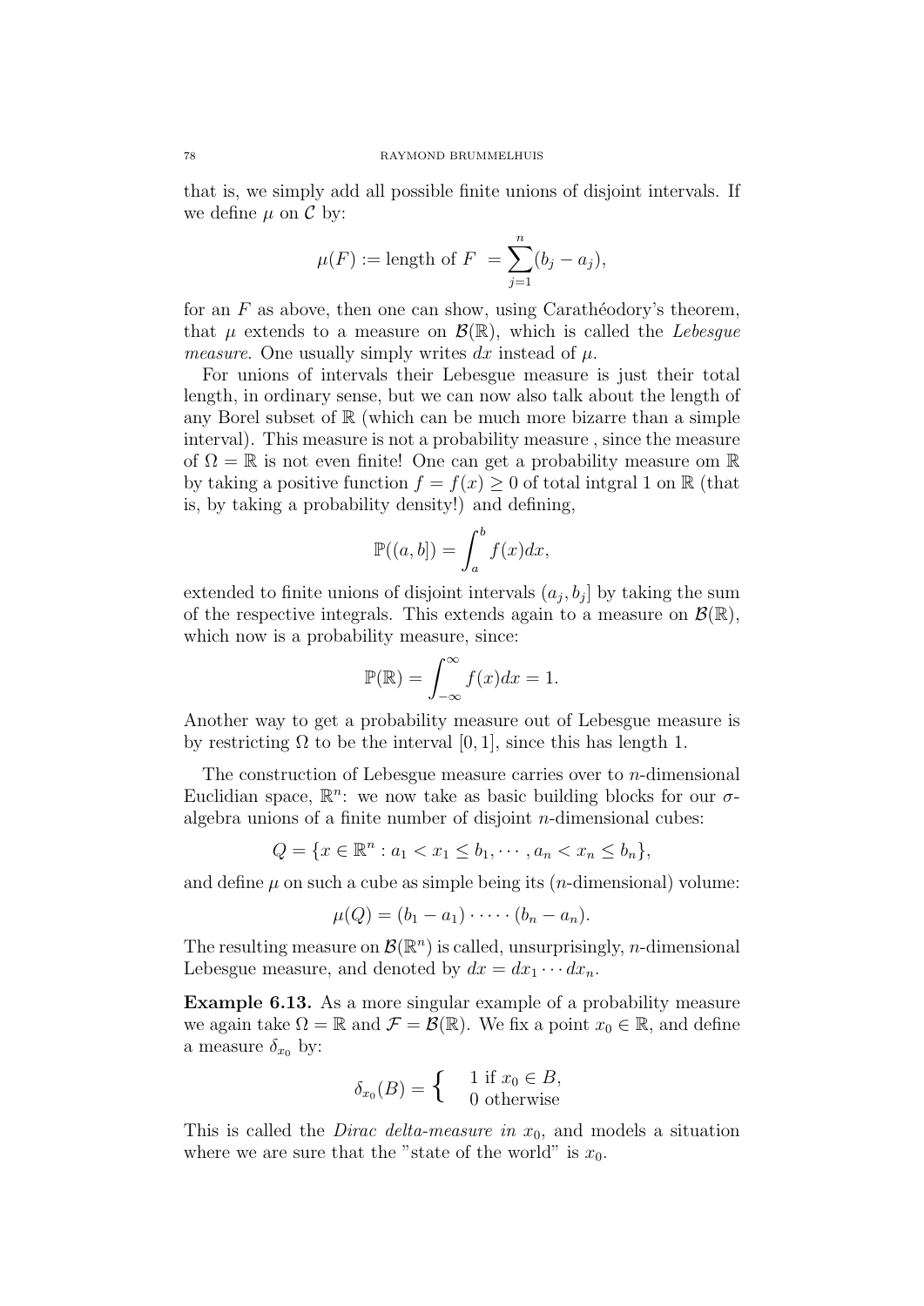that is, we simply add all possible finite unions of disjoint intervals. If we define $\mu$ on $\mathcal{C}$ by:

$$\mu(F) := \text{length of } F \ = \sum_{j=1}^{n} (b_j - a_j),$$

for an $F$ as above, then one can show, using Carathéodory's theorem, that $\mu$ extends to a measure on $\mathcal{B}(\mathbb{R})$, which is called the *Lebesgue measure*. One usually simply writes $dx$ instead of $\mu$.

For unions of intervals their Lebesgue measure is just their total length, in ordinary sense, but we can now also talk about the length of any Borel subset of $\mathbb{R}$ (which can be much more bizarre than a simple interval). This measure is not a probability measure , since the measure of $\Omega = \mathbb{R}$ is not even finite! One can get a probability measure om $\mathbb{R}$ by taking a positive function $f = f(x) \geq 0$ of total intgral 1 on $\mathbb{R}$ (that is, by taking a probability density!) and defining,

$$\mathbb{P}((a,b]) = \int_a^b f(x)dx,$$

extended to finite unions of disjoint intervals $(a_j, b_j]$ by taking the sum of the respective integrals. This extends again to a measure on $\mathcal{B}(\mathbb{R})$, which now is a probability measure, since:

$$\mathbb{P}(\mathbb{R}) = \int_{-\infty}^{\infty} f(x)dx = 1.$$

Another way to get a probability measure out of Lebesgue measure is by restricting $\Omega$ to be the interval $[0, 1]$, since this has length 1.

The construction of Lebesgue measure carries over to $n$-dimensional Euclidian space, $\mathbb{R}^n$: we now take as basic building blocks for our $\sigma$-algebra unions of a finite number of disjoint $n$-dimensional cubes:

$$Q = \{x \in \mathbb{R}^n : a_1 < x_1 \leq b_1, \cdots, a_n < x_n \leq b_n\},$$

and define $\mu$ on such a cube as simple being its ($n$-dimensional) volume:

$$\mu(Q) = (b_1 - a_1) \cdot \cdots \cdot (b_n - a_n).$$

The resulting measure on $\mathcal{B}(\mathbb{R}^n)$ is called, unsurprisingly, $n$-dimensional Lebesgue measure, and denoted by $dx = dx_1 \cdots dx_n$.

**Example 6.13.** As a more singular example of a probability measure we again take $\Omega = \mathbb{R}$ and $\mathcal{F} = \mathcal{B}(\mathbb{R})$. We fix a point $x_0 \in \mathbb{R}$, and define a measure $\delta_{x_0}$ by:

$$\delta_{x_0}(B) = \begin{cases} 1 \text{ if } x_0 \in B, \\ 0 \text{ otherwise} \end{cases}$$

This is called the *Dirac delta-measure in* $x_0$, and models a situation where we are sure that the "state of the world" is $x_0$.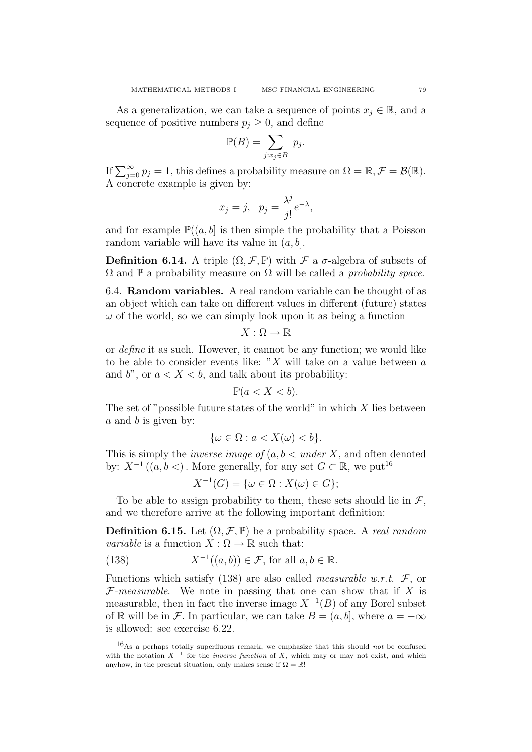As a generalization, we can take a sequence of points $x_j \in \mathbb{R}$, and a sequence of positive numbers $p_j \geq 0$, and define

$$\mathbb{P}(B) = \sum_{j:x_j \in B} p_j.$$

If $\sum_{j=0}^{\infty} p_j = 1$, this defines a probability measure on $\Omega = \mathbb{R}, \mathcal{F} = \mathcal{B}(\mathbb{R})$. A concrete example is given by:

$$x_j = j, \quad p_j = \frac{\lambda^j}{j!} e^{-\lambda},$$

and for example $\mathbb{P}((a,b]$ is then simple the probability that a Poisson random variable will have its value in $(a,b]$.

**Definition 6.14.** A triple $(\Omega, \mathcal{F}, \mathbb{P})$ with $\mathcal{F}$ a $\sigma$-algebra of subsets of $\Omega$ and $\mathbb{P}$ a probability measure on $\Omega$ will be called a *probability space*.

6.4. **Random variables.** A real random variable can be thought of as an object which can take on different values in different (future) states $\omega$ of the world, so we can simply look upon it as being a function

$$X : \Omega \to \mathbb{R}$$

or *define* it as such. However, it cannot be any function; we would like to be able to consider events like: "$X$ will take on a value between $a$ and $b$", or $a < X < b$, and talk about its probability:

$$\mathbb{P}(a < X < b).$$

The set of "possible future states of the world" in which $X$ lies between $a$ and $b$ is given by:

$$\{\omega \in \Omega : a < X(\omega) < b\}.$$

This is simply the *inverse image of* $(a, b <$ *under* $X$, and often denoted by: $X^{-1}((a, b <)$. More generally, for any set $G \subset \mathbb{R}$, we put[16]

$$X^{-1}(G) = \{\omega \in \Omega : X(\omega) \in G\};$$

To be able to assign probability to them, these sets should lie in $\mathcal{F}$, and we therefore arrive at the following important definition:

**Definition 6.15.** Let $(\Omega, \mathcal{F}, \mathbb{P})$ be a probability space. A *real random variable* is a function $X : \Omega \to \mathbb{R}$ such that:

$$X^{-1}((a,b)) \in \mathcal{F}, \text{ for all } a, b \in \mathbb{R}. \tag{138}$$

Functions which satisfy (138) are also called *measurable w.r.t.* $\mathcal{F}$, or $\mathcal{F}$*-measurable*. We note in passing that one can show that if $X$ is measurable, then in fact the inverse image $X^{-1}(B)$ of any Borel subset of $\mathbb{R}$ will be in $\mathcal{F}$. In particular, we can take $B = (a, b]$, where $a = -\infty$ is allowed: see exercise 6.22.

[16]As a perhaps totally superfluous remark, we emphasize that this should *not* be confused with the notation $X^{-1}$ for the *inverse function* of $X$, which may or may not exist, and which anyhow, in the present situation, only makes sense if $\Omega = \mathbb{R}$!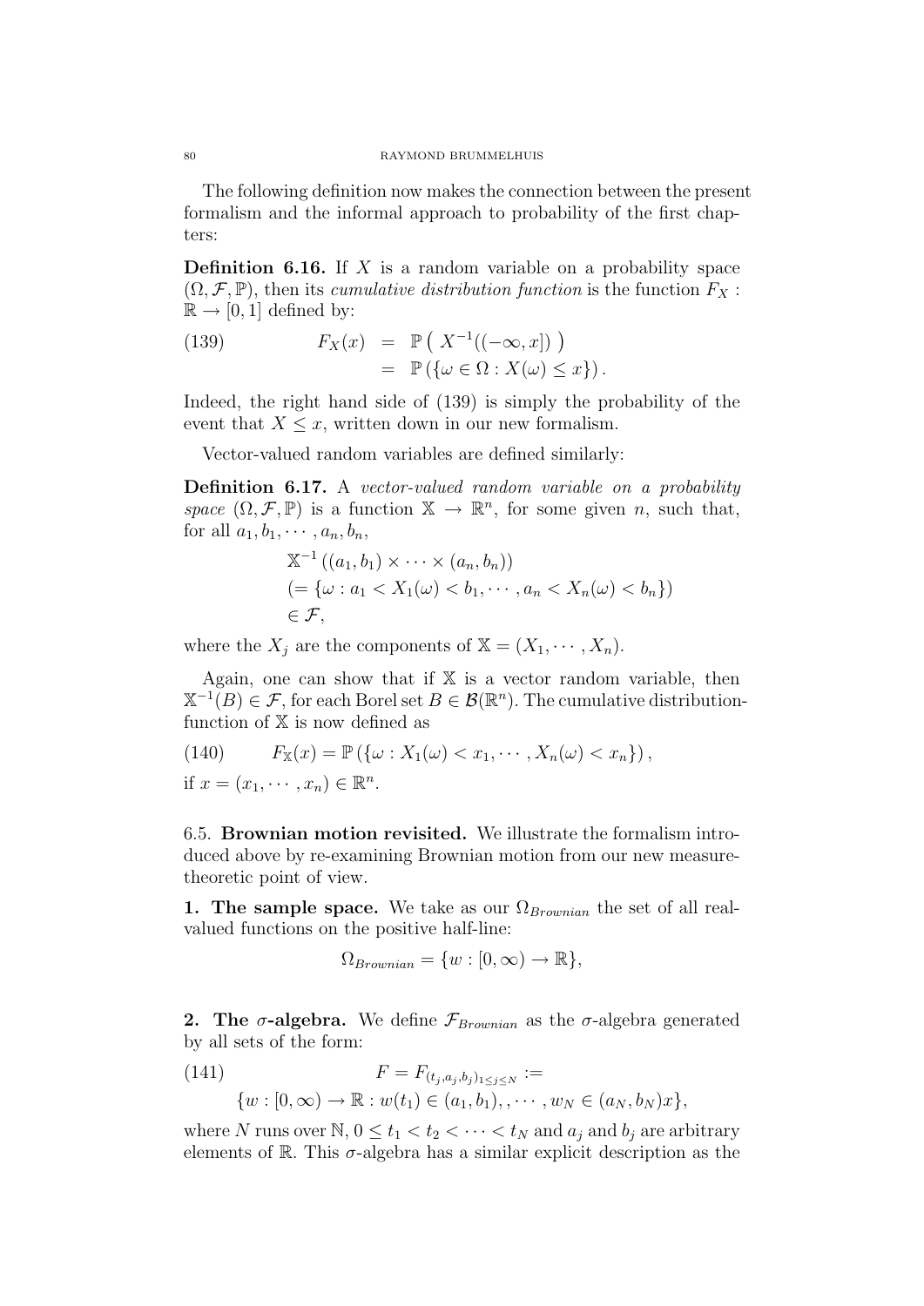The following definition now makes the connection between the present formalism and the informal approach to probability of the first chapters:

**Definition 6.16.** If $X$ is a random variable on a probability space $(\Omega, \mathcal{F}, \mathbb{P})$, then its *cumulative distribution function* is the function $F_X : \mathbb{R} \to [0, 1]$ defined by:

$$
\begin{aligned}
(139) \qquad F_X(x) &= \mathbb{P}\left( X^{-1}((-\infty, x]) \right) \\
&= \mathbb{P}\left(\{\omega \in \Omega : X(\omega) \leq x\}\right).
\end{aligned}
$$

Indeed, the right hand side of (139) is simply the probability of the event that $X \leq x$, written down in our new formalism.

Vector-valued random variables are defined similarly:

**Definition 6.17.** A *vector-valued random variable on a probability space* $(\Omega, \mathcal{F}, \mathbb{P})$ is a function $\mathbb{X} \to \mathbb{R}^n$, for some given $n$, such that, for all $a_1, b_1, \cdots, a_n, b_n$,

$$
\begin{aligned}
&\mathbb{X}^{-1}\left((a_1, b_1) \times \cdots \times (a_n, b_n)\right) \\
&(= \{\omega : a_1 < X_1(\omega) < b_1, \cdots, a_n < X_n(\omega) < b_n\}) \\
&\in \mathcal{F},
\end{aligned}
$$

where the $X_j$ are the components of $\mathbb{X} = (X_1, \cdots, X_n)$.

Again, one can show that if $\mathbb{X}$ is a vector random variable, then $\mathbb{X}^{-1}(B) \in \mathcal{F}$, for each Borel set $B \in \mathcal{B}(\mathbb{R}^n)$. The cumulative distribution-function of $\mathbb{X}$ is now defined as

$$
(140) \qquad F_{\mathbb{X}}(x) = \mathbb{P}\left(\{\omega : X_1(\omega) < x_1, \cdots, X_n(\omega) < x_n\}\right),
$$

if $x = (x_1, \cdots, x_n) \in \mathbb{R}^n$.

### 6.5. Brownian motion revisited.

We illustrate the formalism introduced above by re-examining Brownian motion from our new measure-theoretic point of view.

**1. The sample space.** We take as our $\Omega_{Brownian}$ the set of all real-valued functions on the positive half-line:

$$
\Omega_{Brownian} = \{w : [0, \infty) \to \mathbb{R}\},
$$

**2. The $\sigma$-algebra.** We define $\mathcal{F}_{Brownian}$ as the $\sigma$-algebra generated by all sets of the form:

$$
\begin{aligned}
(141) \qquad &F = F_{(t_j, a_j, b_j)_{1 \leq j \leq N}} := \\
&\{w : [0, \infty) \to \mathbb{R} : w(t_1) \in (a_1, b_1), , \cdots, w_N \in (a_N, b_N)x\},
\end{aligned}
$$

where $N$ runs over $\mathbb{N}$, $0 \leq t_1 < t_2 < \cdots < t_N$ and $a_j$ and $b_j$ are arbitrary elements of $\mathbb{R}$. This $\sigma$-algebra has a similar explicit description as the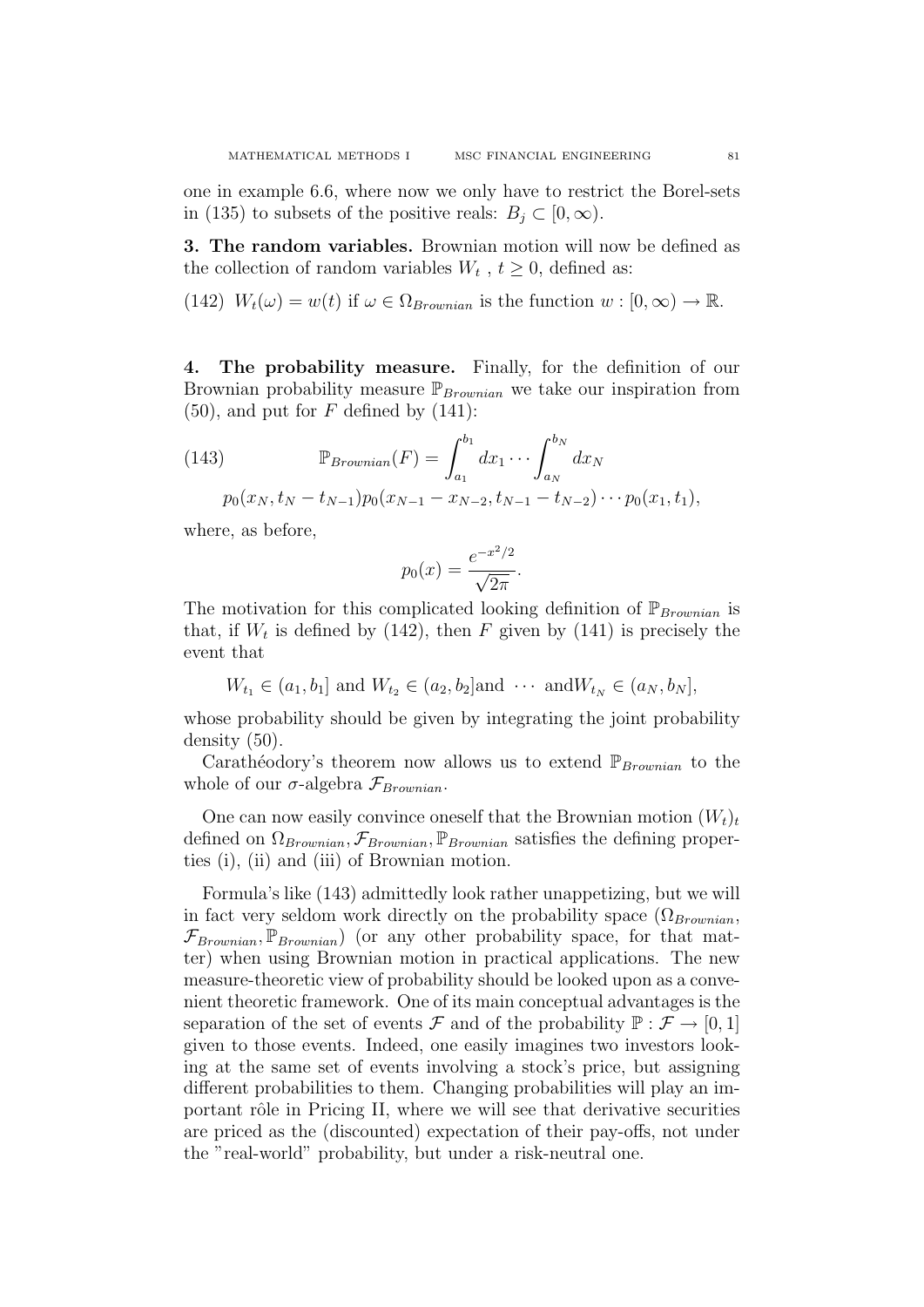one in example 6.6, where now we only have to restrict the Borel-sets in (135) to subsets of the positive reals: $B_j \subset [0, \infty)$.

**3. The random variables.** Brownian motion will now be defined as the collection of random variables $W_t$ , $t \geq 0$, defined as:

(142) $W_t(\omega) = w(t)$ if $\omega \in \Omega_{Brownian}$ is the function $w : [0, \infty) \to \mathbb{R}$.

**4. The probability measure.** Finally, for the definition of our Brownian probability measure $\mathbb{P}_{Brownian}$ we take our inspiration from (50), and put for $F$ defined by (141):

$$
\mathbb{P}_{Brownian}(F) = \int_{a_1}^{b_1} dx_1 \cdots \int_{a_N}^{b_N} dx_N \tag{143}
$$

$$
p_0(x_N, t_N - t_{N-1}) p_0(x_{N-1} - x_{N-2}, t_{N-1} - t_{N-2}) \cdots p_0(x_1, t_1),
$$

where, as before,

$$
p_0(x) = \frac{e^{-x^2/2}}{\sqrt{2\pi}}.
$$

The motivation for this complicated looking definition of $\mathbb{P}_{Brownian}$ is that, if $W_t$ is defined by (142), then $F$ given by (141) is precisely the event that

$$
W_{t_1} \in (a_1, b_1] \text{ and } W_{t_2} \in (a_2, b_2] \text{and } \cdots \text{ and} W_{t_N} \in (a_N, b_N],
$$

whose probability should be given by integrating the joint probability density (50).

Carathéodory's theorem now allows us to extend $\mathbb{P}_{Brownian}$ to the whole of our $\sigma$-algebra $\mathcal{F}_{Brownian}$.

One can now easily convince oneself that the Brownian motion $(W_t)_t$ defined on $\Omega_{Brownian}, \mathcal{F}_{Brownian}, \mathbb{P}_{Brownian}$ satisfies the defining properties (i), (ii) and (iii) of Brownian motion.

Formula's like (143) admittedly look rather unappetizing, but we will in fact very seldom work directly on the probability space ($\Omega_{Brownian}$, $\mathcal{F}_{Brownian}, \mathbb{P}_{Brownian}$) (or any other probability space, for that matter) when using Brownian motion in practical applications. The new measure-theoretic view of probability should be looked upon as a convenient theoretic framework. One of its main conceptual advantages is the separation of the set of events $\mathcal{F}$ and of the probability $\mathbb{P} : \mathcal{F} \to [0, 1]$ given to those events. Indeed, one easily imagines two investors looking at the same set of events involving a stock's price, but assigning different probabilities to them. Changing probabilities will play an important rôle in Pricing II, where we will see that derivative securities are priced as the (discounted) expectation of their pay-offs, not under the "real-world" probability, but under a risk-neutral one.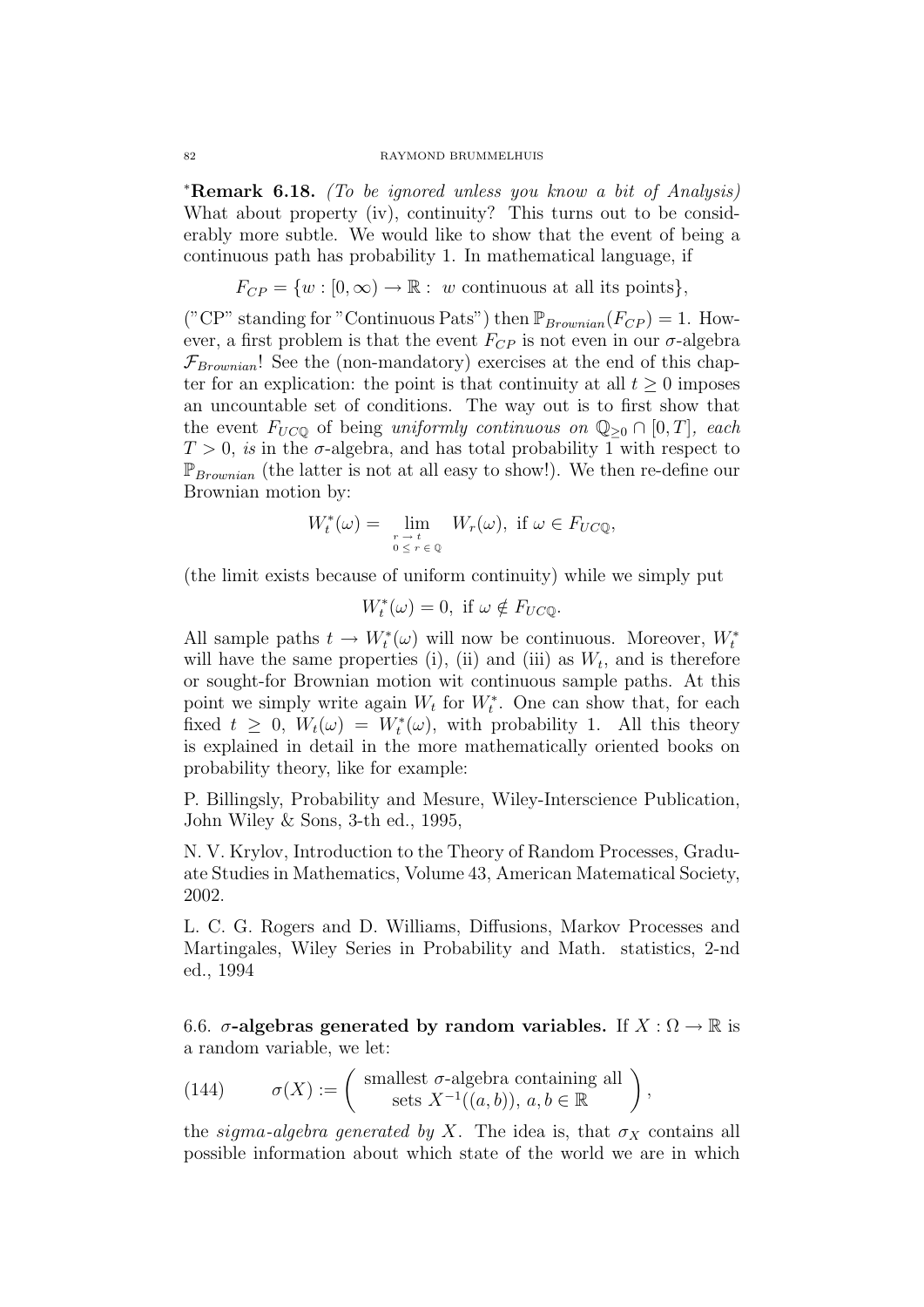$^*$**Remark 6.18.** *(To be ignored unless you know a bit of Analysis)* What about property (iv), continuity? This turns out to be considerably more subtle. We would like to show that the event of being a continuous path has probability 1. In mathematical language, if

$$F_{CP} = \{w : [0, \infty) \to \mathbb{R} : \ w \text{ continuous at all its points}\},$$

("CP" standing for "Continuous Pats") then $\mathbb{P}_{Brownian}(F_{CP}) = 1$. However, a first problem is that the event $F_{CP}$ is not even in our $\sigma$-algebra $\mathcal{F}_{Brownian}$! See the (non-mandatory) exercises at the end of this chapter for an explication: the point is that continuity at all $t \geq 0$ imposes an uncountable set of conditions. The way out is to first show that the event $F_{UC\mathbb{Q}}$ of being *uniformly continuous on* $\mathbb{Q}_{\geq 0} \cap [0, T]$*, each* $T > 0$*, is* in the $\sigma$-algebra, and has total probability 1 with respect to $\mathbb{P}_{Brownian}$ (the latter is not at all easy to show!). We then re-define our Brownian motion by:

$$W_t^*(\omega) = \lim_{\substack{r \to t \\ 0 \leq r \in \mathbb{Q}}} W_r(\omega), \text{ if } \omega \in F_{UC\mathbb{Q}},$$

(the limit exists because of uniform continuity) while we simply put

$$W_t^*(\omega) = 0, \text{ if } \omega \notin F_{UC\mathbb{Q}}.$$

All sample paths $t \to W_t^*(\omega)$ will now be continuous. Moreover, $W_t^*$ will have the same properties (i), (ii) and (iii) as $W_t$, and is therefore or sought-for Brownian motion wit continuous sample paths. At this point we simply write again $W_t$ for $W_t^*$. One can show that, for each fixed $t \geq 0$, $W_t(\omega) = W_t^*(\omega)$, with probability 1. All this theory is explained in detail in the more mathematically oriented books on probability theory, like for example:

P. Billingsly, Probability and Mesure, Wiley-Interscience Publication, John Wiley & Sons, 3-th ed., 1995,

N. V. Krylov, Introduction to the Theory of Random Processes, Graduate Studies in Mathematics, Volume 43, American Matematical Society, 2002.

L. C. G. Rogers and D. Williams, Diffusions, Markov Processes and Martingales, Wiley Series in Probability and Math. statistics, 2-nd ed., 1994

6.6. **$\sigma$-algebras generated by random variables.** If $X : \Omega \to \mathbb{R}$ is a random variable, we let:

$$\sigma(X) := \begin{pmatrix} \text{smallest } \sigma\text{-algebra containing all} \\ \text{sets } X^{-1}((a, b)),\ a, b \in \mathbb{R} \end{pmatrix}, \tag{144}$$

the *sigma-algebra generated by* $X$. The idea is, that $\sigma_X$ contains all possible information about which state of the world we are in which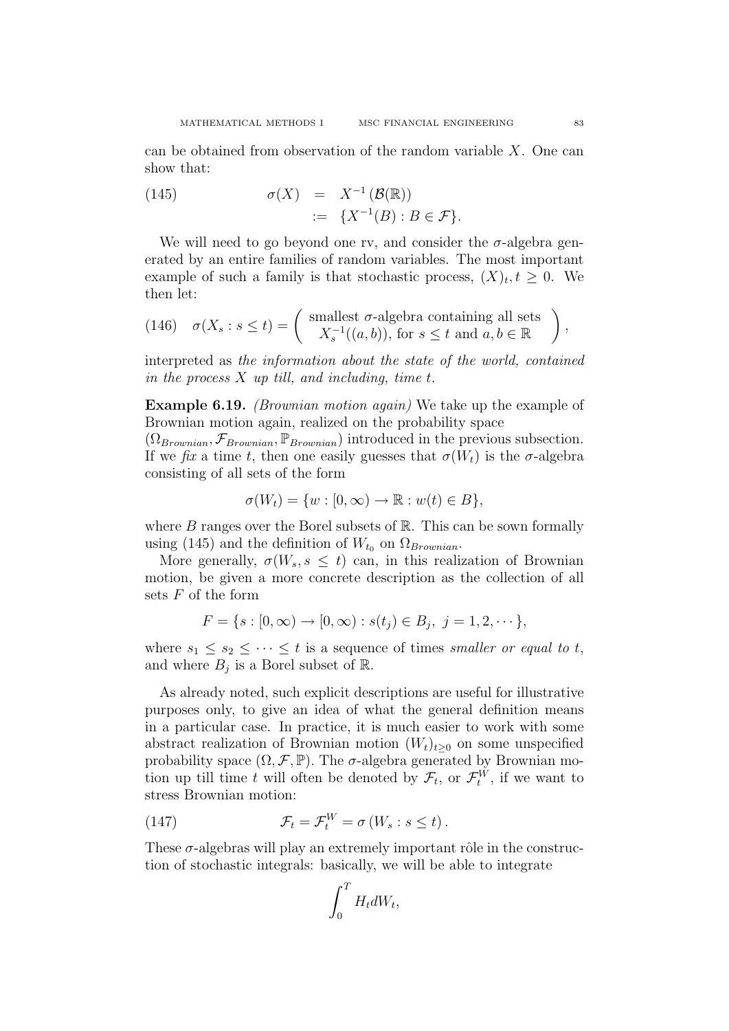can be obtained from observation of the random variable $X$. One can show that:

$$
\begin{aligned}
\sigma(X) &= X^{-1}(\mathcal{B}(\mathbb{R})) \\
&:= \{X^{-1}(B) : B \in \mathcal{F}\}.
\end{aligned} \tag{145}
$$

We will need to go beyond one rv, and consider the $\sigma$-algebra generated by an entire families of random variables. The most important example of such a family is that stochastic process, $(X)_t, t \geq 0$. We then let:

$$
\sigma(X_s : s \leq t) = \left( \begin{array}{c} \text{smallest } \sigma\text{-algebra containing all sets} \\ X_s^{-1}((a,b)), \text{ for } s \leq t \text{ and } a, b \in \mathbb{R} \end{array} \right), \tag{146}
$$

interpreted as *the information about the state of the world, contained in the process $X$ up till, and including, time $t$.*

**Example 6.19.** *(Brownian motion again)* We take up the example of Brownian motion again, realized on the probability space $(\Omega_{Brownian}, \mathcal{F}_{Brownian}, \mathbb{P}_{Brownian})$ introduced in the previous subsection. If we *fix* a time $t$, then one easily guesses that $\sigma(W_t)$ is the $\sigma$-algebra consisting of all sets of the form

$$
\sigma(W_t) = \{w : [0, \infty) \to \mathbb{R} : w(t) \in B\},
$$

where $B$ ranges over the Borel subsets of $\mathbb{R}$. This can be sown formally using (145) and the definition of $W_{t_0}$ on $\Omega_{Brownian}$.

More generally, $\sigma(W_s, s \leq t)$ can, in this realization of Brownian motion, be given a more concrete description as the collection of all sets $F$ of the form

$$
F = \{s : [0, \infty) \to [0, \infty) : s(t_j) \in B_j, \ j = 1, 2, \cdots\},
$$

where $s_1 \leq s_2 \leq \cdots \leq t$ is a sequence of times *smaller or equal to* $t$, and where $B_j$ is a Borel subset of $\mathbb{R}$.

As already noted, such explicit descriptions are useful for illustrative purposes only, to give an idea of what the general definition means in a particular case. In practice, it is much easier to work with some abstract realization of Brownian motion $(W_t)_{t \geq 0}$ on some unspecified probability space $(\Omega, \mathcal{F}, \mathbb{P})$. The $\sigma$-algebra generated by Brownian motion up till time $t$ will often be denoted by $\mathcal{F}_t$, or $\mathcal{F}_t^W$, if we want to stress Brownian motion:

$$
\mathcal{F}_t = \mathcal{F}_t^W = \sigma(W_s : s \leq t). \tag{147}
$$

These $\sigma$-algebras will play an extremely important rôle in the construction of stochastic integrals: basically, we will be able to integrate

$$
\int_0^T H_t dW_t,
$$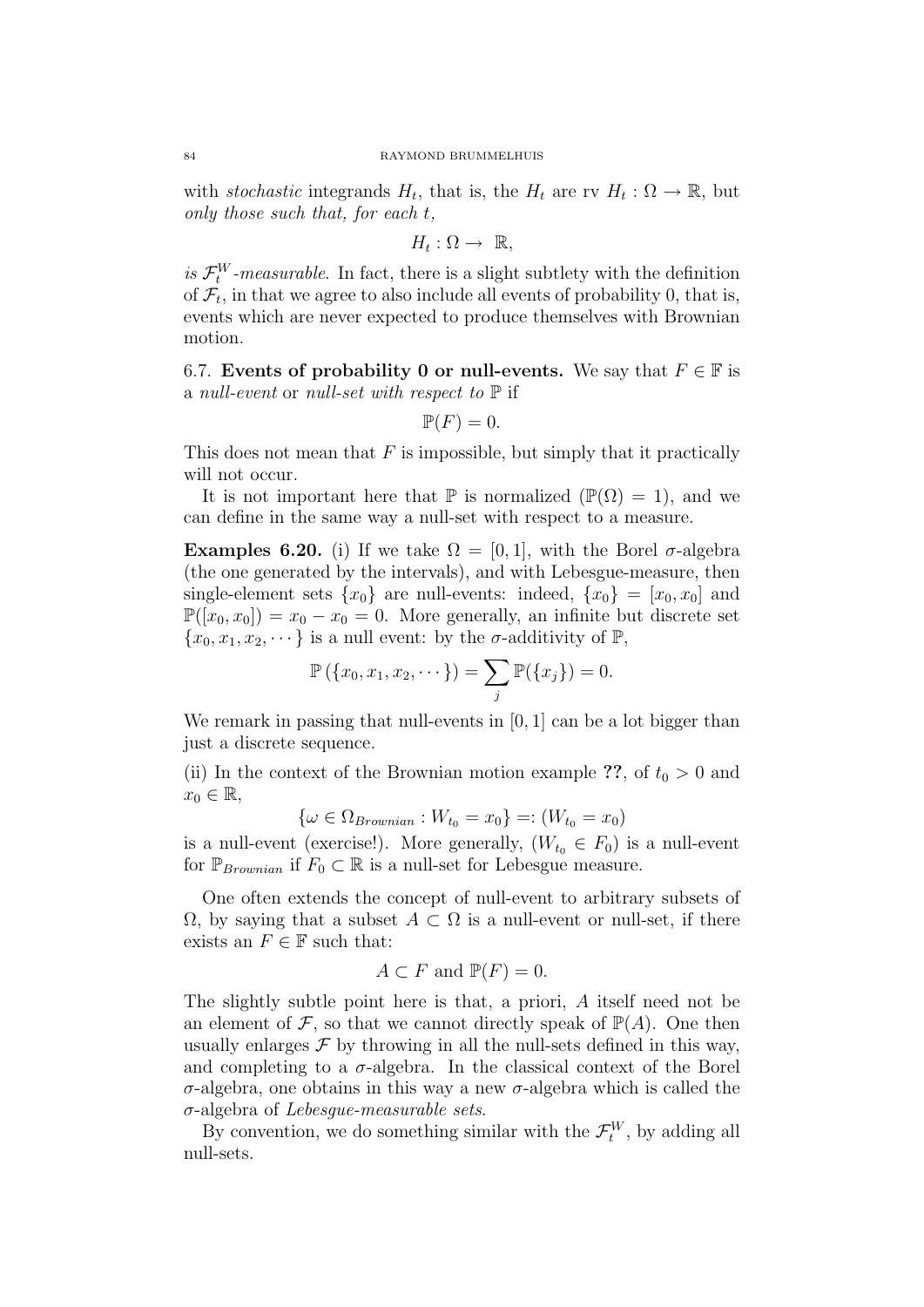with *stochastic* integrands $H_t$, that is, the $H_t$ are rv $H_t : \Omega \to \mathbb{R}$, but *only those such that, for each* $t$,

$$H_t : \Omega \to \mathbb{R},$$

*is* $\mathcal{F}_t^W$*-measurable*. In fact, there is a slight subtlety with the definition of $\mathcal{F}_t$, in that we agree to also include all events of probability 0, that is, events which are never expected to produce themselves with Brownian motion.

6.7. **Events of probability 0 or null-events.** We say that $F \in \mathbb{F}$ is a *null-event* or *null-set with respect to* $\mathbb{P}$ if

$$\mathbb{P}(F) = 0.$$

This does not mean that $F$ is impossible, but simply that it practically will not occur.

It is not important here that $\mathbb{P}$ is normalized ($\mathbb{P}(\Omega) = 1$), and we can define in the same way a null-set with respect to a measure.

**Examples 6.20.** (i) If we take $\Omega = [0, 1]$, with the Borel $\sigma$-algebra (the one generated by the intervals), and with Lebesgue-measure, then single-element sets $\{x_0\}$ are null-events: indeed, $\{x_0\} = [x_0, x_0]$ and $\mathbb{P}([x_0, x_0]) = x_0 - x_0 = 0$. More generally, an infinite but discrete set $\{x_0, x_1, x_2, \cdots\}$ is a null event: by the $\sigma$-additivity of $\mathbb{P}$,

$$\mathbb{P}(\{x_0, x_1, x_2, \cdots\}) = \sum_j \mathbb{P}(\{x_j\}) = 0.$$

We remark in passing that null-events in $[0, 1]$ can be a lot bigger than just a discrete sequence.

(ii) In the context of the Brownian motion example **??**, of $t_0 > 0$ and $x_0 \in \mathbb{R}$,

$$\{\omega \in \Omega_{Brownian} : W_{t_0} = x_0\} =: (W_{t_0} = x_0)$$

is a null-event (exercise!). More generally, $(W_{t_0} \in F_0)$ is a null-event for $\mathbb{P}_{Brownian}$ if $F_0 \subset \mathbb{R}$ is a null-set for Lebesgue measure.

One often extends the concept of null-event to arbitrary subsets of $\Omega$, by saying that a subset $A \subset \Omega$ is a null-event or null-set, if there exists an $F \in \mathbb{F}$ such that:

$$A \subset F \text{ and } \mathbb{P}(F) = 0.$$

The slightly subtle point here is that, a priori, $A$ itself need not be an element of $\mathcal{F}$, so that we cannot directly speak of $\mathbb{P}(A)$. One then usually enlarges $\mathcal{F}$ by throwing in all the null-sets defined in this way, and completing to a $\sigma$-algebra. In the classical context of the Borel $\sigma$-algebra, one obtains in this way a new $\sigma$-algebra which is called the $\sigma$-algebra of *Lebesgue-measurable sets*.

By convention, we do something similar with the $\mathcal{F}_t^W$, by adding all null-sets.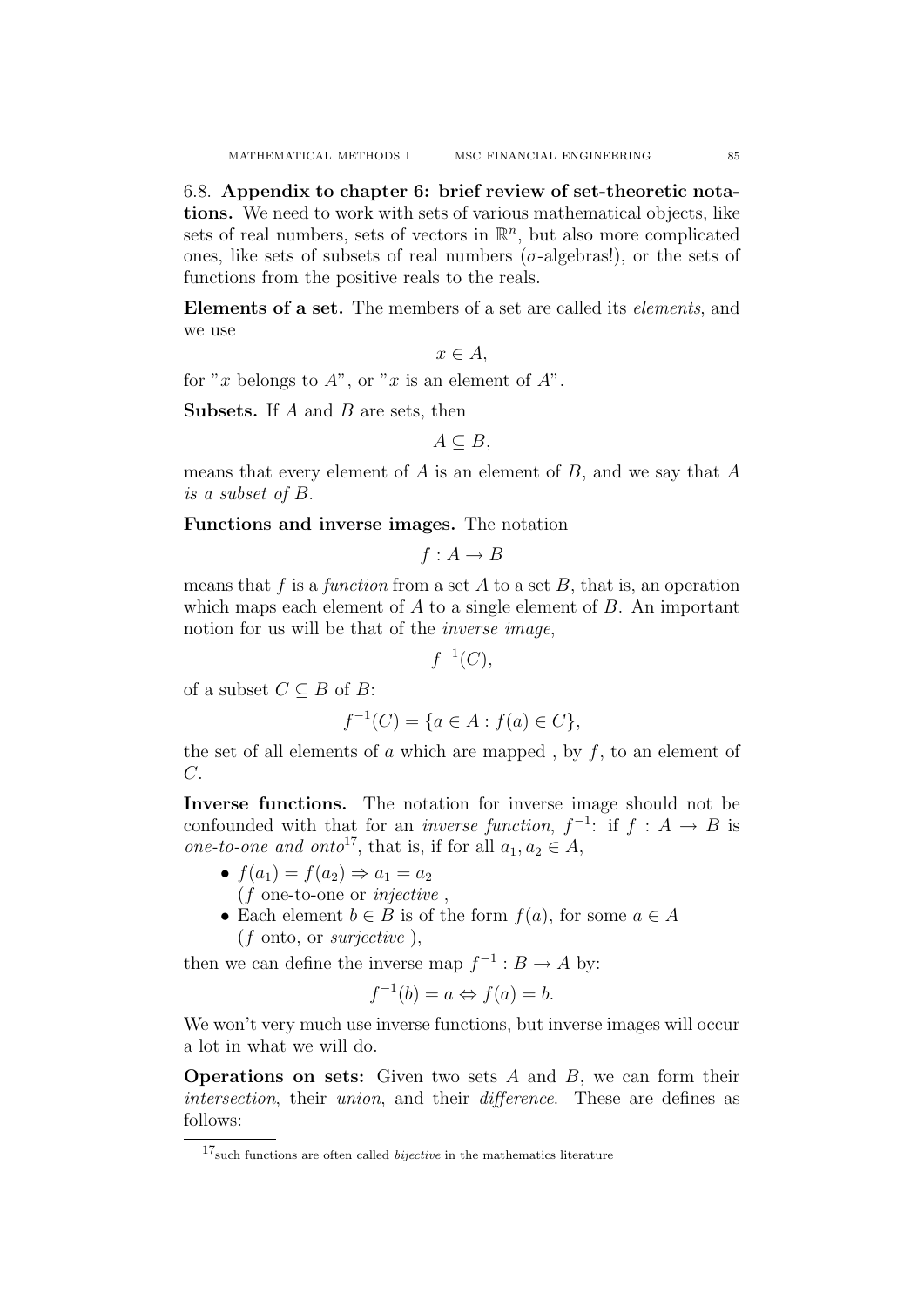6.8. **Appendix to chapter 6: brief review of set-theoretic notations.** We need to work with sets of various mathematical objects, like sets of real numbers, sets of vectors in $\mathbb{R}^n$, but also more complicated ones, like sets of subsets of real numbers ($\sigma$-algebras!), or the sets of functions from the positive reals to the reals.

**Elements of a set.** The members of a set are called its *elements*, and we use

$$x \in A,$$

for "$x$ belongs to $A$", or "$x$ is an element of $A$".

**Subsets.** If $A$ and $B$ are sets, then

$$A \subseteq B,$$

means that every element of $A$ is an element of $B$, and we say that $A$ *is a subset of* $B$.

**Functions and inverse images.** The notation

$$f : A \to B$$

means that $f$ is a *function* from a set $A$ to a set $B$, that is, an operation which maps each element of $A$ to a single element of $B$. An important notion for us will be that of the *inverse image*,

$$f^{-1}(C),$$

of a subset $C \subseteq B$ of $B$:

$$f^{-1}(C) = \{a \in A : f(a) \in C\},$$

the set of all elements of $a$ which are mapped , by $f$, to an element of $C$.

**Inverse functions.** The notation for inverse image should not be confounded with that for an *inverse function*, $f^{-1}$: if $f : A \to B$ is *one-to-one and onto*[17], that is, if for all $a_1, a_2 \in A$,

- $f(a_1) = f(a_2) \Rightarrow a_1 = a_2$
  ($f$ one-to-one or *injective* ,
- Each element $b \in B$ is of the form $f(a)$, for some $a \in A$
  ($f$ onto, or *surjective* ),

then we can define the inverse map $f^{-1} : B \to A$ by:

$$f^{-1}(b) = a \Leftrightarrow f(a) = b.$$

We won't very much use inverse functions, but inverse images will occur a lot in what we will do.

**Operations on sets:** Given two sets $A$ and $B$, we can form their *intersection*, their *union*, and their *difference*. These are defines as follows:

[17] such functions are often called *bijective* in the mathematics literature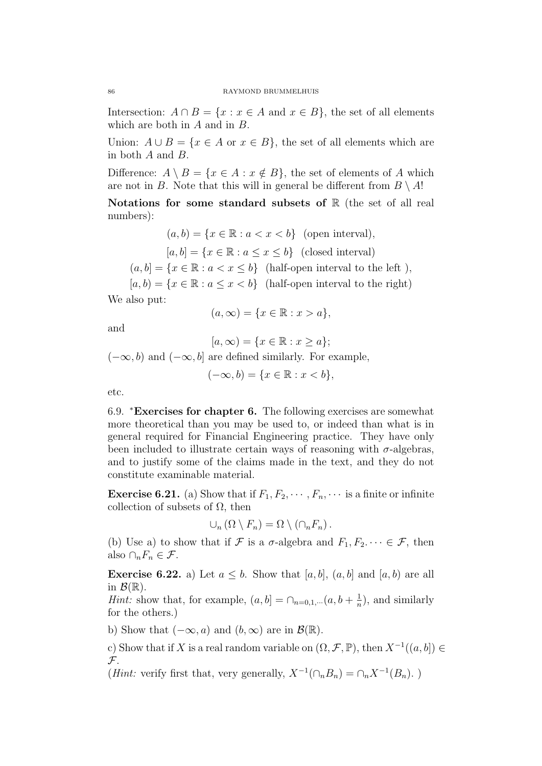Intersection: $A \cap B = \{x : x \in A \text{ and } x \in B\}$, the set of all elements which are both in $A$ and in $B$.

Union: $A \cup B = \{x \in A \text{ or } x \in B\}$, the set of all elements which are in both $A$ and $B$.

Difference: $A \setminus B = \{x \in A : x \notin B\}$, the set of elements of $A$ which are not in $B$. Note that this will in general be different from $B \setminus A$!

**Notations for some standard subsets of** $\mathbb{R}$ (the set of all real numbers):

$$(a, b) = \{x \in \mathbb{R} : a < x < b\} \quad \text{(open interval)},$$

$$[a, b] = \{x \in \mathbb{R} : a \leq x \leq b\} \quad \text{(closed interval)}$$

$$(a, b] = \{x \in \mathbb{R} : a < x \leq b\} \quad \text{(half-open interval to the left )},$$

$$[a, b) = \{x \in \mathbb{R} : a \leq x < b\} \quad \text{(half-open interval to the right)}$$

We also put:

$$(a, \infty) = \{x \in \mathbb{R} : x > a\},$$

and

$$[a, \infty) = \{x \in \mathbb{R} : x \geq a\};$$

$(-\infty, b)$ and $(-\infty, b]$ are defined similarly. For example,

$$(-\infty, b) = \{x \in \mathbb{R} : x < b\},$$

etc.

6.9. *__Exercises for chapter 6.__ The following exercises are somewhat more theoretical than you may be used to, or indeed than what is in general required for Financial Engineering practice. They have only been included to illustrate certain ways of reasoning with $\sigma$-algebras, and to justify some of the claims made in the text, and they do not constitute examinable material.

**Exercise 6.21.** (a) Show that if $F_1, F_2, \cdots, F_n, \cdots$ is a finite or infinite collection of subsets of $\Omega$, then

$$\cup_n (\Omega \setminus F_n) = \Omega \setminus (\cap_n F_n).$$

(b) Use a) to show that if $\mathcal{F}$ is a $\sigma$-algebra and $F_1, F_2. \cdots \in \mathcal{F}$, then also $\cap_n F_n \in \mathcal{F}$.

**Exercise 6.22.** a) Let $a \leq b$. Show that $[a, b]$, $(a, b]$ and $[a, b)$ are all in $\mathcal{B}(\mathbb{R})$.
*Hint:* show that, for example, $(a, b] = \cap_{n=0,1,\cdots}(a, b + \frac{1}{n})$, and similarly for the others.)

b) Show that $(-\infty, a)$ and $(b, \infty)$ are in $\mathcal{B}(\mathbb{R})$.

c) Show that if $X$ is a real random variable on $(\Omega, \mathcal{F}, \mathbb{P})$, then $X^{-1}((a, b]) \in \mathcal{F}$.
(*Hint:* verify first that, very generally, $X^{-1}(\cap_n B_n) = \cap_n X^{-1}(B_n)$. )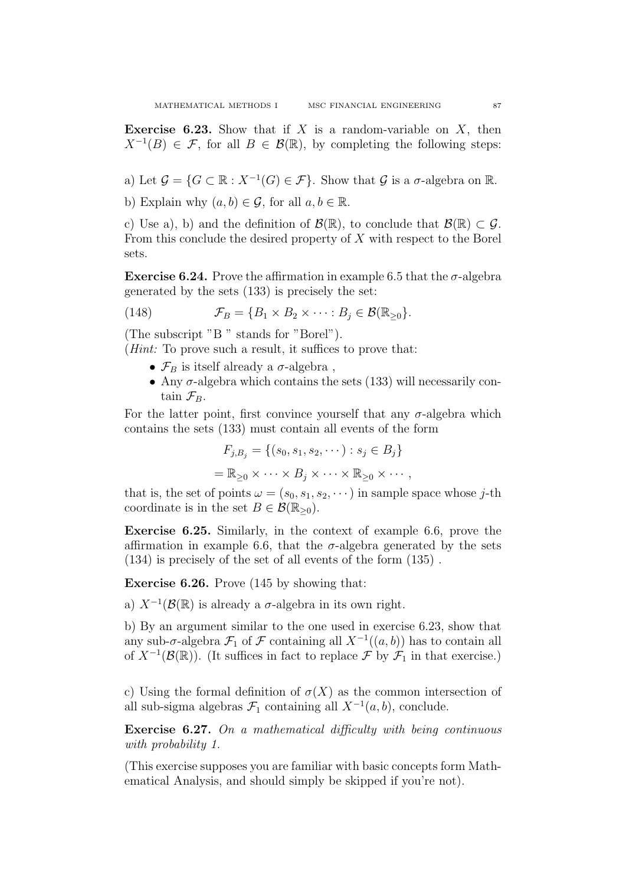**Exercise 6.23.** Show that if $X$ is a random-variable on $X$, then $X^{-1}(B) \in \mathcal{F}$, for all $B \in \mathcal{B}(\mathbb{R})$, by completing the following steps:

a) Let $\mathcal{G} = \{G \subset \mathbb{R} : X^{-1}(G) \in \mathcal{F}\}$. Show that $\mathcal{G}$ is a $\sigma$-algebra on $\mathbb{R}$.

b) Explain why $(a, b) \in \mathcal{G}$, for all $a, b \in \mathbb{R}$.

c) Use a), b) and the definition of $\mathcal{B}(\mathbb{R})$, to conclude that $\mathcal{B}(\mathbb{R}) \subset \mathcal{G}$. From this conclude the desired property of $X$ with respect to the Borel sets.

**Exercise 6.24.** Prove the affirmation in example 6.5 that the $\sigma$-algebra generated by the sets (133) is precisely the set:

$$\mathcal{F}_B = \{B_1 \times B_2 \times \cdots : B_j \in \mathcal{B}(\mathbb{R}_{\geq 0}\}. \tag{148}$$

(The subscript "B " stands for "Borel").

(*Hint:* To prove such a result, it suffices to prove that:

- $\mathcal{F}_B$ is itself already a $\sigma$-algebra ,
- Any $\sigma$-algebra which contains the sets (133) will necessarily contain $\mathcal{F}_B$.

For the latter point, first convince yourself that any $\sigma$-algebra which contains the sets (133) must contain all events of the form

$$F_{j,B_j} = \{(s_0, s_1, s_2, \cdots) : s_j \in B_j\}$$

$$= \mathbb{R}_{\geq 0} \times \cdots \times B_j \times \cdots \times \mathbb{R}_{\geq 0} \times \cdots ,$$

that is, the set of points $\omega = (s_0, s_1, s_2, \cdots)$ in sample space whose $j$-th coordinate is in the set $B \in \mathcal{B}(\mathbb{R}_{\geq 0})$.

**Exercise 6.25.** Similarly, in the context of example 6.6, prove the affirmation in example 6.6, that the $\sigma$-algebra generated by the sets (134) is precisely of the set of all events of the form (135) .

**Exercise 6.26.** Prove (145 by showing that:

a) $X^{-1}(\mathcal{B}(\mathbb{R})$ is already a $\sigma$-algebra in its own right.

b) By an argument similar to the one used in exercise 6.23, show that any sub-$\sigma$-algebra $\mathcal{F}_1$ of $\mathcal{F}$ containing all $X^{-1}((a, b))$ has to contain all of $X^{-1}(\mathcal{B}(\mathbb{R}))$. (It suffices in fact to replace $\mathcal{F}$ by $\mathcal{F}_1$ in that exercise.)

c) Using the formal definition of $\sigma(X)$ as the common intersection of all sub-sigma algebras $\mathcal{F}_1$ containing all $X^{-1}(a, b)$, conclude.

**Exercise 6.27.** *On a mathematical difficulty with being continuous with probability 1.*

(This exercise supposes you are familiar with basic concepts form Mathematical Analysis, and should simply be skipped if you're not).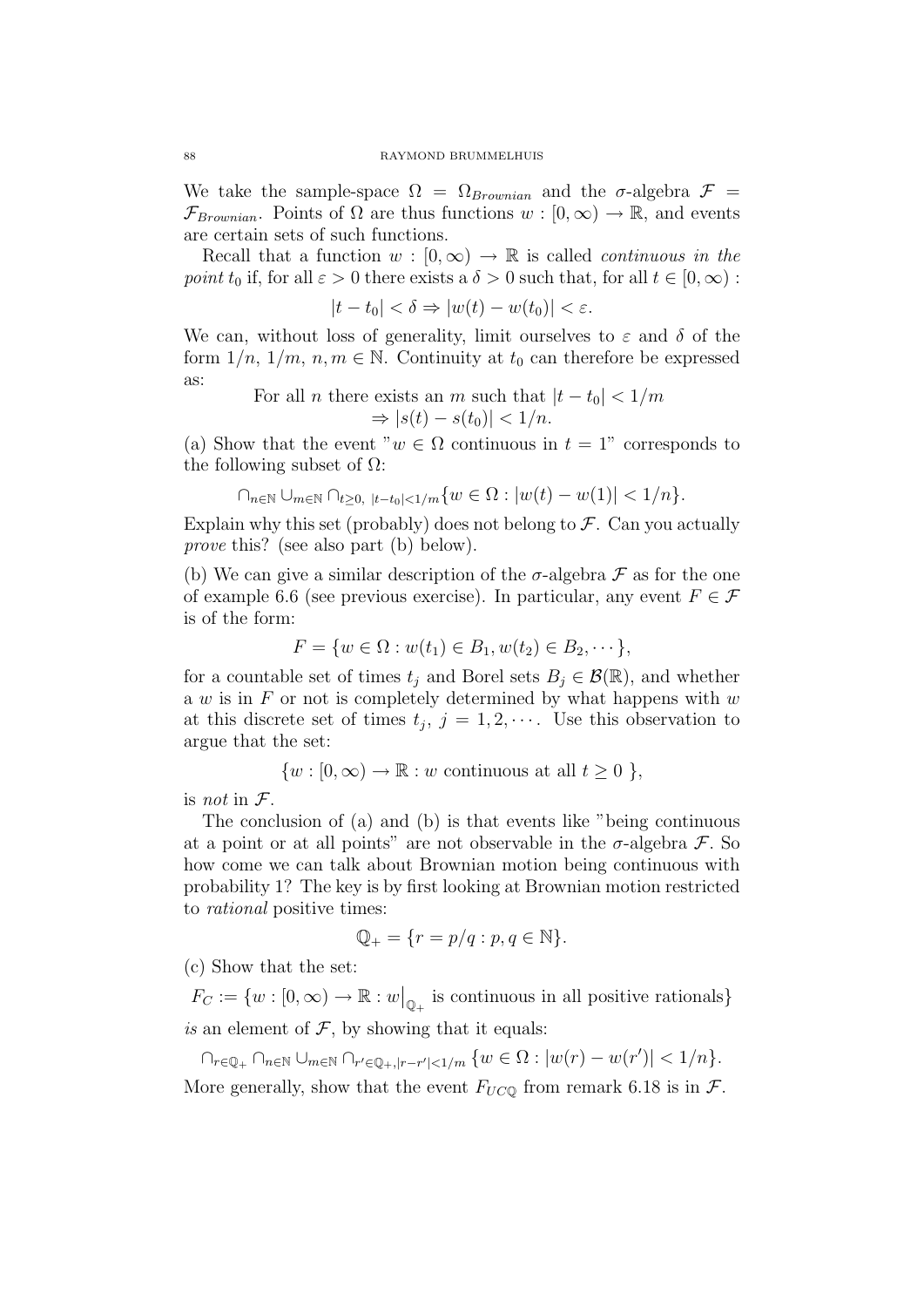We take the sample-space $\Omega = \Omega_{Brownian}$ and the $\sigma$-algebra $\mathcal{F} = \mathcal{F}_{Brownian}$. Points of $\Omega$ are thus functions $w : [0, \infty) \to \mathbb{R}$, and events are certain sets of such functions.

Recall that a function $w : [0, \infty) \to \mathbb{R}$ is called *continuous in the point* $t_0$ if, for all $\varepsilon > 0$ there exists a $\delta > 0$ such that, for all $t \in [0, \infty)$ :

$$|t - t_0| < \delta \Rightarrow |w(t) - w(t_0)| < \varepsilon.$$

We can, without loss of generality, limit ourselves to $\varepsilon$ and $\delta$ of the form $1/n$, $1/m$, $n, m \in \mathbb{N}$. Continuity at $t_0$ can therefore be expressed as:

For all $n$ there exists an $m$ such that $|t - t_0| < 1/m$
$\Rightarrow |s(t) - s(t_0)| < 1/n$.

(a) Show that the event "$w \in \Omega$ continuous in $t = 1$" corresponds to the following subset of $\Omega$:

$$\cap_{n \in \mathbb{N}} \cup_{m \in \mathbb{N}} \cap_{t \geq 0,\ |t - t_0| < 1/m} \{w \in \Omega : |w(t) - w(1)| < 1/n\}.$$

Explain why this set (probably) does not belong to $\mathcal{F}$. Can you actually *prove* this? (see also part (b) below).

(b) We can give a similar description of the $\sigma$-algebra $\mathcal{F}$ as for the one of example 6.6 (see previous exercise). In particular, any event $F \in \mathcal{F}$ is of the form:

$$F = \{w \in \Omega : w(t_1) \in B_1, w(t_2) \in B_2, \cdots\},$$

for a countable set of times $t_j$ and Borel sets $B_j \in \mathcal{B}(\mathbb{R})$, and whether a $w$ is in $F$ or not is completely determined by what happens with $w$ at this discrete set of times $t_j$, $j = 1, 2, \cdots$. Use this observation to argue that the set:

$$\{w : [0, \infty) \to \mathbb{R} : w \text{ continuous at all } t \geq 0 \},$$

is *not* in $\mathcal{F}$.

The conclusion of (a) and (b) is that events like "being continuous at a point or at all points" are not observable in the $\sigma$-algebra $\mathcal{F}$. So how come we can talk about Brownian motion being continuous with probability 1? The key is by first looking at Brownian motion restricted to *rational* positive times:

$$\mathbb{Q}_+ = \{r = p/q : p, q \in \mathbb{N}\}.$$

(c) Show that the set:

$$F_C := \{w : [0, \infty) \to \mathbb{R} : w\big|_{\mathbb{Q}_+} \text{ is continuous in all positive rationals}\}$$

*is* an element of $\mathcal{F}$, by showing that it equals:

$$\cap_{r \in \mathbb{Q}_+} \cap_{n \in \mathbb{N}} \cup_{m \in \mathbb{N}} \cap_{r' \in \mathbb{Q}_+, |r - r'| < 1/m} \{w \in \Omega : |w(r) - w(r')| < 1/n\}.$$

More generally, show that the event $F_{UC\mathbb{Q}}$ from remark 6.18 is in $\mathcal{F}$.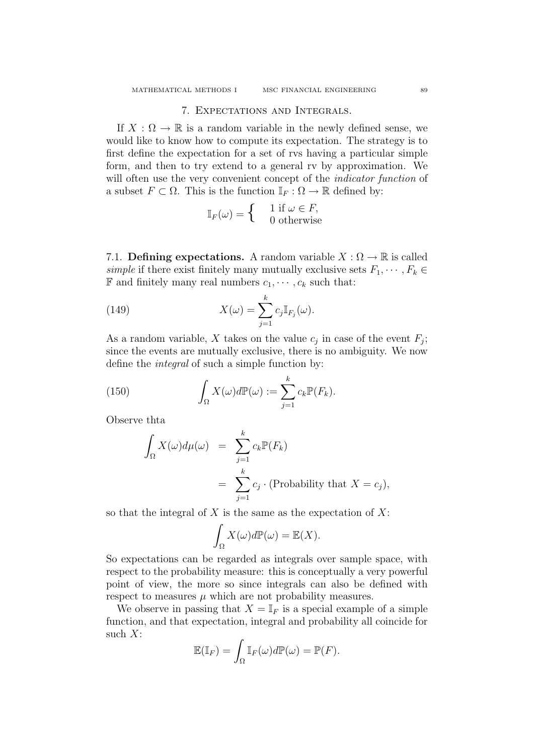## 7. Expectations and Integrals.

If $X : \Omega \to \mathbb{R}$ is a random variable in the newly defined sense, we would like to know how to compute its expectation. The strategy is to first define the expectation for a set of rvs having a particular simple form, and then to try extend to a general rv by approximation. We will often use the very convenient concept of the *indicator function* of a subset $F \subset \Omega$. This is the function $\mathbb{I}_F : \Omega \to \mathbb{R}$ defined by:

$$\mathbb{I}_F(\omega) = \begin{cases} 1 \text{ if } \omega \in F, \\ 0 \text{ otherwise} \end{cases}$$

7.1. **Defining expectations.** A random variable $X : \Omega \to \mathbb{R}$ is called *simple* if there exist finitely many mutually exclusive sets $F_1, \cdots, F_k \in \mathbb{F}$ and finitely many real numbers $c_1, \cdots, c_k$ such that:

$$X(\omega) = \sum_{j=1}^{k} c_j \mathbb{I}_{F_j}(\omega). \tag{149}$$

As a random variable, $X$ takes on the value $c_j$ in case of the event $F_j$; since the events are mutually exclusive, there is no ambiguity. We now define the *integral* of such a simple function by:

$$\int_\Omega X(\omega) d\mathbb{P}(\omega) := \sum_{j=1}^{k} c_k \mathbb{P}(F_k). \tag{150}$$

Observe thta

$$\begin{aligned} \int_\Omega X(\omega) d\mu(\omega) &= \sum_{j=1}^{k} c_k \mathbb{P}(F_k) \\ &= \sum_{j=1}^{k} c_j \cdot (\text{Probability that } X = c_j), \end{aligned}$$

so that the integral of $X$ is the same as the expectation of $X$:

$$\int_\Omega X(\omega) d\mathbb{P}(\omega) = \mathbb{E}(X).$$

So expectations can be regarded as integrals over sample space, with respect to the probability measure: this is conceptually a very powerful point of view, the more so since integrals can also be defined with respect to measures $\mu$ which are not probability measures.

We observe in passing that $X = \mathbb{I}_F$ is a special example of a simple function, and that expectation, integral and probability all coincide for such $X$:

$$\mathbb{E}(\mathbb{I}_F) = \int_\Omega \mathbb{I}_F(\omega) d\mathbb{P}(\omega) = \mathbb{P}(F).$$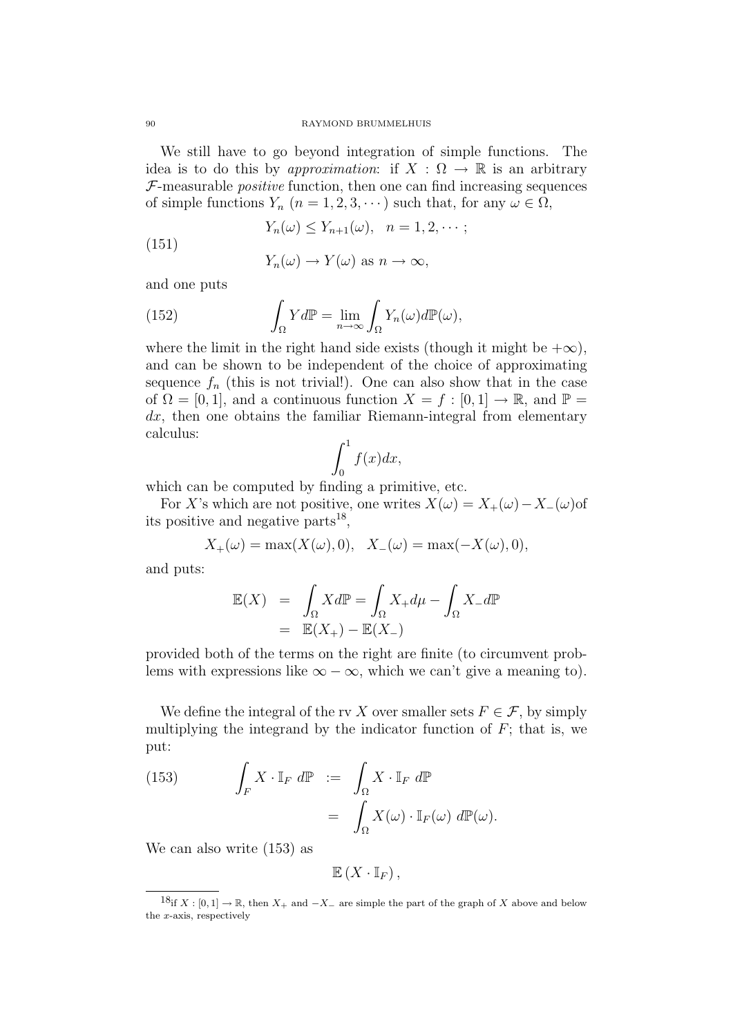We still have to go beyond integration of simple functions. The idea is to do this by *approximation*: if $X : \Omega \to \mathbb{R}$ is an arbitrary $\mathcal{F}$-measurable *positive* function, then one can find increasing sequences of simple functions $Y_n$ ($n = 1, 2, 3, \cdots$) such that, for any $\omega \in \Omega$,

$$
\begin{aligned}
&Y_n(\omega) \leq Y_{n+1}(\omega), \quad n = 1, 2, \cdots ; \\
&Y_n(\omega) \to Y(\omega) \text{ as } n \to \infty,
\end{aligned}
\tag{151}
$$

and one puts

$$
\int_\Omega Y d\mathbb{P} = \lim_{n\to\infty} \int_\Omega Y_n(\omega) d\mathbb{P}(\omega),
\tag{152}
$$

where the limit in the right hand side exists (though it might be $+\infty$), and can be shown to be independent of the choice of approximating sequence $f_n$ (this is not trivial!). One can also show that in the case of $\Omega = [0, 1]$, and a continuous function $X = f : [0, 1] \to \mathbb{R}$, and $\mathbb{P} = dx$, then one obtains the familiar Riemann-integral from elementary calculus:

$$
\int_0^1 f(x)dx,
$$

which can be computed by finding a primitive, etc.

For $X$'s which are not positive, one writes $X(\omega) = X_+(\omega) - X_-(\omega)$of its positive and negative parts[18],

$$
X_+(\omega) = \max(X(\omega), 0), \quad X_-(\omega) = \max(-X(\omega), 0),
$$

and puts:

$$
\begin{aligned}
\mathbb{E}(X) &= \int_\Omega X d\mathbb{P} = \int_\Omega X_+ d\mu - \int_\Omega X_- d\mathbb{P} \\
&= \mathbb{E}(X_+) - \mathbb{E}(X_-)
\end{aligned}
$$

provided both of the terms on the right are finite (to circumvent problems with expressions like $\infty - \infty$, which we can't give a meaning to).

We define the integral of the rv $X$ over smaller sets $F \in \mathcal{F}$, by simply multiplying the integrand by the indicator function of $F$; that is, we put:

$$
\begin{aligned}
\int_F X \cdot \mathbb{I}_F \, d\mathbb{P} &:= \int_\Omega X \cdot \mathbb{I}_F \, d\mathbb{P} \\
&= \int_\Omega X(\omega) \cdot \mathbb{I}_F(\omega) \, d\mathbb{P}(\omega).
\end{aligned}
\tag{153}
$$

We can also write (153) as

$$
\mathbb{E}\left(X \cdot \mathbb{I}_F\right),
$$

[18] if $X : [0, 1] \to \mathbb{R}$, then $X_+$ and $-X_-$ are simple the part of the graph of $X$ above and below the $x$-axis, respectively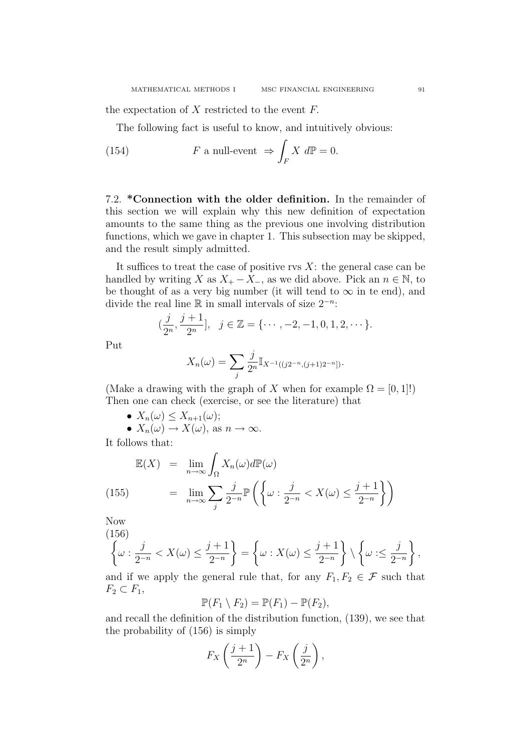the expectation of $X$ restricted to the event $F$.

The following fact is useful to know, and intuitively obvious:

$$F \text{ a null-event } \Rightarrow \int_F X \, d\mathbb{P} = 0. \tag{154}$$

7.2. **\*Connection with the older definition.** In the remainder of this section we will explain why this new definition of expectation amounts to the same thing as the previous one involving distribution functions, which we gave in chapter 1. This subsection may be skipped, and the result simply admitted.

It suffices to treat the case of positive rvs $X$: the general case can be handled by writing $X$ as $X_+ - X_-$, as we did above. Pick an $n \in \mathbb{N}$, to be thought of as a very big number (it will tend to $\infty$ in te end), and divide the real line $\mathbb{R}$ in small intervals of size $2^{-n}$:

$$(\frac{j}{2^n}, \frac{j+1}{2^n}], \quad j \in \mathbb{Z} = \{\cdots, -2, -1, 0, 1, 2, \cdots\}.$$

Put

$$X_n(\omega) = \sum_j \frac{j}{2^n} \mathbb{I}_{X^{-1}((j2^{-n}, (j+1)2^{-n}])}.$$

(Make a drawing with the graph of $X$ when for example $\Omega = [0, 1]$!) Then one can check (exercise, or see the literature) that

- $X_n(\omega) \leq X_{n+1}(\omega)$;
- $X_n(\omega) \to X(\omega)$, as $n \to \infty$.

It follows that:

$$\begin{aligned} \mathbb{E}(X) &= \lim_{n\to\infty} \int_\Omega X_n(\omega) d\mathbb{P}(\omega) \\ &= \lim_{n\to\infty} \sum_j \frac{j}{2^{-n}} \mathbb{P}\left( \left\{ \omega : \frac{j}{2^{-n}} < X(\omega) \leq \frac{j+1}{2^{-n}} \right\} \right) \end{aligned} \tag{155}$$

Now

$$\left\{ \omega : \frac{j}{2^{-n}} < X(\omega) \leq \frac{j+1}{2^{-n}} \right\} = \left\{ \omega : X(\omega) \leq \frac{j+1}{2^{-n}} \right\} \setminus \left\{ \omega : \leq \frac{j}{2^{-n}} \right\}, \tag{156}$$

and if we apply the general rule that, for any $F_1, F_2 \in \mathcal{F}$ such that $F_2 \subset F_1$,

$$\mathbb{P}(F_1 \setminus F_2) = \mathbb{P}(F_1) - \mathbb{P}(F_2),$$

and recall the definition of the distribution function, (139), we see that the probability of (156) is simply

$$F_X\left(\frac{j+1}{2^n}\right) - F_X\left(\frac{j}{2^n}\right),$$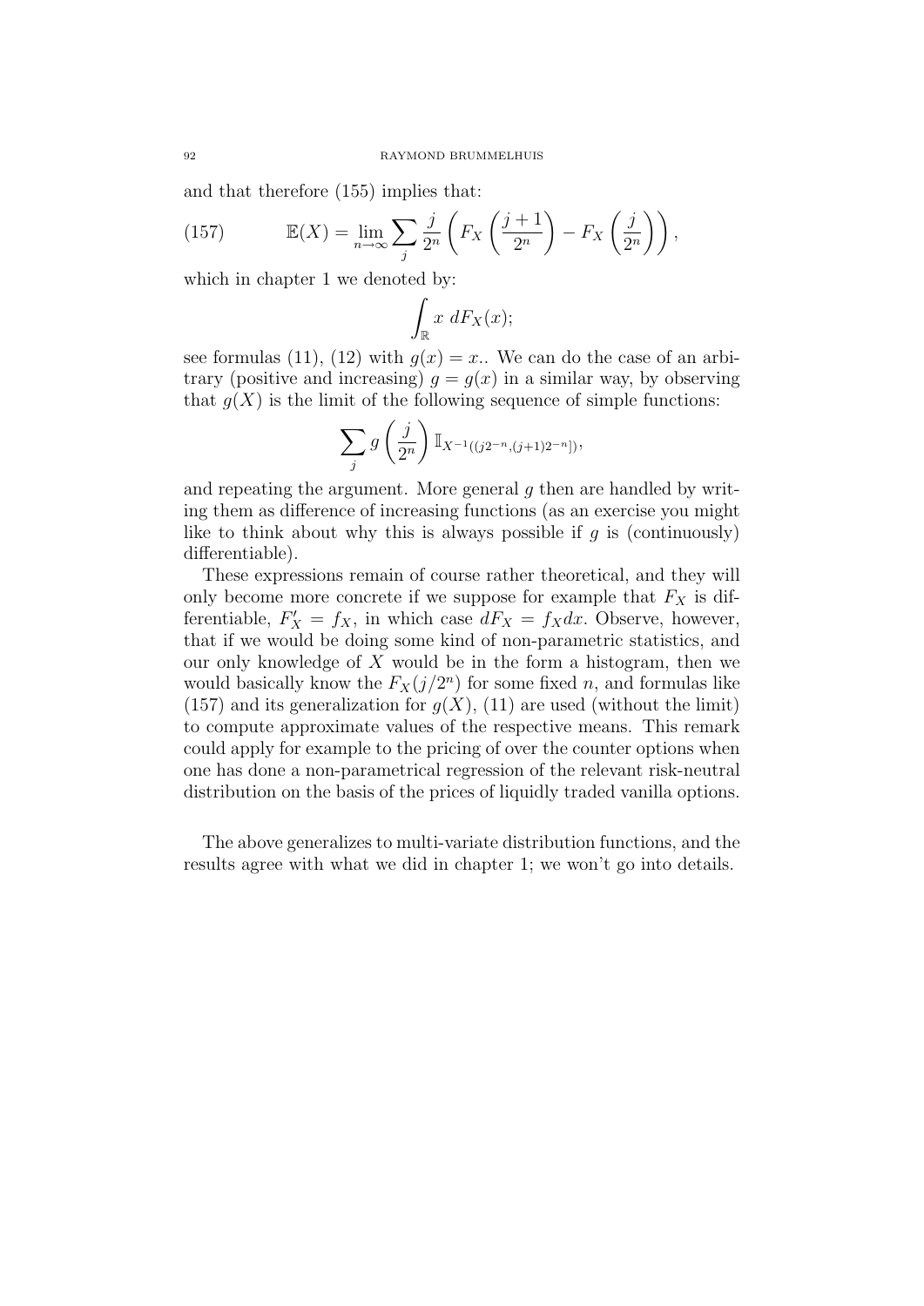and that therefore (155) implies that:

$$\mathbb{E}(X) = \lim_{n\to\infty} \sum_j \frac{j}{2^n} \left( F_X\left(\frac{j+1}{2^n}\right) - F_X\left(\frac{j}{2^n}\right) \right), \tag{157}$$

which in chapter 1 we denoted by:

$$\int_{\mathbb{R}} x \, dF_X(x);$$

see formulas (11), (12) with $g(x) = x$.. We can do the case of an arbitrary (positive and increasing) $g = g(x)$ in a similar way, by observing that $g(X)$ is the limit of the following sequence of simple functions:

$$\sum_j g\left(\frac{j}{2^n}\right) \mathbb{I}_{X^{-1}((j2^{-n},(j+1)2^{-n}])},$$

and repeating the argument. More general $g$ then are handled by writing them as difference of increasing functions (as an exercise you might like to think about why this is always possible if $g$ is (continuously) differentiable).

These expressions remain of course rather theoretical, and they will only become more concrete if we suppose for example that $F_X$ is differentiable, $F_X' = f_X$, in which case $dF_X = f_X dx$. Observe, however, that if we would be doing some kind of non-parametric statistics, and our only knowledge of $X$ would be in the form a histogram, then we would basically know the $F_X(j/2^n)$ for some fixed $n$, and formulas like (157) and its generalization for $g(X)$, (11) are used (without the limit) to compute approximate values of the respective means. This remark could apply for example to the pricing of over the counter options when one has done a non-parametrical regression of the relevant risk-neutral distribution on the basis of the prices of liquidly traded vanilla options.

The above generalizes to multi-variate distribution functions, and the results agree with what we did in chapter 1; we won't go into details.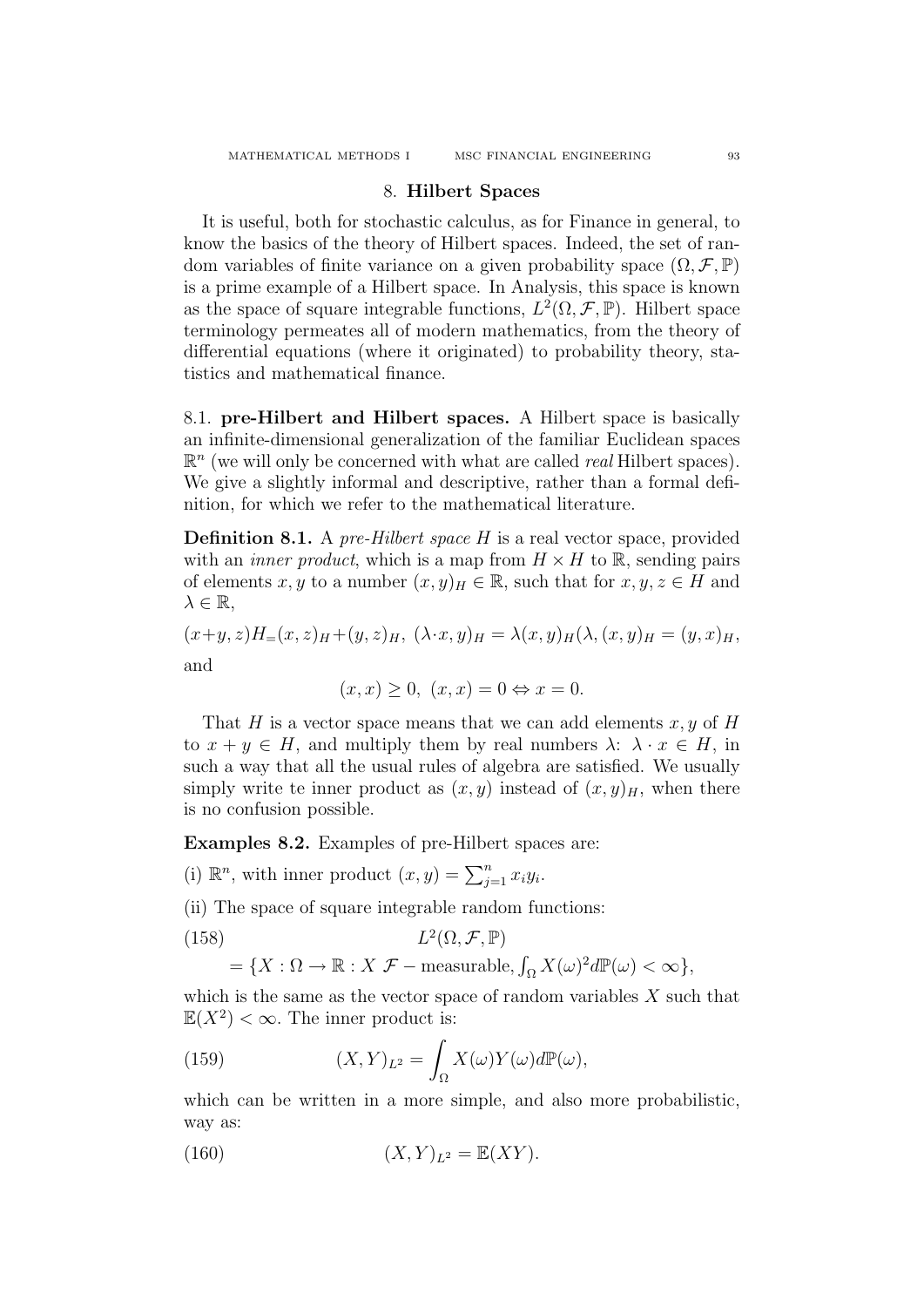## 8. **Hilbert Spaces**

It is useful, both for stochastic calculus, as for Finance in general, to know the basics of the theory of Hilbert spaces. Indeed, the set of random variables of finite variance on a given probability space $(\Omega, \mathcal{F}, \mathbb{P})$ is a prime example of a Hilbert space. In Analysis, this space is known as the space of square integrable functions, $L^2(\Omega, \mathcal{F}, \mathbb{P})$. Hilbert space terminology permeates all of modern mathematics, from the theory of differential equations (where it originated) to probability theory, statistics and mathematical finance.

### 8.1. **pre-Hilbert and Hilbert spaces.**

A Hilbert space is basically an infinite-dimensional generalization of the familiar Euclidean spaces $\mathbb{R}^n$ (we will only be concerned with what are called *real* Hilbert spaces). We give a slightly informal and descriptive, rather than a formal definition, for which we refer to the mathematical literature.

**Definition 8.1.** A *pre-Hilbert space* $H$ is a real vector space, provided with an *inner product*, which is a map from $H \times H$ to $\mathbb{R}$, sending pairs of elements $x, y$ to a number $(x, y)_H \in \mathbb{R}$, such that for $x, y, z \in H$ and $\lambda \in \mathbb{R}$,

$$(x+y, z)H_{=}(x, z)_H + (y, z)_H,\ (\lambda \cdot x, y)_H = \lambda(x, y)_H(\lambda, (x, y)_H = (y, x)_H,$$

and

$$(x, x) \geq 0,\ (x, x) = 0 \Leftrightarrow x = 0.$$

That $H$ is a vector space means that we can add elements $x, y$ of $H$ to $x + y \in H$, and multiply them by real numbers $\lambda$: $\lambda \cdot x \in H$, in such a way that all the usual rules of algebra are satisfied. We usually simply write te inner product as $(x, y)$ instead of $(x, y)_H$, when there is no confusion possible.

**Examples 8.2.** Examples of pre-Hilbert spaces are:

(i) $\mathbb{R}^n$, with inner product $(x, y) = \sum_{j=1}^n x_i y_i$.

(ii) The space of square integrable random functions:

$$L^2(\Omega, \mathcal{F}, \mathbb{P}) \tag{158}$$
$$= \{X : \Omega \to \mathbb{R} : X\ \mathcal{F} - \text{measurable}, \textstyle\int_\Omega X(\omega)^2 d\mathbb{P}(\omega) < \infty\},$$

which is the same as the vector space of random variables $X$ such that $\mathbb{E}(X^2) < \infty$. The inner product is:

$$(X, Y)_{L^2} = \int_\Omega X(\omega) Y(\omega) d\mathbb{P}(\omega), \tag{159}$$

which can be written in a more simple, and also more probabilistic, way as:

$$(X, Y)_{L^2} = \mathbb{E}(XY). \tag{160}$$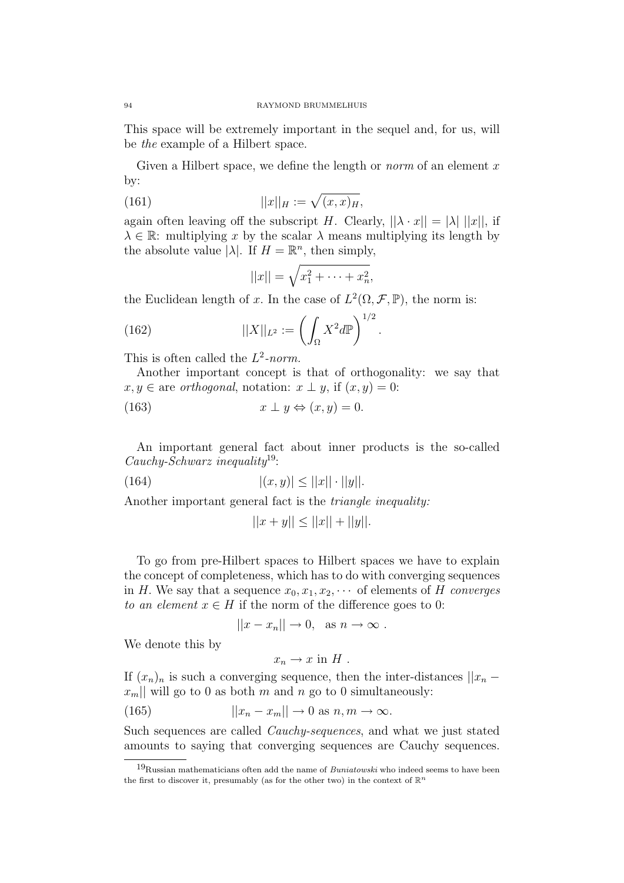This space will be extremely important in the sequel and, for us, will be *the* example of a Hilbert space.

Given a Hilbert space, we define the length or *norm* of an element $x$ by:

$$||x||_H := \sqrt{(x,x)_H}, \tag{161}$$

again often leaving off the subscript $H$. Clearly, $||\lambda \cdot x|| = |\lambda| \, ||x||$, if $\lambda \in \mathbb{R}$: multiplying $x$ by the scalar $\lambda$ means multiplying its length by the absolute value $|\lambda|$. If $H = \mathbb{R}^n$, then simply,

$$||x|| = \sqrt{x_1^2 + \cdots + x_n^2},$$

the Euclidean length of $x$. In the case of $L^2(\Omega, \mathcal{F}, \mathbb{P})$, the norm is:

$$||X||_{L^2} := \left( \int_\Omega X^2 d\mathbb{P} \right)^{1/2}. \tag{162}$$

This is often called the *$L^2$-norm.*

Another important concept is that of orthogonality: we say that $x, y \in$ are *orthogonal*, notation: $x \perp y$, if $(x,y) = 0$:

$$x \perp y \Leftrightarrow (x,y) = 0. \tag{163}$$

An important general fact about inner products is the so-called *Cauchy-Schwarz inequality*[19]:

$$|(x,y)| \leq ||x|| \cdot ||y||. \tag{164}$$

Another important general fact is the *triangle inequality:*

$$||x + y|| \leq ||x|| + ||y||.$$

To go from pre-Hilbert spaces to Hilbert spaces we have to explain the concept of completeness, which has to do with converging sequences in $H$. We say that a sequence $x_0, x_1, x_2, \cdots$ of elements of $H$ *converges to an element $x \in H$* if the norm of the difference goes to 0:

$$||x - x_n|| \to 0, \quad \text{as } n \to \infty \ .$$

We denote this by

$$x_n \to x \text{ in } H \ .$$

If $(x_n)_n$ is such a converging sequence, then the inter-distances $||x_n - x_m||$ will go to 0 as both $m$ and $n$ go to 0 simultaneously:

$$||x_n - x_m|| \to 0 \text{ as } n, m \to \infty. \tag{165}$$

Such sequences are called *Cauchy-sequences*, and what we just stated amounts to saying that converging sequences are Cauchy sequences.

---

[19] Russian mathematicians often add the name of *Buniatowski* who indeed seems to have been the first to discover it, presumably (as for the other two) in the context of $\mathbb{R}^n$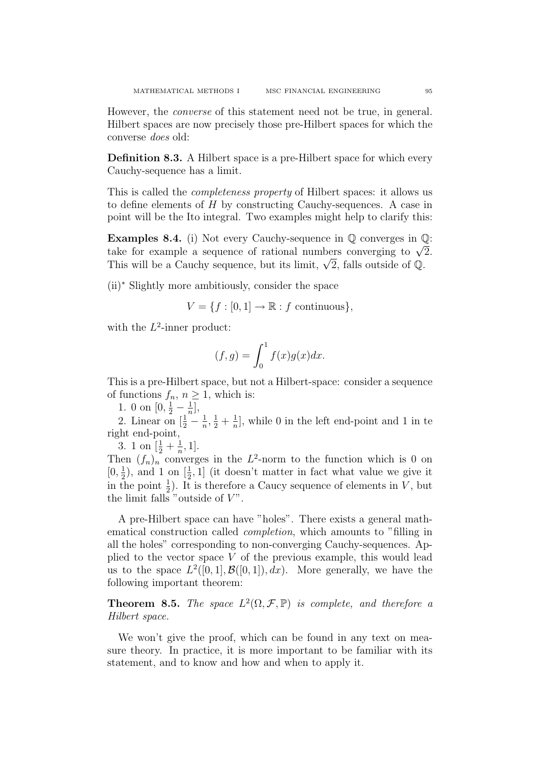However, the *converse* of this statement need not be true, in general. Hilbert spaces are now precisely those pre-Hilbert spaces for which the converse *does* old:

**Definition 8.3.** A Hilbert space is a pre-Hilbert space for which every Cauchy-sequence has a limit.

This is called the *completeness property* of Hilbert spaces: it allows us to define elements of $H$ by constructing Cauchy-sequences. A case in point will be the Ito integral. Two examples might help to clarify this:

**Examples 8.4.** (i) Not every Cauchy-sequence in $\mathbb{Q}$ converges in $\mathbb{Q}$: take for example a sequence of rational numbers converging to $\sqrt{2}$. This will be a Cauchy sequence, but its limit, $\sqrt{2}$, falls outside of $\mathbb{Q}$.

(ii)$^*$ Slightly more ambitiously, consider the space

$$V = \{f : [0,1] \to \mathbb{R} : f \text{ continuous}\},$$

with the $L^2$-inner product:

$$(f, g) = \int_0^1 f(x)g(x)dx.$$

This is a pre-Hilbert space, but not a Hilbert-space: consider a sequence of functions $f_n$, $n \geq 1$, which is:

1. 0 on $[0, \frac{1}{2} - \frac{1}{n}]$,
2. Linear on $[\frac{1}{2} - \frac{1}{n}, \frac{1}{2} + \frac{1}{n}]$, while 0 in the left end-point and 1 in te right end-point,
3. 1 on $[\frac{1}{2} + \frac{1}{n}, 1]$.

Then $(f_n)_n$ converges in the $L^2$-norm to the function which is 0 on $[0, \frac{1}{2})$, and 1 on $[\frac{1}{2}, 1]$ (it doesn't matter in fact what value we give it in the point $\frac{1}{2}$). It is therefore a Caucy sequence of elements in $V$, but the limit falls "outside of $V$".

A pre-Hilbert space can have "holes". There exists a general mathematical construction called *completion*, which amounts to "filling in all the holes" corresponding to non-converging Cauchy-sequences. Applied to the vector space $V$ of the previous example, this would lead us to the space $L^2([0,1], \mathcal{B}([0,1]), dx)$. More generally, we have the following important theorem:

**Theorem 8.5.** *The space $L^2(\Omega, \mathcal{F}, \mathbb{P})$ is complete, and therefore a Hilbert space.*

We won't give the proof, which can be found in any text on measure theory. In practice, it is more important to be familiar with its statement, and to know and how and when to apply it.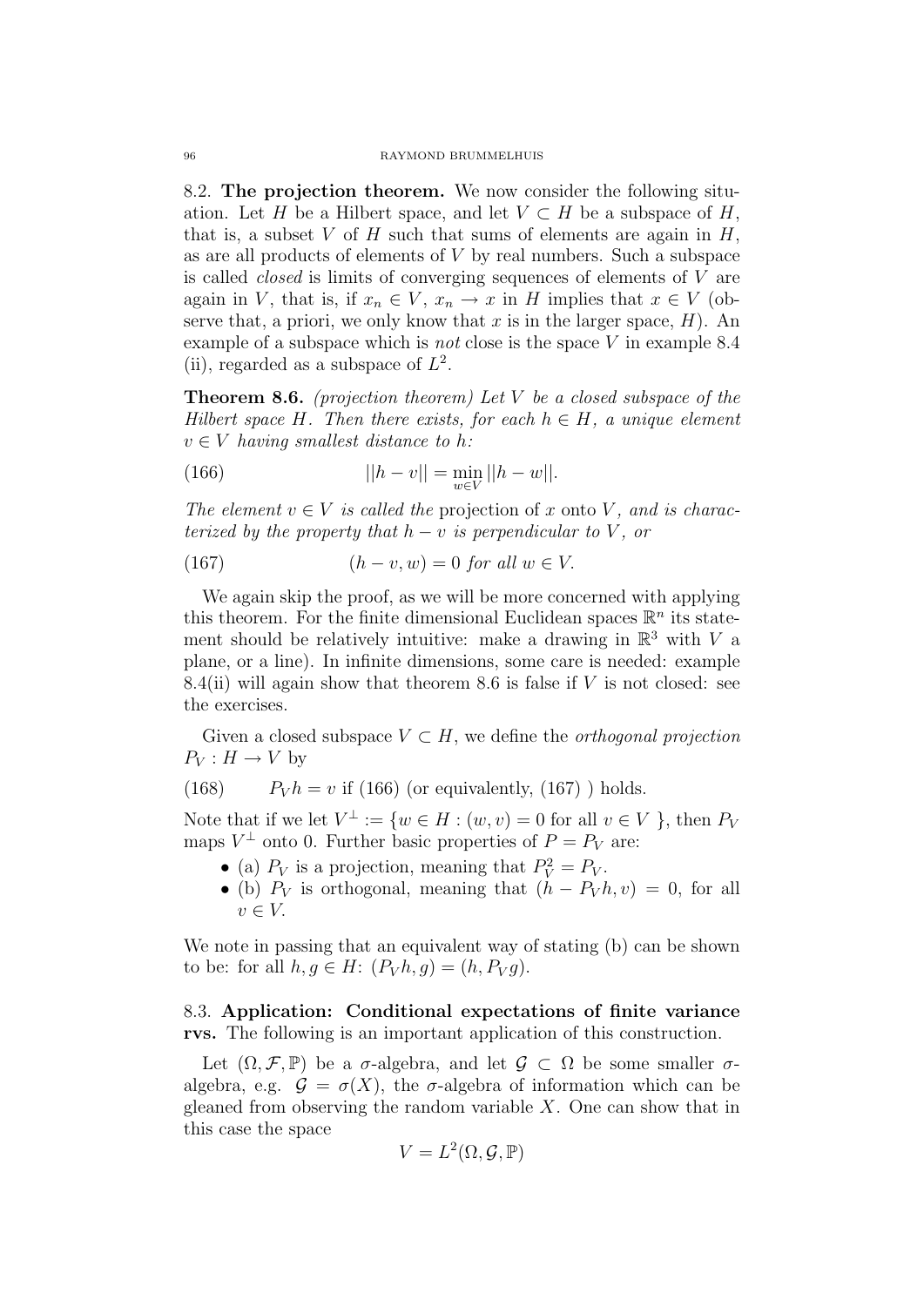8.2. **The projection theorem.** We now consider the following situation. Let $H$ be a Hilbert space, and let $V \subset H$ be a subspace of $H$, that is, a subset $V$ of $H$ such that sums of elements are again in $H$, as are all products of elements of $V$ by real numbers. Such a subspace is called *closed* is limits of converging sequences of elements of $V$ are again in $V$, that is, if $x_n \in V$, $x_n \to x$ in $H$ implies that $x \in V$ (observe that, a priori, we only know that $x$ is in the larger space, $H$). An example of a subspace which is *not* close is the space $V$ in example 8.4 (ii), regarded as a subspace of $L^2$.

**Theorem 8.6.** *(projection theorem) Let $V$ be a closed subspace of the Hilbert space $H$. Then there exists, for each $h \in H$, a unique element $v \in V$ having smallest distance to $h$:*

$$||h - v|| = \min_{w \in V} ||h - w||. \tag{166}$$

*The element $v \in V$ is called the* projection of $x$ onto $V$*, and is characterized by the property that $h - v$ is perpendicular to $V$, or*

$$(h - v, w) = 0 \text{ for all } w \in V. \tag{167}$$

We again skip the proof, as we will be more concerned with applying this theorem. For the finite dimensional Euclidean spaces $\mathbb{R}^n$ its statement should be relatively intuitive: make a drawing in $\mathbb{R}^3$ with $V$ a plane, or a line). In infinite dimensions, some care is needed: example 8.4(ii) will again show that theorem 8.6 is false if $V$ is not closed: see the exercises.

Given a closed subspace $V \subset H$, we define the *orthogonal projection* $P_V : H \to V$ by

$$P_V h = v \text{ if (166) (or equivalently, (167) ) holds.} \tag{168}$$

Note that if we let $V^\perp := \{w \in H : (w, v) = 0 \text{ for all } v \in V\}$, then $P_V$ maps $V^\perp$ onto 0. Further basic properties of $P = P_V$ are:

- (a) $P_V$ is a projection, meaning that $P_V^2 = P_V$.
- (b) $P_V$ is orthogonal, meaning that $(h - P_V h, v) = 0$, for all $v \in V$.

We note in passing that an equivalent way of stating (b) can be shown to be: for all $h, g \in H$: $(P_V h, g) = (h, P_V g)$.

8.3. **Application: Conditional expectations of finite variance rvs.** The following is an important application of this construction.

Let $(\Omega, \mathcal{F}, \mathbb{P})$ be a $\sigma$-algebra, and let $\mathcal{G} \subset \Omega$ be some smaller $\sigma$-algebra, e.g. $\mathcal{G} = \sigma(X)$, the $\sigma$-algebra of information which can be gleaned from observing the random variable $X$. One can show that in this case the space

$$V = L^2(\Omega, \mathcal{G}, \mathbb{P})$$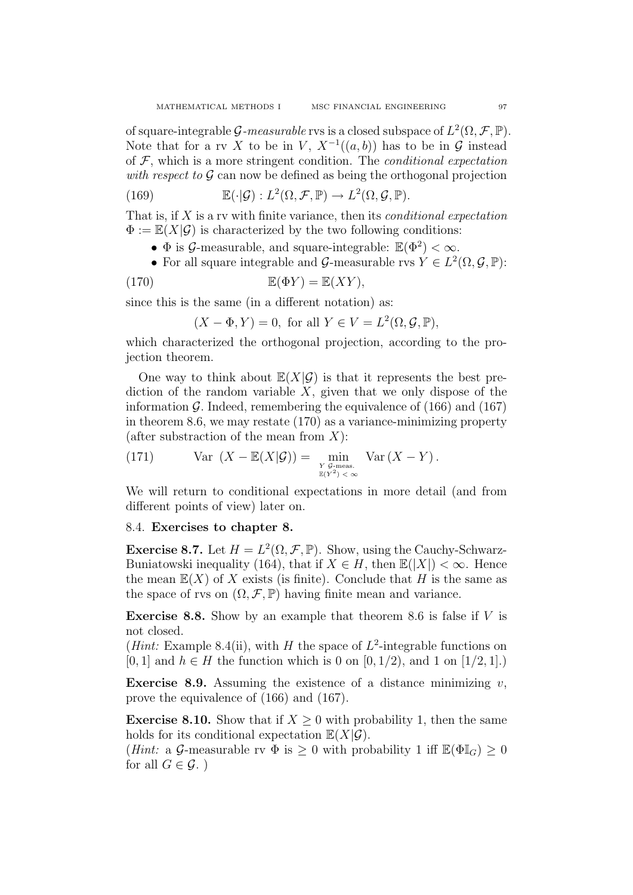of square-integrable $\mathcal{G}$*-measurable* rvs is a closed subspace of $L^2(\Omega, \mathcal{F}, \mathbb{P})$. Note that for a rv $X$ to be in $V$, $X^{-1}((a,b))$ has to be in $\mathcal{G}$ instead of $\mathcal{F}$, which is a more stringent condition. The *conditional expectation with respect to* $\mathcal{G}$ can now be defined as being the orthogonal projection

$$\mathbb{E}(\cdot|\mathcal{G}) : L^2(\Omega, \mathcal{F}, \mathbb{P}) \to L^2(\Omega, \mathcal{G}, \mathbb{P}). \tag{169}$$

That is, if $X$ is a rv with finite variance, then its *conditional expectation* $\Phi := \mathbb{E}(X|\mathcal{G})$ is characterized by the two following conditions:

- $\Phi$ is $\mathcal{G}$-measurable, and square-integrable: $\mathbb{E}(\Phi^2) < \infty$.
- For all square integrable and $\mathcal{G}$-measurable rvs $Y \in L^2(\Omega, \mathcal{G}, \mathbb{P})$:

$$\mathbb{E}(\Phi Y) = \mathbb{E}(XY), \tag{170}$$

since this is the same (in a different notation) as:

$$(X - \Phi, Y) = 0, \text{ for all } Y \in V = L^2(\Omega, \mathcal{G}, \mathbb{P}),$$

which characterized the orthogonal projection, according to the projection theorem.

One way to think about $\mathbb{E}(X|\mathcal{G})$ is that it represents the best prediction of the random variable $X$, given that we only dispose of the information $\mathcal{G}$. Indeed, remembering the equivalence of (166) and (167) in theorem 8.6, we may restate (170) as a variance-minimizing property (after substraction of the mean from $X$):

$$\text{Var } (X - \mathbb{E}(X|\mathcal{G})) = \min_{\substack{Y \ \mathcal{G}\text{-meas.} \\ \mathbb{E}(Y^2) < \infty}} \text{Var}\,(X - Y)\,. \tag{171}$$

We will return to conditional expectations in more detail (and from different points of view) later on.

## 8.4. Exercises to chapter 8.

**Exercise 8.7.** Let $H = L^2(\Omega, \mathcal{F}, \mathbb{P})$. Show, using the Cauchy-Schwarz-Buniatowski inequality (164), that if $X \in H$, then $\mathbb{E}(|X|) < \infty$. Hence the mean $\mathbb{E}(X)$ of $X$ exists (is finite). Conclude that $H$ is the same as the space of rvs on $(\Omega, \mathcal{F}, \mathbb{P})$ having finite mean and variance.

**Exercise 8.8.** Show by an example that theorem 8.6 is false if $V$ is not closed.
(*Hint:* Example 8.4(ii), with $H$ the space of $L^2$-integrable functions on $[0, 1]$ and $h \in H$ the function which is 0 on $[0, 1/2)$, and 1 on $[1/2, 1]$.)

**Exercise 8.9.** Assuming the existence of a distance minimizing $v$, prove the equivalence of (166) and (167).

**Exercise 8.10.** Show that if $X \geq 0$ with probability 1, then the same holds for its conditional expectation $\mathbb{E}(X|\mathcal{G})$.
(*Hint:* a $\mathcal{G}$-measurable rv $\Phi$ is $\geq 0$ with probability 1 iff $\mathbb{E}(\Phi \mathbb{I}_G) \geq 0$ for all $G \in \mathcal{G}$. )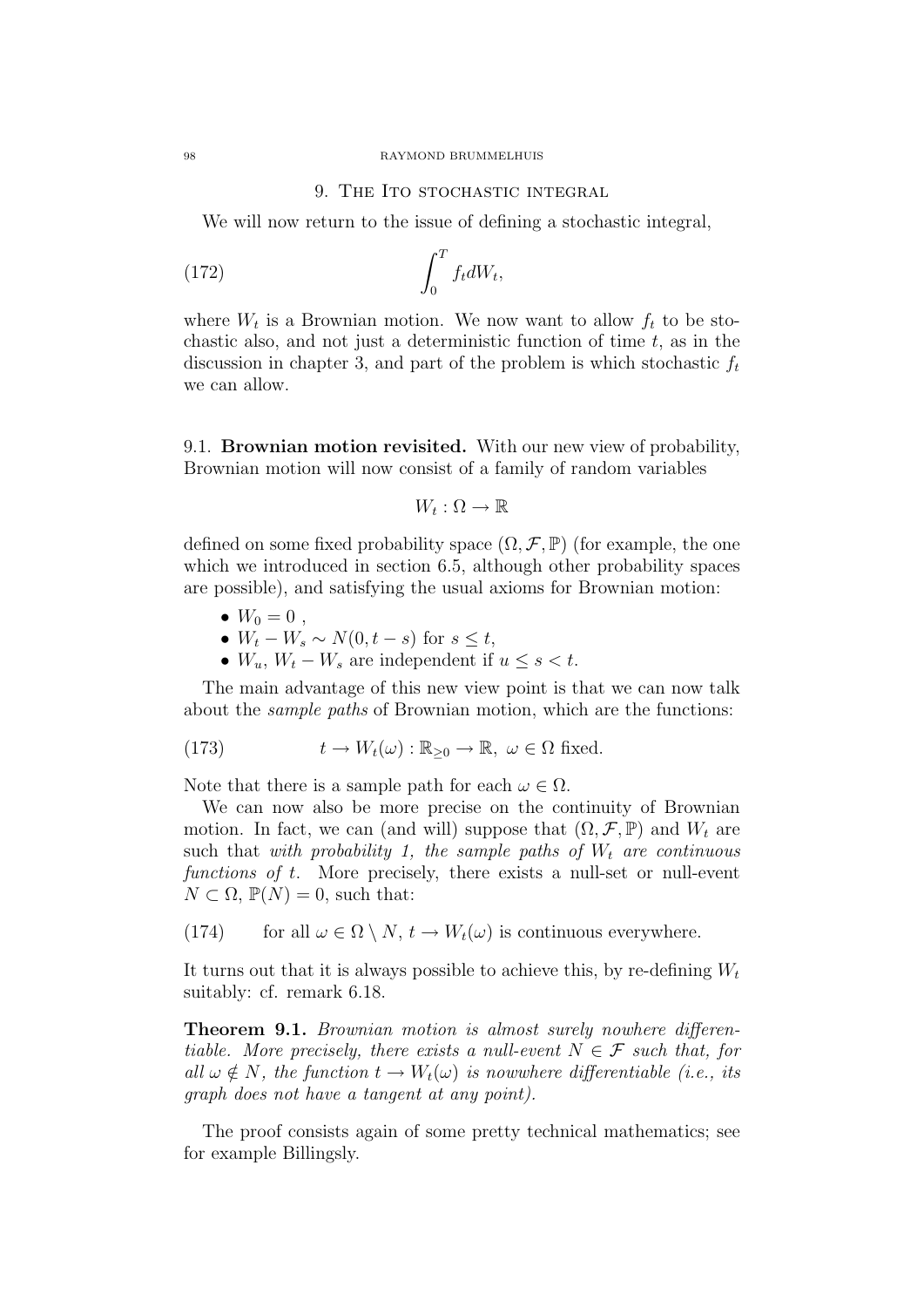## 9. The Ito stochastic integral

We will now return to the issue of defining a stochastic integral,

$$\int_0^T f_t dW_t, \tag{172}$$

where $W_t$ is a Brownian motion. We now want to allow $f_t$ to be stochastic also, and not just a deterministic function of time $t$, as in the discussion in chapter 3, and part of the problem is which stochastic $f_t$ we can allow.

### 9.1. Brownian motion revisited.

With our new view of probability, Brownian motion will now consist of a family of random variables

$$W_t : \Omega \to \mathbb{R}$$

defined on some fixed probability space $(\Omega, \mathcal{F}, \mathbb{P})$ (for example, the one which we introduced in section 6.5, although other probability spaces are possible), and satisfying the usual axioms for Brownian motion:

- $W_0 = 0$ ,
- $W_t - W_s \sim N(0, t-s)$ for $s \leq t$,
- $W_u$, $W_t - W_s$ are independent if $u \leq s < t$.

The main advantage of this new view point is that we can now talk about the *sample paths* of Brownian motion, which are the functions:

$$t \to W_t(\omega) : \mathbb{R}_{\geq 0} \to \mathbb{R}, \ \omega \in \Omega \text{ fixed.} \tag{173}$$

Note that there is a sample path for each $\omega \in \Omega$.

We can now also be more precise on the continuity of Brownian motion. In fact, we can (and will) suppose that $(\Omega, \mathcal{F}, \mathbb{P})$ and $W_t$ are such that *with probability 1, the sample paths of $W_t$ are continuous functions of $t$.* More precisely, there exists a null-set or null-event $N \subset \Omega$, $\mathbb{P}(N) = 0$, such that:

$$\text{for all } \omega \in \Omega \setminus N, \ t \to W_t(\omega) \text{ is continuous everywhere.} \tag{174}$$

It turns out that it is always possible to achieve this, by re-defining $W_t$ suitably: cf. remark 6.18.

**Theorem 9.1.** *Brownian motion is almost surely nowhere differentiable. More precisely, there exists a null-event $N \in \mathcal{F}$ such that, for all $\omega \notin N$, the function $t \to W_t(\omega)$ is nowwhere differentiable (i.e., its graph does not have a tangent at any point).*

The proof consists again of some pretty technical mathematics; see for example Billingsly.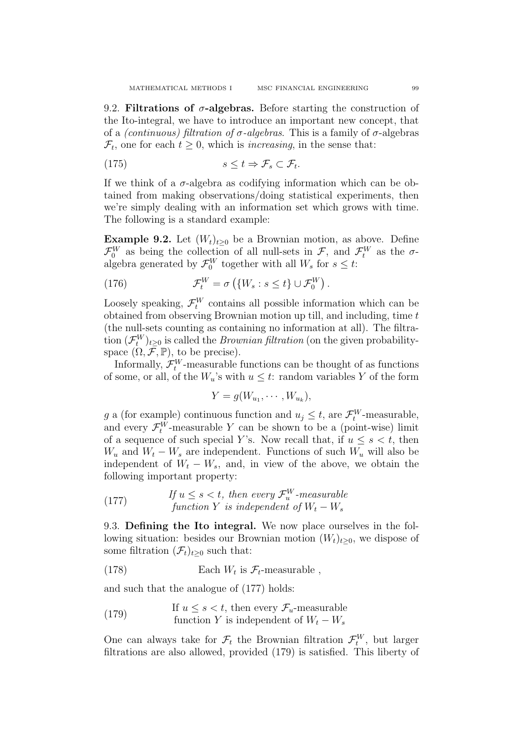9.2. **Filtrations of $\sigma$-algebras.** Before starting the construction of the Ito-integral, we have to introduce an important new concept, that of a *(continuous) filtration of $\sigma$-algebras*. This is a family of $\sigma$-algebras $\mathcal{F}_t$, one for each $t \geq 0$, which is *increasing*, in the sense that:

$$s \leq t \Rightarrow \mathcal{F}_s \subset \mathcal{F}_t. \tag{175}$$

If we think of a $\sigma$-algebra as codifying information which can be obtained from making observations/doing statistical experiments, then we're simply dealing with an information set which grows with time. The following is a standard example:

**Example 9.2.** Let $(W_t)_{t \geq 0}$ be a Brownian motion, as above. Define $\mathcal{F}_0^W$ as being the collection of all null-sets in $\mathcal{F}$, and $\mathcal{F}_t^W$ as the $\sigma$-algebra generated by $\mathcal{F}_0^W$ together with all $W_s$ for $s \leq t$:

$$\mathcal{F}_t^W = \sigma\left(\{W_s : s \leq t\} \cup \mathcal{F}_0^W\right). \tag{176}$$

Loosely speaking, $\mathcal{F}_t^W$ contains all possible information which can be obtained from observing Brownian motion up till, and including, time $t$ (the null-sets counting as containing no information at all). The filtration $(\mathcal{F}_t^W)_{t \geq 0}$ is called the *Brownian filtration* (on the given probability-space $(\Omega, \mathcal{F}, \mathbb{P})$, to be precise).

Informally, $\mathcal{F}_t^W$-measurable functions can be thought of as functions of some, or all, of the $W_u$'s with $u \leq t$: random variables $Y$ of the form

$$Y = g(W_{u_1}, \cdots, W_{u_k}),$$

$g$ a (for example) continuous function and $u_j \leq t$, are $\mathcal{F}_t^W$-measurable, and every $\mathcal{F}_t^W$-measurable $Y$ can be shown to be a (point-wise) limit of a sequence of such special $Y$'s. Now recall that, if $u \leq s < t$, then $W_u$ and $W_t - W_s$ are independent. Functions of such $W_u$ will also be independent of $W_t - W_s$, and, in view of the above, we obtain the following important property:

$$\text{(177)} \qquad \textit{If } u \leq s < t, \textit{ then every } \mathcal{F}_u^W\textit{-measurable function } Y \textit{ is independent of } W_t - W_s$$

9.3. **Defining the Ito integral.** We now place ourselves in the following situation: besides our Brownian motion $(W_t)_{t \geq 0}$, we dispose of some filtration $(\mathcal{F}_t)_{t \geq 0}$ such that:

$$\text{Each } W_t \text{ is } \mathcal{F}_t\text{-measurable}, \tag{178}$$

and such that the analogue of (177) holds:

$$\text{(179)} \qquad \text{If } u \leq s < t, \text{ then every } \mathcal{F}_u\text{-measurable function } Y \text{ is independent of } W_t - W_s$$

One can always take for $\mathcal{F}_t$ the Brownian filtration $\mathcal{F}_t^W$, but larger filtrations are also allowed, provided (179) is satisfied. This liberty of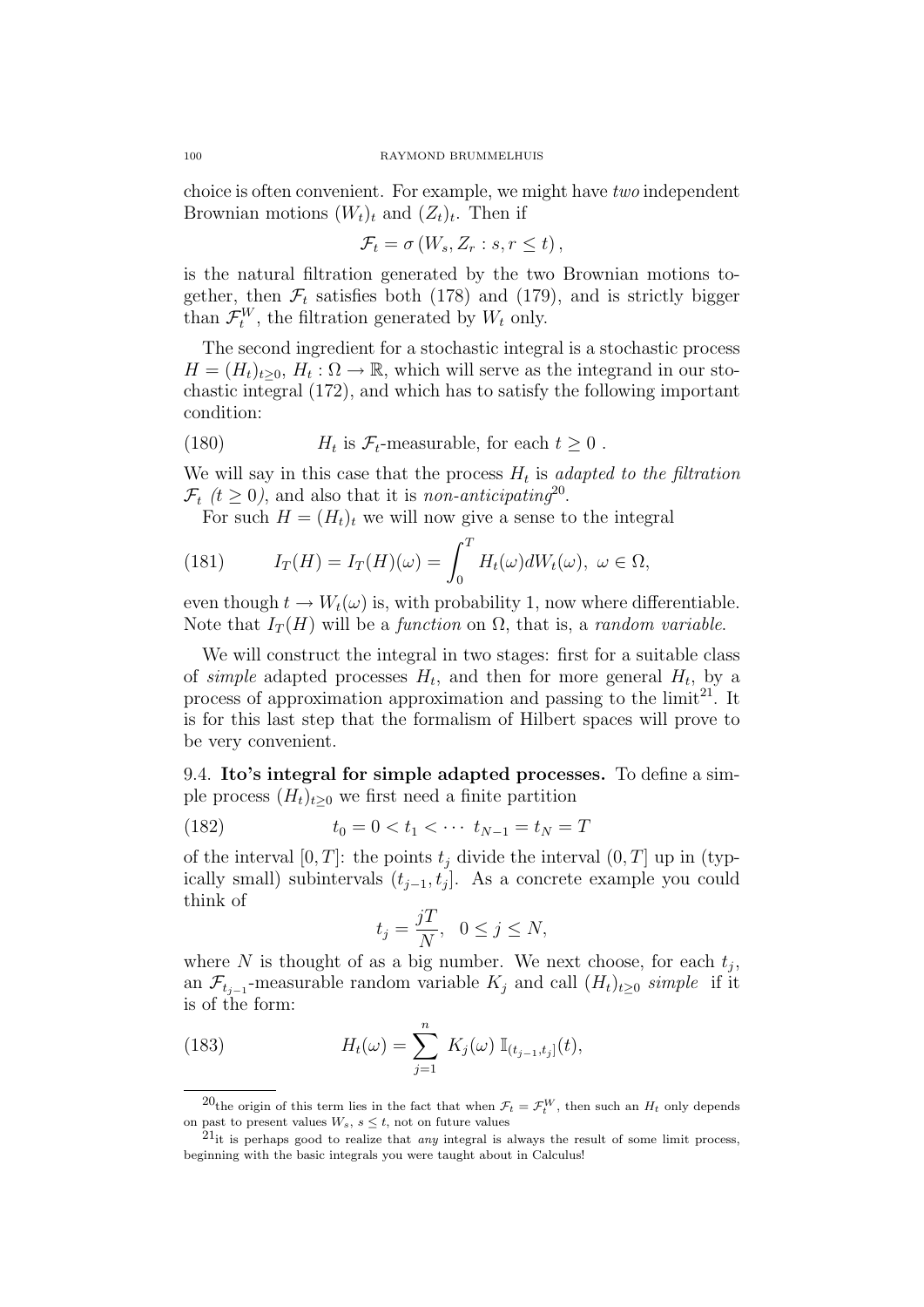choice is often convenient. For example, we might have *two* independent Brownian motions $(W_t)_t$ and $(Z_t)_t$. Then if

$$\mathcal{F}_t = \sigma\left(W_s, Z_r : s, r \le t\right),$$

is the natural filtration generated by the two Brownian motions together, then $\mathcal{F}_t$ satisfies both (178) and (179), and is strictly bigger than $\mathcal{F}_t^W$, the filtration generated by $W_t$ only.

The second ingredient for a stochastic integral is a stochastic process $H = (H_t)_{t\ge 0}$, $H_t : \Omega \to \mathbb{R}$, which will serve as the integrand in our stochastic integral (172), and which has to satisfy the following important condition:

$$H_t \text{ is } \mathcal{F}_t\text{-measurable, for each } t \ge 0 \ . \tag{180}$$

We will say in this case that the process $H_t$ is *adapted to the filtration* $\mathcal{F}_t$ *($t \ge 0$)*, and also that it is *non-anticipating*[20].

For such $H = (H_t)_t$ we will now give a sense to the integral

$$I_T(H) = I_T(H)(\omega) = \int_0^T H_t(\omega) dW_t(\omega), \ \omega \in \Omega, \tag{181}$$

even though $t \to W_t(\omega)$ is, with probability 1, now where differentiable. Note that $I_T(H)$ will be a *function* on $\Omega$, that is, a *random variable*.

We will construct the integral in two stages: first for a suitable class of *simple* adapted processes $H_t$, and then for more general $H_t$, by a process of approximation approximation and passing to the limit[21]. It is for this last step that the formalism of Hilbert spaces will prove to be very convenient.

### 9.4. Ito's integral for simple adapted processes.

To define a simple process $(H_t)_{t\ge 0}$ we first need a finite partition

$$t_0 = 0 < t_1 < \cdots \ t_{N-1} = t_N = T \tag{182}$$

of the interval $[0, T]$: the points $t_j$ divide the interval $(0, T]$ up in (typically small) subintervals $(t_{j-1}, t_j]$. As a concrete example you could think of

$$t_j = \frac{jT}{N}, \ \ 0 \le j \le N,$$

where $N$ is thought of as a big number. We next choose, for each $t_j$, an $\mathcal{F}_{t_{j-1}}$-measurable random variable $K_j$ and call $(H_t)_{t\ge 0}$ *simple* if it is of the form:

$$H_t(\omega) = \sum_{j=1}^{n} \ K_j(\omega) \ \mathbb{I}_{(t_{j-1}, t_j]}(t), \tag{183}$$

[20] the origin of this term lies in the fact that when $\mathcal{F}_t = \mathcal{F}_t^W$, then such an $H_t$ only depends on past to present values $W_s$, $s \le t$, not on future values

[21] it is perhaps good to realize that *any* integral is always the result of some limit process, beginning with the basic integrals you were taught about in Calculus!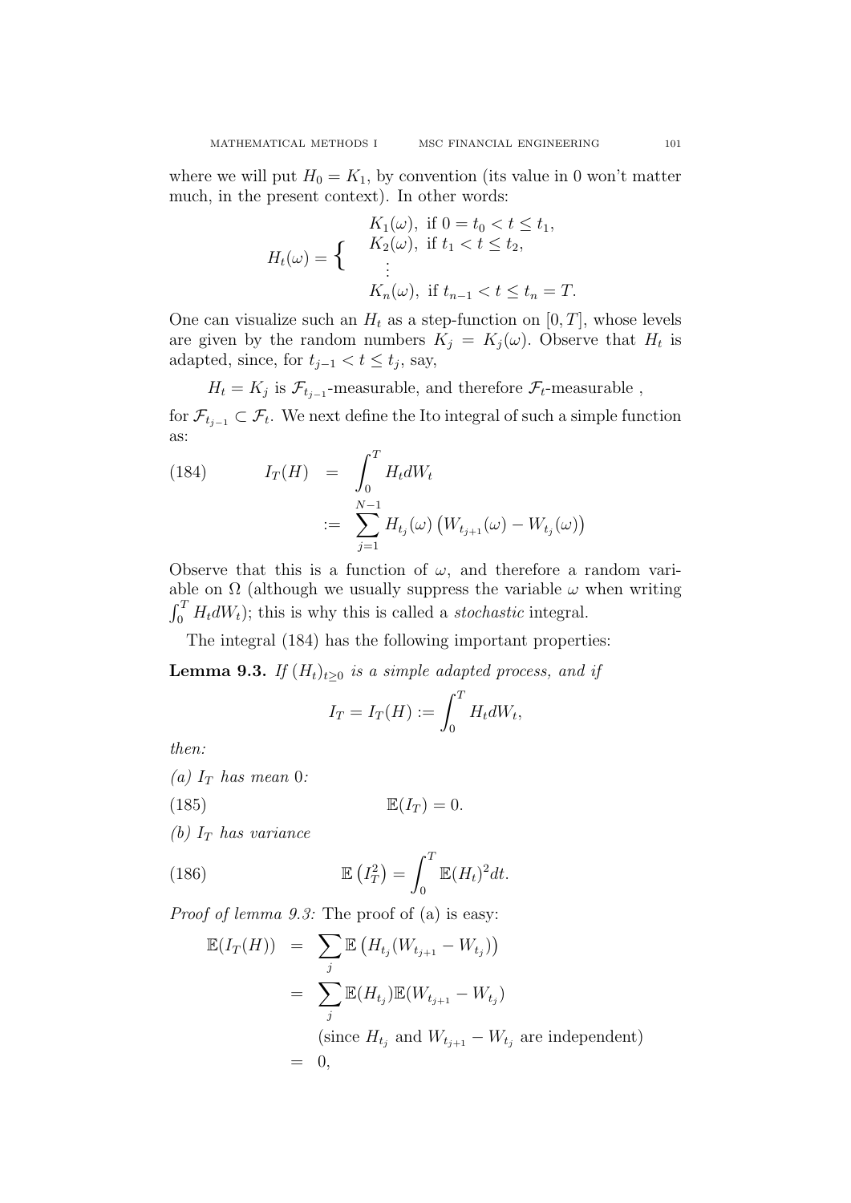where we will put $H_0 = K_1$, by convention (its value in 0 won't matter much, in the present context). In other words:

$$H_t(\omega) = \left\{ \begin{array}{l} K_1(\omega), \text{ if } 0 = t_0 < t \leq t_1, \\ K_2(\omega), \text{ if } t_1 < t \leq t_2, \\ \vdots \\ K_n(\omega), \text{ if } t_{n-1} < t \leq t_n = T. \end{array} \right.$$

One can visualize such an $H_t$ as a step-function on $[0, T]$, whose levels are given by the random numbers $K_j = K_j(\omega)$. Observe that $H_t$ is adapted, since, for $t_{j-1} < t \leq t_j$, say,

$H_t = K_j$ is $\mathcal{F}_{t_{j-1}}$-measurable, and therefore $\mathcal{F}_t$-measurable ,

for $\mathcal{F}_{t_{j-1}} \subset \mathcal{F}_t$. We next define the Ito integral of such a simple function as:

$$\begin{aligned} I_T(H) &= \int_0^T H_t dW_t \\ &:= \sum_{j=1}^{N-1} H_{t_j}(\omega) \left( W_{t_{j+1}}(\omega) - W_{t_j}(\omega) \right) \end{aligned} \tag{184}$$

Observe that this is a function of $\omega$, and therefore a random variable on $\Omega$ (although we usually suppress the variable $\omega$ when writing $\int_0^T H_t dW_t$); this is why this is called a *stochastic* integral.

The integral (184) has the following important properties:

**Lemma 9.3.** *If $(H_t)_{t \geq 0}$ is a simple adapted process, and if*

$$I_T = I_T(H) := \int_0^T H_t dW_t,$$

*then:*

*(a) $I_T$ has mean* 0*:*

$$\mathbb{E}(I_T) = 0. \tag{185}$$

*(b) $I_T$ has variance*

$$\mathbb{E}\left(I_T^2\right) = \int_0^T \mathbb{E}(H_t)^2 dt. \tag{186}$$

*Proof of lemma 9.3:* The proof of (a) is easy:

$$\begin{aligned} \mathbb{E}(I_T(H)) &= \sum_j \mathbb{E}\left(H_{t_j}(W_{t_{j+1}} - W_{t_j})\right) \\ &= \sum_j \mathbb{E}(H_{t_j})\mathbb{E}(W_{t_{j+1}} - W_{t_j}) \\ &\quad \text{(since } H_{t_j} \text{ and } W_{t_{j+1}} - W_{t_j} \text{ are independent)} \\ &= 0, \end{aligned}$$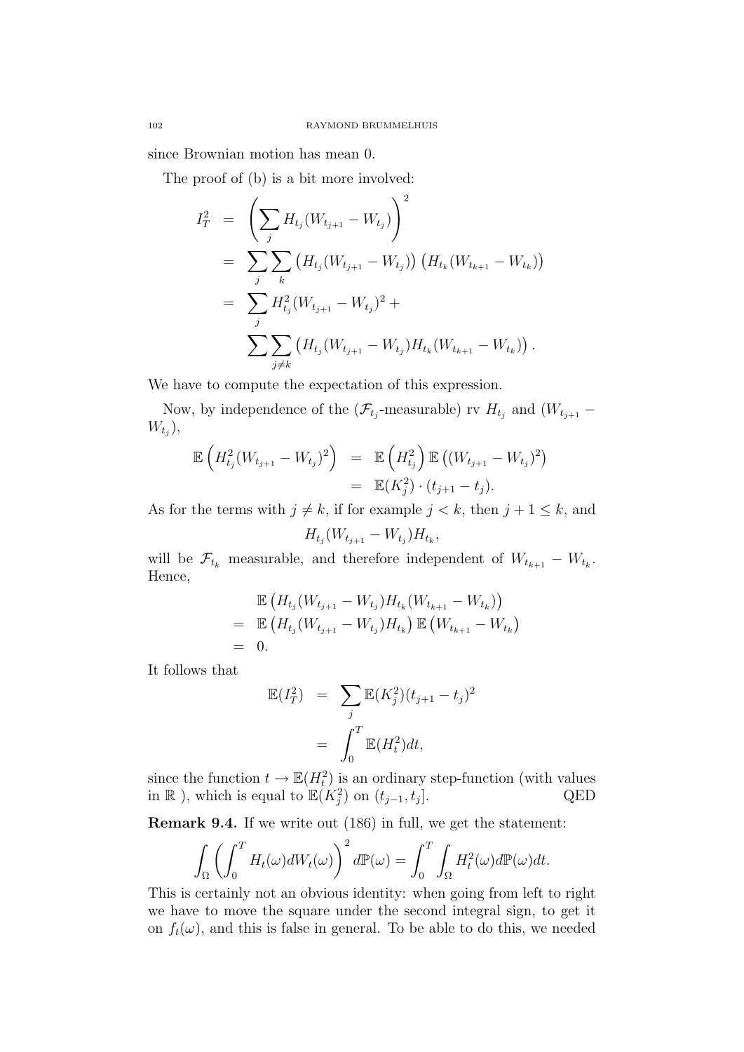since Brownian motion has mean 0.

The proof of (b) is a bit more involved:

$$
\begin{aligned}
I_T^2 &= \left( \sum_j H_{t_j}(W_{t_{j+1}} - W_{t_j}) \right)^2 \\
&= \sum_j \sum_k \left( H_{t_j}(W_{t_{j+1}} - W_{t_j}) \right) \left( H_{t_k}(W_{t_{k+1}} - W_{t_k}) \right) \\
&= \sum_j H_{t_j}^2 (W_{t_{j+1}} - W_{t_j})^2 + \\
&\quad \sum\sum_{j \neq k} \left( H_{t_j}(W_{t_{j+1}} - W_{t_j}) H_{t_k}(W_{t_{k+1}} - W_{t_k}) \right).
\end{aligned}
$$

We have to compute the expectation of this expression.

Now, by independence of the ($\mathcal{F}_{t_j}$-measurable) rv $H_{t_j}$ and $(W_{t_{j+1}} - W_{t_j})$,

$$
\begin{aligned}
\mathbb{E}\left( H_{t_j}^2 (W_{t_{j+1}} - W_{t_j})^2 \right) &= \mathbb{E}\left( H_{t_j}^2 \right) \mathbb{E}\left( (W_{t_{j+1}} - W_{t_j})^2 \right) \\
&= \mathbb{E}(K_j^2) \cdot (t_{j+1} - t_j).
\end{aligned}
$$

As for the terms with $j \neq k$, if for example $j < k$, then $j + 1 \leq k$, and

$$
H_{t_j}(W_{t_{j+1}} - W_{t_j}) H_{t_k},
$$

will be $\mathcal{F}_{t_k}$ measurable, and therefore independent of $W_{t_{k+1}} - W_{t_k}$. Hence,

$$
\begin{aligned}
& \mathbb{E}\left( H_{t_j}(W_{t_{j+1}} - W_{t_j}) H_{t_k}(W_{t_{k+1}} - W_{t_k}) \right) \\
= \; & \mathbb{E}\left( H_{t_j}(W_{t_{j+1}} - W_{t_j}) H_{t_k} \right) \mathbb{E}\left( W_{t_{k+1}} - W_{t_k} \right) \\
= \; & 0.
\end{aligned}
$$

It follows that

$$
\begin{aligned}
\mathbb{E}(I_T^2) &= \sum_j \mathbb{E}(K_j^2)(t_{j+1} - t_j)^2 \\
&= \int_0^T \mathbb{E}(H_t^2) dt,
\end{aligned}
$$

since the function $t \to \mathbb{E}(H_t^2)$ is an ordinary step-function (with values in $\mathbb{R}$ ), which is equal to $\mathbb{E}(K_j^2)$ on $(t_{j-1}, t_j]$. QED

**Remark 9.4.** If we write out (186) in full, we get the statement:

$$
\int_\Omega \left( \int_0^T H_t(\omega) dW_t(\omega) \right)^2 d\mathbb{P}(\omega) = \int_0^T \int_\Omega H_t^2(\omega) d\mathbb{P}(\omega) dt.
$$

This is certainly not an obvious identity: when going from left to right we have to move the square under the second integral sign, to get it on $f_t(\omega)$, and this is false in general. To be able to do this, we needed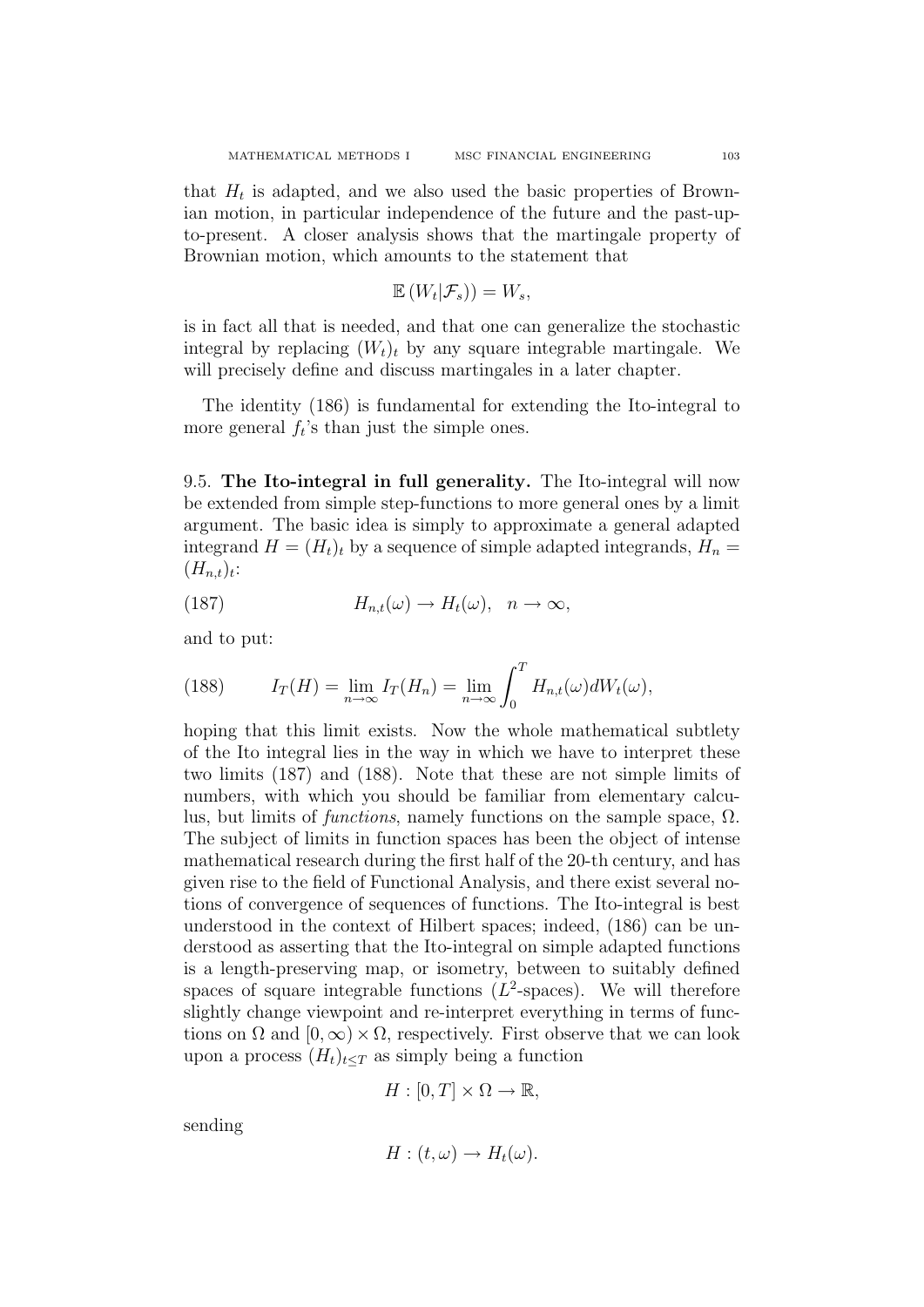that $H_t$ is adapted, and we also used the basic properties of Brownian motion, in particular independence of the future and the past-up-to-present. A closer analysis shows that the martingale property of Brownian motion, which amounts to the statement that

$$\mathbb{E}\left(W_t|\mathcal{F}_s)\right) = W_s,$$

is in fact all that is needed, and that one can generalize the stochastic integral by replacing $(W_t)_t$ by any square integrable martingale. We will precisely define and discuss martingales in a later chapter.

The identity (186) is fundamental for extending the Ito-integral to more general $f_t$'s than just the simple ones.

9.5. **The Ito-integral in full generality.** The Ito-integral will now be extended from simple step-functions to more general ones by a limit argument. The basic idea is simply to approximate a general adapted integrand $H = (H_t)_t$ by a sequence of simple adapted integrands, $H_n = (H_{n,t})_t$:

$$H_{n,t}(\omega) \to H_t(\omega), \quad n \to \infty, \tag{187}$$

and to put:

$$I_T(H) = \lim_{n\to\infty} I_T(H_n) = \lim_{n\to\infty} \int_0^T H_{n,t}(\omega) dW_t(\omega), \tag{188}$$

hoping that this limit exists. Now the whole mathematical subtlety of the Ito integral lies in the way in which we have to interpret these two limits (187) and (188). Note that these are not simple limits of numbers, with which you should be familiar from elementary calculus, but limits of *functions*, namely functions on the sample space, $\Omega$. The subject of limits in function spaces has been the object of intense mathematical research during the first half of the 20-th century, and has given rise to the field of Functional Analysis, and there exist several notions of convergence of sequences of functions. The Ito-integral is best understood in the context of Hilbert spaces; indeed, (186) can be understood as asserting that the Ito-integral on simple adapted functions is a length-preserving map, or isometry, between to suitably defined spaces of square integrable functions ($L^2$-spaces). We will therefore slightly change viewpoint and re-interpret everything in terms of functions on $\Omega$ and $[0, \infty) \times \Omega$, respectively. First observe that we can look upon a process $(H_t)_{t\leq T}$ as simply being a function

$$H : [0, T] \times \Omega \to \mathbb{R},$$

sending

$$H : (t, \omega) \to H_t(\omega).$$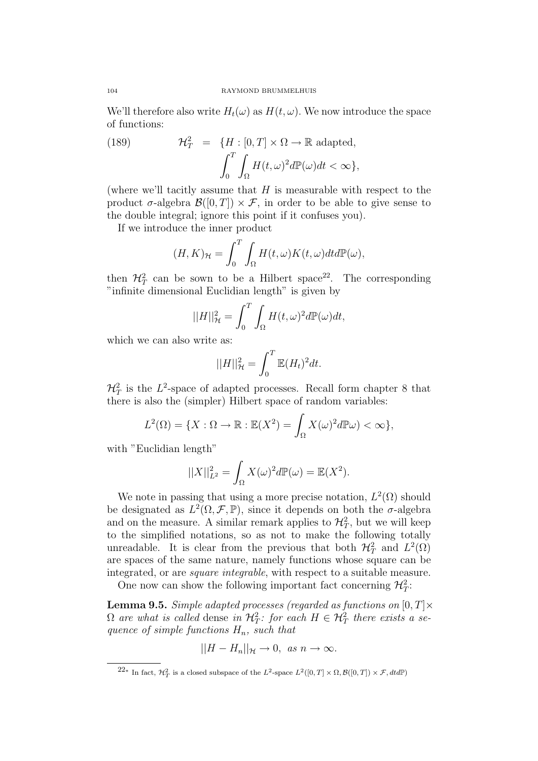We'll therefore also write $H_t(\omega)$ as $H(t,\omega)$. We now introduce the space of functions:

$$
\begin{aligned}
(189) \qquad \mathcal{H}_T^2 \;=\; \{H : [0,T] \times \Omega \to \mathbb{R} \text{ adapted}, \\
\int_0^T \int_\Omega H(t,\omega)^2 d\mathbb{P}(\omega) dt < \infty\},
\end{aligned}
$$

(where we'll tacitly assume that $H$ is measurable with respect to the product $\sigma$-algebra $\mathcal{B}([0,T]) \times \mathcal{F}$, in order to be able to give sense to the double integral; ignore this point if it confuses you).

If we introduce the inner product

$$
(H,K)_{\mathcal{H}} = \int_0^T \int_\Omega H(t,\omega) K(t,\omega) dt d\mathbb{P}(\omega),
$$

then $\mathcal{H}_T^2$ can be sown to be a Hilbert space[22]. The corresponding "infinite dimensional Euclidian length" is given by

$$
||H||_{\mathcal{H}}^2 = \int_0^T \int_\Omega H(t,\omega)^2 d\mathbb{P}(\omega) dt,
$$

which we can also write as:

$$
||H||_{\mathcal{H}}^2 = \int_0^T \mathbb{E}(H_t)^2 dt.
$$

$\mathcal{H}_T^2$ is the $L^2$-space of adapted processes. Recall form chapter 8 that there is also the (simpler) Hilbert space of random variables:

$$
L^2(\Omega) = \{X : \Omega \to \mathbb{R} : \mathbb{E}(X^2) = \int_\Omega X(\omega)^2 d\mathbb{P}\omega) < \infty\},
$$

with "Euclidian length"

$$
||X||_{L^2}^2 = \int_\Omega X(\omega)^2 d\mathbb{P}(\omega) = \mathbb{E}(X^2).
$$

We note in passing that using a more precise notation, $L^2(\Omega)$ should be designated as $L^2(\Omega, \mathcal{F}, \mathbb{P})$, since it depends on both the $\sigma$-algebra and on the measure. A similar remark applies to $\mathcal{H}_T^2$, but we will keep to the simplified notations, so as not to make the following totally unreadable. It is clear from the previous that both $\mathcal{H}_T^2$ and $L^2(\Omega)$ are spaces of the same nature, namely functions whose square can be integrated, or are *square integrable*, with respect to a suitable measure.

One now can show the following important fact concerning $\mathcal{H}_T^2$:

**Lemma 9.5.** *Simple adapted processes (regarded as functions on* $[0,T] \times \Omega$ *are what is called* dense *in* $\mathcal{H}_T^2$*: for each* $H \in \mathcal{H}_T^2$ *there exists a sequence of simple functions* $H_n$*, such that*

$$
||H - H_n||_{\mathcal{H}} \to 0, \text{ as } n \to \infty.
$$

[22]* In fact, $\mathcal{H}_T^2$ is a closed subspace of the $L^2$-space $L^2([0,T] \times \Omega, \mathcal{B}([0,T]) \times \mathcal{F}, dt d\mathbb{P})$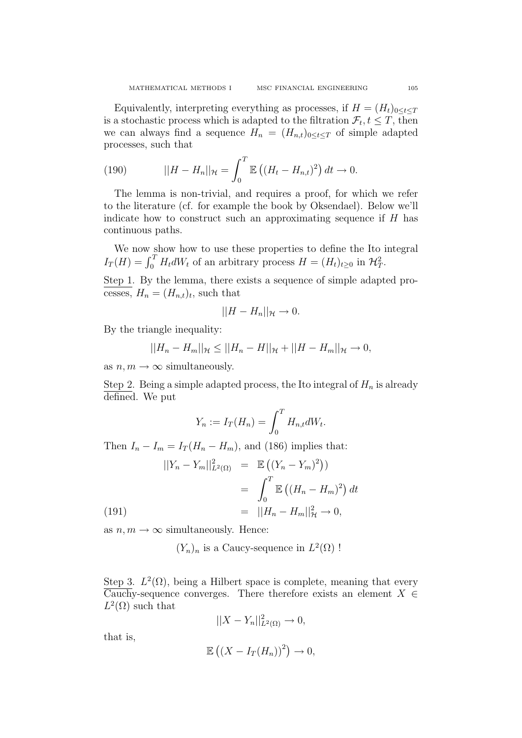Equivalently, interpreting everything as processes, if $H = (H_t)_{0 \le t \le T}$ is a stochastic process which is adapted to the filtration $\mathcal{F}_t, t \le T$, then we can always find a sequence $H_n = (H_{n,t})_{0 \le t \le T}$ of simple adapted processes, such that

$$||H - H_n||_{\mathcal{H}} = \int_0^T \mathbb{E}\left((H_t - H_{n,t})^2\right) dt \to 0. \tag{190}$$

The lemma is non-trivial, and requires a proof, for which we refer to the literature (cf. for example the book by Oksendael). Below we'll indicate how to construct such an approximating sequence if $H$ has continuous paths.

We now show how to use these properties to define the Ito integral $I_T(H) = \int_0^T H_t dW_t$ of an arbitrary process $H = (H_t)_{t \ge 0}$ in $\mathcal{H}_T^2$.

Step 1. By the lemma, there exists a sequence of simple adapted processes, $H_n = (H_{n,t})_t$, such that

$$||H - H_n||_{\mathcal{H}} \to 0.$$

By the triangle inequality:

$$||H_n - H_m||_{\mathcal{H}} \le ||H_n - H||_{\mathcal{H}} + ||H - H_m||_{\mathcal{H}} \to 0,$$

as $n, m \to \infty$ simultaneously.

Step 2. Being a simple adapted process, the Ito integral of $H_n$ is already defined. We put

$$Y_n := I_T(H_n) = \int_0^T H_{n,t} dW_t.$$

Then $I_n - I_m = I_T(H_n - H_m)$, and (186) implies that:

$$\begin{aligned} ||Y_n - Y_m||^2_{L^2(\Omega)} &= \mathbb{E}\left((Y_n - Y_m)^2)\right) \\ &= \int_0^T \mathbb{E}\left((H_n - H_m)^2\right) dt \\ &= ||H_n - H_m||^2_{\mathcal{H}} \to 0, \end{aligned} \tag{191}$$

as $n, m \to \infty$ simultaneously. Hence:

$$(Y_n)_n \text{ is a Caucy-sequence in } L^2(\Omega) \text{ !}$$

Step 3. $L^2(\Omega)$, being a Hilbert space is complete, meaning that every Cauchy-sequence converges. There therefore exists an element $X \in L^2(\Omega)$ such that

$$||X - Y_n||^2_{L^2(\Omega)} \to 0,$$

that is,

$$\mathbb{E}\left((X - I_T(H_n))^2\right) \to 0,$$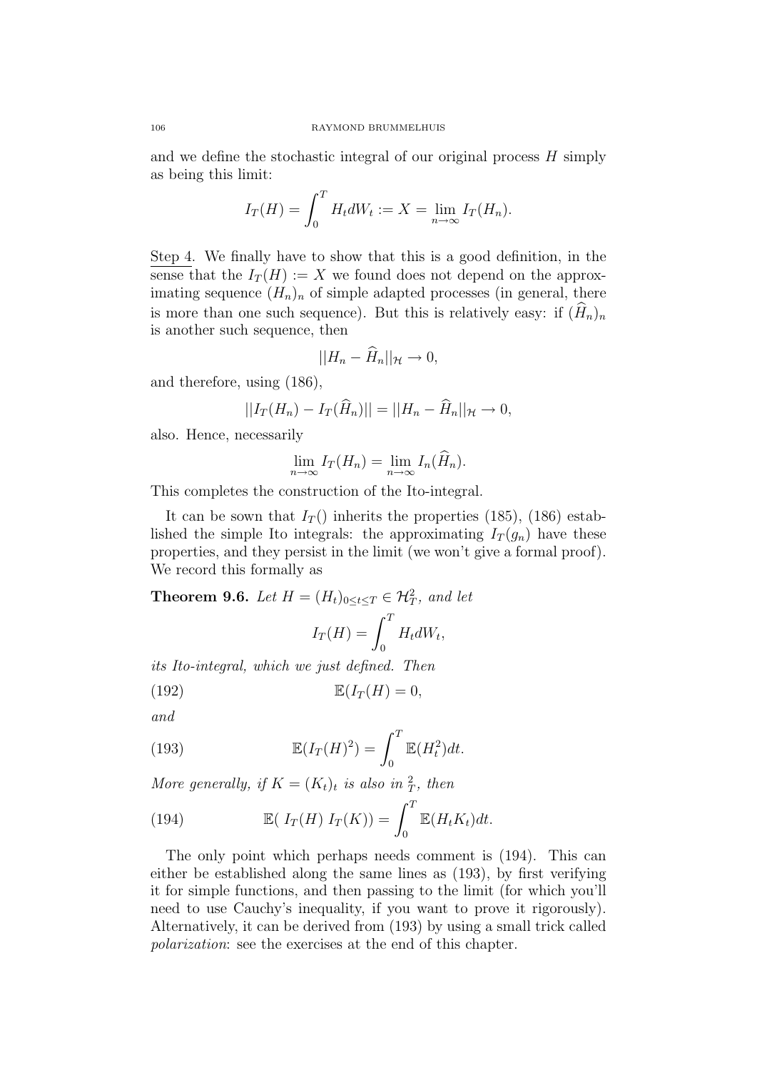and we define the stochastic integral of our original process $H$ simply as being this limit:

$$I_T(H) = \int_0^T H_t dW_t := X = \lim_{n\to\infty} I_T(H_n).$$

Step 4. We finally have to show that this is a good definition, in the sense that the $I_T(H) := X$ we found does not depend on the approximating sequence $(H_n)_n$ of simple adapted processes (in general, there is more than one such sequence). But this is relatively easy: if $(\widehat{H}_n)_n$ is another such sequence, then

$$||H_n - \widehat{H}_n||_{\mathcal{H}} \to 0,$$

and therefore, using (186),

$$||I_T(H_n) - I_T(\widehat{H}_n)|| = ||H_n - \widehat{H}_n||_{\mathcal{H}} \to 0,$$

also. Hence, necessarily

$$\lim_{n\to\infty} I_T(H_n) = \lim_{n\to\infty} I_n(\widehat{H}_n).$$

This completes the construction of the Ito-integral.

It can be sown that $I_T()$ inherits the properties (185), (186) established the simple Ito integrals: the approximating $I_T(g_n)$ have these properties, and they persist in the limit (we won't give a formal proof). We record this formally as

**Theorem 9.6.** *Let $H = (H_t)_{0\leq t\leq T} \in \mathcal{H}_T^2$, and let*

$$I_T(H) = \int_0^T H_t dW_t,$$

*its Ito-integral, which we just defined. Then*

$$\mathbb{E}(I_T(H) = 0, \tag{192}$$

*and*

$$\mathbb{E}(I_T(H)^2) = \int_0^T \mathbb{E}(H_t^2)dt. \tag{193}$$

*More generally, if $K = (K_t)_t$ is also in $^2_T$, then*

$$\mathbb{E}(\ I_T(H)\ I_T(K)) = \int_0^T \mathbb{E}(H_t K_t)dt. \tag{194}$$

The only point which perhaps needs comment is (194). This can either be established along the same lines as (193), by first verifying it for simple functions, and then passing to the limit (for which you'll need to use Cauchy's inequality, if you want to prove it rigorously). Alternatively, it can be derived from (193) by using a small trick called *polarization*: see the exercises at the end of this chapter.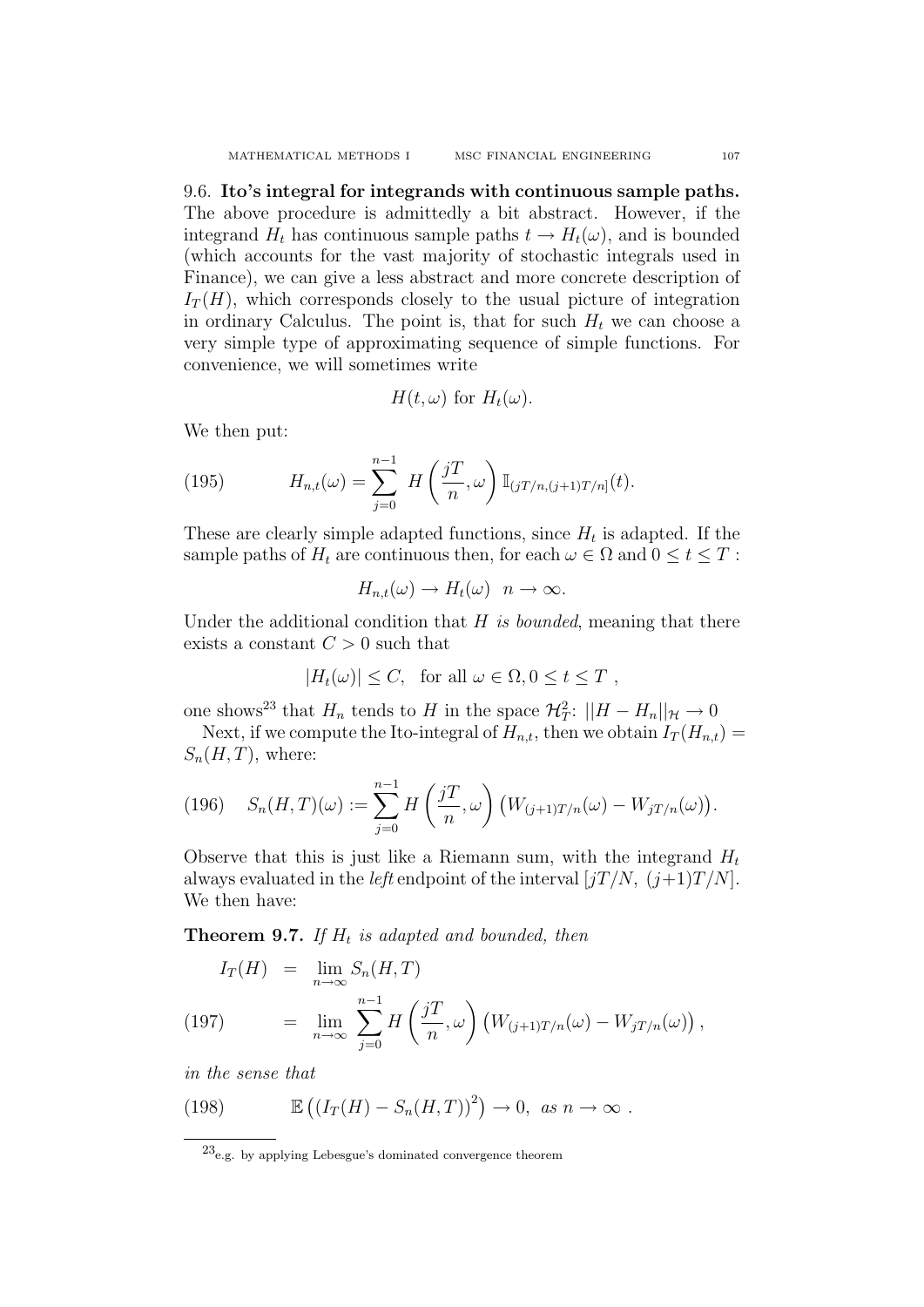9.6. **Ito's integral for integrands with continuous sample paths.** The above procedure is admittedly a bit abstract. However, if the integrand $H_t$ has continuous sample paths $t \to H_t(\omega)$, and is bounded (which accounts for the vast majority of stochastic integrals used in Finance), we can give a less abstract and more concrete description of $I_T(H)$, which corresponds closely to the usual picture of integration in ordinary Calculus. The point is, that for such $H_t$ we can choose a very simple type of approximating sequence of simple functions. For convenience, we will sometimes write

$$H(t, \omega) \text{ for } H_t(\omega).$$

We then put:

$$H_{n,t}(\omega) = \sum_{j=0}^{n-1} H\left(\frac{jT}{n}, \omega\right) \mathbb{I}_{(jT/n,(j+1)T/n]}(t). \tag{195}$$

These are clearly simple adapted functions, since $H_t$ is adapted. If the sample paths of $H_t$ are continuous then, for each $\omega \in \Omega$ and $0 \leq t \leq T$ :

$$H_{n,t}(\omega) \to H_t(\omega) \quad n \to \infty.$$

Under the additional condition that $H$ *is bounded*, meaning that there exists a constant $C > 0$ such that

$$|H_t(\omega)| \leq C, \quad \text{for all } \omega \in \Omega, 0 \leq t \leq T \ ,$$

one shows[23] that $H_n$ tends to $H$ in the space $\mathcal{H}_T^2$: $||H - H_n||_{\mathcal{H}} \to 0$

Next, if we compute the Ito-integral of $H_{n,t}$, then we obtain $I_T(H_{n,t}) = S_n(H, T)$, where:

$$S_n(H, T)(\omega) := \sum_{j=0}^{n-1} H\left(\frac{jT}{n}, \omega\right) \left(W_{(j+1)T/n}(\omega) - W_{jT/n}(\omega)\right). \tag{196}$$

Observe that this is just like a Riemann sum, with the integrand $H_t$ always evaluated in the *left* endpoint of the interval $[jT/N, \ (j+1)T/N]$. We then have:

**Theorem 9.7.** *If $H_t$ is adapted and bounded, then*

$$\begin{aligned} I_T(H) &= \lim_{n\to\infty} S_n(H, T) \\ &= \lim_{n\to\infty} \sum_{j=0}^{n-1} H\left(\frac{jT}{n}, \omega\right) \left(W_{(j+1)T/n}(\omega) - W_{jT/n}(\omega)\right), \end{aligned} \tag{197}$$

*in the sense that*

$$\mathbb{E}\left((I_T(H) - S_n(H, T))^2\right) \to 0, \ \text{as } n \to \infty \ . \tag{198}$$

---

[23] e.g. by applying Lebesgue's dominated convergence theorem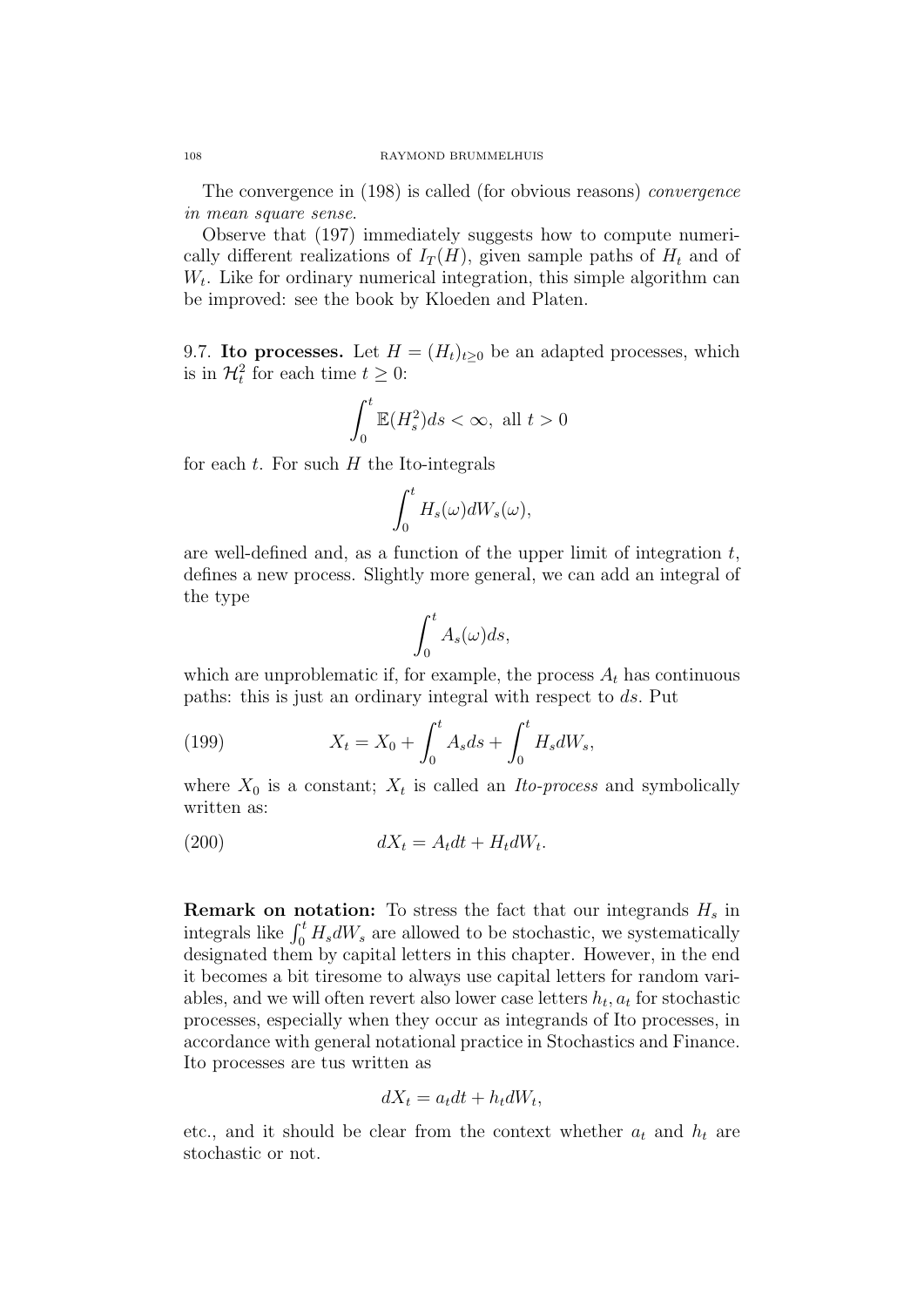The convergence in (198) is called (for obvious reasons) *convergence in mean square sense*.

Observe that (197) immediately suggests how to compute numerically different realizations of $I_T(H)$, given sample paths of $H_t$ and of $W_t$. Like for ordinary numerical integration, this simple algorithm can be improved: see the book by Kloeden and Platen.

9.7. **Ito processes.** Let $H = (H_t)_{t\geq 0}$ be an adapted processes, which is in $\mathcal{H}^2_t$ for each time $t \geq 0$:

$$\int_0^t \mathbb{E}(H_s^2)ds < \infty, \text{ all } t > 0$$

for each $t$. For such $H$ the Ito-integrals

$$\int_0^t H_s(\omega)dW_s(\omega),$$

are well-defined and, as a function of the upper limit of integration $t$, defines a new process. Slightly more general, we can add an integral of the type

$$\int_0^t A_s(\omega)ds,$$

which are unproblematic if, for example, the process $A_t$ has continuous paths: this is just an ordinary integral with respect to $ds$. Put

$$X_t = X_0 + \int_0^t A_s ds + \int_0^t H_s dW_s, \tag{199}$$

where $X_0$ is a constant; $X_t$ is called an *Ito-process* and symbolically written as:

$$dX_t = A_t dt + H_t dW_t. \tag{200}$$

**Remark on notation:** To stress the fact that our integrands $H_s$ in integrals like $\int_0^t H_s dW_s$ are allowed to be stochastic, we systematically designated them by capital letters in this chapter. However, in the end it becomes a bit tiresome to always use capital letters for random variables, and we will often revert also lower case letters $h_t, a_t$ for stochastic processes, especially when they occur as integrands of Ito processes, in accordance with general notational practice in Stochastics and Finance. Ito processes are tus written as

$$dX_t = a_t dt + h_t dW_t,$$

etc., and it should be clear from the context whether $a_t$ and $h_t$ are stochastic or not.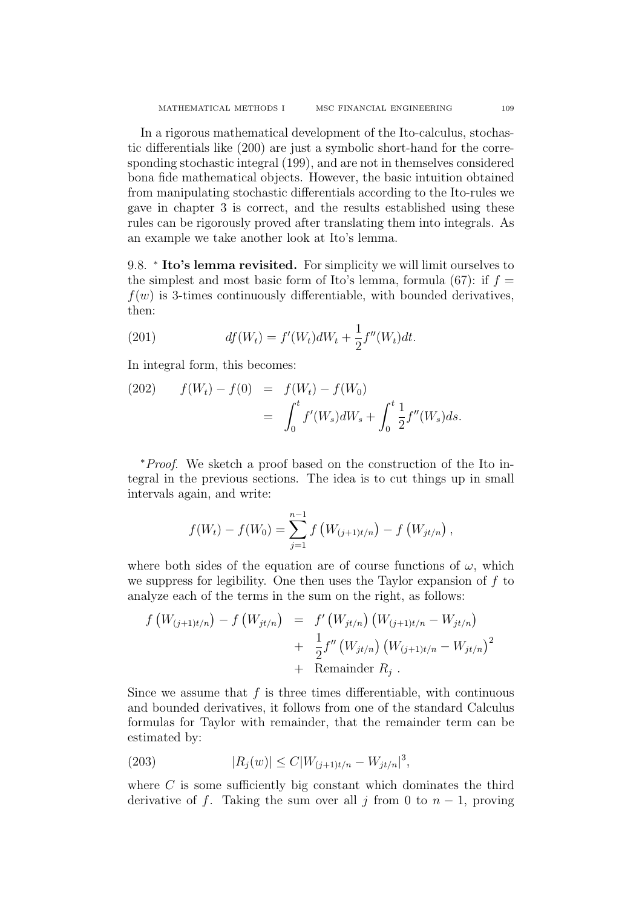In a rigorous mathematical development of the Ito-calculus, stochastic differentials like (200) are just a symbolic short-hand for the corresponding stochastic integral (199), and are not in themselves considered bona fide mathematical objects. However, the basic intuition obtained from manipulating stochastic differentials according to the Ito-rules we gave in chapter 3 is correct, and the results established using these rules can be rigorously proved after translating them into integrals. As an example we take another look at Ito's lemma.

9.8. * **Ito's lemma revisited.** For simplicity we will limit ourselves to the simplest and most basic form of Ito's lemma, formula (67): if $f = f(w)$ is 3-times continuously differentiable, with bounded derivatives, then:

$$df(W_t) = f'(W_t)dW_t + \frac{1}{2}f''(W_t)dt. \tag{201}$$

In integral form, this becomes:

$$\begin{aligned} f(W_t) - f(0) &= f(W_t) - f(W_0) \\ &= \int_0^t f'(W_s)dW_s + \int_0^t \frac{1}{2}f''(W_s)ds. \end{aligned} \tag{202}$$

**Proof*. We sketch a proof based on the construction of the Ito integral in the previous sections. The idea is to cut things up in small intervals again, and write:

$$f(W_t) - f(W_0) = \sum_{j=1}^{n-1} f\left(W_{(j+1)t/n}\right) - f\left(W_{jt/n}\right),$$

where both sides of the equation are of course functions of $\omega$, which we suppress for legibility. One then uses the Taylor expansion of $f$ to analyze each of the terms in the sum on the right, as follows:

$$\begin{aligned} f\left(W_{(j+1)t/n}\right) - f\left(W_{jt/n}\right) &= f'\left(W_{jt/n}\right)\left(W_{(j+1)t/n} - W_{jt/n}\right) \\ &+ \frac{1}{2}f''\left(W_{jt/n}\right)\left(W_{(j+1)t/n} - W_{jt/n}\right)^2 \\ &+ \text{Remainder } R_j . \end{aligned}$$

Since we assume that $f$ is three times differentiable, with continuous and bounded derivatives, it follows from one of the standard Calculus formulas for Taylor with remainder, that the remainder term can be estimated by:

$$|R_j(w)| \leq C|W_{(j+1)t/n} - W_{jt/n}|^3, \tag{203}$$

where $C$ is some sufficiently big constant which dominates the third derivative of $f$. Taking the sum over all $j$ from 0 to $n-1$, proving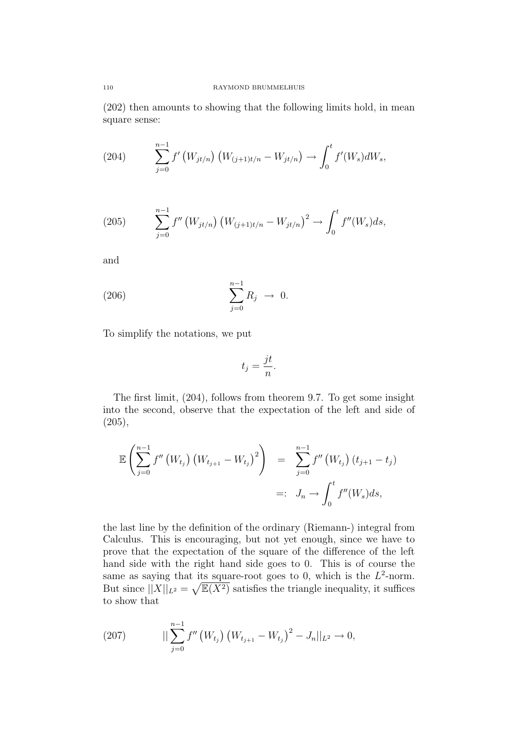(202) then amounts to showing that the following limits hold, in mean square sense:

$$\sum_{j=0}^{n-1} f'\left(W_{jt/n}\right)\left(W_{(j+1)t/n} - W_{jt/n}\right) \to \int_0^t f'(W_s)dW_s, \tag{204}$$

$$\sum_{j=0}^{n-1} f''\left(W_{jt/n}\right)\left(W_{(j+1)t/n} - W_{jt/n}\right)^2 \to \int_0^t f''(W_s)ds, \tag{205}$$

and

$$\sum_{j=0}^{n-1} R_j \ \to \ 0. \tag{206}$$

To simplify the notations, we put

$$t_j = \frac{jt}{n}.$$

The first limit, (204), follows from theorem 9.7. To get some insight into the second, observe that the expectation of the left and side of (205),

$$\begin{aligned}
\mathbb{E}\left(\sum_{j=0}^{n-1} f''\left(W_{t_j}\right)\left(W_{t_{j+1}} - W_{t_j}\right)^2\right) &= \sum_{j=0}^{n-1} f''\left(W_{t_j}\right)(t_{j+1} - t_j) \\
&=: \ J_n \to \int_0^t f''(W_s)ds,
\end{aligned}$$

the last line by the definition of the ordinary (Riemann-) integral from Calculus. This is encouraging, but not yet enough, since we have to prove that the expectation of the square of the difference of the left hand side with the right hand side goes to 0. This is of course the same as saying that its square-root goes to 0, which is the $L^2$-norm. But since $||X||_{L^2} = \sqrt{\mathbb{E}(X^2)}$ satisfies the triangle inequality, it suffices to show that

$$||\sum_{j=0}^{n-1} f''\left(W_{t_j}\right)\left(W_{t_{j+1}} - W_{t_j}\right)^2 - J_n||_{L^2} \to 0, \tag{207}$$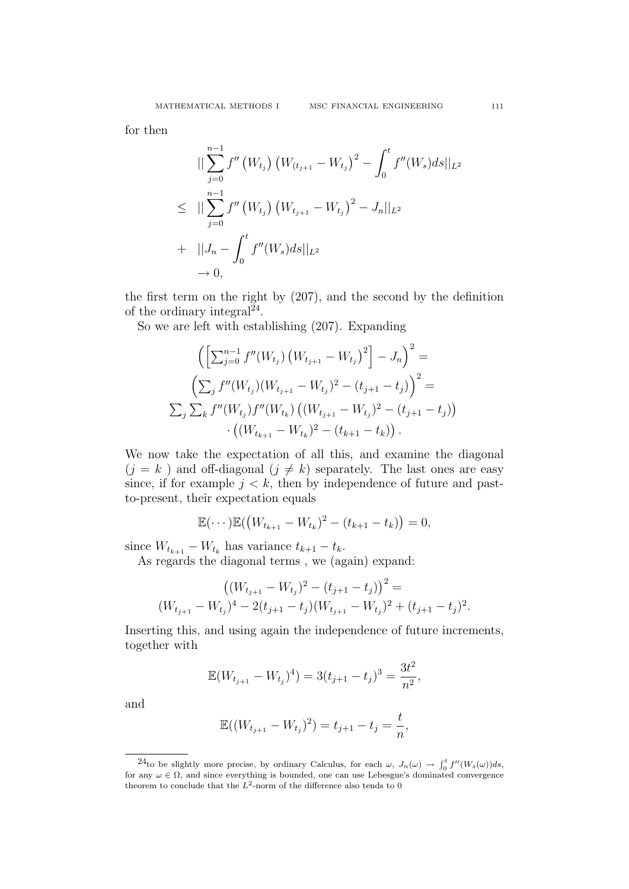for then

$$
\begin{aligned}
& ||\sum_{j=0}^{n-1} f''\left(W_{t_j}\right)\left(W_{(t_{j+1}} - W_{t_j}\right)^2 - \int_0^t f''(W_s)ds||_{L^2} \\
\leq \ & ||\sum_{j=0}^{n-1} f''\left(W_{t_j}\right)\left(W_{t_{j+1}} - W_{t_j}\right)^2 - J_n||_{L^2} \\
+ \ & ||J_n - \int_0^t f''(W_s)ds||_{L^2} \\
& \to 0,
\end{aligned}
$$

the first term on the right by (207), and the second by the definition of the ordinary integral[24].

So we are left with establishing (207). Expanding

$$
\begin{gathered}
\left(\left[\sum_{j=0}^{n-1} f''(W_{t_j})\left(W_{t_{j+1}} - W_{t_j}\right)^2\right] - J_n\right)^2 = \\
\left(\sum_j f''(W_{t_j})(W_{t_{j+1}} - W_{t_j})^2 - (t_{j+1} - t_j)\right)^2 = \\
\sum_j \sum_k f''(W_{t_j}) f''(W_{t_k})\left((W_{t_{j+1}} - W_{t_j})^2 - (t_{j+1} - t_j)\right) \\
\cdot \left((W_{t_{k+1}} - W_{t_k})^2 - (t_{k+1} - t_k)\right).
\end{gathered}
$$

We now take the expectation of all this, and examine the diagonal ($j = k$ ) and off-diagonal ($j \neq k$) separately. The last ones are easy since, if for example $j < k$, then by independence of future and past-to-present, their expectation equals

$$
\mathbb{E}(\cdots)\mathbb{E}(\left(W_{t_{k+1}} - W_{t_k}\right)^2 - (t_{k+1} - t_k)\right) = 0,
$$

since $W_{t_{k+1}} - W_{t_k}$ has variance $t_{k+1} - t_k$.

As regards the diagonal terms , we (again) expand:

$$
\begin{gathered}
\left((W_{t_{j+1}} - W_{t_j})^2 - (t_{j+1} - t_j)\right)^2 = \\
(W_{t_{j+1}} - W_{t_j})^4 - 2(t_{j+1} - t_j)(W_{t_{j+1}} - W_{t_j})^2 + (t_{j+1} - t_j)^2.
\end{gathered}
$$

Inserting this, and using again the independence of future increments, together with

$$
\mathbb{E}(W_{t_{j+1}} - W_{t_j})^4) = 3(t_{j+1} - t_j)^3 = \frac{3t^2}{n^2},
$$

and

$$
\mathbb{E}((W_{t_{j+1}} - W_{t_j})^2) = t_{j+1} - t_j = \frac{t}{n},
$$

[24] to be slightly more precise, by ordinary Calculus, for each $\omega$, $J_n(\omega) \to \int_0^t f''(W_s(\omega))ds$, for any $\omega \in \Omega$, and since everything is bounded, one can use Lebesgue's dominated convergence theorem to conclude that the $L^2$-norm of the difference also tends to 0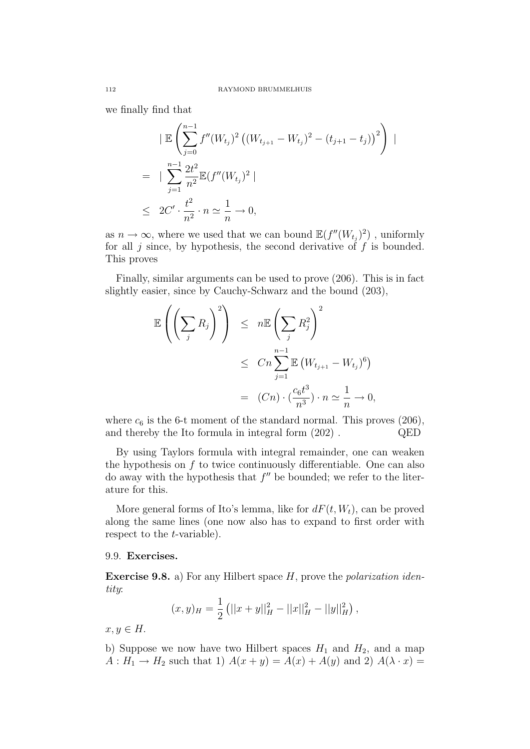we finally find that

$$
\begin{aligned}
& | \; \mathbb{E} \left( \sum_{j=0}^{n-1} f''(W_{t_j})^2 \left( (W_{t_{j+1}} - W_{t_j})^2 - (t_{j+1} - t_j) \right)^2 \right) \; | \\
= & \;\; | \sum_{j=1}^{n-1} \frac{2t^2}{n^2} \mathbb{E}(f''(W_{t_j})^2 \; | \\
\leq & \;\; 2C' \cdot \frac{t^2}{n^2} \cdot n \simeq \frac{1}{n} \to 0,
\end{aligned}
$$

as $n \to \infty$, where we used that we can bound $\mathbb{E}(f''(W_{t_j})^2)$ , uniformly for all $j$ since, by hypothesis, the second derivative of $f$ is bounded. This proves

Finally, similar arguments can be used to prove (206). This is in fact slightly easier, since by Cauchy-Schwarz and the bound (203),

$$
\begin{aligned}
\mathbb{E} \left( \left( \sum_j R_j \right)^2 \right) & \leq n \mathbb{E} \left( \sum_j R_j^2 \right)^2 \\
& \leq Cn \sum_{j=1}^{n-1} \mathbb{E} \left( W_{t_{j+1}} - W_{t_j} \right)^6 ) \\
& = (Cn) \cdot (\frac{c_6 t^3}{n^3}) \cdot n \simeq \frac{1}{n} \to 0,
\end{aligned}
$$

where $c_6$ is the 6-t moment of the standard normal. This proves (206), and thereby the Ito formula in integral form (202) . QED

By using Taylors formula with integral remainder, one can weaken the hypothesis on $f$ to twice continuously differentiable. One can also do away with the hypothesis that $f''$ be bounded; we refer to the literature for this.

More general forms of Ito's lemma, like for $dF(t, W_t)$, can be proved along the same lines (one now also has to expand to first order with respect to the $t$-variable).

## 9.9. Exercises.

**Exercise 9.8.** a) For any Hilbert space $H$, prove the *polarization identity*:

$$
(x, y)_H = \frac{1}{2} \left( ||x + y||_H^2 - ||x||_H^2 - ||y||_H^2 \right),
$$

$x, y \in H$.

b) Suppose we now have two Hilbert spaces $H_1$ and $H_2$, and a map $A : H_1 \to H_2$ such that 1) $A(x + y) = A(x) + A(y)$ and 2) $A(\lambda \cdot x) =$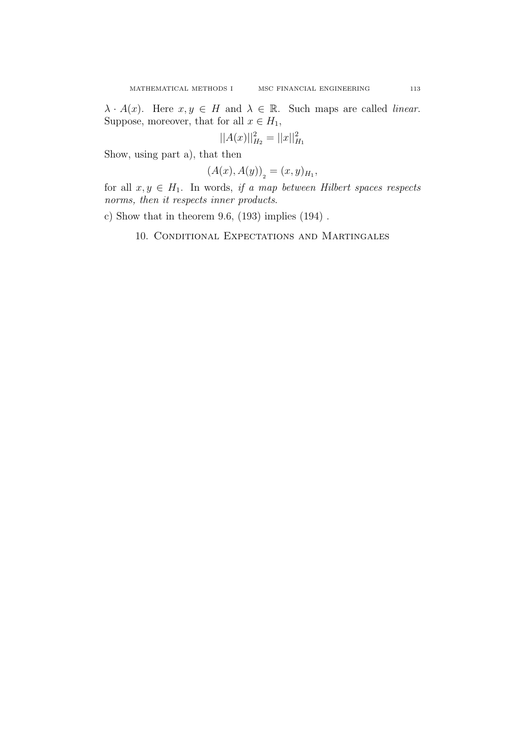$\lambda \cdot A(x)$. Here $x, y \in H$ and $\lambda \in \mathbb{R}$. Such maps are called *linear*. Suppose, moreover, that for all $x \in H_1$,

$$||A(x)||^2_{H_2} = ||x||^2_{H_1}$$

Show, using part a), that then

$$\left(A(x), A(y)\right)_2 = (x, y)_{H_1},$$

for all $x, y \in H_1$. In words, *if a map between Hilbert spaces respects norms, then it respects inner products.*

c) Show that in theorem 9.6, (193) implies (194) .

## 10. Conditional Expectations and Martingales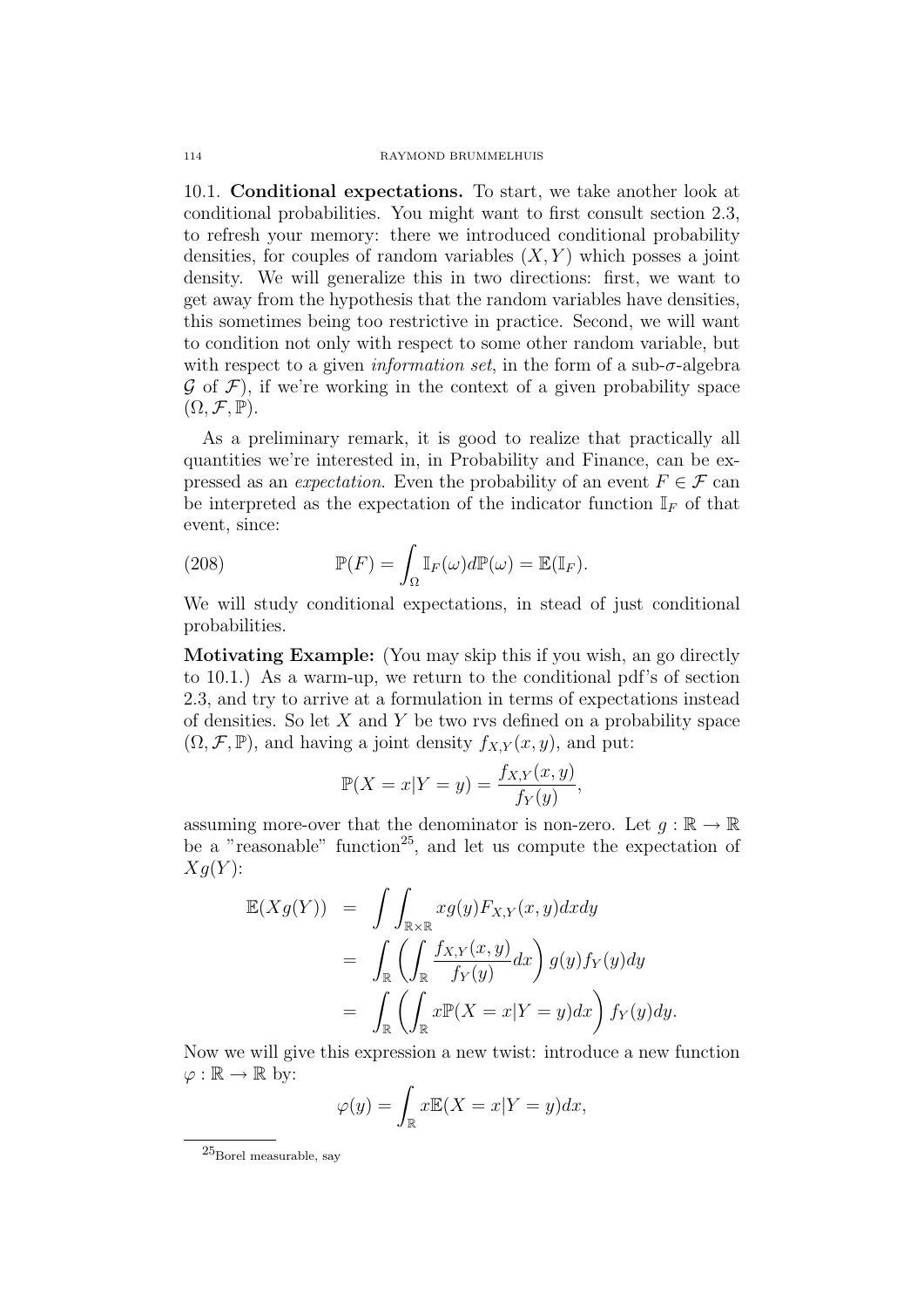10.1. **Conditional expectations.** To start, we take another look at conditional probabilities. You might want to first consult section 2.3, to refresh your memory: there we introduced conditional probability densities, for couples of random variables $(X, Y)$ which posses a joint density. We will generalize this in two directions: first, we want to get away from the hypothesis that the random variables have densities, this sometimes being too restrictive in practice. Second, we will want to condition not only with respect to some other random variable, but with respect to a given *information set*, in the form of a sub-$\sigma$-algebra $\mathcal{G}$ of $\mathcal{F}$), if we're working in the context of a given probability space $(\Omega, \mathcal{F}, \mathbb{P})$.

As a preliminary remark, it is good to realize that practically all quantities we're interested in, in Probability and Finance, can be expressed as an *expectation*. Even the probability of an event $F \in \mathcal{F}$ can be interpreted as the expectation of the indicator function $\mathbb{I}_F$ of that event, since:

$$\mathbb{P}(F) = \int_\Omega \mathbb{I}_F(\omega) d\mathbb{P}(\omega) = \mathbb{E}(\mathbb{I}_F). \tag{208}$$

We will study conditional expectations, in stead of just conditional probabilities.

**Motivating Example:** (You may skip this if you wish, an go directly to 10.1.) As a warm-up, we return to the conditional pdf's of section 2.3, and try to arrive at a formulation in terms of expectations instead of densities. So let $X$ and $Y$ be two rvs defined on a probability space $(\Omega, \mathcal{F}, \mathbb{P})$, and having a joint density $f_{X,Y}(x, y)$, and put:

$$\mathbb{P}(X = x | Y = y) = \frac{f_{X,Y}(x, y)}{f_Y(y)},$$

assuming more-over that the denominator is non-zero. Let $g : \mathbb{R} \to \mathbb{R}$ be a "reasonable" function[25], and let us compute the expectation of $Xg(Y)$:

$$\begin{aligned}
\mathbb{E}(Xg(Y)) &= \int\int_{\mathbb{R}\times\mathbb{R}} xg(y)F_{X,Y}(x, y)dxdy \\
&= \int_{\mathbb{R}} \left( \int_{\mathbb{R}} \frac{f_{X,Y}(x, y)}{f_Y(y)} dx \right) g(y) f_Y(y) dy \\
&= \int_{\mathbb{R}} \left( \int_{\mathbb{R}} x\mathbb{P}(X = x | Y = y) dx \right) f_Y(y) dy.
\end{aligned}$$

Now we will give this expression a new twist: introduce a new function $\varphi : \mathbb{R} \to \mathbb{R}$ by:

$$\varphi(y) = \int_{\mathbb{R}} x\mathbb{E}(X = x | Y = y) dx,$$

[25] Borel measurable, say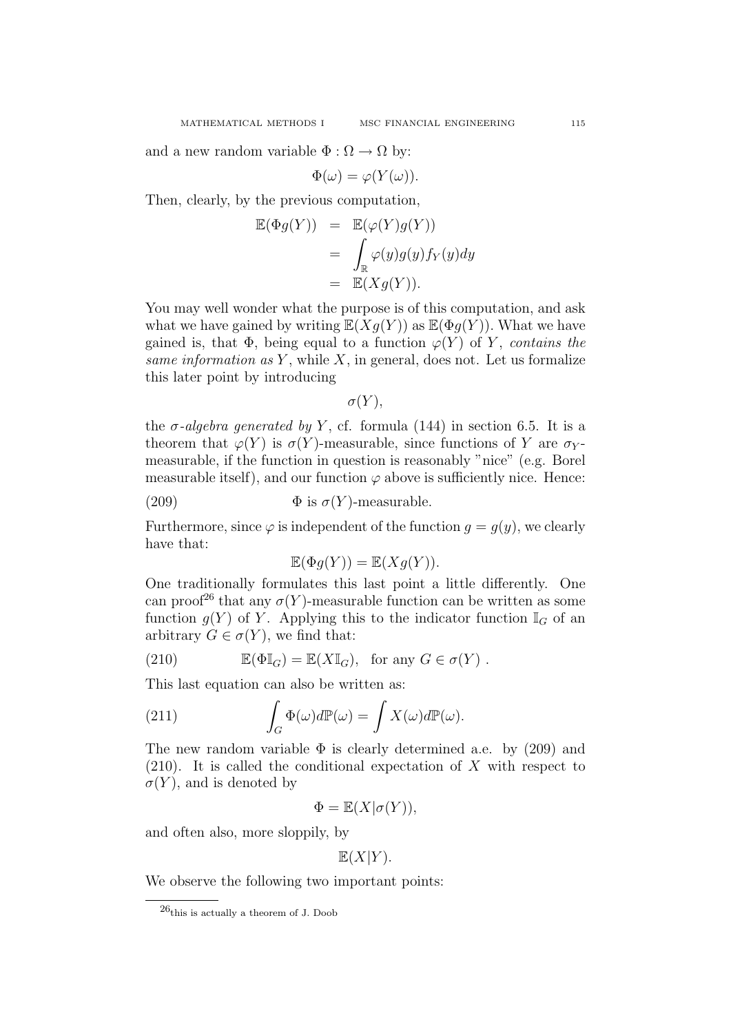and a new random variable $\Phi : \Omega \to \Omega$ by:

$$\Phi(\omega) = \varphi(Y(\omega)).$$

Then, clearly, by the previous computation,

$$\begin{aligned}
\mathbb{E}(\Phi g(Y)) &= \mathbb{E}(\varphi(Y)g(Y)) \\
&= \int_{\mathbb{R}} \varphi(y)g(y)f_Y(y)dy \\
&= \mathbb{E}(Xg(Y)).
\end{aligned}$$

You may well wonder what the purpose is of this computation, and ask what we have gained by writing $\mathbb{E}(Xg(Y))$ as $\mathbb{E}(\Phi g(Y))$. What we have gained is, that $\Phi$, being equal to a function $\varphi(Y)$ of $Y$, *contains the same information as* $Y$, while $X$, in general, does not. Let us formalize this later point by introducing

$$\sigma(Y),$$

the *$\sigma$-algebra generated by* $Y$, cf. formula (144) in section 6.5. It is a theorem that $\varphi(Y)$ is $\sigma(Y)$-measurable, since functions of $Y$ are $\sigma_Y$-measurable, if the function in question is reasonably "nice" (e.g. Borel measurable itself), and our function $\varphi$ above is sufficiently nice. Hence:

$$\Phi \text{ is } \sigma(Y)\text{-measurable.} \tag{209}$$

Furthermore, since $\varphi$ is independent of the function $g = g(y)$, we clearly have that:

$$\mathbb{E}(\Phi g(Y)) = \mathbb{E}(Xg(Y)).$$

One traditionally formulates this last point a little differently. One can proof[26] that any $\sigma(Y)$-measurable function can be written as some function $g(Y)$ of $Y$. Applying this to the indicator function $\mathbb{I}_G$ of an arbitrary $G \in \sigma(Y)$, we find that:

$$\mathbb{E}(\Phi \mathbb{I}_G) = \mathbb{E}(X\mathbb{I}_G), \quad \text{for any } G \in \sigma(Y) . \tag{210}$$

This last equation can also be written as:

$$\int_G \Phi(\omega)d\mathbb{P}(\omega) = \int X(\omega)d\mathbb{P}(\omega). \tag{211}$$

The new random variable $\Phi$ is clearly determined a.e. by (209) and (210). It is called the conditional expectation of $X$ with respect to $\sigma(Y)$, and is denoted by

$$\Phi = \mathbb{E}(X|\sigma(Y)),$$

and often also, more sloppily, by

$$\mathbb{E}(X|Y).$$

We observe the following two important points:

[26] this is actually a theorem of J. Doob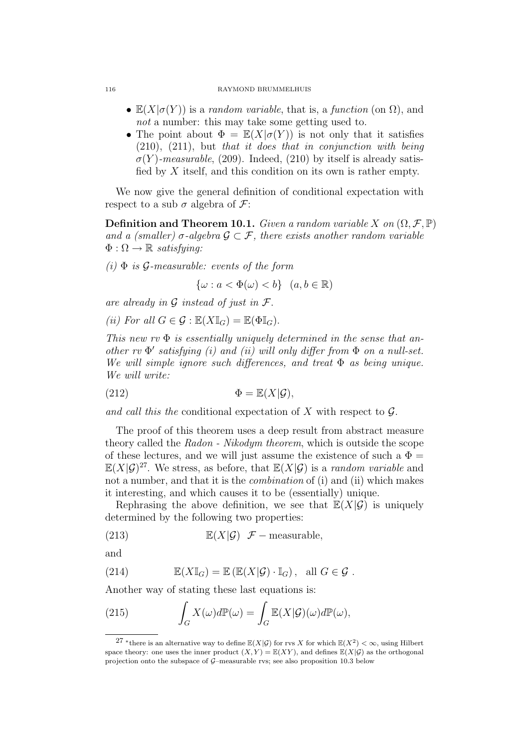- $\mathbb{E}(X|\sigma(Y))$ is a *random variable*, that is, a *function* (on $\Omega$), and *not* a number: this may take some getting used to.
- The point about $\Phi = \mathbb{E}(X|\sigma(Y))$ is not only that it satisfies (210), (211), but *that it does that in conjunction with being $\sigma(Y)$-measurable*, (209). Indeed, (210) by itself is already satisfied by $X$ itself, and this condition on its own is rather empty.

We now give the general definition of conditional expectation with respect to a sub $\sigma$ algebra of $\mathcal{F}$:

**Definition and Theorem 10.1.** *Given a random variable $X$ on $(\Omega, \mathcal{F}, \mathbb{P})$ and a (smaller) $\sigma$-algebra $\mathcal{G} \subset \mathcal{F}$, there exists another random variable $\Phi : \Omega \to \mathbb{R}$ satisfying:*

*(i) $\Phi$ is $\mathcal{G}$-measurable: events of the form*

$$\{\omega : a < \Phi(\omega) < b\} \quad (a, b \in \mathbb{R})$$

*are already in $\mathcal{G}$ instead of just in $\mathcal{F}$.*

*(ii) For all $G \in \mathcal{G} : \mathbb{E}(X\mathbb{I}_G) = \mathbb{E}(\Phi\mathbb{I}_G)$.*

*This new rv $\Phi$ is essentially uniquely determined in the sense that another rv $\Phi'$ satisfying (i) and (ii) will only differ from $\Phi$ on a null-set. We will simple ignore such differences, and treat $\Phi$ as being unique. We will write:*

$$\Phi = \mathbb{E}(X|\mathcal{G}), \tag{212}$$

*and call this the* conditional expectation of $X$ with respect to $\mathcal{G}$.

The proof of this theorem uses a deep result from abstract measure theory called the *Radon - Nikodym theorem*, which is outside the scope of these lectures, and we will just assume the existence of such a $\Phi = \mathbb{E}(X|\mathcal{G})$[27]. We stress, as before, that $\mathbb{E}(X|\mathcal{G})$ is a *random variable* and not a number, and that it is the *combination* of (i) and (ii) which makes it interesting, and which causes it to be (essentially) unique.

Rephrasing the above definition, we see that $\mathbb{E}(X|\mathcal{G})$ is uniquely determined by the following two properties:

$$\mathbb{E}(X|\mathcal{G}) \;\; \mathcal{F}-\text{measurable}, \tag{213}$$

and

$$\mathbb{E}(X\mathbb{I}_G) = \mathbb{E}\left(\mathbb{E}(X|\mathcal{G}) \cdot \mathbb{I}_G\right), \;\; \text{all } G \in \mathcal{G} \; . \tag{214}$$

Another way of stating these last equations is:

$$\int_G X(\omega) d\mathbb{P}(\omega) = \int_G \mathbb{E}(X|\mathcal{G})(\omega) d\mathbb{P}(\omega), \tag{215}$$

---

[27] *there is an alternative way to define $\mathbb{E}(X|\mathcal{G})$ for rvs $X$ for which $\mathbb{E}(X^2) < \infty$, using Hilbert space theory: one uses the inner product $(X, Y) = \mathbb{E}(XY)$, and defines $\mathbb{E}(X|\mathcal{G})$ as the orthogonal projection onto the subspace of $\mathcal{G}$–measurable rvs; see also proposition 10.3 below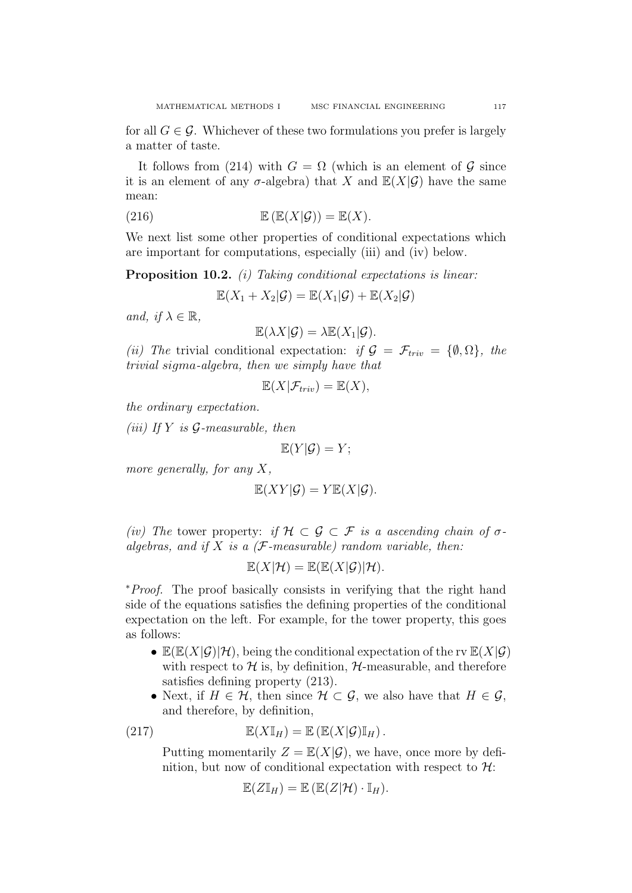for all $G \in \mathcal{G}$. Whichever of these two formulations you prefer is largely a matter of taste.

It follows from (214) with $G = \Omega$ (which is an element of $\mathcal{G}$ since it is an element of any $\sigma$-algebra) that $X$ and $\mathbb{E}(X|\mathcal{G})$ have the same mean:

$$\mathbb{E}\left(\mathbb{E}(X|\mathcal{G})\right) = \mathbb{E}(X). \tag{216}$$

We next list some other properties of conditional expectations which are important for computations, especially (iii) and (iv) below.

**Proposition 10.2.** *(i) Taking conditional expectations is linear:*

$$\mathbb{E}(X_1 + X_2|\mathcal{G}) = \mathbb{E}(X_1|\mathcal{G}) + \mathbb{E}(X_2|\mathcal{G})$$

*and, if* $\lambda \in \mathbb{R}$,

$$\mathbb{E}(\lambda X|\mathcal{G}) = \lambda \mathbb{E}(X_1|\mathcal{G}).$$

*(ii) The* trivial conditional expectation: *if* $\mathcal{G} = \mathcal{F}_{triv} = \{\emptyset, \Omega\}$, *the trivial sigma-algebra, then we simply have that*

$$\mathbb{E}(X|\mathcal{F}_{triv}) = \mathbb{E}(X),$$

*the ordinary expectation.*

*(iii) If* $Y$ *is* $\mathcal{G}$*-measurable, then*

$$\mathbb{E}(Y|\mathcal{G}) = Y;$$

*more generally, for any* $X$,

$$\mathbb{E}(XY|\mathcal{G}) = Y\mathbb{E}(X|\mathcal{G}).$$

*(iv) The* tower property: *if* $\mathcal{H} \subset \mathcal{G} \subset \mathcal{F}$ *is a ascending chain of* $\sigma$*-algebras, and if* $X$ *is a (*$\mathcal{F}$*-measurable) random variable, then:*

$$\mathbb{E}(X|\mathcal{H}) = \mathbb{E}(\mathbb{E}(X|\mathcal{G})|\mathcal{H}).$$

*\*Proof.* The proof basically consists in verifying that the right hand side of the equations satisfies the defining properties of the conditional expectation on the left. For example, for the tower property, this goes as follows:

- $\mathbb{E}(\mathbb{E}(X|\mathcal{G})|\mathcal{H})$, being the conditional expectation of the rv $\mathbb{E}(X|\mathcal{G})$ with respect to $\mathcal{H}$ is, by definition, $\mathcal{H}$-measurable, and therefore satisfies defining property (213).
- Next, if $H \in \mathcal{H}$, then since $\mathcal{H} \subset \mathcal{G}$, we also have that $H \in \mathcal{G}$, and therefore, by definition,

$$\mathbb{E}(X\mathbb{I}_H) = \mathbb{E}\left(\mathbb{E}(X|\mathcal{G})\mathbb{I}_H\right). \tag{217}$$

  Putting momentarily $Z = \mathbb{E}(X|\mathcal{G})$, we have, once more by definition, but now of conditional expectation with respect to $\mathcal{H}$:

$$\mathbb{E}(Z\mathbb{I}_H) = \mathbb{E}\left(\mathbb{E}(Z|\mathcal{H}) \cdot \mathbb{I}_H\right).$$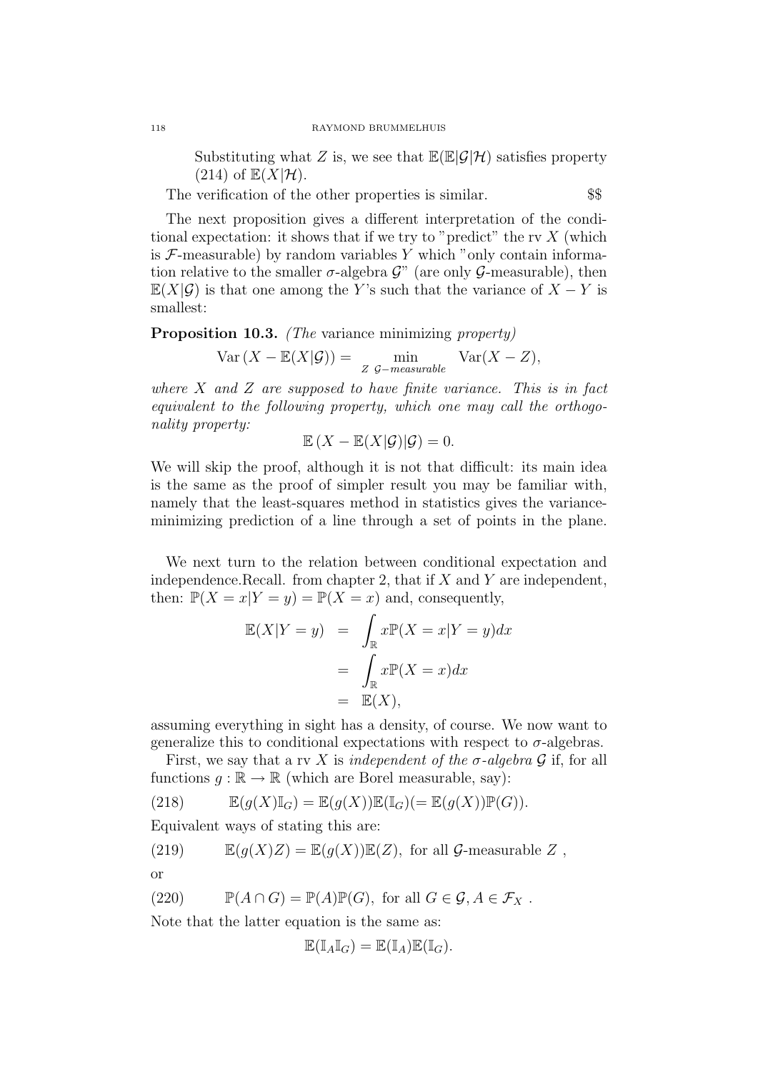Substituting what $Z$ is, we see that $\mathbb{E}(\mathbb{E}|\mathcal{G}|\mathcal{H})$ satisfies property (214) of $\mathbb{E}(X|\mathcal{H})$.

The verification of the other properties is similar. $$

The next proposition gives a different interpretation of the conditional expectation: it shows that if we try to "predict" the rv $X$ (which is $\mathcal{F}$-measurable) by random variables $Y$ which "only contain information relative to the smaller $\sigma$-algebra $\mathcal{G}$" (are only $\mathcal{G}$-measurable), then $\mathbb{E}(X|\mathcal{G})$ is that one among the $Y$'s such that the variance of $X - Y$ is smallest:

**Proposition 10.3.** *(The* variance minimizing *property)*

$$\mathrm{Var}\,(X - \mathbb{E}(X|\mathcal{G})) = \min_{Z\ \mathcal{G}-measurable} \mathrm{Var}(X - Z),$$

*where $X$ and $Z$ are supposed to have finite variance. This is in fact equivalent to the following property, which one may call the orthogonality property:*

$$\mathbb{E}\,(X - \mathbb{E}(X|\mathcal{G})|\mathcal{G}) = 0.$$

We will skip the proof, although it is not that difficult: its main idea is the same as the proof of simpler result you may be familiar with, namely that the least-squares method in statistics gives the variance-minimizing prediction of a line through a set of points in the plane.

We next turn to the relation between conditional expectation and independence.Recall. from chapter 2, that if $X$ and $Y$ are independent, then: $\mathbb{P}(X = x|Y = y) = \mathbb{P}(X = x)$ and, consequently,

$$\begin{aligned}
\mathbb{E}(X|Y = y) &= \int_{\mathbb{R}} x\mathbb{P}(X = x|Y = y)dx \\
&= \int_{\mathbb{R}} x\mathbb{P}(X = x)dx \\
&= \mathbb{E}(X),
\end{aligned}$$

assuming everything in sight has a density, of course. We now want to generalize this to conditional expectations with respect to $\sigma$-algebras.

First, we say that a rv $X$ is *independent of the $\sigma$-algebra $\mathcal{G}$* if, for all functions $g : \mathbb{R} \to \mathbb{R}$ (which are Borel measurable, say):

$$\mathbb{E}(g(X)\mathbb{I}_G) = \mathbb{E}(g(X))\mathbb{E}(\mathbb{I}_G)(= \mathbb{E}(g(X))\mathbb{P}(G)). \tag{218}$$

Equivalent ways of stating this are:

$$\mathbb{E}(g(X)Z) = \mathbb{E}(g(X))\mathbb{E}(Z), \text{ for all } \mathcal{G}\text{-measurable } Z\ , \tag{219}$$

or

$$\mathbb{P}(A \cap G) = \mathbb{P}(A)\mathbb{P}(G), \text{ for all } G \in \mathcal{G}, A \in \mathcal{F}_X\ . \tag{220}$$

Note that the latter equation is the same as:

$$\mathbb{E}(\mathbb{I}_A\mathbb{I}_G) = \mathbb{E}(\mathbb{I}_A)\mathbb{E}(\mathbb{I}_G).$$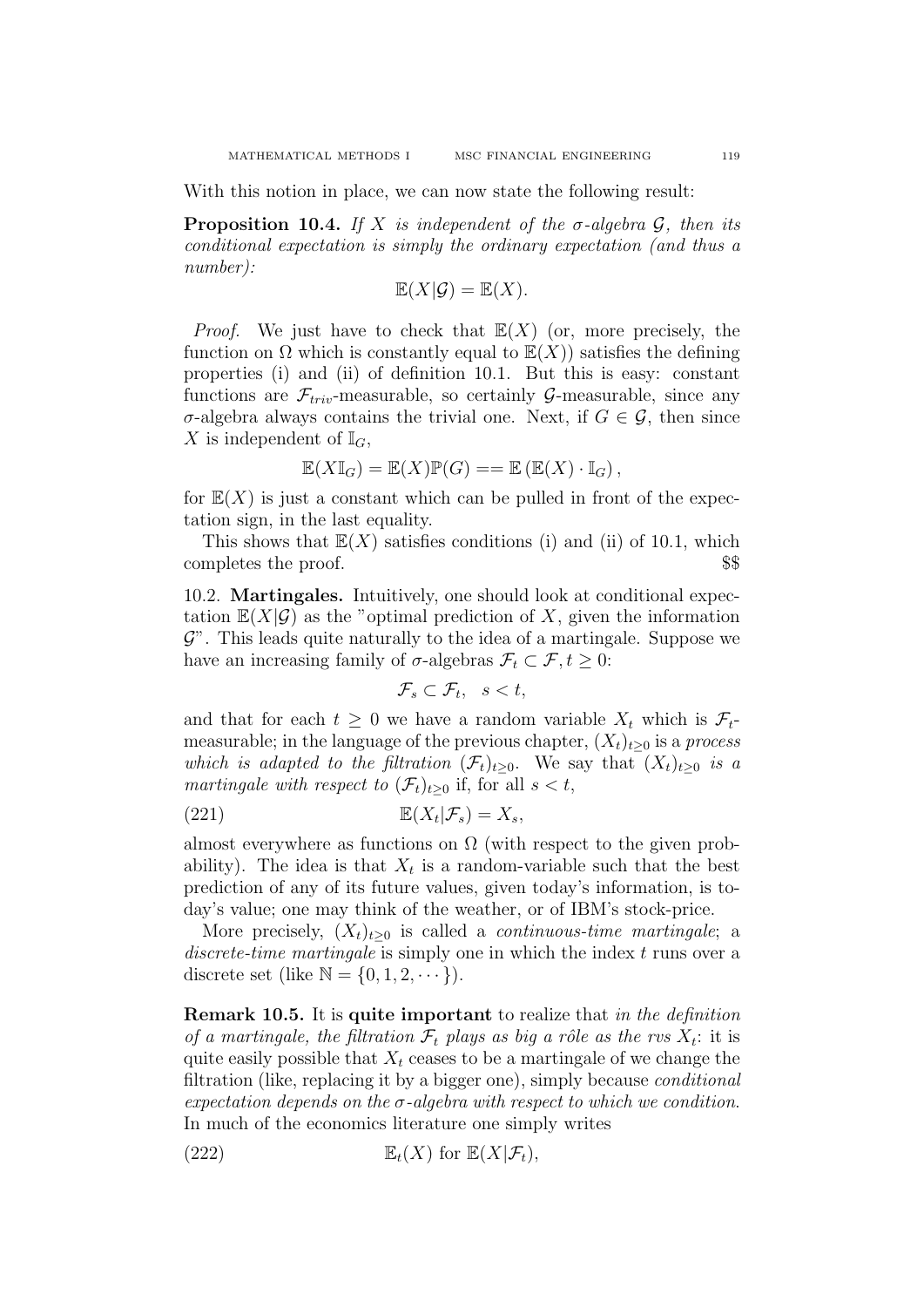With this notion in place, we can now state the following result:

**Proposition 10.4.** *If $X$ is independent of the $\sigma$-algebra $\mathcal{G}$, then its conditional expectation is simply the ordinary expectation (and thus a number):*

$$\mathbb{E}(X|\mathcal{G}) = \mathbb{E}(X).$$

*Proof.* We just have to check that $\mathbb{E}(X)$ (or, more precisely, the function on $\Omega$ which is constantly equal to $\mathbb{E}(X)$) satisfies the defining properties (i) and (ii) of definition 10.1. But this is easy: constant functions are $\mathcal{F}_{triv}$-measurable, so certainly $\mathcal{G}$-measurable, since any $\sigma$-algebra always contains the trivial one. Next, if $G \in \mathcal{G}$, then since $X$ is independent of $\mathbb{I}_G$,

$$\mathbb{E}(X\mathbb{I}_G) = \mathbb{E}(X)\mathbb{P}(G) == \mathbb{E}\left(\mathbb{E}(X) \cdot \mathbb{I}_G\right),$$

for $\mathbb{E}(X)$ is just a constant which can be pulled in front of the expectation sign, in the last equality.

This shows that $\mathbb{E}(X)$ satisfies conditions (i) and (ii) of 10.1, which completes the proof. $$

10.2. **Martingales.** Intuitively, one should look at conditional expectation $\mathbb{E}(X|\mathcal{G})$ as the "optimal prediction of $X$, given the information $\mathcal{G}$". This leads quite naturally to the idea of a martingale. Suppose we have an increasing family of $\sigma$-algebras $\mathcal{F}_t \subset \mathcal{F}, t \geq 0$:

$$\mathcal{F}_s \subset \mathcal{F}_t, \quad s < t,$$

and that for each $t \geq 0$ we have a random variable $X_t$ which is $\mathcal{F}_t$-measurable; in the language of the previous chapter, $(X_t)_{t\geq 0}$ is a *process which is adapted to the filtration* $(\mathcal{F}_t)_{t\geq 0}$. We say that $(X_t)_{t\geq 0}$ *is a martingale with respect to* $(\mathcal{F}_t)_{t\geq 0}$ if, for all $s < t$,

$$\mathbb{E}(X_t|\mathcal{F}_s) = X_s, \tag{221}$$

almost everywhere as functions on $\Omega$ (with respect to the given probability). The idea is that $X_t$ is a random-variable such that the best prediction of any of its future values, given today's information, is today's value; one may think of the weather, or of IBM's stock-price.

More precisely, $(X_t)_{t\geq 0}$ is called a *continuous-time martingale*; a *discrete-time martingale* is simply one in which the index $t$ runs over a discrete set (like $\mathbb{N} = \{0, 1, 2, \cdots\}$).

**Remark 10.5.** It is **quite important** to realize that *in the definition of a martingale, the filtration $\mathcal{F}_t$ plays as big a rôle as the rvs $X_t$*: it is quite easily possible that $X_t$ ceases to be a martingale of we change the filtration (like, replacing it by a bigger one), simply because *conditional expectation depends on the $\sigma$-algebra with respect to which we condition.* In much of the economics literature one simply writes

$$\mathbb{E}_t(X) \text{ for } \mathbb{E}(X|\mathcal{F}_t), \tag{222}$$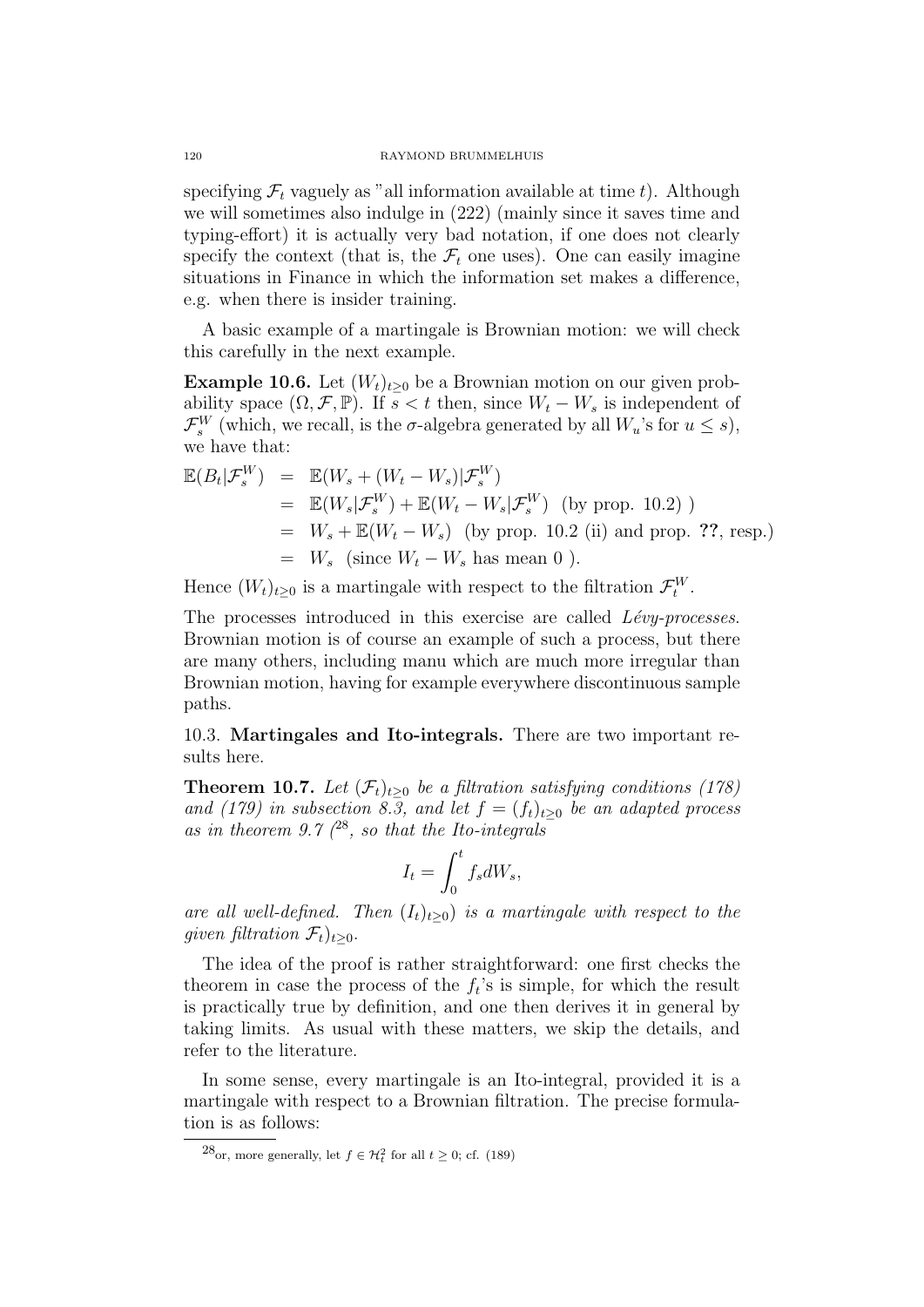specifying $\mathcal{F}_t$ vaguely as "all information available at time $t$). Although we will sometimes also indulge in (222) (mainly since it saves time and typing-effort) it is actually very bad notation, if one does not clearly specify the context (that is, the $\mathcal{F}_t$ one uses). One can easily imagine situations in Finance in which the information set makes a difference, e.g. when there is insider training.

A basic example of a martingale is Brownian motion: we will check this carefully in the next example.

**Example 10.6.** Let $(W_t)_{t\geq 0}$ be a Brownian motion on our given probability space $(\Omega, \mathcal{F}, \mathbb{P})$. If $s < t$ then, since $W_t - W_s$ is independent of $\mathcal{F}_s^W$ (which, we recall, is the $\sigma$-algebra generated by all $W_u$'s for $u \leq s$), we have that:

$$
\begin{aligned}
\mathbb{E}(B_t|\mathcal{F}_s^W) &= \mathbb{E}(W_s + (W_t - W_s)|\mathcal{F}_s^W) \\
&= \mathbb{E}(W_s|\mathcal{F}_s^W) + \mathbb{E}(W_t - W_s|\mathcal{F}_s^W) \quad \text{(by prop. 10.2) )} \\
&= W_s + \mathbb{E}(W_t - W_s) \quad \text{(by prop. 10.2 (ii) and prop. ??, resp.)} \\
&= W_s \quad \text{(since } W_t - W_s \text{ has mean 0 ).}
\end{aligned}
$$

Hence $(W_t)_{t\geq 0}$ is a martingale with respect to the filtration $\mathcal{F}_t^W$.

The processes introduced in this exercise are called *Lévy-processes*. Brownian motion is of course an example of such a process, but there are many others, including manu which are much more irregular than Brownian motion, having for example everywhere discontinuous sample paths.

10.3. **Martingales and Ito-integrals.** There are two important results here.

**Theorem 10.7.** *Let $(\mathcal{F}_t)_{t\geq 0}$ be a filtration satisfying conditions (178) and (179) in subsection 8.3, and let $f = (f_t)_{t\geq 0}$ be an adapted process as in theorem 9.7 (*[28]*, so that the Ito-integrals*

$$
I_t = \int_0^t f_s dW_s,
$$

*are all well-defined. Then $(I_t)_{t\geq 0})$ is a martingale with respect to the given filtration $\mathcal{F}_t)_{t\geq 0}$.*

The idea of the proof is rather straightforward: one first checks the theorem in case the process of the $f_t$'s is simple, for which the result is practically true by definition, and one then derives it in general by taking limits. As usual with these matters, we skip the details, and refer to the literature.

In some sense, every martingale is an Ito-integral, provided it is a martingale with respect to a Brownian filtration. The precise formulation is as follows:

[28] or, more generally, let $f \in \mathcal{H}_t^2$ for all $t \geq 0$; cf. (189)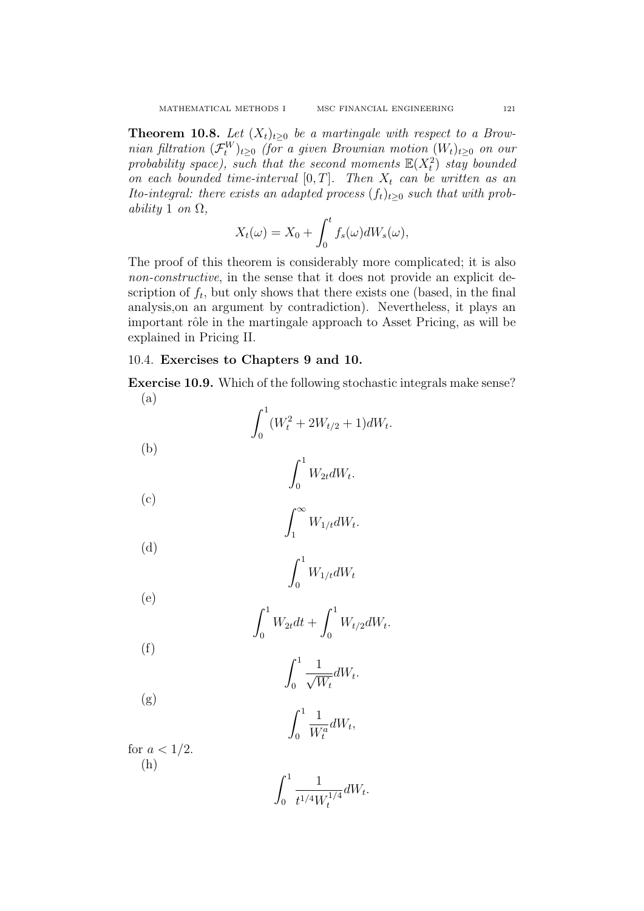**Theorem 10.8.** *Let $(X_t)_{t\geq 0}$ be a martingale with respect to a Brownian filtration $(\mathcal{F}_t^W)_{t\geq 0}$ (for a given Brownian motion $(W_t)_{t\geq 0}$ on our probability space), such that the second moments $\mathbb{E}(X_t^2)$ stay bounded on each bounded time-interval $[0,T]$. Then $X_t$ can be written as an Ito-integral: there exists an adapted process $(f_t)_{t\geq 0}$ such that with probability 1 on $\Omega$,*

$$X_t(\omega) = X_0 + \int_0^t f_s(\omega)dW_s(\omega),$$

The proof of this theorem is considerably more complicated; it is also *non-constructive*, in the sense that it does not provide an explicit description of $f_t$, but only shows that there exists one (based, in the final analysis,on an argument by contradiction). Nevertheless, it plays an important rôle in the martingale approach to Asset Pricing, as will be explained in Pricing II.

### 10.4. Exercises to Chapters 9 and 10.

**Exercise 10.9.** Which of the following stochastic integrals make sense?

(a)

$$\int_0^1 (W_t^2 + 2W_{t/2} + 1)dW_t.$$

(b)

$$\int_0^1 W_{2t}dW_t.$$

(c)

$$\int_1^\infty W_{1/t}dW_t.$$

(d)

$$\int_0^1 W_{1/t}dW_t$$

(e)

$$\int_0^1 W_{2t}dt + \int_0^1 W_{t/2}dW_t.$$

(f)

$$\int_0^1 \frac{1}{\sqrt{W_t}}dW_t.$$

(g)

$$\int_0^1 \frac{1}{W_t^a}dW_t,$$

for $a < 1/2$.

(h)

$$\int_0^1 \frac{1}{t^{1/4}W_t^{1/4}}dW_t.$$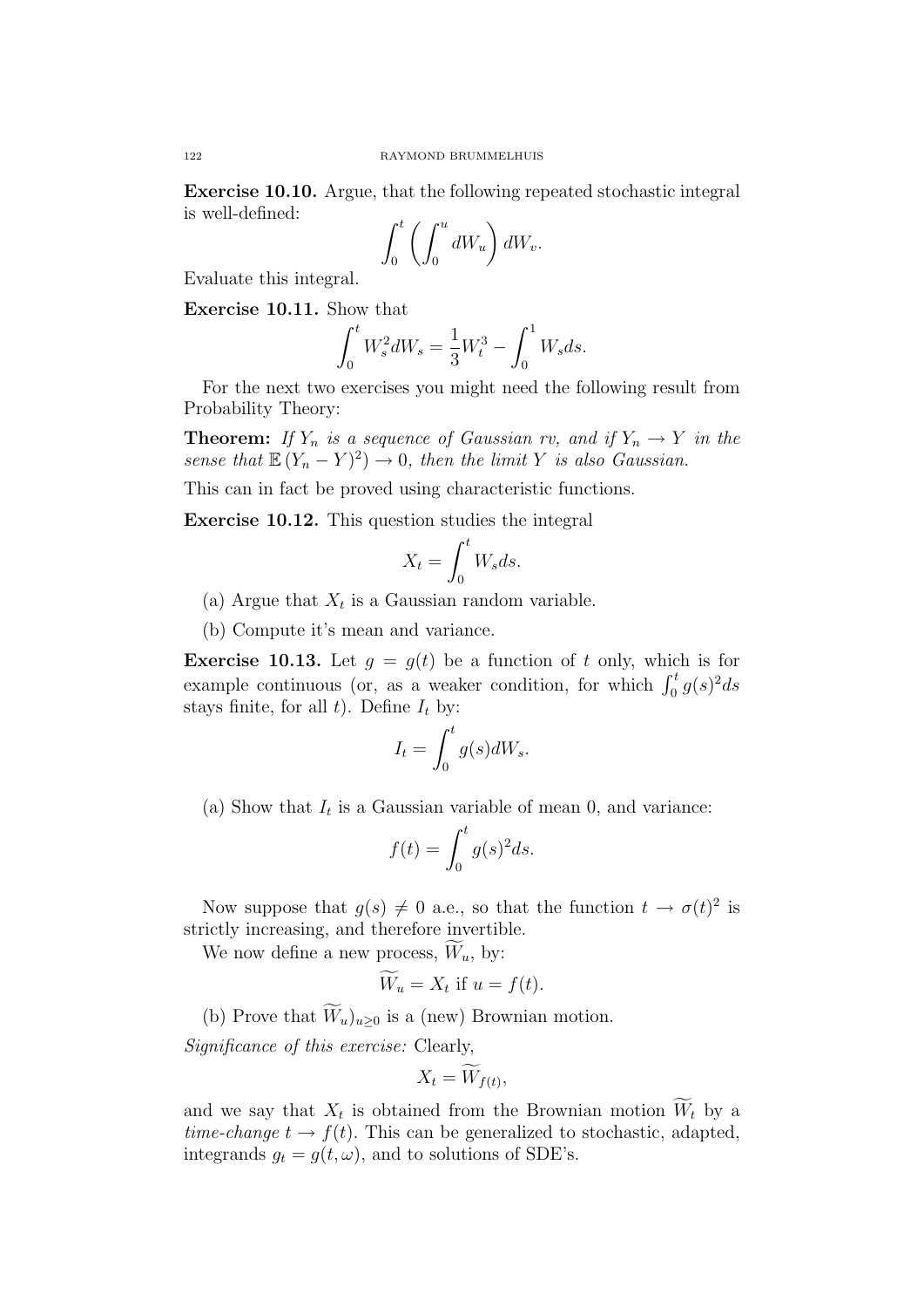**Exercise 10.10.** Argue, that the following repeated stochastic integral is well-defined:

$$\int_0^t \left( \int_0^u dW_u \right) dW_v.$$

Evaluate this integral.

**Exercise 10.11.** Show that

$$\int_0^t W_s^2 dW_s = \frac{1}{3} W_t^3 - \int_0^1 W_s ds.$$

For the next two exercises you might need the following result from Probability Theory:

**Theorem:** *If $Y_n$ is a sequence of Gaussian rv, and if $Y_n \to Y$ in the sense that $\mathbb{E}\left(Y_n - Y)^2\right) \to 0$, then the limit $Y$ is also Gaussian.*

This can in fact be proved using characteristic functions.

**Exercise 10.12.** This question studies the integral

$$X_t = \int_0^t W_s ds.$$

(a) Argue that $X_t$ is a Gaussian random variable.

(b) Compute it's mean and variance.

**Exercise 10.13.** Let $g = g(t)$ be a function of $t$ only, which is for example continuous (or, as a weaker condition, for which $\int_0^t g(s)^2 ds$ stays finite, for all $t$). Define $I_t$ by:

$$I_t = \int_0^t g(s) dW_s.$$

(a) Show that $I_t$ is a Gaussian variable of mean 0, and variance:

$$f(t) = \int_0^t g(s)^2 ds.$$

Now suppose that $g(s) \neq 0$ a.e., so that the function $t \to \sigma(t)^2$ is strictly increasing, and therefore invertible.

We now define a new process, $\widetilde{W}_u$, by:

$$\widetilde{W}_u = X_t \text{ if } u = f(t).$$

(b) Prove that $\widetilde{W}_u)_{u \geq 0}$ is a (new) Brownian motion.

*Significance of this exercise:* Clearly,

$$X_t = \widetilde{W}_{f(t)},$$

and we say that $X_t$ is obtained from the Brownian motion $\widetilde{W}_t$ by a *time-change* $t \to f(t)$. This can be generalized to stochastic, adapted, integrands $g_t = g(t, \omega)$, and to solutions of SDE's.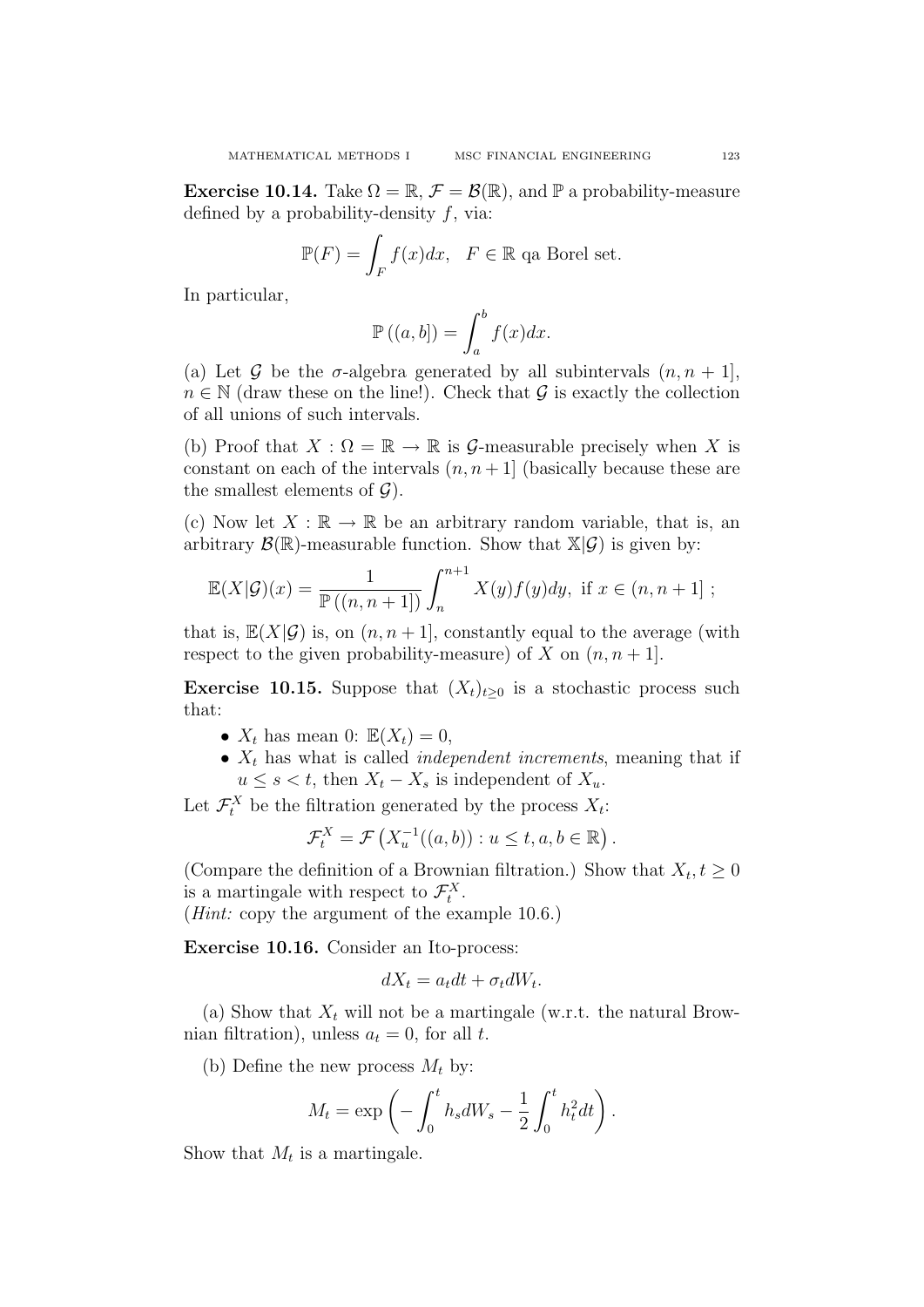**Exercise 10.14.** Take $\Omega = \mathbb{R}$, $\mathcal{F} = \mathcal{B}(\mathbb{R})$, and $\mathbb{P}$ a probability-measure defined by a probability-density $f$, via:

$$\mathbb{P}(F) = \int_F f(x)dx, \quad F \in \mathbb{R} \text{ qa Borel set.}$$

In particular,

$$\mathbb{P}((a,b]) = \int_a^b f(x)dx.$$

(a) Let $\mathcal{G}$ be the $\sigma$-algebra generated by all subintervals $(n, n+1]$, $n \in \mathbb{N}$ (draw these on the line!). Check that $\mathcal{G}$ is exactly the collection of all unions of such intervals.

(b) Proof that $X : \Omega = \mathbb{R} \to \mathbb{R}$ is $\mathcal{G}$-measurable precisely when $X$ is constant on each of the intervals $(n, n+1]$ (basically because these are the smallest elements of $\mathcal{G}$).

(c) Now let $X : \mathbb{R} \to \mathbb{R}$ be an arbitrary random variable, that is, an arbitrary $\mathcal{B}(\mathbb{R})$-measurable function. Show that $\mathbb{X}|\mathcal{G})$ is given by:

$$\mathbb{E}(X|\mathcal{G})(x) = \frac{1}{\mathbb{P}((n, n+1])} \int_n^{n+1} X(y)f(y)dy, \text{ if } x \in (n, n+1] \; ;$$

that is, $\mathbb{E}(X|\mathcal{G})$ is, on $(n, n+1]$, constantly equal to the average (with respect to the given probability-measure) of $X$ on $(n, n+1]$.

**Exercise 10.15.** Suppose that $(X_t)_{t\geq 0}$ is a stochastic process such that:

- $X_t$ has mean 0: $\mathbb{E}(X_t) = 0$,
- $X_t$ has what is called *independent increments*, meaning that if $u \leq s < t$, then $X_t - X_s$ is independent of $X_u$.

Let $\mathcal{F}_t^X$ be the filtration generated by the process $X_t$:

$$\mathcal{F}_t^X = \mathcal{F}\left(X_u^{-1}((a,b)) : u \leq t, a, b \in \mathbb{R}\right).$$

(Compare the definition of a Brownian filtration.) Show that $X_t, t \geq 0$ is a martingale with respect to $\mathcal{F}_t^X$.
(*Hint:* copy the argument of the example 10.6.)

**Exercise 10.16.** Consider an Ito-process:

$$dX_t = a_t dt + \sigma_t dW_t.$$

(a) Show that $X_t$ will not be a martingale (w.r.t. the natural Brownian filtration), unless $a_t = 0$, for all $t$.

(b) Define the new process $M_t$ by:

$$M_t = \exp\left(-\int_0^t h_s dW_s - \frac{1}{2}\int_0^t h_t^2 dt\right).$$

Show that $M_t$ is a martingale.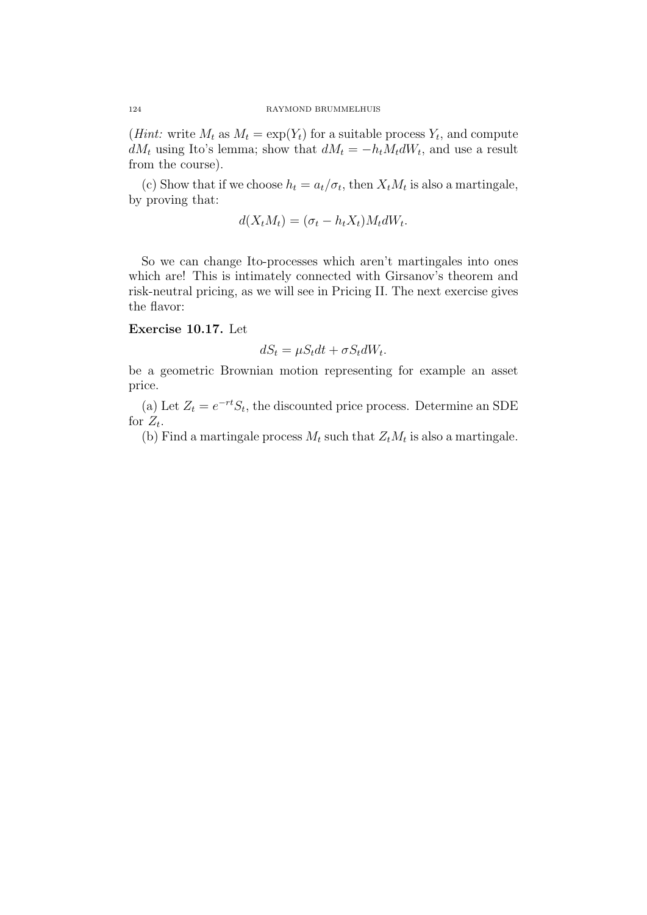(*Hint:* write $M_t$ as $M_t = \exp(Y_t)$ for a suitable process $Y_t$, and compute $dM_t$ using Ito's lemma; show that $dM_t = -h_t M_t dW_t$, and use a result from the course).

(c) Show that if we choose $h_t = a_t/\sigma_t$, then $X_t M_t$ is also a martingale, by proving that:

$$d(X_t M_t) = (\sigma_t - h_t X_t) M_t dW_t.$$

So we can change Ito-processes which aren't martingales into ones which are! This is intimately connected with Girsanov's theorem and risk-neutral pricing, as we will see in Pricing II. The next exercise gives the flavor:

**Exercise 10.17.** Let

$$dS_t = \mu S_t dt + \sigma S_t dW_t.$$

be a geometric Brownian motion representing for example an asset price.

(a) Let $Z_t = e^{-rt} S_t$, the discounted price process. Determine an SDE for $Z_t$.

(b) Find a martingale process $M_t$ such that $Z_t M_t$ is also a martingale.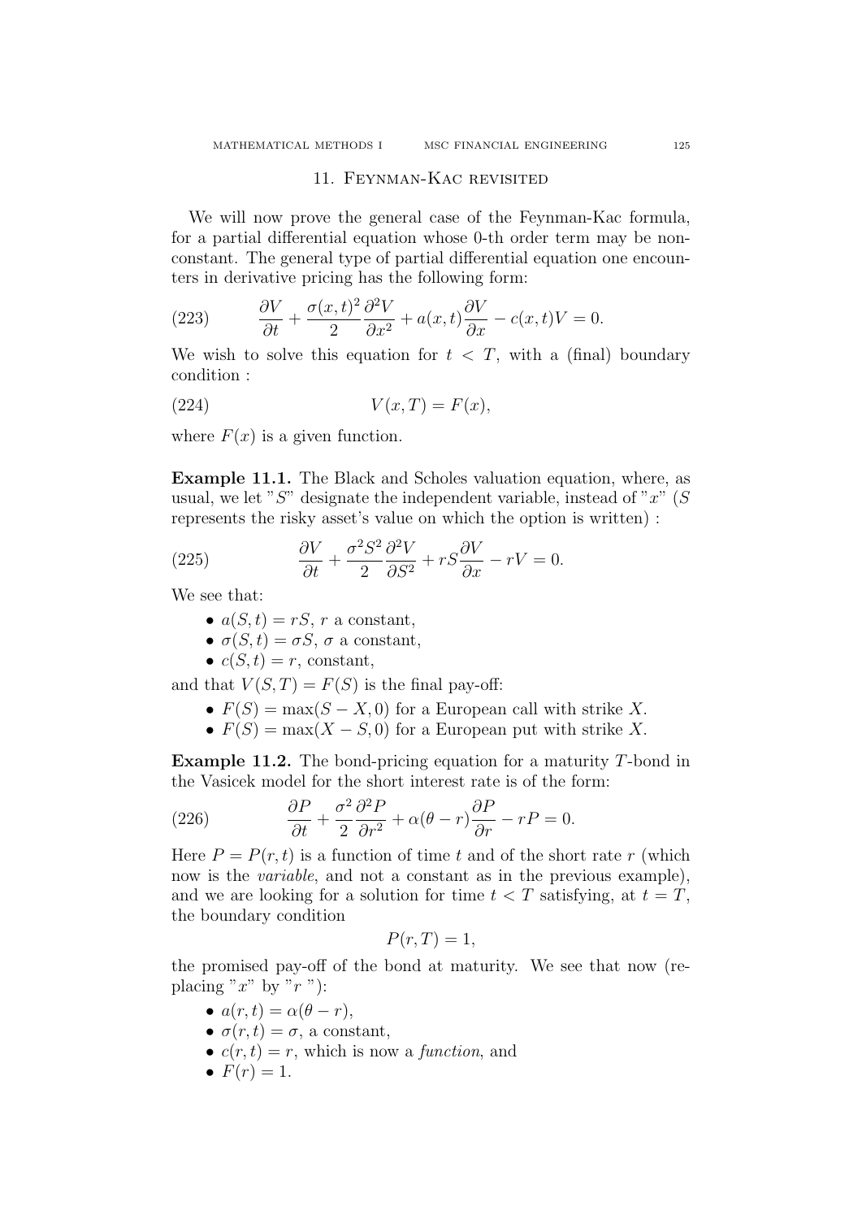## 11. Feynman-Kac revisited

We will now prove the general case of the Feynman-Kac formula, for a partial differential equation whose 0-th order term may be non-constant. The general type of partial differential equation one encounters in derivative pricing has the following form:

$$\frac{\partial V}{\partial t} + \frac{\sigma(x,t)^2}{2}\frac{\partial^2 V}{\partial x^2} + a(x,t)\frac{\partial V}{\partial x} - c(x,t)V = 0. \tag{223}$$

We wish to solve this equation for $t < T$, with a (final) boundary condition :

$$V(x,T) = F(x), \tag{224}$$

where $F(x)$ is a given function.

**Example 11.1.** The Black and Scholes valuation equation, where, as usual, we let "$S$" designate the independent variable, instead of "$x$" ($S$ represents the risky asset's value on which the option is written) :

$$\frac{\partial V}{\partial t} + \frac{\sigma^2 S^2}{2}\frac{\partial^2 V}{\partial S^2} + rS\frac{\partial V}{\partial x} - rV = 0. \tag{225}$$

We see that:

- $a(S,t) = rS$, $r$ a constant,
- $\sigma(S,t) = \sigma S$, $\sigma$ a constant,
- $c(S,t) = r$, constant,

and that $V(S,T) = F(S)$ is the final pay-off:

- $F(S) = \max(S - X, 0)$ for a European call with strike $X$.
- $F(S) = \max(X - S, 0)$ for a European put with strike $X$.

**Example 11.2.** The bond-pricing equation for a maturity $T$-bond in the Vasicek model for the short interest rate is of the form:

$$\frac{\partial P}{\partial t} + \frac{\sigma^2}{2}\frac{\partial^2 P}{\partial r^2} + \alpha(\theta - r)\frac{\partial P}{\partial r} - rP = 0. \tag{226}$$

Here $P = P(r,t)$ is a function of time $t$ and of the short rate $r$ (which now is the *variable*, and not a constant as in the previous example), and we are looking for a solution for time $t < T$ satisfying, at $t = T$, the boundary condition

$$P(r,T) = 1,$$

the promised pay-off of the bond at maturity. We see that now (replacing "$x$" by "$r$ "):

- $a(r,t) = \alpha(\theta - r)$,
- $\sigma(r,t) = \sigma$, a constant,
- $c(r,t) = r$, which is now a *function*, and
- $F(r) = 1$.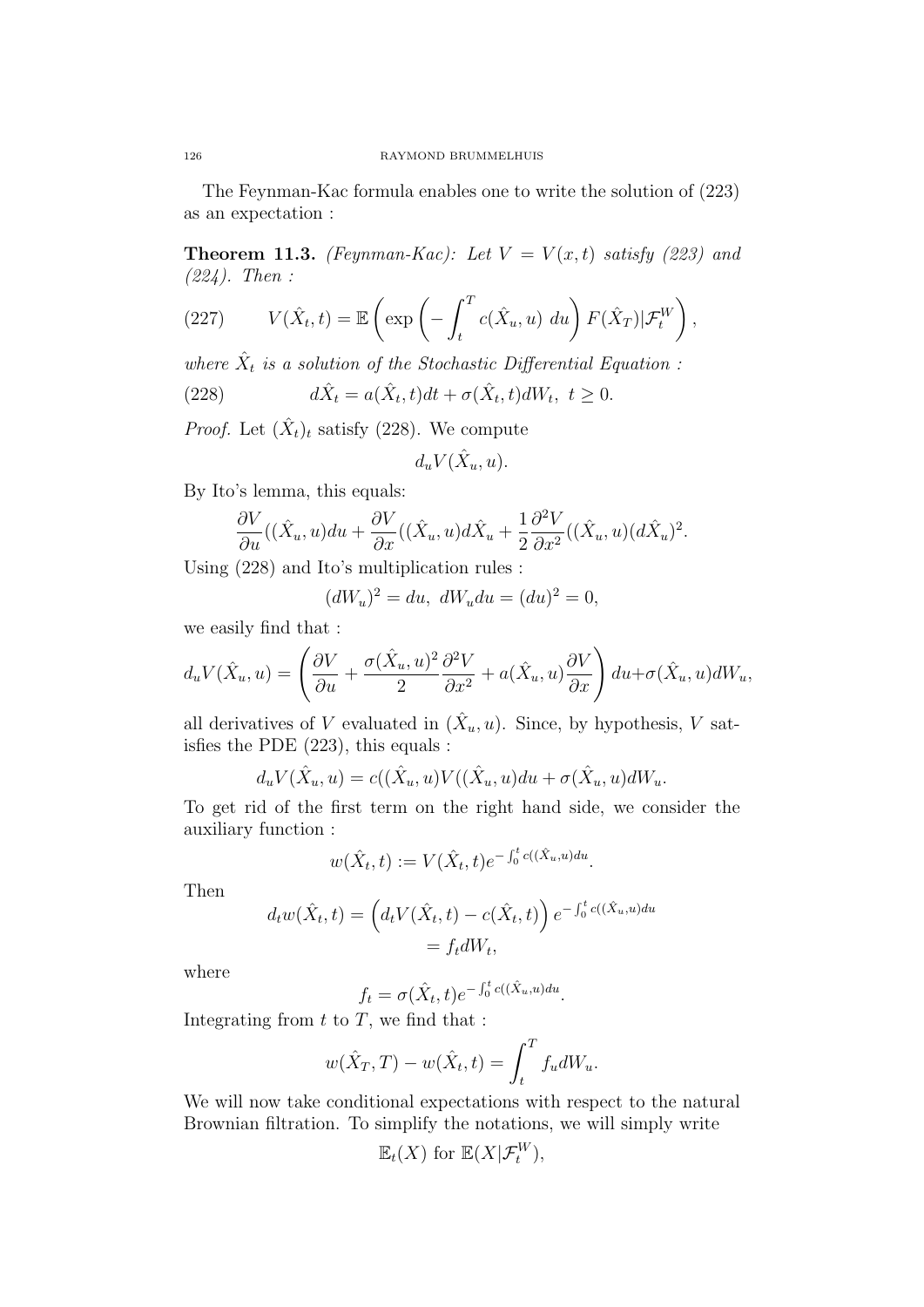The Feynman-Kac formula enables one to write the solution of (223) as an expectation :

**Theorem 11.3.** *(Feynman-Kac): Let $V = V(x,t)$ satisfy (223) and (224). Then :*

$$V(\hat{X}_t, t) = \mathbb{E}\left(\exp\left(-\int_t^T c(\hat{X}_u, u)\, du\right) F(\hat{X}_T) | \mathcal{F}_t^W\right), \tag{227}$$

*where $\hat{X}_t$ is a solution of the Stochastic Differential Equation :*

$$d\hat{X}_t = a(\hat{X}_t, t)dt + \sigma(\hat{X}_t, t)dW_t,\ t \geq 0. \tag{228}$$

*Proof.* Let $(\hat{X}_t)_t$ satisfy (228). We compute

$$d_u V(\hat{X}_u, u).$$

By Ito's lemma, this equals:

$$\frac{\partial V}{\partial u}((\hat{X}_u, u)du + \frac{\partial V}{\partial x}((\hat{X}_u, u)d\hat{X}_u + \frac{1}{2}\frac{\partial^2 V}{\partial x^2}((\hat{X}_u, u)(d\hat{X}_u)^2.$$

Using (228) and Ito's multiplication rules :

$$(dW_u)^2 = du,\ dW_u du = (du)^2 = 0,$$

we easily find that :

$$d_u V(\hat{X}_u, u) = \left(\frac{\partial V}{\partial u} + \frac{\sigma(\hat{X}_u, u)^2}{2}\frac{\partial^2 V}{\partial x^2} + a(\hat{X}_u, u)\frac{\partial V}{\partial x}\right)du + \sigma(\hat{X}_u, u)dW_u,$$

all derivatives of $V$ evaluated in $(\hat{X}_u, u)$. Since, by hypothesis, $V$ satisfies the PDE (223), this equals :

$$d_u V(\hat{X}_u, u) = c((\hat{X}_u, u)V((\hat{X}_u, u)du + \sigma(\hat{X}_u, u)dW_u.$$

To get rid of the first term on the right hand side, we consider the auxiliary function :

$$w(\hat{X}_t, t) := V(\hat{X}_t, t)e^{-\int_0^t c((\hat{X}_u, u)du}.$$

Then

$$\begin{aligned} d_t w(\hat{X}_t, t) &= \left(d_t V(\hat{X}_t, t) - c(\hat{X}_t, t)\right)e^{-\int_0^t c((\hat{X}_u, u)du} \\ &= f_t dW_t, \end{aligned}$$

where

$$f_t = \sigma(\hat{X}_t, t)e^{-\int_0^t c((\hat{X}_u, u)du}.$$

Integrating from $t$ to $T$, we find that :

$$w(\hat{X}_T, T) - w(\hat{X}_t, t) = \int_t^T f_u dW_u.$$

We will now take conditional expectations with respect to the natural Brownian filtration. To simplify the notations, we will simply write

$$\mathbb{E}_t(X) \text{ for } \mathbb{E}(X|\mathcal{F}_t^W),$$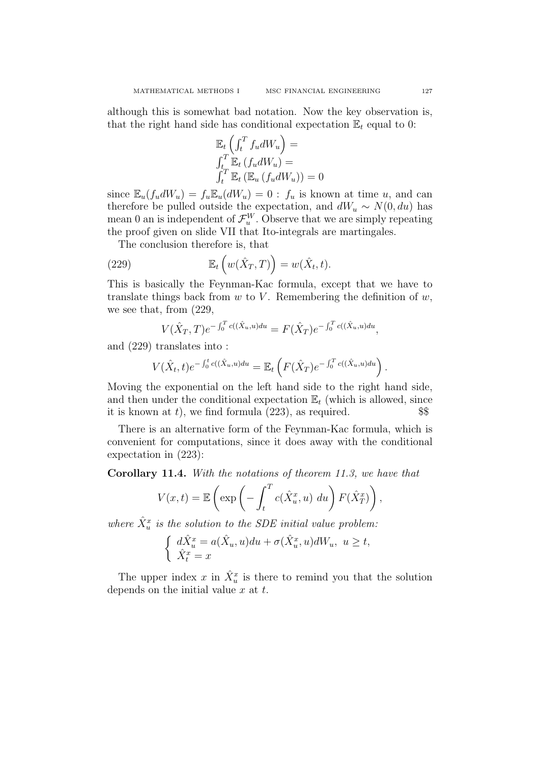although this is somewhat bad notation. Now the key observation is, that the right hand side has conditional expectation $\mathbb{E}_t$ equal to 0:

$$
\begin{aligned}
&\mathbb{E}_t \left( \int_t^T f_u dW_u \right) = \\
&\int_t^T \mathbb{E}_t \left( f_u dW_u \right) = \\
&\int_t^T \mathbb{E}_t \left( \mathbb{E}_u \left( f_u dW_u \right) \right) = 0
\end{aligned}
$$

since $\mathbb{E}_u(f_u dW_u) = f_u \mathbb{E}_u(dW_u) = 0$ : $f_u$ is known at time $u$, and can therefore be pulled outside the expectation, and $dW_u \sim N(0, du)$ has mean 0 an is independent of $\mathcal{F}_u^W$. Observe that we are simply repeating the proof given on slide VII that Ito-integrals are martingales.

The conclusion therefore is, that

$$
\mathbb{E}_t \left( w(\hat{X}_T, T) \right) = w(\hat{X}_t, t). \tag{229}
$$

This is basically the Feynman-Kac formula, except that we have to translate things back from $w$ to $V$. Remembering the definition of $w$, we see that, from (229,

$$
V(\hat{X}_T, T) e^{-\int_0^T c((\hat{X}_u, u) du} = F(\hat{X}_T) e^{-\int_0^T c((\hat{X}_u, u) du},
$$

and (229) translates into :

$$
V(\hat{X}_t, t) e^{-\int_0^t c((\hat{X}_u, u) du} = \mathbb{E}_t \left( F(\hat{X}_T) e^{-\int_0^T c((\hat{X}_u, u) du} \right).
$$

Moving the exponential on the left hand side to the right hand side, and then under the conditional expectation $\mathbb{E}_t$ (which is allowed, since it is known at $t$), we find formula (223), as required. $$

There is an alternative form of the Feynman-Kac formula, which is convenient for computations, since it does away with the conditional expectation in (223):

**Corollary 11.4.** *With the notations of theorem 11.3, we have that*

$$
V(x, t) = \mathbb{E} \left( \exp \left( - \int_t^T c(\hat{X}_u^x, u) \, du \right) F(\hat{X}_T^x) \right),
$$

*where $\hat{X}_u^x$ is the solution to the SDE initial value problem:*

$$
\begin{cases} d\hat{X}_u^x = a(\hat{X}_u, u) du + \sigma(\hat{X}_u^x, u) dW_u, \ u \geq t, \\ \hat{X}_t^x = x \end{cases}
$$

The upper index $x$ in $\hat{X}_u^x$ is there to remind you that the solution depends on the initial value $x$ at $t$.